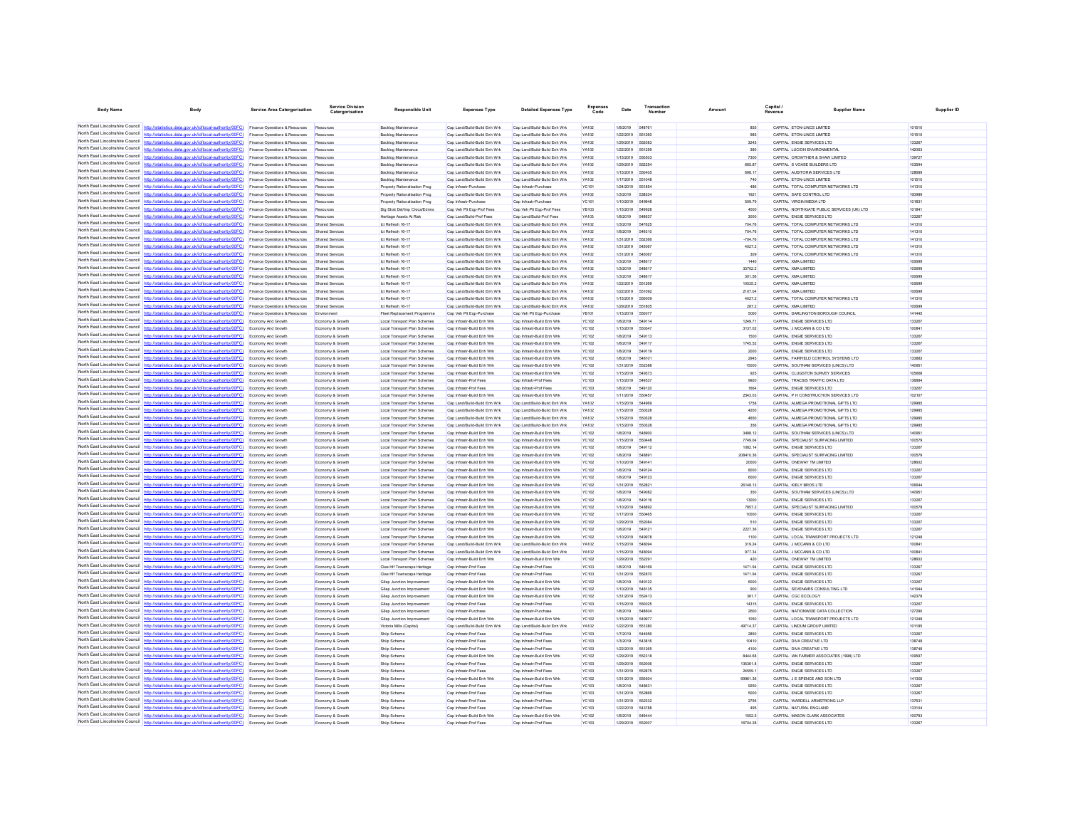| Body Name | Body | Service Area Catergorisation | Service Division Catergorisation | Responsible Unit | Expenses Type | Detailed Expenses Type | Expenses Code | Date | Transaction Number | Amount | Capital / Revenue | Supplier Name | Supplier ID |
|---|---|---|---|---|---|---|---|---|---|---|---|---|---|
| North East Lincolnshire Council | http://statistics.data.gov.uk/id/local-authority/00FC) | Finance Operations & Resources | Resources | Backlog Maintenance | Cap Land/Build-Build Enh Wrk | Cap Land/Build-Build Enh Wrk | YA102 | 1/8/2019 | 548761 | 855 | CAPITAL | ETON-LINCS LIMITED | 101510 |
| North East Lincolnshire Council | http://statistics.data.gov.uk/id/local-authority/00FC) | Finance Operations & Resources | Resources | Backlog Maintenance | Cap Land/Build-Build Enh Wrk | Cap Land/Build-Build Enh Wrk | YA102 | 1/22/2019 | 551260 | 985 | CAPITAL | ETON-LINCS LIMITED | 101510 |
| North East Lincolnshire Council | http://statistics.data.gov.uk/id/local-authority/00FC) | Finance Operations & Resources | Resources | Backlog Maintenance | Cap Land/Build-Build Enh Wrk | Cap Land/Build-Build Enh Wrk | YA102 | 1/29/2019 | 552063 | 3245 | CAPITAL | ENGIE SERVICES LTD | 133267 |
| North East Lincolnshire Council | http://statistics.data.gov.uk/id/local-authority/00FC) | Finance Operations & Resources | Resources | Backlog Maintenance | Cap Land/Build-Build Enh Wrk | Cap Land/Build-Build Enh Wrk | YA102 | 1/22/2019 | 551259 | 380 | CAPITAL | LUCION ENVIRONMENTAL | 142063 |
| North East Lincolnshire Council | http://statistics.data.gov.uk/id/local-authority/00FC) | Finance Operations & Resources | Resources | Backlog Maintenance | Cap Land/Build-Build Enh Wrk | Cap Land/Build-Build Enh Wrk | YA102 | 1/15/2019 | 550503 | 7300 | CAPITAL | CROWTHER & SHAW LIMITED | 139727 |
| North East Lincolnshire Council | http://statistics.data.gov.uk/id/local-authority/00FC) | Finance Operations & Resources | Resources | Backlog Maintenance | Cap Land/Build-Build Enh Wrk | Cap Land/Build-Build Enh Wrk | YA102 | 1/29/2019 | 552254 | 665.87 | CAPITAL | S VOASE BUILDERS LTD | 103594 |
| North East Lincolnshire Council | http://statistics.data.gov.uk/id/local-authority/00FC) | Finance Operations & Resources | Resources | Backlog Maintenance | Cap Land/Build-Build Enh Wrk | Cap Land/Build-Build Enh Wrk | YA102 | 1/15/2019 | 550405 | 698.17 | CAPITAL | AUDITORIA SERVICES LTD | 128689 |
| North East Lincolnshire Council | http://statistics.data.gov.uk/id/local-authority/00FC) | Finance Operations & Resources | Resources | Backlog Maintenance | Cap Land/Build-Build Enh Wrk | Cap Land/Build-Build Enh Wrk | YA102 | 1/17/2019 | 551048 | 740 | CAPITAL | ETON-LINCS LIMITED | 101510 |
| North East Lincolnshire Council | http://statistics.data.gov.uk/id/local-authority/00FC) | Finance Operations & Resources | Resources | Property Rationalisation Prog | Cap Infrastr-Purchase | Cap Infrastr-Purchase | YC101 | 1/24/2019 | 551854 | 486 | CAPITAL | TOTAL COMPUTER NETWORKS LTD | 141310 |
| North East Lincolnshire Council | http://statistics.data.gov.uk/id/local-authority/00FC) | Finance Operations & Resources | Resources | Property Rationalisation Prog | Cap Land/Build-Build Enh Wrk | Cap Land/Build-Build Enh Wrk | YA102 | 1/3/2019 | 538534 | 1921 | CAPITAL | SAFE CONTROL LTD | 100989 |
| North East Lincolnshire Council | http://statistics.data.gov.uk/id/local-authority/00FC) | Finance Operations & Resources | Resources | Property Rationalisation Prog | Cap Infrastr-Purchase | Cap Infrastr-Purchase | YC101 | 1/10/2019 | 549948 | 509.79 | CAPITAL | VIRGIN MEDIA LTD | 101631 |
| North East Lincolnshire Council | http://statistics.data.gov.uk/id/local-authority/00FC) | Finance Operations & Resources | Resources | Big Strat Del/Imp Civic&Enms | Cap Veh Plt Eqp-Prof Fees | Cap Veh Plt Eqp-Prof Fees | YB103 | 1/15/2019 | 549928 | 4000 | CAPITAL | NORTHGATE PUBLIC SERVICES (UK) LTD | 101841 |
| North East Lincolnshire Council | http://statistics.data.gov.uk/id/local-authority/00FC) | Finance Operations & Resources | Resources | Heritage Assets At Risk | Cap Land/Build-Prof Fees | Cap Land/Build-Prof Fees | YA103 | 1/8/2019 | 548637 | 3000 | CAPITAL | ENGIE SERVICES LTD | 133267 |
| North East Lincolnshire Council | http://statistics.data.gov.uk/id/local-authority/00FC) | Finance Operations & Resources | Shared Services | Ict Refresh 16-17 | Cap Land/Build-Build Enh Wrk | Cap Land/Build-Build Enh Wrk | YA102 | 1/3/2019 | 547625 | 704.76 | CAPITAL | TOTAL COMPUTER NETWORKS LTD | 141310 |
| North East Lincolnshire Council | http://statistics.data.gov.uk/id/local-authority/00FC) | Finance Operations & Resources | Shared Services | Ict Refresh 16-17 | Cap Land/Build-Build Enh Wrk | Cap Land/Build-Build Enh Wrk | YA102 | 1/8/2019 | 549310 | 704.76 | CAPITAL | TOTAL COMPUTER NETWORKS LTD | 141310 |
| North East Lincolnshire Council | http://statistics.data.gov.uk/id/local-authority/00FC) | Finance Operations & Resources | Shared Services | Ict Refresh 16-17 | Cap Land/Build-Build Enh Wrk | Cap Land/Build-Build Enh Wrk | YA102 | 1/31/2019 | 552386 | -704.76 | CAPITAL | TOTAL COMPUTER NETWORKS LTD | 141310 |
| North East Lincolnshire Council | http://statistics.data.gov.uk/id/local-authority/00FC) | Finance Operations & Resources | Shared Services | Ict Refresh 16-17 | Cap Land/Build-Build Enh Wrk | Cap Land/Build-Build Enh Wrk | YA102 | 1/31/2019 | 545067 | 4027.2 | CAPITAL | TOTAL COMPUTER NETWORKS LTD | 141310 |
| North East Lincolnshire Council | http://statistics.data.gov.uk/id/local-authority/00FC) | Finance Operations & Resources | Shared Services | Ict Refresh 16-17 | Cap Land/Build-Build Enh Wrk | Cap Land/Build-Build Enh Wrk | YA102 | 1/31/2019 | 545067 | 309 | CAPITAL | TOTAL COMPUTER NETWORKS LTD | 141310 |
| North East Lincolnshire Council | http://statistics.data.gov.uk/id/local-authority/00FC) | Finance Operations & Resources | Shared Services | Ict Refresh 16-17 | Cap Land/Build-Build Enh Wrk | Cap Land/Build-Build Enh Wrk | YA102 | 1/3/2019 | 548617 | 1440 | CAPITAL | XMA LIMITED | 100699 |
| North East Lincolnshire Council | http://statistics.data.gov.uk/id/local-authority/00FC) | Finance Operations & Resources | Shared Services | Ict Refresh 16-17 | Cap Land/Build-Build Enh Wrk | Cap Land/Build-Build Enh Wrk | YA102 | 1/3/2019 | 548617 | 33702.2 | CAPITAL | XMA LIMITED | 100699 |
| North East Lincolnshire Council | http://statistics.data.gov.uk/id/local-authority/00FC) | Finance Operations & Resources | Shared Services | Ict Refresh 16-17 | Cap Land/Build-Build Enh Wrk | Cap Land/Build-Build Enh Wrk | YA102 | 1/3/2019 | 548617 | 301.56 | CAPITAL | XMA LIMITED | 100699 |
| North East Lincolnshire Council | http://statistics.data.gov.uk/id/local-authority/00FC) | Finance Operations & Resources | Shared Services | Ict Refresh 16-17 | Cap Land/Build-Build Enh Wrk | Cap Land/Build-Build Enh Wrk | YA102 | 1/22/2019 | 551289 | 10535.2 | CAPITAL | XMA LIMITED | 100699 |
| North East Lincolnshire Council | http://statistics.data.gov.uk/id/local-authority/00FC) | Finance Operations & Resources | Shared Services | Ict Refresh 16-17 | Cap Land/Build-Build Enh Wrk | Cap Land/Build-Build Enh Wrk | YA102 | 1/22/2019 | 551092 | 2107.04 | CAPITAL | XMA LIMITED | 100699 |
| North East Lincolnshire Council | http://statistics.data.gov.uk/id/local-authority/00FC) | Finance Operations & Resources | Shared Services | Ict Refresh 16-17 | Cap Land/Build-Build Enh Wrk | Cap Land/Build-Build Enh Wrk | YA102 | 1/15/2019 | 550009 | 4027.2 | CAPITAL | TOTAL COMPUTER NETWORKS LTD | 141310 |
| North East Lincolnshire Council | http://statistics.data.gov.uk/id/local-authority/00FC) | Finance Operations & Resources | Shared Services | Ict Refresh 16-17 | Cap Land/Build-Build Enh Wrk | Cap Land/Build-Build Enh Wrk | YA102 | 1/29/2019 | 551805 | 287.2 | CAPITAL | XMA LIMITED | 100699 |
| North East Lincolnshire Council | http://statistics.data.gov.uk/id/local-authority/00FC) | Finance Operations & Resources | Environment | Fleet Replacement Programme | Cap Veh Plt Eqp-Purchase | Cap Veh Plt Eqp-Purchase | YB101 | 1/15/2019 | 550077 | 5000 | CAPITAL | DARLINGTON BOROUGH COUNCIL | 141445 |
| North East Lincolnshire Council | http://statistics.data.gov.uk/id/local-authority/00FC) | Economy And Growth | Economy & Growth | Local Transport Plan Schemes | Cap Infrastr-Build Enh Wrk | Cap Infrastr-Build Enh Wrk | YC102 | 1/8/2019 | 549114 | 1249.71 | CAPITAL | ENGIE SERVICES LTD | 133267 |
| North East Lincolnshire Council | http://statistics.data.gov.uk/id/local-authority/00FC) | Economy And Growth | Economy & Growth | Local Transport Plan Schemes | Cap Infrastr-Build Enh Wrk | Cap Infrastr-Build Enh Wrk | YC102 | 1/15/2019 | 550047 | 3137.02 | CAPITAL | J MCCANN & CO LTD | 100841 |
| North East Lincolnshire Council | http://statistics.data.gov.uk/id/local-authority/00FC) | Economy And Growth | Economy & Growth | Local Transport Plan Schemes | Cap Infrastr-Build Enh Wrk | Cap Infrastr-Build Enh Wrk | YC102 | 1/8/2019 | 549113 | 1500 | CAPITAL | ENGIE SERVICES LTD | 133267 |
| North East Lincolnshire Council | http://statistics.data.gov.uk/id/local-authority/00FC) | Economy And Growth | Economy & Growth | Local Transport Plan Schemes | Cap Infrastr-Build Enh Wrk | Cap Infrastr-Build Enh Wrk | YC102 | 1/8/2019 | 549117 | 1745.52 | CAPITAL | ENGIE SERVICES LTD | 133267 |
| North East Lincolnshire Council | http://statistics.data.gov.uk/id/local-authority/00FC) | Economy And Growth | Economy & Growth | Local Transport Plan Schemes | Cap Infrastr-Build Enh Wrk | Cap Infrastr-Build Enh Wrk | YC102 | 1/8/2019 | 549119 | 2000 | CAPITAL | ENGIE SERVICES LTD | 133267 |
| North East Lincolnshire Council | http://statistics.data.gov.uk/id/local-authority/00FC) | Economy And Growth | Economy & Growth | Local Transport Plan Schemes | Cap Infrastr-Build Enh Wrk | Cap Infrastr-Build Enh Wrk | YC102 | 1/8/2019 | 548101 | 2945 | CAPITAL | FAIRFIELD CONTROL SYSTEMS LTD | 133883 |
| North East Lincolnshire Council | http://statistics.data.gov.uk/id/local-authority/00FC) | Economy And Growth | Economy & Growth | Local Transport Plan Schemes | Cap Infrastr-Build Enh Wrk | Cap Infrastr-Build Enh Wrk | YC102 | 1/31/2019 | 552388 | 15000 | CAPITAL | SOUTHAM SERVICES (LINCS) LTD | 140851 |
| North East Lincolnshire Council | http://statistics.data.gov.uk/id/local-authority/00FC) | Economy And Growth | Economy & Growth | Local Transport Plan Schemes | Cap Infrastr-Build Enh Wrk | Cap Infrastr-Build Enh Wrk | YC102 | 1/15/2019 | 549373 | 925 | CAPITAL | CLUGSTON SURVEY SERVICES | 105688 |
| North East Lincolnshire Council | http://statistics.data.gov.uk/id/local-authority/00FC) | Economy And Growth | Economy & Growth | Local Transport Plan Schemes | Cap Infrastr-Prof Fees | Cap Infrastr-Prof Fees | YC103 | 1/15/2019 | 549537 | 9920 | CAPITAL | TRACSIS TRAFFIC DATA LTD | 136884 |
| North East Lincolnshire Council | http://statistics.data.gov.uk/id/local-authority/00FC) | Economy And Growth | Economy & Growth | Local Transport Plan Schemes | Cap Infrastr-Prof Fees | Cap Infrastr-Prof Fees | YC103 | 1/8/2019 | 549120 | 1864 | CAPITAL | ENGIE SERVICES LTD | 133267 |
| North East Lincolnshire Council | http://statistics.data.gov.uk/id/local-authority/00FC) | Economy And Growth | Economy & Growth | Local Transport Plan Schemes | Cap Infrastr-Build Enh Wrk | Cap Infrastr-Build Enh Wrk | YC102 | 1/11/2019 | 550457 | 2543.03 | CAPITAL | P H CONSTRUCTION SERVICES LTD | 102107 |
| North East Lincolnshire Council | http://statistics.data.gov.uk/id/local-authority/00FC) | Economy And Growth | Economy & Growth | Local Transport Plan Schemes | Cap Land/Build-Build Enh Wrk | Cap Land/Build-Build Enh Wrk | YA102 | 1/15/2019 | 544969 | 1758 | CAPITAL | ALMEGA PROMOTIONAL GIFTS LTD | 129985 |
| North East Lincolnshire Council | http://statistics.data.gov.uk/id/local-authority/00FC) | Economy And Growth | Economy & Growth | Local Transport Plan Schemes | Cap Land/Build-Build Enh Wrk | Cap Land/Build-Build Enh Wrk | YA102 | 1/15/2019 | 550328 | 4200 | CAPITAL | ALMEGA PROMOTIONAL GIFTS LTD | 129985 |
| North East Lincolnshire Council | http://statistics.data.gov.uk/id/local-authority/00FC) | Economy And Growth | Economy & Growth | Local Transport Plan Schemes | Cap Land/Build-Build Enh Wrk | Cap Land/Build-Build Enh Wrk | YA102 | 1/15/2019 | 550328 | 4650 | CAPITAL | ALMEGA PROMOTIONAL GIFTS LTD | 129985 |
| North East Lincolnshire Council | http://statistics.data.gov.uk/id/local-authority/00FC) | Economy And Growth | Economy & Growth | Local Transport Plan Schemes | Cap Land/Build-Build Enh Wrk | Cap Land/Build-Build Enh Wrk | YA102 | 1/15/2019 | 550328 | 356 | CAPITAL | ALMEGA PROMOTIONAL GIFTS LTD | 129985 |
| North East Lincolnshire Council | http://statistics.data.gov.uk/id/local-authority/00FC) | Economy And Growth | Economy & Growth | Local Transport Plan Schemes | Cap Infrastr-Build Enh Wrk | Cap Infrastr-Build Enh Wrk | YC102 | 1/8/2019 | 548900 | 3498.12 | CAPITAL | SOUTHAM SERVICES (LINCS) LTD | 140851 |
| North East Lincolnshire Council | http://statistics.data.gov.uk/id/local-authority/00FC) | Economy And Growth | Economy & Growth | Local Transport Plan Schemes | Cap Infrastr-Build Enh Wrk | Cap Infrastr-Build Enh Wrk | YC102 | 1/15/2019 | 550448 | 7749.04 | CAPITAL | SPECIALIST SURFACING LIMITED | 100579 |
| North East Lincolnshire Council | http://statistics.data.gov.uk/id/local-authority/00FC) | Economy And Growth | Economy & Growth | Local Transport Plan Schemes | Cap Infrastr-Build Enh Wrk | Cap Infrastr-Build Enh Wrk | YC102 | 1/8/2019 | 549112 | 1082.14 | CAPITAL | ENGIE SERVICES LTD | 133267 |
| North East Lincolnshire Council | http://statistics.data.gov.uk/id/local-authority/00FC) | Economy And Growth | Economy & Growth | Local Transport Plan Schemes | Cap Infrastr-Build Enh Wrk | Cap Infrastr-Build Enh Wrk | YC102 | 1/8/2019 | 548891 | 208410.36 | CAPITAL | SPECIALIST SURFACING LIMITED | 100579 |
| North East Lincolnshire Council | http://statistics.data.gov.uk/id/local-authority/00FC) | Economy And Growth | Economy & Growth | Local Transport Plan Schemes | Cap Infrastr-Build Enh Wrk | Cap Infrastr-Build Enh Wrk | YC102 | 1/10/2019 | 549141 | 20000 | CAPITAL | ONEWAY TM LIMITED | 128602 |
| North East Lincolnshire Council | http://statistics.data.gov.uk/id/local-authority/00FC) | Economy And Growth | Economy & Growth | Local Transport Plan Schemes | Cap Infrastr-Build Enh Wrk | Cap Infrastr-Build Enh Wrk | YC102 | 1/8/2019 | 549124 | 8000 | CAPITAL | ENGIE SERVICES LTD | 133267 |
| North East Lincolnshire Council | http://statistics.data.gov.uk/id/local-authority/00FC) | Economy And Growth | Economy & Growth | Local Transport Plan Schemes | Cap Infrastr-Build Enh Wrk | Cap Infrastr-Build Enh Wrk | YC102 | 1/8/2019 | 549123 | 8000 | CAPITAL | ENGIE SERVICES LTD | 133267 |
| North East Lincolnshire Council | http://statistics.data.gov.uk/id/local-authority/00FC) | Economy And Growth | Economy & Growth | Local Transport Plan Schemes | Cap Infrastr-Build Enh Wrk | Cap Infrastr-Build Enh Wrk | YC102 | 1/31/2019 | 552821 | 26148.13 | CAPITAL | KIELY BROS LTD | 106644 |
| North East Lincolnshire Council | http://statistics.data.gov.uk/id/local-authority/00FC) | Economy And Growth | Economy & Growth | Local Transport Plan Schemes | Cap Infrastr-Build Enh Wrk | Cap Infrastr-Build Enh Wrk | YC102 | 1/8/2019 | 549082 | 350 | CAPITAL | SOUTHAM SERVICES (LINCS) LTD | 140851 |
| North East Lincolnshire Council | http://statistics.data.gov.uk/id/local-authority/00FC) | Economy And Growth | Economy & Growth | Local Transport Plan Schemes | Cap Infrastr-Build Enh Wrk | Cap Infrastr-Build Enh Wrk | YC102 | 1/8/2019 | 549116 | 13000 | CAPITAL | ENGIE SERVICES LTD | 133267 |
| North East Lincolnshire Council | http://statistics.data.gov.uk/id/local-authority/00FC) | Economy And Growth | Economy & Growth | Local Transport Plan Schemes | Cap Infrastr-Build Enh Wrk | Cap Infrastr-Build Enh Wrk | YC102 | 1/10/2019 | 548892 | 7857.2 | CAPITAL | SPECIALIST SURFACING LIMITED | 100579 |
| North East Lincolnshire Council | http://statistics.data.gov.uk/id/local-authority/00FC) | Economy And Growth | Economy & Growth | Local Transport Plan Schemes | Cap Infrastr-Build Enh Wrk | Cap Infrastr-Build Enh Wrk | YC102 | 1/17/2019 | 550465 | 10000 | CAPITAL | ENGIE SERVICES LTD | 133267 |
| North East Lincolnshire Council | http://statistics.data.gov.uk/id/local-authority/00FC) | Economy And Growth | Economy & Growth | Local Transport Plan Schemes | Cap Infrastr-Build Enh Wrk | Cap Infrastr-Build Enh Wrk | YC102 | 1/29/2019 | 552064 | 510 | CAPITAL | ENGIE SERVICES LTD | 133267 |
| North East Lincolnshire Council | http://statistics.data.gov.uk/id/local-authority/00FC) | Economy And Growth | Economy & Growth | Local Transport Plan Schemes | Cap Infrastr-Build Enh Wrk | Cap Infrastr-Build Enh Wrk | YC102 | 1/8/2019 | 549121 | 2227.36 | CAPITAL | ENGIE SERVICES LTD | 133267 |
| North East Lincolnshire Council | http://statistics.data.gov.uk/id/local-authority/00FC) | Economy And Growth | Economy & Growth | Local Transport Plan Schemes | Cap Infrastr-Build Enh Wrk | Cap Infrastr-Build Enh Wrk | YC102 | 1/10/2019 | 549678 | 1100 | CAPITAL | LOCAL TRANSPORT PROJECTS LTD | 121248 |
| North East Lincolnshire Council | http://statistics.data.gov.uk/id/local-authority/00FC) | Economy And Growth | Economy & Growth | Local Transport Plan Schemes | Cap Land/Build-Build Enh Wrk | Cap Land/Build-Build Enh Wrk | YA102 | 1/15/2019 | 546094 | 319.24 | CAPITAL | J MCCANN & CO LTD | 100841 |
| North East Lincolnshire Council | http://statistics.data.gov.uk/id/local-authority/00FC) | Economy And Growth | Economy & Growth | Local Transport Plan Schemes | Cap Land/Build-Build Enh Wrk | Cap Land/Build-Build Enh Wrk | YA102 | 1/15/2019 | 546094 | 977.34 | CAPITAL | J MCCANN & CO LTD | 100841 |
| North East Lincolnshire Council | http://statistics.data.gov.uk/id/local-authority/00FC) | Economy And Growth | Economy & Growth | Local Transport Plan Schemes | Cap Infrastr-Build Enh Wrk | Cap Infrastr-Build Enh Wrk | YC102 | 1/29/2019 | 552291 | 420 | CAPITAL | ONEWAY TM LIMITED | 128602 |
| North East Lincolnshire Council | http://statistics.data.gov.uk/id/local-authority/00FC) | Economy And Growth | Economy & Growth | Clee Hlf Townscape Heritage | Cap Infrastr-Prof Fees | Cap Infrastr-Prof Fees | YC103 | 1/8/2019 | 549169 | 1471.94 | CAPITAL | ENGIE SERVICES LTD | 133267 |
| North East Lincolnshire Council | http://statistics.data.gov.uk/id/local-authority/00FC) | Economy And Growth | Economy & Growth | Clee Hlf Townscape Heritage | Cap Infrastr-Prof Fees | Cap Infrastr-Prof Fees | YC103 | 1/31/2019 | 552870 | 1471.94 | CAPITAL | ENGIE SERVICES LTD | 133267 |
| North East Lincolnshire Council | http://statistics.data.gov.uk/id/local-authority/00FC) | Economy And Growth | Economy & Growth | Gilep Junction Improvement | Cap Infrastr-Build Enh Wrk | Cap Infrastr-Build Enh Wrk | YC102 | 1/8/2019 | 549122 | 8000 | CAPITAL | ENGIE SERVICES LTD | 133267 |
| North East Lincolnshire Council | http://statistics.data.gov.uk/id/local-authority/00FC) | Economy And Growth | Economy & Growth | Gilep Junction Improvement | Cap Infrastr-Build Enh Wrk | Cap Infrastr-Build Enh Wrk | YC102 | 1/10/2019 | 548135 | 900 | CAPITAL | SEVENAIRS CONSULTING LTD | 141944 |
| North East Lincolnshire Council | http://statistics.data.gov.uk/id/local-authority/00FC) | Economy And Growth | Economy & Growth | Gilep Junction Improvement | Cap Infrastr-Build Enh Wrk | Cap Infrastr-Build Enh Wrk | YC102 | 1/31/2019 | 552413 | 361.7 | CAPITAL | CGC ECOLOGY | 142378 |
| North East Lincolnshire Council | http://statistics.data.gov.uk/id/local-authority/00FC) | Economy And Growth | Economy & Growth | Gilep Junction Improvement | Cap Infrastr-Prof Fees | Cap Infrastr-Prof Fees | YC103 | 1/15/2019 | 550025 | 14315 | CAPITAL | ENGIE SERVICES LTD | 133267 |
| North East Lincolnshire Council | http://statistics.data.gov.uk/id/local-authority/00FC) | Economy And Growth | Economy & Growth | Gilep Junction Improvement | Cap Infrastr-Purchase | Cap Infrastr-Purchase | YC101 | 1/8/2019 | 548604 | 2600 | CAPITAL | NATIONWIDE DATA COLLECTION | 127290 |
| North East Lincolnshire Council | http://statistics.data.gov.uk/id/local-authority/00FC) | Economy And Growth | Economy & Growth | Gilep Junction Improvement | Cap Infrastr-Build Enh Wrk | Cap Infrastr-Build Enh Wrk | YC102 | 1/15/2019 | 549677 | 1050 | CAPITAL | LOCAL TRANSPORT PROJECTS LTD | 121248 |
| North East Lincolnshire Council | http://statistics.data.gov.uk/id/local-authority/00FC) | Economy And Growth | Economy & Growth | Victoria Mills (Capital) | Cap Land/Build-Build Enh Wrk | Cap Land/Build-Build Enh Wrk | YA102 | 1/22/2019 | 551280 | 49714.37 | CAPITAL | LINDUM GROUP LIMITED | 101185 |
| North East Lincolnshire Council | http://statistics.data.gov.uk/id/local-authority/00FC) | Economy And Growth | Economy & Growth | Ship Scheme | Cap Infrastr-Prof Fees | Cap Infrastr-Prof Fees | YC103 | 1/7/2019 | 544956 | 2850 | CAPITAL | ENGIE SERVICES LTD | 133267 |
| North East Lincolnshire Council | http://statistics.data.gov.uk/id/local-authority/00FC) | Economy And Growth | Economy & Growth | Ship Scheme | Cap Infrastr-Prof Fees | Cap Infrastr-Prof Fees | YC103 | 1/3/2019 | 543816 | 10410 | CAPITAL | DMA CREATIVE LTD | 138748 |
| North East Lincolnshire Council | http://statistics.data.gov.uk/id/local-authority/00FC) | Economy And Growth | Economy & Growth | Ship Scheme | Cap Infrastr-Prof Fees | Cap Infrastr-Prof Fees | YC103 | 1/22/2019 | 551265 | 4100 | CAPITAL | DMA CREATIVE LTD | 138748 |
| North East Lincolnshire Council | http://statistics.data.gov.uk/id/local-authority/00FC) | Economy And Growth | Economy & Growth | Ship Scheme | Cap Infrastr-Build Enh Wrk | Cap Infrastr-Build Enh Wrk | YC102 | 1/29/2019 | 552318 | 8444.68 | CAPITAL | IAN FARMER ASSOCIATES (1998) LTD | 109597 |
| North East Lincolnshire Council | http://statistics.data.gov.uk/id/local-authority/00FC) | Economy And Growth | Economy & Growth | Ship Scheme | Cap Infrastr-Prof Fees | Cap Infrastr-Prof Fees | YC103 | 1/29/2019 | 552006 | 135361.8 | CAPITAL | ENGIE SERVICES LTD | 133267 |
| North East Lincolnshire Council | http://statistics.data.gov.uk/id/local-authority/00FC) | Economy And Growth | Economy & Growth | Ship Scheme | Cap Infrastr-Prof Fees | Cap Infrastr-Prof Fees | YC103 | 1/31/2019 | 552875 | 24559.1 | CAPITAL | ENGIE SERVICES LTD | 133267 |
| North East Lincolnshire Council | http://statistics.data.gov.uk/id/local-authority/00FC) | Economy And Growth | Economy & Growth | Ship Scheme | Cap Infrastr-Build Enh Wrk | Cap Infrastr-Build Enh Wrk | YC102 | 1/31/2019 | 550504 | 69961.36 | CAPITAL | J E SPENCE AND SON LTD | 141305 |
| North East Lincolnshire Council | http://statistics.data.gov.uk/id/local-authority/00FC) | Economy And Growth | Economy & Growth | Ship Scheme | Cap Infrastr-Prof Fees | Cap Infrastr-Prof Fees | YC103 | 1/8/2019 | 548631 | 9250 | CAPITAL | ENGIE SERVICES LTD | 133267 |
| North East Lincolnshire Council | http://statistics.data.gov.uk/id/local-authority/00FC) | Economy And Growth | Economy & Growth | Ship Scheme | Cap Infrastr-Prof Fees | Cap Infrastr-Prof Fees | YC103 | 1/31/2019 | 552866 | 5000 | CAPITAL | ENGIE SERVICES LTD | 133267 |
| North East Lincolnshire Council | http://statistics.data.gov.uk/id/local-authority/00FC) | Economy And Growth | Economy & Growth | Ship Scheme | Cap Infrastr-Prof Fees | Cap Infrastr-Prof Fees | YC103 | 1/31/2019 | 552332 | 2756 | CAPITAL | WARDELL ARMSTRONG LLP | 137631 |
| North East Lincolnshire Council | http://statistics.data.gov.uk/id/local-authority/00FC) | Economy And Growth | Economy & Growth | Ship Scheme | Cap Infrastr-Prof Fees | Cap Infrastr-Prof Fees | YC103 | 1/22/2019 | 543788 | 495 | CAPITAL | NATURAL ENGLAND | 133104 |
| North East Lincolnshire Council | http://statistics.data.gov.uk/id/local-authority/00FC) | Economy And Growth | Economy & Growth | Ship Scheme | Cap Infrastr-Build Enh Wrk | Cap Infrastr-Build Enh Wrk | YC102 | 1/8/2019 | 549444 | 1552.5 | CAPITAL | MASON CLARK ASSOCIATES | 100793 |
| North East Lincolnshire Council | http://statistics.data.gov.uk/id/local-authority/00FC) | Economy And Growth | Economy & Growth | Ship Scheme | Cap Infrastr-Prof Fees | Cap Infrastr-Prof Fees | YC103 | 1/29/2019 | 552007 | 16704.28 | CAPITAL | ENGIE SERVICES LTD | 133267 |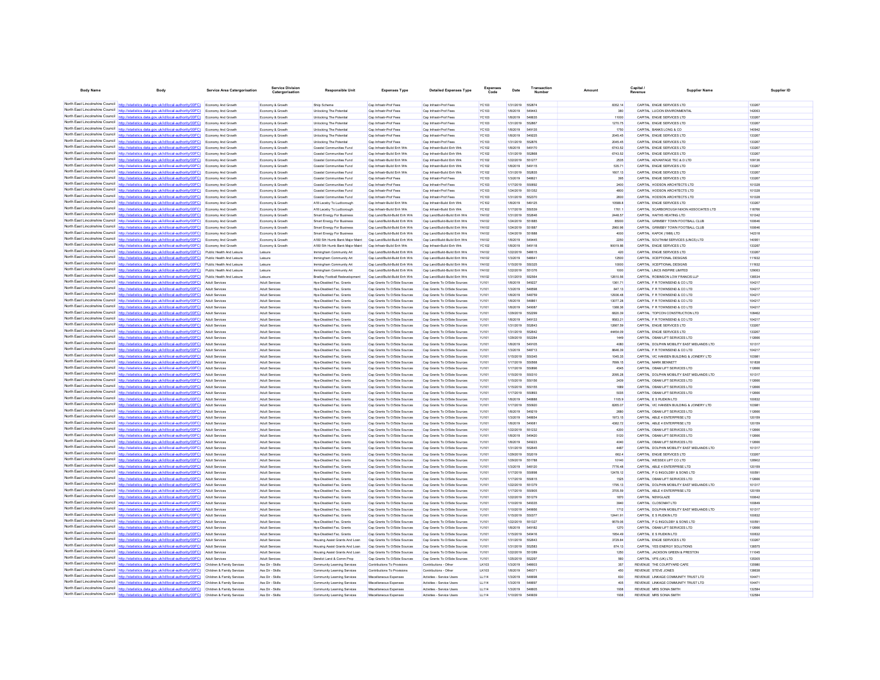| Body Name | Body | Service Area Catergorisation | Service Division Catergorisation | Responsible Unit | Expenses Type | Detailed Expenses Type | Expenses Code | Date | Transaction Number | Amount | Capital / Revenue | Supplier Name | Supplier ID |
|---|---|---|---|---|---|---|---|---|---|---|---|---|---|
| North East Lincolnshire Council | http://statistics.data.gov.uk/id/local-authority/00FC) | Economy And Growth | Economy & Growth | Ship Scheme | Cap Infrastr-Prof Fees | Cap Infrastr-Prof Fees | YC103 | 1/31/2019 | 552874 | 8352.14 | CAPITAL | ENGIE SERVICES LTD | 133267 |
| North East Lincolnshire Council | http://statistics.data.gov.uk/id/local-authority/00FC) | Economy And Growth | Economy & Growth | Unlocking The Potential | Cap Infrastr-Prof Fees | Cap Infrastr-Prof Fees | YC103 | 1/8/2019 | 549443 | 380 | CAPITAL | LUCION ENVIRONMENTAL | 142063 |
| North East Lincolnshire Council | http://statistics.data.gov.uk/id/local-authority/00FC) | Economy And Growth | Economy & Growth | Unlocking The Potential | Cap Infrastr-Prof Fees | Cap Infrastr-Prof Fees | YC103 | 1/8/2019 | 548635 | 11000 | CAPITAL | ENGIE SERVICES LTD | 133267 |
| North East Lincolnshire Council | http://statistics.data.gov.uk/id/local-authority/00FC) | Economy And Growth | Economy & Growth | Unlocking The Potential | Cap Infrastr-Prof Fees | Cap Infrastr-Prof Fees | YC103 | 1/31/2019 | 552867 | 1270.75 | CAPITAL | ENGIE SERVICES LTD | 133267 |
| North East Lincolnshire Council | http://statistics.data.gov.uk/id/local-authority/00FC) | Economy And Growth | Economy & Growth | Unlocking The Potential | Cap Infrastr-Prof Fees | Cap Infrastr-Prof Fees | YC103 | 1/8/2019 | 549135 | 1750 | CAPITAL | BANKS LONG & CO | 140942 |
| North East Lincolnshire Council | http://statistics.data.gov.uk/id/local-authority/00FC) | Economy And Growth | Economy & Growth | Unlocking The Potential | Cap Infrastr-Prof Fees | Cap Infrastr-Prof Fees | YC103 | 1/8/2019 | 549225 | 2045.45 | CAPITAL | ENGIE SERVICES LTD | 133267 |
| North East Lincolnshire Council | http://statistics.data.gov.uk/id/local-authority/00FC) | Economy And Growth | Economy & Growth | Unlocking The Potential | Cap Infrastr-Prof Fees | Cap Infrastr-Prof Fees | YC103 | 1/31/2019 | 552876 | 2045.45 | CAPITAL | ENGIE SERVICES LTD | 133267 |
| North East Lincolnshire Council | http://statistics.data.gov.uk/id/local-authority/00FC) | Economy And Growth | Economy & Growth | Coastal Communities Fund | Cap Infrastr-Build Enh Wrk | Cap Infrastr-Build Enh Wrk | YC102 | 1/8/2019 | 549170 | 6743.52 | CAPITAL | ENGIE SERVICES LTD | 133267 |
| North East Lincolnshire Council | http://statistics.data.gov.uk/id/local-authority/00FC) | Economy And Growth | Economy & Growth | Coastal Communities Fund | Cap Infrastr-Build Enh Wrk | Cap Infrastr-Build Enh Wrk | YC102 | 1/31/2019 | 552868 | 6743.52 | CAPITAL | ENGIE SERVICES LTD | 133267 |
| North East Lincolnshire Council | http://statistics.data.gov.uk/id/local-authority/00FC) | Economy And Growth | Economy & Growth | Coastal Communities Fund | Cap Infrastr-Build Enh Wrk | Cap Infrastr-Build Enh Wrk | YC102 | 1/22/2019 | 551277 | 2535 | CAPITAL | ADVANTAGE TSC & D LTD | 109136 |
| North East Lincolnshire Council | http://statistics.data.gov.uk/id/local-authority/00FC) | Economy And Growth | Economy & Growth | Coastal Communities Fund | Cap Infrastr-Build Enh Wrk | Cap Infrastr-Build Enh Wrk | YC102 | 1/8/2019 | 549115 | 535.71 | CAPITAL | ENGIE SERVICES LTD | 133267 |
| North East Lincolnshire Council | http://statistics.data.gov.uk/id/local-authority/00FC) | Economy And Growth | Economy & Growth | Coastal Communities Fund | Cap Infrastr-Build Enh Wrk | Cap Infrastr-Build Enh Wrk | YC102 | 1/31/2019 | 552835 | 1607.13 | CAPITAL | ENGIE SERVICES LTD | 133267 |
| North East Lincolnshire Council | http://statistics.data.gov.uk/id/local-authority/00FC) | Economy And Growth | Economy & Growth | Coastal Communities Fund | Cap Infrastr-Prof Fees | Cap Infrastr-Prof Fees | YC103 | 1/3/2019 | 548621 | 395 | CAPITAL | ENGIE SERVICES LTD | 133267 |
| North East Lincolnshire Council | http://statistics.data.gov.uk/id/local-authority/00FC) | Economy And Growth | Economy & Growth | Coastal Communities Fund | Cap Infrastr-Prof Fees | Cap Infrastr-Prof Fees | YC103 | 1/17/2019 | 550692 | 2400 | CAPITAL | HODSON ARCHITECTS LTD | 101328 |
| North East Lincolnshire Council | http://statistics.data.gov.uk/id/local-authority/00FC) | Economy And Growth | Economy & Growth | Coastal Communities Fund | Cap Infrastr-Prof Fees | Cap Infrastr-Prof Fees | YC103 | 1/24/2019 | 551352 | 4800 | CAPITAL | HODSON ARCHITECTS LTD | 101328 |
| North East Lincolnshire Council | http://statistics.data.gov.uk/id/local-authority/00FC) | Economy And Growth | Economy & Growth | Coastal Communities Fund | Cap Infrastr-Prof Fees | Cap Infrastr-Prof Fees | YC103 | 1/31/2019 | 552370 | 2800 | CAPITAL | HODSON ARCHITECTS LTD | 101328 |
| North East Lincolnshire Council | http://statistics.data.gov.uk/id/local-authority/00FC) | Economy And Growth | Economy & Growth | A18 Laceby To Ludborough | Cap Infrastr-Build Enh Wrk | Cap Infrastr-Build Enh Wrk | YC102 | 1/8/2019 | 549125 | 10588.8 | CAPITAL | ENGIE SERVICES LTD | 133267 |
| North East Lincolnshire Council | http://statistics.data.gov.uk/id/local-authority/00FC) | Economy And Growth | Economy & Growth | A18 Laceby To Ludborough | Cap Infrastr-Build Enh Wrk | Cap Infrastr-Build Enh Wrk | YC102 | 1/17/2019 | 550539 | 1761.1 | CAPITAL | SCARBOROUGH NIXON ASSOCIATES LTD | 118766 |
| North East Lincolnshire Council | http://statistics.data.gov.uk/id/local-authority/00FC) | Economy And Growth | Economy & Growth | Smart Energy For Business | Cap Land/Build-Build Enh Wrk | Cap Land/Build-Build Enh Wrk | YA102 | 1/31/2019 | 552846 | 2448.57 | CAPITAL | HAITHS HEATING LTD | 101342 |
| North East Lincolnshire Council | http://statistics.data.gov.uk/id/local-authority/00FC) | Economy And Growth | Economy & Growth | Smart Energy For Business | Cap Land/Build-Build Enh Wrk | Cap Land/Build-Build Enh Wrk | YA102 | 1/24/2019 | 551885 | 85000 | CAPITAL | GRIMSBY TOWN FOOTBALL CLUB | 100646 |
| North East Lincolnshire Council | http://statistics.data.gov.uk/id/local-authority/00FC) | Economy And Growth | Economy & Growth | Smart Energy For Business | Cap Land/Build-Build Enh Wrk | Cap Land/Build-Build Enh Wrk | YA102 | 1/24/2019 | 551887 | 2960.96 | CAPITAL | GRIMSBY TOWN FOOTBALL CLUB | 100646 |
| North East Lincolnshire Council | http://statistics.data.gov.uk/id/local-authority/00FC) | Economy And Growth | Economy & Growth | Smart Energy For Business | Cap Land/Build-Build Enh Wrk | Cap Land/Build-Build Enh Wrk | YA102 | 1/24/2019 | 551888 | 4000 | CAPITAL | KAPOK (1968) LTD | 142318 |
| North East Lincolnshire Council | http://statistics.data.gov.uk/id/local-authority/00FC) | Economy And Growth | Economy & Growth | A180 Sth Humb Bank Major Maint | Cap Land/Build-Build Enh Wrk | Cap Land/Build-Build Enh Wrk | YA102 | 1/8/2019 | 549445 | 2250 | CAPITAL | SOUTHAM SERVICES (LINCS) LTD | 140951 |
| North East Lincolnshire Council | http://statistics.data.gov.uk/id/local-authority/00FC) | Economy And Growth | Economy & Growth | A180 Sth Humb Bank Major Maint | Cap Infrastr-Build Enh Wrk | Cap Infrastr-Build Enh Wrk | YC102 | 1/8/2019 | 549118 | 90019.86 | CAPITAL | ENGIE SERVICES LTD | 133267 |
| North East Lincolnshire Council | http://statistics.data.gov.uk/id/local-authority/00FC) | Public Health And Leisure | Leisure | Immingham Community Art | Cap Land/Build-Build Enh Wrk | Cap Land/Build-Build Enh Wrk | YA102 | 1/22/2019 | 548615 | 420 | CAPITAL | ENGIE SERVICES LTD | 133267 |
| North East Lincolnshire Council | http://statistics.data.gov.uk/id/local-authority/00FC) | Public Health And Leisure | Leisure | Immingham Community Art | Cap Land/Build-Build Enh Wrk | Cap Land/Build-Build Enh Wrk | YA102 | 1/3/2019 | 548641 | 12500 | CAPITAL | XCEPTIONAL DESIGNS | 111932 |
| North East Lincolnshire Council | http://statistics.data.gov.uk/id/local-authority/00FC) | Public Health And Leisure | Leisure | Immingham Community Art | Cap Land/Build-Build Enh Wrk | Cap Land/Build-Build Enh Wrk | YA102 | 1/15/2019 | 550325 | 10000 | CAPITAL | XCEPTIONAL DESIGNS | 111932 |
| North East Lincolnshire Council | http://statistics.data.gov.uk/id/local-authority/00FC) | Public Health And Leisure | Leisure | Immingham Community Art | Cap Land/Build-Build Enh Wrk | Cap Land/Build-Build Enh Wrk | YA102 | 1/22/2019 | 551376 | 1000 | CAPITAL | LINCS INSPIRE LIMITED | 129063 |
| North East Lincolnshire Council | http://statistics.data.gov.uk/id/local-authority/00FC) | Public Health And Leisure | Leisure | Bradley Football Redevelopment | Cap Land/Build-Build Enh Wrk | Cap Land/Build-Build Enh Wrk | YA102 | 1/31/2019 | 552564 | 12610.56 | CAPITAL | ROBINSON LOW FRANCIS LLP | 136534 |
| North East Lincolnshire Council | http://statistics.data.gov.uk/id/local-authority/00FC) | Adult Services | Adult Services | Hps-Disabled Fac. Grants | Cap Grants To O/Side Sources | Cap Grants To O/Side Sources | YJ101 | 1/8/2019 | 549227 | 1361.71 | CAPITAL | F R TOWNSEND & CO LTD | 104217 |
| North East Lincolnshire Council | http://statistics.data.gov.uk/id/local-authority/00FC) | Adult Services | Adult Services | Hps-Disabled Fac. Grants | Cap Grants To O/Side Sources | Cap Grants To O/Side Sources | YJ101 | 1/3/2019 | 548898 | 847.13 | CAPITAL | F R TOWNSEND & CO LTD | 104217 |
| North East Lincolnshire Council | http://statistics.data.gov.uk/id/local-authority/00FC) | Adult Services | Adult Services | Hps-Disabled Fac. Grants | Cap Grants To O/Side Sources | Cap Grants To O/Side Sources | YJ101 | 1/3/2019 | 548759 | 12936.48 | CAPITAL | F R TOWNSEND & CO LTD | 104217 |
| North East Lincolnshire Council | http://statistics.data.gov.uk/id/local-authority/00FC) | Adult Services | Adult Services | Hps-Disabled Fac. Grants | Cap Grants To O/Side Sources | Cap Grants To O/Side Sources | YJ101 | 1/8/2019 | 548861 | 13077.28 | CAPITAL | F R TOWNSEND & CO LTD | 104217 |
| North East Lincolnshire Council | http://statistics.data.gov.uk/id/local-authority/00FC) | Adult Services | Adult Services | Hps-Disabled Fac. Grants | Cap Grants To O/Side Sources | Cap Grants To O/Side Sources | YJ101 | 1/8/2019 | 549087 | 1388.36 | CAPITAL | F R TOWNSEND & CO LTD | 104217 |
| North East Lincolnshire Council | http://statistics.data.gov.uk/id/local-authority/00FC) | Adult Services | Adult Services | Hps-Disabled Fac. Grants | Cap Grants To O/Side Sources | Cap Grants To O/Side Sources | YJ101 | 1/29/2019 | 552299 | 6820.39 | CAPITAL | TOPCON CONSTRUCTION LTD | 108462 |
| North East Lincolnshire Council | http://statistics.data.gov.uk/id/local-authority/00FC) | Adult Services | Adult Services | Hps-Disabled Fac. Grants | Cap Grants To O/Side Sources | Cap Grants To O/Side Sources | YJ101 | 1/8/2019 | 549133 | 9583.21 | CAPITAL | F R TOWNSEND & CO LTD | 104217 |
| North East Lincolnshire Council | http://statistics.data.gov.uk/id/local-authority/00FC) | Adult Services | Adult Services | Hps-Disabled Fac. Grants | Cap Grants To O/Side Sources | Cap Grants To O/Side Sources | YJ101 | 1/31/2019 | 552643 | 12667.59 | CAPITAL | ENGIE SERVICES LTD | 133267 |
| North East Lincolnshire Council | http://statistics.data.gov.uk/id/local-authority/00FC) | Adult Services | Adult Services | Hps-Disabled Fac. Grants | Cap Grants To O/Side Sources | Cap Grants To O/Side Sources | YJ101 | 1/31/2019 | 552642 | 44454.09 | CAPITAL | ENGIE SERVICES LTD | 133267 |
| North East Lincolnshire Council | http://statistics.data.gov.uk/id/local-authority/00FC) | Adult Services | Adult Services | Hps-Disabled Fac. Grants | Cap Grants To O/Side Sources | Cap Grants To O/Side Sources | YJ101 | 1/29/2019 | 552284 | 1449 | CAPITAL | OBAM LIFT SERVICES LTD | 112666 |
| North East Lincolnshire Council | http://statistics.data.gov.uk/id/local-authority/00FC) | Adult Services | Adult Services | Hps-Disabled Fac. Grants | Cap Grants To O/Side Sources | Cap Grants To O/Side Sources | YJ101 | 1/8/2019 | 549105 | 4080 | CAPITAL | DOLPHIN MOBILITY EAST MIDLANDS LTD | 101317 |
| North East Lincolnshire Council | http://statistics.data.gov.uk/id/local-authority/00FC) | Adult Services | Adult Services | Hps-Disabled Fac. Grants | Cap Grants To O/Side Sources | Cap Grants To O/Side Sources | YJ101 | 1/3/2019 | 548713 | 8646.39 | CAPITAL | F R TOWNSEND & CO LTD | 104217 |
| North East Lincolnshire Council | http://statistics.data.gov.uk/id/local-authority/00FC) | Adult Services | Adult Services | Hps-Disabled Fac. Grants | Cap Grants To O/Side Sources | Cap Grants To O/Side Sources | YJ101 | 1/15/2019 | 550345 | 1045.35 | CAPITAL | VIC HANSEN BUILDING & JOINERY LTD | 103981 |
| North East Lincolnshire Council | http://statistics.data.gov.uk/id/local-authority/00FC) | Adult Services | Adult Services | Hps-Disabled Fac. Grants | Cap Grants To O/Side Sources | Cap Grants To O/Side Sources | YJ101 | 1/17/2019 | 550868 | 7699.15 | CAPITAL | MARK BENNETT | 101838 |
| North East Lincolnshire Council | http://statistics.data.gov.uk/id/local-authority/00FC) | Adult Services | Adult Services | Hps-Disabled Fac. Grants | Cap Grants To O/Side Sources | Cap Grants To O/Side Sources | YJ101 | 1/17/2019 | 550896 | 4545 | CAPITAL | OBAM LIFT SERVICES LTD | 112666 |
| North East Lincolnshire Council | http://statistics.data.gov.uk/id/local-authority/00FC) | Adult Services | Adult Services | Hps-Disabled Fac. Grants | Cap Grants To O/Side Sources | Cap Grants To O/Side Sources | YJ101 | 1/15/2019 | 550310 | 2095.28 | CAPITAL | DOLPHIN MOBILITY EAST MIDLANDS LTD | 101317 |
| North East Lincolnshire Council | http://statistics.data.gov.uk/id/local-authority/00FC) | Adult Services | Adult Services | Hps-Disabled Fac. Grants | Cap Grants To O/Side Sources | Cap Grants To O/Side Sources | YJ101 | 1/15/2019 | 550156 | 2439 | CAPITAL | OBAM LIFT SERVICES LTD | 112666 |
| North East Lincolnshire Council | http://statistics.data.gov.uk/id/local-authority/00FC) | Adult Services | Adult Services | Hps-Disabled Fac. Grants | Cap Grants To O/Side Sources | Cap Grants To O/Side Sources | YJ101 | 1/15/2019 | 550155 | 1689 | CAPITAL | OBAM LIFT SERVICES LTD | 112666 |
| North East Lincolnshire Council | http://statistics.data.gov.uk/id/local-authority/00FC) | Adult Services | Adult Services | Hps-Disabled Fac. Grants | Cap Grants To O/Side Sources | Cap Grants To O/Side Sources | YJ101 | 1/17/2019 | 550893 | 5035 | CAPITAL | OBAM LIFT SERVICES LTD | 112666 |
| North East Lincolnshire Council | http://statistics.data.gov.uk/id/local-authority/00FC) | Adult Services | Adult Services | Hps-Disabled Fac. Grants | Cap Grants To O/Side Sources | Cap Grants To O/Side Sources | YJ101 | 1/8/2019 | 548888 | 1105.9 | CAPITAL | E S RUDKIN LTD | 100632 |
| North East Lincolnshire Council | http://statistics.data.gov.uk/id/local-authority/00FC) | Adult Services | Adult Services | Hps-Disabled Fac. Grants | Cap Grants To O/Side Sources | Cap Grants To O/Side Sources | YJ101 | 1/17/2019 | 550920 | 8265.07 | CAPITAL | VIC HANSEN BUILDING & JOINERY LTD | 103981 |
| North East Lincolnshire Council | http://statistics.data.gov.uk/id/local-authority/00FC) | Adult Services | Adult Services | Hps-Disabled Fac. Grants | Cap Grants To O/Side Sources | Cap Grants To O/Side Sources | YJ101 | 1/8/2019 | 549219 | 2680 | CAPITAL | OBAM LIFT SERVICES LTD | 112666 |
| North East Lincolnshire Council | http://statistics.data.gov.uk/id/local-authority/00FC) | Adult Services | Adult Services | Hps-Disabled Fac. Grants | Cap Grants To O/Side Sources | Cap Grants To O/Side Sources | YJ101 | 1/3/2019 | 548654 | 1973.15 | CAPITAL | ABLE 4 ENTERPRISE LTD | 120159 |
| North East Lincolnshire Council | http://statistics.data.gov.uk/id/local-authority/00FC) | Adult Services | Adult Services | Hps-Disabled Fac. Grants | Cap Grants To O/Side Sources | Cap Grants To O/Side Sources | YJ101 | 1/8/2019 | 549081 | 4382.72 | CAPITAL | ABLE 4 ENTERPRISE LTD | 120159 |
| North East Lincolnshire Council | http://statistics.data.gov.uk/id/local-authority/00FC) | Adult Services | Adult Services | Hps-Disabled Fac. Grants | Cap Grants To O/Side Sources | Cap Grants To O/Side Sources | YJ101 | 1/22/2019 | 551232 | 4200 | CAPITAL | OBAM LIFT SERVICES LTD | 112666 |
| North East Lincolnshire Council | http://statistics.data.gov.uk/id/local-authority/00FC) | Adult Services | Adult Services | Hps-Disabled Fac. Grants | Cap Grants To O/Side Sources | Cap Grants To O/Side Sources | YJ101 | 1/8/2019 | 549420 | 5120 | CAPITAL | OBAM LIFT SERVICES LTD | 112666 |
| North East Lincolnshire Council | http://statistics.data.gov.uk/id/local-authority/00FC) | Adult Services | Adult Services | Hps-Disabled Fac. Grants | Cap Grants To O/Side Sources | Cap Grants To O/Side Sources | YJ101 | 1/8/2019 | 549223 | 4040 | CAPITAL | OBAM LIFT SERVICES LTD | 112666 |
| North East Lincolnshire Council | http://statistics.data.gov.uk/id/local-authority/00FC) | Adult Services | Adult Services | Hps-Disabled Fac. Grants | Cap Grants To O/Side Sources | Cap Grants To O/Side Sources | YJ101 | 1/31/2019 | 552645 | 4467 | CAPITAL | DOLPHIN MOBILITY EAST MIDLANDS LTD | 101317 |
| North East Lincolnshire Council | http://statistics.data.gov.uk/id/local-authority/00FC) | Adult Services | Adult Services | Hps-Disabled Fac. Grants | Cap Grants To O/Side Sources | Cap Grants To O/Side Sources | YJ101 | 1/29/2019 | 552019 | 662.4 | CAPITAL | ENGIE SERVICES LTD | 133267 |
| North East Lincolnshire Council | http://statistics.data.gov.uk/id/local-authority/00FC) | Adult Services | Adult Services | Hps-Disabled Fac. Grants | Cap Grants To O/Side Sources | Cap Grants To O/Side Sources | YJ101 | 1/29/2019 | 551788 | 10140 | CAPITAL | WESSEX LIFT CO LTD | 126902 |
| North East Lincolnshire Council | http://statistics.data.gov.uk/id/local-authority/00FC) | Adult Services | Adult Services | Hps-Disabled Fac. Grants | Cap Grants To O/Side Sources | Cap Grants To O/Side Sources | YJ101 | 1/3/2019 | 548120 | 7776.48 | CAPITAL | ABLE 4 ENTERPRISE LTD | 120159 |
| North East Lincolnshire Council | http://statistics.data.gov.uk/id/local-authority/00FC) | Adult Services | Adult Services | Hps-Disabled Fac. Grants | Cap Grants To O/Side Sources | Cap Grants To O/Side Sources | YJ101 | 1/17/2019 | 550698 | 12478.12 | CAPITAL | P G INGOLDBY & SONS LTD | 100591 |
| North East Lincolnshire Council | http://statistics.data.gov.uk/id/local-authority/00FC) | Adult Services | Adult Services | Hps-Disabled Fac. Grants | Cap Grants To O/Side Sources | Cap Grants To O/Side Sources | YJ101 | 1/17/2019 | 550615 | 1525 | CAPITAL | OBAM LIFT SERVICES LTD | 112666 |
| North East Lincolnshire Council | http://statistics.data.gov.uk/id/local-authority/00FC) | Adult Services | Adult Services | Hps-Disabled Fac. Grants | Cap Grants To O/Side Sources | Cap Grants To O/Side Sources | YJ101 | 1/22/2019 | 551379 | 1795.13 | CAPITAL | DOLPHIN MOBILITY EAST MIDLANDS LTD | 101317 |
| North East Lincolnshire Council | http://statistics.data.gov.uk/id/local-authority/00FC) | Adult Services | Adult Services | Hps-Disabled Fac. Grants | Cap Grants To O/Side Sources | Cap Grants To O/Side Sources | YJ101 | 1/17/2019 | 550905 | 3705.59 | CAPITAL | ABLE 4 ENTERPRISE LTD | 120159 |
| North East Lincolnshire Council | http://statistics.data.gov.uk/id/local-authority/00FC) | Adult Services | Adult Services | Hps-Disabled Fac. Grants | Cap Grants To O/Side Sources | Cap Grants To O/Side Sources | YJ101 | 1/22/2019 | 551279 | 1870 | CAPITAL | NEWGLAZE | 100642 |
| North East Lincolnshire Council | http://statistics.data.gov.uk/id/local-authority/00FC) | Adult Services | Adult Services | Hps-Disabled Fac. Grants | Cap Grants To O/Side Sources | Cap Grants To O/Side Sources | YJ101 | 1/10/2019 | 549335 | 3840 | CAPITAL | CLOSOMAT LTD | 100849 |
| North East Lincolnshire Council | http://statistics.data.gov.uk/id/local-authority/00FC) | Adult Services | Adult Services | Hps-Disabled Fac. Grants | Cap Grants To O/Side Sources | Cap Grants To O/Side Sources | YJ101 | 1/10/2019 | 549956 | 1712 | CAPITAL | DOLPHIN MOBILITY EAST MIDLANDS LTD | 101317 |
| North East Lincolnshire Council | http://statistics.data.gov.uk/id/local-authority/00FC) | Adult Services | Adult Services | Hps-Disabled Fac. Grants | Cap Grants To O/Side Sources | Cap Grants To O/Side Sources | YJ101 | 1/15/2019 | 550377 | 12441.91 | CAPITAL | E S RUDKIN LTD | 100632 |
| North East Lincolnshire Council | http://statistics.data.gov.uk/id/local-authority/00FC) | Adult Services | Adult Services | Hps-Disabled Fac. Grants | Cap Grants To O/Side Sources | Cap Grants To O/Side Sources | YJ101 | 1/22/2019 | 551327 | 9579.06 | CAPITAL | P G INGOLDBY & SONS LTD | 100591 |
| North East Lincolnshire Council | http://statistics.data.gov.uk/id/local-authority/00FC) | Adult Services | Adult Services | Hps-Disabled Fac. Grants | Cap Grants To O/Side Sources | Cap Grants To O/Side Sources | YJ101 | 1/8/2019 | 549182 | 1270 | CAPITAL | OBAM LIFT SERVICES LTD | 112666 |
| North East Lincolnshire Council | http://statistics.data.gov.uk/id/local-authority/00FC) | Adult Services | Adult Services | Hps-Disabled Fac. Grants | Cap Grants To O/Side Sources | Cap Grants To O/Side Sources | YJ101 | 1/15/2019 | 549416 | 1954.49 | CAPITAL | E S RUDKIN LTD | 100632 |
| North East Lincolnshire Council | http://statistics.data.gov.uk/id/local-authority/00FC) | Adult Services | Adult Services | Housing Assist Grants And Loan | Cap Grants To O/Side Sources | Cap Grants To O/Side Sources | YJ101 | 1/31/2019 | 552643 | 3729.84 | CAPITAL | ENGIE SERVICES LTD | 133267 |
| North East Lincolnshire Council | http://statistics.data.gov.uk/id/local-authority/00FC) | Adult Services | Adult Services | Housing Assist Grants And Loan | Cap Grants To O/Side Sources | Cap Grants To O/Side Sources | YJ101 | 1/31/2019 | 552583 | 874.13 | CAPITAL | YES ENERGY SOLUTIONS | 138575 |
| North East Lincolnshire Council | http://statistics.data.gov.uk/id/local-authority/00FC) | Adult Services | Adult Services | Housing Assist Grants And Loan | Cap Grants To O/Side Sources | Cap Grants To O/Side Sources | YJ101 | 1/22/2019 | 551289 | 1250 | CAPITAL | JACKSON GREEN & PRESTON | 111045 |
| North East Lincolnshire Council | http://statistics.data.gov.uk/id/local-authority/00FC) | Adult Services | Adult Services | Derelict Land & Comm Prop | Cap Grants To O/Side Sources | Cap Grants To O/Side Sources | YJ101 | 1/25/2019 | 552297 | 560 | CAPITAL | VPS (UK) LTD | 135305 |
| North East Lincolnshire Council | http://statistics.data.gov.uk/id/local-authority/00FC) | Children & Family Services | Ass Dir - Skills | Community Learning Services | Contributions To Provisions | Contributions - Other | LK103 | 1/3/2019 | 548603 | 357 | REVENUE | THE COURTYARD CAFE | 135980 |
| North East Lincolnshire Council | http://statistics.data.gov.uk/id/local-authority/00FC) | Children & Family Services | Ass Dir - Skills | Community Learning Services | Contributions To Provisions | Contributions - Other | LK103 | 1/8/2019 | 549371 | 450 | REVENUE | STEVE JONES | 138638 |
| North East Lincolnshire Council | http://statistics.data.gov.uk/id/local-authority/00FC) | Children & Family Services | Ass Dir - Skills | Community Learning Services | Miscellaneous Expenses | Activities - Service Users | LL114 | 1/3/2019 | 548698 | 630 | REVENUE | LINKAGE COMMUNITY TRUST LTD | 104471 |
| North East Lincolnshire Council | http://statistics.data.gov.uk/id/local-authority/00FC) | Children & Family Services | Ass Dir - Skills | Community Learning Services | Miscellaneous Expenses | Activities - Service Users | LL114 | 1/3/2019 | 548697 | 405 | REVENUE | LINKAGE COMMUNITY TRUST LTD | 104471 |
| North East Lincolnshire Council | http://statistics.data.gov.uk/id/local-authority/00FC) | Children & Family Services | Ass Dir - Skills | Community Learning Services | Miscellaneous Expenses | Activities - Service Users | LL114 | 1/3/2019 | 548605 | 1938 | REVENUE | MRS SONIA SMITH | 132584 |
| North East Lincolnshire Council | http://statistics.data.gov.uk/id/local-authority/00FC) | Children & Family Services | Ass Dir - Skills | Community Learning Services | Miscellaneous Expenses | Activities - Service Users | LL114 | 1/10/2019 | 549939 | 1938 | REVENUE | MRS SONIA SMITH | 132584 |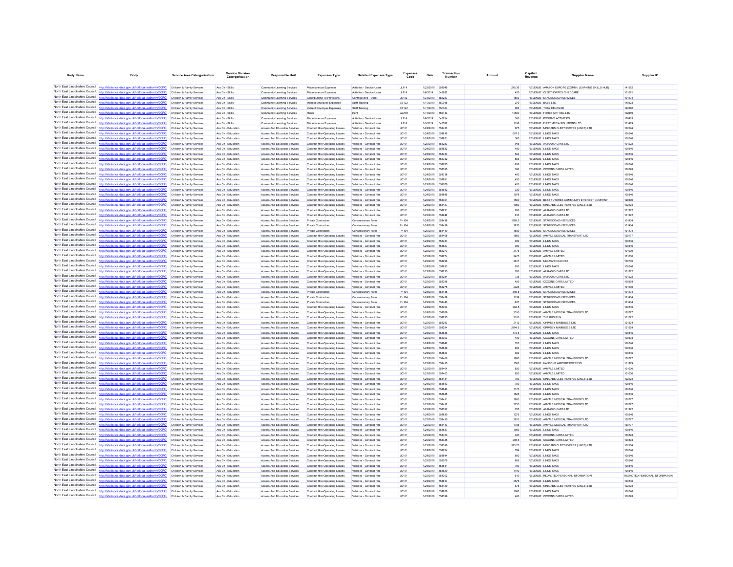| Body Name | Body | Service Area Catergorisation | Service Division Catergorisation | Responsible Unit | Expenses Type | Detailed Expenses Type | Expenses Code | Date | Transaction Number | Amount | Capital / Revenue | Supplier Name | Supplier ID |
|---|---|---|---|---|---|---|---|---|---|---|---|---|---|
| North East Lincolnshire Council | http://statistics.data.gov.uk/id/local-authority/00FC) | Children & Family Services | Ass Dir - Skills | Community Learning Services | Miscellaneous Expenses | Activities - Service Users | LL114 | 1/22/2019 | 551046 | 275.36 | REVENUE | AMAZON EUROPE (COMMU LEARNING SKILLS HUB) | 141592 |
| North East Lincolnshire Council | http://statistics.data.gov.uk/id/local-authority/00FC) | Children & Family Services | Ass Dir - Skills | Community Learning Services | Miscellaneous Expenses | Activities - Service Users | LL114 | 1/8/2019 | 548882 | 420 | REVENUE | CLEETHORPES CHILDCARE | 101591 |
| North East Lincolnshire Council | http://statistics.data.gov.uk/id/local-authority/00FC) | Children & Family Services | Ass Dir - Skills | Community Learning Services | Contributions To Provisions | Contributions - Other | LK103 | 1/31/2019 | 552287 | 1500 | REVENUE | STAGECOACH SERVICES | 101404 |
| North East Lincolnshire Council | http://statistics.data.gov.uk/id/local-authority/00FC) | Children & Family Services | Ass Dir - Skills | Community Learning Services | Indirect Employee Expenses | Staff Training | EB122 | 1/10/2019 | 550015 | 270 | REVENUE | BKSB LTD | 140323 |
| North East Lincolnshire Council | http://statistics.data.gov.uk/id/local-authority/00FC) | Children & Family Services | Ass Dir - Skills | Community Learning Services | Indirect Employee Expenses | Staff Training | EB122 | 1/15/2019 | 550364 | 983 | REVENUE | TOBY DEJONGE | 140692 |
| North East Lincolnshire Council | http://statistics.data.gov.uk/id/local-authority/00FC) | Children & Family Services | Ass Dir - Skills | Community Learning Services | Rents | Rent | GC101 | 1/15/2019 | 550443 | 19500 | REVENUE | FORESIGHT NEL LTD | 102869 |
| North East Lincolnshire Council | http://statistics.data.gov.uk/id/local-authority/00FC) | Children & Family Services | Ass Dir - Skills | Community Learning Services | Miscellaneous Expenses | Activities - Service Users | LL114 | 1/8/2019 | 548754 | 300 | REVENUE | POSITIVE ACTIVITIES | 126463 |
| North East Lincolnshire Council | http://statistics.data.gov.uk/id/local-authority/00FC) | Children & Family Services | Ass Dir - Skills | Community Learning Services | Miscellaneous Expenses | Activities - Service Users | LL114 | 1/3/2019 | 548592 | 1196 | REVENUE | FIRST MEDIA SOLUTIONS LTD | 101489 |
| North East Lincolnshire Council | http://statistics.data.gov.uk/id/local-authority/00FC) | Children & Family Services | Ass Dir - Education | Access And Education Services | Contract Hire-Operating Leases | Vehicles - Contract Hire | JC101 | 1/24/2019 | 551433 | 975 | REVENUE | MINICABS CLEETHORPES (LINCS) LTD | 102124 |
| North East Lincolnshire Council | http://statistics.data.gov.uk/id/local-authority/00FC) | Children & Family Services | Ass Dir - Education | Access And Education Services | Contract Hire-Operating Leases | Vehicles - Contract Hire | JC101 | 1/24/2019 | 551816 | 607.5 | REVENUE | LINKS TAXIS | 100546 |
| North East Lincolnshire Council | http://statistics.data.gov.uk/id/local-authority/00FC) | Children & Family Services | Ass Dir - Education | Access And Education Services | Contract Hire-Operating Leases | Vehicles - Contract Hire | JC101 | 1/24/2019 | 551821 | 585 | REVENUE | LINKS TAXIS | 100546 |
| North East Lincolnshire Council | http://statistics.data.gov.uk/id/local-authority/00FC) | Children & Family Services | Ass Dir - Education | Access And Education Services | Contract Hire-Operating Leases | Vehicles - Contract Hire | JC101 | 1/22/2019 | 551233 | 945 | REVENUE | AA RADIO CARS LTD | 101222 |
| North East Lincolnshire Council | http://statistics.data.gov.uk/id/local-authority/00FC) | Children & Family Services | Ass Dir - Education | Access And Education Services | Contract Hire-Operating Leases | Vehicles - Contract Hire | JC101 | 1/24/2019 | 551832 | 480 | REVENUE | LINKS TAXIS | 100546 |
| North East Lincolnshire Council | http://statistics.data.gov.uk/id/local-authority/00FC) | Children & Family Services | Ass Dir - Education | Access And Education Services | Contract Hire-Operating Leases | Vehicles - Contract Hire | JC101 | 1/24/2019 | 551783 | 504 | REVENUE | LINKS TAXIS | 100546 |
| North East Lincolnshire Council | http://statistics.data.gov.uk/id/local-authority/00FC) | Children & Family Services | Ass Dir - Education | Access And Education Services | Contract Hire-Operating Leases | Vehicles - Contract Hire | JC101 | 1/24/2019 | 551782 | 563 | REVENUE | LINKS TAXIS | 100546 |
| North East Lincolnshire Council | http://statistics.data.gov.uk/id/local-authority/00FC) | Children & Family Services | Ass Dir - Education | Access And Education Services | Contract Hire-Operating Leases | Vehicles - Contract Hire | JC101 | 1/24/2019 | 551785 | 836 | REVENUE | LINKS TAXIS | 100546 |
| North East Lincolnshire Council | http://statistics.data.gov.uk/id/local-authority/00FC) | Children & Family Services | Ass Dir - Education | Access And Education Services | Contract Hire-Operating Leases | Vehicles - Contract Hire | JC101 | 1/22/2019 | 551395 | 390 | REVENUE | COXONS CARS LIMITED | 100578 |
| North East Lincolnshire Council | http://statistics.data.gov.uk/id/local-authority/00FC) | Children & Family Services | Ass Dir - Education | Access And Education Services | Contract Hire-Operating Leases | Vehicles - Contract Hire | JC101 | 1/24/2019 | 551718 | 460 | REVENUE | LINKS TAXIS | 100546 |
| North East Lincolnshire Council | http://statistics.data.gov.uk/id/local-authority/00FC) | Children & Family Services | Ass Dir - Education | Access And Education Services | Contract Hire-Operating Leases | Vehicles - Contract Hire | JC101 | 1/24/2019 | 551831 | 450 | REVENUE | LINKS TAXIS | 100546 |
| North East Lincolnshire Council | http://statistics.data.gov.uk/id/local-authority/00FC) | Children & Family Services | Ass Dir - Education | Access And Education Services | Contract Hire-Operating Leases | Vehicles - Contract Hire | JC101 | 1/29/2019 | 552076 | 420 | REVENUE | LINKS TAXIS | 100546 |
| North East Lincolnshire Council | http://statistics.data.gov.uk/id/local-authority/00FC) | Children & Family Services | Ass Dir - Education | Access And Education Services | Contract Hire-Operating Leases | Vehicles - Contract Hire | JC101 | 1/24/2019 | 551842 | 330 | REVENUE | LINKS TAXIS | 100546 |
| North East Lincolnshire Council | http://statistics.data.gov.uk/id/local-authority/00FC) | Children & Family Services | Ass Dir - Education | Access And Education Services | Contract Hire-Operating Leases | Vehicles - Contract Hire | JC101 | 1/24/2019 | 551846 | 1078 | REVENUE | LINKS TAXIS | 100546 |
| North East Lincolnshire Council | http://statistics.data.gov.uk/id/local-authority/00FC) | Children & Family Services | Ass Dir - Education | Access And Education Services | Contract Hire-Operating Leases | Vehicles - Contract Hire | JC101 | 1/22/2019 | 551304 | 1500 | REVENUE | BEST FUTURES COMMUNITY INTEREST COMPANY | 128600 |
| North East Lincolnshire Council | http://statistics.data.gov.uk/id/local-authority/00FC) | Children & Family Services | Ass Dir - Education | Access And Education Services | Contract Hire-Operating Leases | Vehicles - Contract Hire | JC101 | 1/24/2019 | 551427 | 1050 | REVENUE | MINICABS CLEETHORPES (LINCS) LTD | 102124 |
| North East Lincolnshire Council | http://statistics.data.gov.uk/id/local-authority/00FC) | Children & Family Services | Ass Dir - Education | Access And Education Services | Contract Hire-Operating Leases | Vehicles - Contract Hire | JC101 | 1/22/2019 | 551231 | 630 | REVENUE | AA RADIO CARS LTD | 101222 |
| North East Lincolnshire Council | http://statistics.data.gov.uk/id/local-authority/00FC) | Children & Family Services | Ass Dir - Education | Access And Education Services | Contract Hire-Operating Leases | Vehicles - Contract Hire | JC101 | 1/22/2019 | 551242 | 810 | REVENUE | AA RADIO CARS LTD | 101222 |
| North East Lincolnshire Council | http://statistics.data.gov.uk/id/local-authority/00FC) | Children & Family Services | Ass Dir - Education | Access And Education Services | Private Contractors | Concessionary Fares | PH104 | 1/24/2019 | 551438 | 1888.5 | REVENUE | STAGECOACH SERVICES | 101404 |
| North East Lincolnshire Council | http://statistics.data.gov.uk/id/local-authority/00FC) | Children & Family Services | Ass Dir - Education | Access And Education Services | Private Contractors | Concessionary Fares | PH104 | 1/24/2019 | 551439 | 2870 | REVENUE | STAGECOACH SERVICES | 101404 |
| North East Lincolnshire Council | http://statistics.data.gov.uk/id/local-authority/00FC) | Children & Family Services | Ass Dir - Education | Access And Education Services | Private Contractors | Concessionary Fares | PH104 | 1/29/2019 | 551440 | 1550 | REVENUE | STAGECOACH SERVICES | 101404 |
| North East Lincolnshire Council | http://statistics.data.gov.uk/id/local-authority/00FC) | Children & Family Services | Ass Dir - Education | Access And Education Services | Contract Hire-Operating Leases | Vehicles - Contract Hire | JC101 | 1/22/2019 | 551408 | 1860 | REVENUE | AMVALE MEDICAL TRANSPORT LTD | 130777 |
| North East Lincolnshire Council | http://statistics.data.gov.uk/id/local-authority/00FC) | Children & Family Services | Ass Dir - Education | Access And Education Services | Contract Hire-Operating Leases | Vehicles - Contract Hire | JC101 | 1/24/2019 | 551784 | 930 | REVENUE | LINKS TAXIS | 100546 |
| North East Lincolnshire Council | http://statistics.data.gov.uk/id/local-authority/00FC) | Children & Family Services | Ass Dir - Education | Access And Education Services | Contract Hire-Operating Leases | Vehicles - Contract Hire | JC101 | 1/24/2019 | 551827 | 930 | REVENUE | LINKS TAXIS | 100546 |
| North East Lincolnshire Council | http://statistics.data.gov.uk/id/local-authority/00FC) | Children & Family Services | Ass Dir - Education | Access And Education Services | Contract Hire-Operating Leases | Vehicles - Contract Hire | JC101 | 1/22/2019 | 551273 | 2475 | REVENUE | AMVALE LIMITED | 101030 |
| North East Lincolnshire Council | http://statistics.data.gov.uk/id/local-authority/00FC) | Children & Family Services | Ass Dir - Education | Access And Education Services | Contract Hire-Operating Leases | Vehicles - Contract Hire | JC101 | 1/22/2019 | 551274 | 2475 | REVENUE | AMVALE LIMITED | 101030 |
| North East Lincolnshire Council | http://statistics.data.gov.uk/id/local-authority/00FC) | Children & Family Services | Ass Dir - Education | Access And Education Services | Contract Hire-Operating Leases | Vehicles - Contract Hire | JC101 | 1/22/2019 | 551296 | 2817 | REVENUE | MILLMAN COACHES | 100700 |
| North East Lincolnshire Council | http://statistics.data.gov.uk/id/local-authority/00FC) | Children & Family Services | Ass Dir - Education | Access And Education Services | Contract Hire-Operating Leases | Vehicles - Contract Hire | JC101 | 1/24/2019 | 551833 | 930 | REVENUE | LINKS TAXIS | 100546 |
| North East Lincolnshire Council | http://statistics.data.gov.uk/id/local-authority/00FC) | Children & Family Services | Ass Dir - Education | Access And Education Services | Contract Hire-Operating Leases | Vehicles - Contract Hire | JC101 | 1/22/2019 | 551235 | 280 | REVENUE | AA RADIO CARS LTD | 101222 |
| North East Lincolnshire Council | http://statistics.data.gov.uk/id/local-authority/00FC) | Children & Family Services | Ass Dir - Education | Access And Education Services | Contract Hire-Operating Leases | Vehicles - Contract Hire | JC101 | 1/22/2019 | 551234 | 735 | REVENUE | AA RADIO CARS LTD | 101222 |
| North East Lincolnshire Council | http://statistics.data.gov.uk/id/local-authority/00FC) | Children & Family Services | Ass Dir - Education | Access And Education Services | Contract Hire-Operating Leases | Vehicles - Contract Hire | JC101 | 1/22/2019 | 551398 | 450 | REVENUE | COXONS CARS LIMITED | 100578 |
| North East Lincolnshire Council | http://statistics.data.gov.uk/id/local-authority/00FC) | Children & Family Services | Ass Dir - Education | Access And Education Services | Contract Hire-Operating Leases | Vehicles - Contract Hire | JC101 | 1/22/2019 | 551275 | 2325 | REVENUE | AMVALE LIMITED | 101030 |
| North East Lincolnshire Council | http://statistics.data.gov.uk/id/local-authority/00FC) | Children & Family Services | Ass Dir - Education | Access And Education Services | Private Contractors | Concessionary Fares | PH104 | 1/24/2019 | 551438 | 896.5 | REVENUE | STAGECOACH SERVICES | 101404 |
| North East Lincolnshire Council | http://statistics.data.gov.uk/id/local-authority/00FC) | Children & Family Services | Ass Dir - Education | Access And Education Services | Private Contractors | Concessionary Fares | PH104 | 1/24/2019 | 551439 | 1199 | REVENUE | STAGECOACH SERVICES | 101404 |
| North East Lincolnshire Council | http://statistics.data.gov.uk/id/local-authority/00FC) | Children & Family Services | Ass Dir - Education | Access And Education Services | Private Contractors | Concessionary Fares | PH104 | 1/29/2019 | 551440 | 837 | REVENUE | STAGECOACH SERVICES | 101404 |
| North East Lincolnshire Council | http://statistics.data.gov.uk/id/local-authority/00FC) | Children & Family Services | Ass Dir - Education | Access And Education Services | Contract Hire-Operating Leases | Vehicles - Contract Hire | JC101 | 1/24/2019 | 551763 | 262.5 | REVENUE | LINKS TAXIS | 100546 |
| North East Lincolnshire Council | http://statistics.data.gov.uk/id/local-authority/00FC) | Children & Family Services | Ass Dir - Education | Access And Education Services | Contract Hire-Operating Leases | Vehicles - Contract Hire | JC101 | 1/24/2019 | 551769 | 2310 | REVENUE | AMVALE MEDICAL TRANSPORT LTD | 130777 |
| North East Lincolnshire Council | http://statistics.data.gov.uk/id/local-authority/00FC) | Children & Family Services | Ass Dir - Education | Access And Education Services | Contract Hire-Operating Leases | Vehicles - Contract Hire | JC101 | 1/22/2019 | 551295 | 2100 | REVENUE | THE BUS RUN | 101522 |
| North East Lincolnshire Council | http://statistics.data.gov.uk/id/local-authority/00FC) | Children & Family Services | Ass Dir - Education | Access And Education Services | Contract Hire-Operating Leases | Vehicles - Contract Hire | JC101 | 1/22/2019 | 551243 | 2112 | REVENUE | GRIMSBY MINIBUSES LTD | 121524 |
| North East Lincolnshire Council | http://statistics.data.gov.uk/id/local-authority/00FC) | Children & Family Services | Ass Dir - Education | Access And Education Services | Contract Hire-Operating Leases | Vehicles - Contract Hire | JC101 | 1/22/2019 | 551294 | 2104.5 | REVENUE | GRIMSBY MINIBUSES LTD | 121524 |
| North East Lincolnshire Council | http://statistics.data.gov.uk/id/local-authority/00FC) | Children & Family Services | Ass Dir - Education | Access And Education Services | Contract Hire-Operating Leases | Vehicles - Contract Hire | JC101 | 1/24/2019 | 551836 | 472.5 | REVENUE | LINKS TAXIS | 100546 |
| North East Lincolnshire Council | http://statistics.data.gov.uk/id/local-authority/00FC) | Children & Family Services | Ass Dir - Education | Access And Education Services | Contract Hire-Operating Leases | Vehicles - Contract Hire | JC101 | 1/22/2019 | 551393 | 480 | REVENUE | COXONS CARS LIMITED | 100578 |
| North East Lincolnshire Council | http://statistics.data.gov.uk/id/local-authority/00FC) | Children & Family Services | Ass Dir - Education | Access And Education Services | Contract Hire-Operating Leases | Vehicles - Contract Hire | JC101 | 1/24/2019 | 551847 | 705 | REVENUE | LINKS TAXIS | 100546 |
| North East Lincolnshire Council | http://statistics.data.gov.uk/id/local-authority/00FC) | Children & Family Services | Ass Dir - Education | Access And Education Services | Contract Hire-Operating Leases | Vehicles - Contract Hire | JC101 | 1/24/2019 | 551839 | 600 | REVENUE | LINKS TAXIS | 100546 |
| North East Lincolnshire Council | http://statistics.data.gov.uk/id/local-authority/00FC) | Children & Family Services | Ass Dir - Education | Access And Education Services | Contract Hire-Operating Leases | Vehicles - Contract Hire | JC101 | 1/24/2019 | 551823 | 502 | REVENUE | LINKS TAXIS | 100546 |
| North East Lincolnshire Council | http://statistics.data.gov.uk/id/local-authority/00FC) | Children & Family Services | Ass Dir - Education | Access And Education Services | Contract Hire-Operating Leases | Vehicles - Contract Hire | JC101 | 1/22/2019 | 551406 | 1860 | REVENUE | AMVALE MEDICAL TRANSPORT LTD | 130777 |
| North East Lincolnshire Council | http://statistics.data.gov.uk/id/local-authority/00FC) | Children & Family Services | Ass Dir - Education | Access And Education Services | Contract Hire-Operating Leases | Vehicles - Contract Hire | JC101 | 1/22/2019 | 551415 | 1500 | REVENUE | HANSONS AIRPORT EXPRESS | 111879 |
| North East Lincolnshire Council | http://statistics.data.gov.uk/id/local-authority/00FC) | Children & Family Services | Ass Dir - Education | Access And Education Services | Contract Hire-Operating Leases | Vehicles - Contract Hire | JC101 | 1/22/2019 | 551404 | 820 | REVENUE | AMVALE LIMITED | 101030 |
| North East Lincolnshire Council | http://statistics.data.gov.uk/id/local-authority/00FC) | Children & Family Services | Ass Dir - Education | Access And Education Services | Contract Hire-Operating Leases | Vehicles - Contract Hire | JC101 | 1/22/2019 | 551403 | 820 | REVENUE | AMVALE LIMITED | 101030 |
| North East Lincolnshire Council | http://statistics.data.gov.uk/id/local-authority/00FC) | Children & Family Services | Ass Dir - Education | Access And Education Services | Contract Hire-Operating Leases | Vehicles - Contract Hire | JC101 | 1/24/2019 | 551431 | 750 | REVENUE | MINICABS CLEETHORPES (LINCS) LTD | 102124 |
| North East Lincolnshire Council | http://statistics.data.gov.uk/id/local-authority/00FC) | Children & Family Services | Ass Dir - Education | Access And Education Services | Contract Hire-Operating Leases | Vehicles - Contract Hire | JC101 | 1/24/2019 | 551843 | 750 | REVENUE | LINKS TAXIS | 100546 |
| North East Lincolnshire Council | http://statistics.data.gov.uk/id/local-authority/00FC) | Children & Family Services | Ass Dir - Education | Access And Education Services | Contract Hire-Operating Leases | Vehicles - Contract Hire | JC101 | 1/24/2019 | 551840 | 1170 | REVENUE | LINKS TAXIS | 100546 |
| North East Lincolnshire Council | http://statistics.data.gov.uk/id/local-authority/00FC) | Children & Family Services | Ass Dir - Education | Access And Education Services | Contract Hire-Operating Leases | Vehicles - Contract Hire | JC101 | 1/24/2019 | 551845 | 1525 | REVENUE | LINKS TAXIS | 100546 |
| North East Lincolnshire Council | http://statistics.data.gov.uk/id/local-authority/00FC) | Children & Family Services | Ass Dir - Education | Access And Education Services | Contract Hire-Operating Leases | Vehicles - Contract Hire | JC101 | 1/22/2019 | 551411 | 1800 | REVENUE | AMVALE MEDICAL TRANSPORT LTD | 130777 |
| North East Lincolnshire Council | http://statistics.data.gov.uk/id/local-authority/00FC) | Children & Family Services | Ass Dir - Education | Access And Education Services | Contract Hire-Operating Leases | Vehicles - Contract Hire | JC101 | 1/22/2019 | 551412 | 3255 | REVENUE | AMVALE MEDICAL TRANSPORT LTD | 130777 |
| North East Lincolnshire Council | http://statistics.data.gov.uk/id/local-authority/00FC) | Children & Family Services | Ass Dir - Education | Access And Education Services | Contract Hire-Operating Leases | Vehicles - Contract Hire | JC101 | 1/22/2019 | 551397 | 795 | REVENUE | AA RADIO CARS LTD | 101222 |
| North East Lincolnshire Council | http://statistics.data.gov.uk/id/local-authority/00FC) | Children & Family Services | Ass Dir - Education | Access And Education Services | Contract Hire-Operating Leases | Vehicles - Contract Hire | JC101 | 1/24/2019 | 551830 | 1275 | REVENUE | LINKS TAXIS | 100546 |
| North East Lincolnshire Council | http://statistics.data.gov.uk/id/local-authority/00FC) | Children & Family Services | Ass Dir - Education | Access And Education Services | Contract Hire-Operating Leases | Vehicles - Contract Hire | JC101 | 1/22/2019 | 551410 | 3815 | REVENUE | AMVALE MEDICAL TRANSPORT LTD | 130777 |
| North East Lincolnshire Council | http://statistics.data.gov.uk/id/local-authority/00FC) | Children & Family Services | Ass Dir - Education | Access And Education Services | Contract Hire-Operating Leases | Vehicles - Contract Hire | JC101 | 1/22/2019 | 551413 | 1785 | REVENUE | AMVALE MEDICAL TRANSPORT LTD | 130777 |
| North East Lincolnshire Council | http://statistics.data.gov.uk/id/local-authority/00FC) | Children & Family Services | Ass Dir - Education | Access And Education Services | Contract Hire-Operating Leases | Vehicles - Contract Hire | JC101 | 1/24/2019 | 551837 | 1050 | REVENUE | LINKS TAXIS | 100546 |
| North East Lincolnshire Council | http://statistics.data.gov.uk/id/local-authority/00FC) | Children & Family Services | Ass Dir - Education | Access And Education Services | Contract Hire-Operating Leases | Vehicles - Contract Hire | JC101 | 1/22/2019 | 551400 | 480 | REVENUE | COXONS CARS LIMITED | 100578 |
| North East Lincolnshire Council | http://statistics.data.gov.uk/id/local-authority/00FC) | Children & Family Services | Ass Dir - Education | Access And Education Services | Contract Hire-Operating Leases | Vehicles - Contract Hire | JC101 | 1/22/2019 | 551385 | 298.5 | REVENUE | COXONS CARS LIMITED | 100578 |
| North East Lincolnshire Council | http://statistics.data.gov.uk/id/local-authority/00FC) | Children & Family Services | Ass Dir - Education | Access And Education Services | Contract Hire-Operating Leases | Vehicles - Contract Hire | JC101 | 1/22/2019 | 551396 | 573.75 | REVENUE | MINICABS CLEETHORPES (LINCS) LTD | 102124 |
| North East Lincolnshire Council | http://statistics.data.gov.uk/id/local-authority/00FC) | Children & Family Services | Ass Dir - Education | Access And Education Services | Contract Hire-Operating Leases | Vehicles - Contract Hire | JC101 | 1/24/2019 | 551724 | 784 | REVENUE | LINKS TAXIS | 100546 |
| North East Lincolnshire Council | http://statistics.data.gov.uk/id/local-authority/00FC) | Children & Family Services | Ass Dir - Education | Access And Education Services | Contract Hire-Operating Leases | Vehicles - Contract Hire | JC101 | 1/24/2019 | 551844 | 600 | REVENUE | LINKS TAXIS | 100546 |
| North East Lincolnshire Council | http://statistics.data.gov.uk/id/local-authority/00FC) | Children & Family Services | Ass Dir - Education | Access And Education Services | Contract Hire-Operating Leases | Vehicles - Contract Hire | JC101 | 1/29/2019 | 552075 | 806 | REVENUE | LINKS TAXIS | 100546 |
| North East Lincolnshire Council | http://statistics.data.gov.uk/id/local-authority/00FC) | Children & Family Services | Ass Dir - Education | Access And Education Services | Contract Hire-Operating Leases | Vehicles - Contract Hire | JC101 | 1/24/2019 | 551841 | 750 | REVENUE | LINKS TAXIS | 100546 |
| North East Lincolnshire Council | http://statistics.data.gov.uk/id/local-authority/00FC) | Children & Family Services | Ass Dir - Education | Access And Education Services | Contract Hire-Operating Leases | Vehicles - Contract Hire | JC101 | 1/24/2019 | 551829 | 1190 | REVENUE | LINKS TAXIS | 100546 |
| North East Lincolnshire Council | http://statistics.data.gov.uk/id/local-authority/00FC) | Children & Family Services | Ass Dir - Education | Access And Education Services | Contract Hire-Operating Leases | Vehicles - Contract Hire | JC101 | 1/22/2019 | 551302 | 510 | REVENUE | REDACTED PERSONAL INFORMATION | REDACTED PERSONAL INFORMATION |
| North East Lincolnshire Council | http://statistics.data.gov.uk/id/local-authority/00FC) | Children & Family Services | Ass Dir - Education | Access And Education Services | Contract Hire-Operating Leases | Vehicles - Contract Hire | JC101 | 1/24/2019 | 551817 | 2576 | REVENUE | LINKS TAXIS | 100546 |
| North East Lincolnshire Council | http://statistics.data.gov.uk/id/local-authority/00FC) | Children & Family Services | Ass Dir - Education | Access And Education Services | Contract Hire-Operating Leases | Vehicles - Contract Hire | JC101 | 1/24/2019 | 551429 | 675 | REVENUE | MINICABS CLEETHORPES (LINCS) LTD | 102124 |
| North East Lincolnshire Council | http://statistics.data.gov.uk/id/local-authority/00FC) | Children & Family Services | Ass Dir - Education | Access And Education Services | Contract Hire-Operating Leases | Vehicles - Contract Hire | JC101 | 1/24/2019 | 551826 | 1080 | REVENUE | LINKS TAXIS | 100546 |
| North East Lincolnshire Council | http://statistics.data.gov.uk/id/local-authority/00FC) | Children & Family Services | Ass Dir - Education | Access And Education Services | Contract Hire-Operating Leases | Vehicles - Contract Hire | JC101 | 1/22/2019 | 551399 | 480 | REVENUE | COXONS CARS LIMITED | 100578 |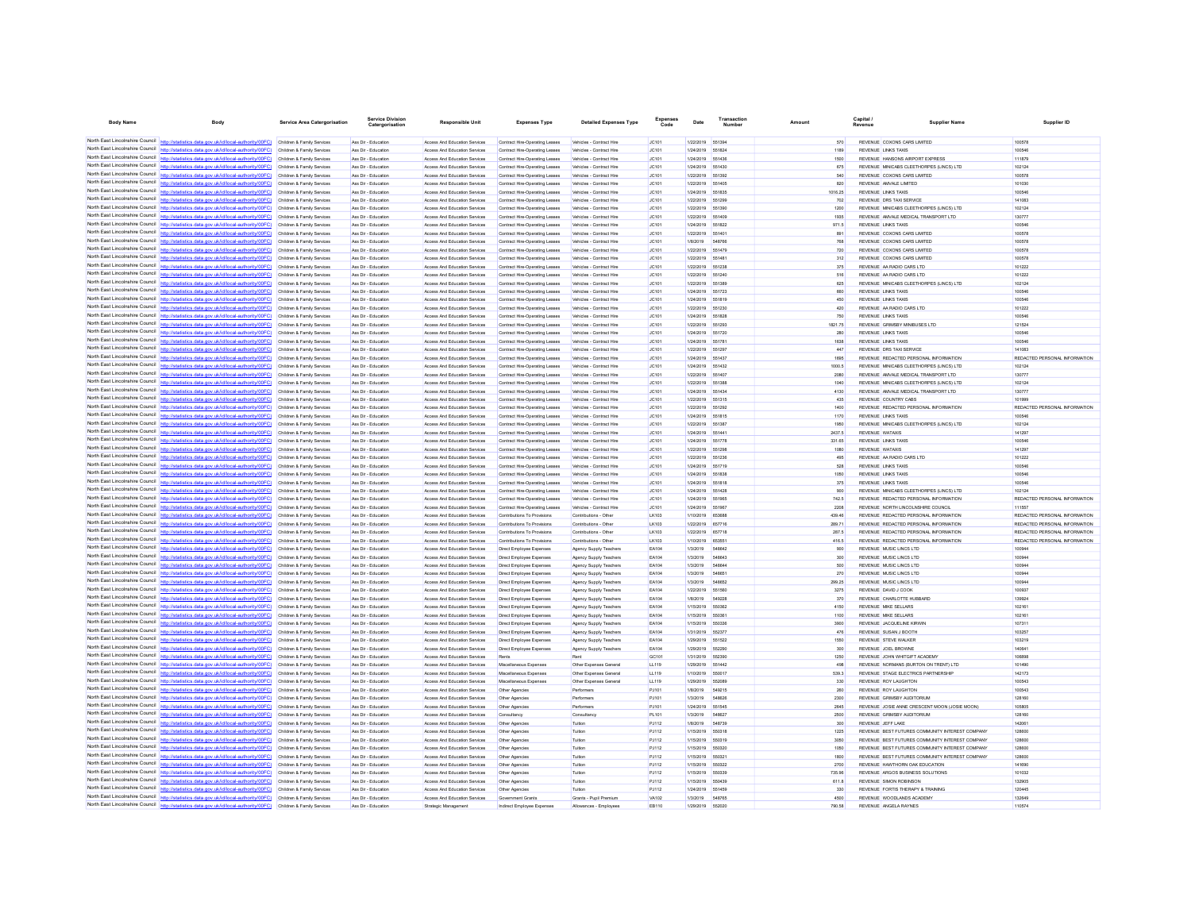| Body Name | Body | Service Area Catergorisation | Service Division Catergorisation | Responsible Unit | Expenses Type | Detailed Expenses Type | Expenses Code | Date | Transaction Number | Amount | Capital / Revenue | Supplier Name | Supplier ID |
|---|---|---|---|---|---|---|---|---|---|---|---|---|---|
| North East Lincolnshire Council | http://statistics.data.gov.uk/id/local-authority/00FC) | Children & Family Services | Ass Dir - Education | Access And Education Services | Contract Hire-Operating Leases | Vehicles - Contract Hire | JC101 | 1/22/2019 | 551394 | 570 | REVENUE | COXONS CARS LIMITED | 100578 |
| North East Lincolnshire Council | http://statistics.data.gov.uk/id/local-authority/00FC) | Children & Family Services | Ass Dir - Education | Access And Education Services | Contract Hire-Operating Leases | Vehicles - Contract Hire | JC101 | 1/24/2019 | 551824 | 1189 | REVENUE | LINKS TAXIS | 100546 |
| North East Lincolnshire Council | http://statistics.data.gov.uk/id/local-authority/00FC) | Children & Family Services | Ass Dir - Education | Access And Education Services | Contract Hire-Operating Leases | Vehicles - Contract Hire | JC101 | 1/24/2019 | 551436 | 1500 | REVENUE | HANSONS AIRPORT EXPRESS | 111879 |
| North East Lincolnshire Council | http://statistics.data.gov.uk/id/local-authority/00FC) | Children & Family Services | Ass Dir - Education | Access And Education Services | Contract Hire-Operating Leases | Vehicles - Contract Hire | JC101 | 1/24/2019 | 551430 | 675 | REVENUE | MINICABS CLEETHORPES (LINCS) LTD | 102124 |
| North East Lincolnshire Council | http://statistics.data.gov.uk/id/local-authority/00FC) | Children & Family Services | Ass Dir - Education | Access And Education Services | Contract Hire-Operating Leases | Vehicles - Contract Hire | JC101 | 1/22/2019 | 551392 | 540 | REVENUE | COXONS CARS LIMITED | 100578 |
| North East Lincolnshire Council | http://statistics.data.gov.uk/id/local-authority/00FC) | Children & Family Services | Ass Dir - Education | Access And Education Services | Contract Hire-Operating Leases | Vehicles - Contract Hire | JC101 | 1/22/2019 | 551405 | 820 | REVENUE | AMVALE LIMITED | 101030 |
| North East Lincolnshire Council | http://statistics.data.gov.uk/id/local-authority/00FC) | Children & Family Services | Ass Dir - Education | Access And Education Services | Contract Hire-Operating Leases | Vehicles - Contract Hire | JC101 | 1/24/2019 | 551835 | 1016.25 | REVENUE | LINKS TAXIS | 100546 |
| North East Lincolnshire Council | http://statistics.data.gov.uk/id/local-authority/00FC) | Children & Family Services | Ass Dir - Education | Access And Education Services | Contract Hire-Operating Leases | Vehicles - Contract Hire | JC101 | 1/22/2019 | 551299 | 702 | REVENUE | DRS TAXI SERVICE | 141083 |
| North East Lincolnshire Council | http://statistics.data.gov.uk/id/local-authority/00FC) | Children & Family Services | Ass Dir - Education | Access And Education Services | Contract Hire-Operating Leases | Vehicles - Contract Hire | JC101 | 1/22/2019 | 551390 | 1200 | REVENUE | MINICABS CLEETHORPES (LINCS) LTD | 102124 |
| North East Lincolnshire Council | http://statistics.data.gov.uk/id/local-authority/00FC) | Children & Family Services | Ass Dir - Education | Access And Education Services | Contract Hire-Operating Leases | Vehicles - Contract Hire | JC101 | 1/22/2019 | 551409 | 1935 | REVENUE | AMVALE MEDICAL TRANSPORT LTD | 130777 |
| North East Lincolnshire Council | http://statistics.data.gov.uk/id/local-authority/00FC) | Children & Family Services | Ass Dir - Education | Access And Education Services | Contract Hire-Operating Leases | Vehicles - Contract Hire | JC101 | 1/24/2019 | 551822 | 971.5 | REVENUE | LINKS TAXIS | 100546 |
| North East Lincolnshire Council | http://statistics.data.gov.uk/id/local-authority/00FC) | Children & Family Services | Ass Dir - Education | Access And Education Services | Contract Hire-Operating Leases | Vehicles - Contract Hire | JC101 | 1/22/2019 | 551401 | 891 | REVENUE | COXONS CARS LIMITED | 100578 |
| North East Lincolnshire Council | http://statistics.data.gov.uk/id/local-authority/00FC) | Children & Family Services | Ass Dir - Education | Access And Education Services | Contract Hire-Operating Leases | Vehicles - Contract Hire | JC101 | 1/8/2019 | 548766 | 768 | REVENUE | COXONS CARS LIMITED | 100578 |
| North East Lincolnshire Council | http://statistics.data.gov.uk/id/local-authority/00FC) | Children & Family Services | Ass Dir - Education | Access And Education Services | Contract Hire-Operating Leases | Vehicles - Contract Hire | JC101 | 1/22/2019 | 551479 | 720 | REVENUE | COXONS CARS LIMITED | 100578 |
| North East Lincolnshire Council | http://statistics.data.gov.uk/id/local-authority/00FC) | Children & Family Services | Ass Dir - Education | Access And Education Services | Contract Hire-Operating Leases | Vehicles - Contract Hire | JC101 | 1/22/2019 | 551481 | 312 | REVENUE | COXONS CARS LIMITED | 100578 |
| North East Lincolnshire Council | http://statistics.data.gov.uk/id/local-authority/00FC) | Children & Family Services | Ass Dir - Education | Access And Education Services | Contract Hire-Operating Leases | Vehicles - Contract Hire | JC101 | 1/22/2019 | 551238 | 375 | REVENUE | AA RADIO CARS LTD | 101222 |
| North East Lincolnshire Council | http://statistics.data.gov.uk/id/local-authority/00FC) | Children & Family Services | Ass Dir - Education | Access And Education Services | Contract Hire-Operating Leases | Vehicles - Contract Hire | JC101 | 1/22/2019 | 551240 | 516 | REVENUE | AA RADIO CARS LTD | 101222 |
| North East Lincolnshire Council | http://statistics.data.gov.uk/id/local-authority/00FC) | Children & Family Services | Ass Dir - Education | Access And Education Services | Contract Hire-Operating Leases | Vehicles - Contract Hire | JC101 | 1/22/2019 | 551389 | 825 | REVENUE | MINICABS CLEETHORPES (LINCS) LTD | 102124 |
| North East Lincolnshire Council | http://statistics.data.gov.uk/id/local-authority/00FC) | Children & Family Services | Ass Dir - Education | Access And Education Services | Contract Hire-Operating Leases | Vehicles - Contract Hire | JC101 | 1/24/2019 | 551723 | 660 | REVENUE | LINKS TAXIS | 100546 |
| North East Lincolnshire Council | http://statistics.data.gov.uk/id/local-authority/00FC) | Children & Family Services | Ass Dir - Education | Access And Education Services | Contract Hire-Operating Leases | Vehicles - Contract Hire | JC101 | 1/24/2019 | 551819 | 450 | REVENUE | LINKS TAXIS | 100546 |
| North East Lincolnshire Council | http://statistics.data.gov.uk/id/local-authority/00FC) | Children & Family Services | Ass Dir - Education | Access And Education Services | Contract Hire-Operating Leases | Vehicles - Contract Hire | JC101 | 1/22/2019 | 551230 | 420 | REVENUE | AA RADIO CARS LTD | 101222 |
| North East Lincolnshire Council | http://statistics.data.gov.uk/id/local-authority/00FC) | Children & Family Services | Ass Dir - Education | Access And Education Services | Contract Hire-Operating Leases | Vehicles - Contract Hire | JC101 | 1/24/2019 | 551828 | 750 | REVENUE | LINKS TAXIS | 100546 |
| North East Lincolnshire Council | http://statistics.data.gov.uk/id/local-authority/00FC) | Children & Family Services | Ass Dir - Education | Access And Education Services | Contract Hire-Operating Leases | Vehicles - Contract Hire | JC101 | 1/22/2019 | 551293 | 1821.75 | REVENUE | GRIMSBY MINIBUSES LTD | 121524 |
| North East Lincolnshire Council | http://statistics.data.gov.uk/id/local-authority/00FC) | Children & Family Services | Ass Dir - Education | Access And Education Services | Contract Hire-Operating Leases | Vehicles - Contract Hire | JC101 | 1/24/2019 | 551720 | 280 | REVENUE | LINKS TAXIS | 100546 |
| North East Lincolnshire Council | http://statistics.data.gov.uk/id/local-authority/00FC) | Children & Family Services | Ass Dir - Education | Access And Education Services | Contract Hire-Operating Leases | Vehicles - Contract Hire | JC101 | 1/24/2019 | 551781 | 1638 | REVENUE | LINKS TAXIS | 100546 |
| North East Lincolnshire Council | http://statistics.data.gov.uk/id/local-authority/00FC) | Children & Family Services | Ass Dir - Education | Access And Education Services | Contract Hire-Operating Leases | Vehicles - Contract Hire | JC101 | 1/22/2019 | 551297 | 447 | REVENUE | DRS TAXI SERVICE | 141083 |
| North East Lincolnshire Council | http://statistics.data.gov.uk/id/local-authority/00FC) | Children & Family Services | Ass Dir - Education | Access And Education Services | Contract Hire-Operating Leases | Vehicles - Contract Hire | JC101 | 1/24/2019 | 551437 | 1895 | REVENUE | REDACTED PERSONAL INFORMATION | REDACTED PERSONAL INFORMATION |
| North East Lincolnshire Council | http://statistics.data.gov.uk/id/local-authority/00FC) | Children & Family Services | Ass Dir - Education | Access And Education Services | Contract Hire-Operating Leases | Vehicles - Contract Hire | JC101 | 1/24/2019 | 551432 | 1000.5 | REVENUE | MINICABS CLEETHORPES (LINCS) LTD | 102124 |
| North East Lincolnshire Council | http://statistics.data.gov.uk/id/local-authority/00FC) | Children & Family Services | Ass Dir - Education | Access And Education Services | Contract Hire-Operating Leases | Vehicles - Contract Hire | JC101 | 1/22/2019 | 551407 | 2080 | REVENUE | AMVALE MEDICAL TRANSPORT LTD | 130777 |
| North East Lincolnshire Council | http://statistics.data.gov.uk/id/local-authority/00FC) | Children & Family Services | Ass Dir - Education | Access And Education Services | Contract Hire-Operating Leases | Vehicles - Contract Hire | JC101 | 1/22/2019 | 551388 | 1040 | REVENUE | MINICABS CLEETHORPES (LINCS) LTD | 102124 |
| North East Lincolnshire Council | http://statistics.data.gov.uk/id/local-authority/00FC) | Children & Family Services | Ass Dir - Education | Access And Education Services | Contract Hire-Operating Leases | Vehicles - Contract Hire | JC101 | 1/24/2019 | 551434 | 4130 | REVENUE | AMVALE MEDICAL TRANSPORT LTD | 130777 |
| North East Lincolnshire Council | http://statistics.data.gov.uk/id/local-authority/00FC) | Children & Family Services | Ass Dir - Education | Access And Education Services | Contract Hire-Operating Leases | Vehicles - Contract Hire | JC101 | 1/22/2019 | 551315 | 435 | REVENUE | COUNTRY CABS | 101999 |
| North East Lincolnshire Council | http://statistics.data.gov.uk/id/local-authority/00FC) | Children & Family Services | Ass Dir - Education | Access And Education Services | Contract Hire-Operating Leases | Vehicles - Contract Hire | JC101 | 1/22/2019 | 551292 | 1400 | REVENUE | REDACTED PERSONAL INFORMATION | REDACTED PERSONAL INFORMATION |
| North East Lincolnshire Council | http://statistics.data.gov.uk/id/local-authority/00FC) | Children & Family Services | Ass Dir - Education | Access And Education Services | Contract Hire-Operating Leases | Vehicles - Contract Hire | JC101 | 1/24/2019 | 551815 | 1170 | REVENUE | LINKS TAXIS | 100546 |
| North East Lincolnshire Council | http://statistics.data.gov.uk/id/local-authority/00FC) | Children & Family Services | Ass Dir - Education | Access And Education Services | Contract Hire-Operating Leases | Vehicles - Contract Hire | JC101 | 1/22/2019 | 551387 | 1950 | REVENUE | MINICABS CLEETHORPES (LINCS) LTD | 102124 |
| North East Lincolnshire Council | http://statistics.data.gov.uk/id/local-authority/00FC) | Children & Family Services | Ass Dir - Education | Access And Education Services | Contract Hire-Operating Leases | Vehicles - Contract Hire | JC101 | 1/24/2019 | 551441 | 2437.5 | REVENUE | WATAXIS | 141297 |
| North East Lincolnshire Council | http://statistics.data.gov.uk/id/local-authority/00FC) | Children & Family Services | Ass Dir - Education | Access And Education Services | Contract Hire-Operating Leases | Vehicles - Contract Hire | JC101 | 1/24/2019 | 551778 | 331.65 | REVENUE | LINKS TAXIS | 100546 |
| North East Lincolnshire Council | http://statistics.data.gov.uk/id/local-authority/00FC) | Children & Family Services | Ass Dir - Education | Access And Education Services | Contract Hire-Operating Leases | Vehicles - Contract Hire | JC101 | 1/22/2019 | 551298 | 1080 | REVENUE | WATAXIS | 141297 |
| North East Lincolnshire Council | http://statistics.data.gov.uk/id/local-authority/00FC) | Children & Family Services | Ass Dir - Education | Access And Education Services | Contract Hire-Operating Leases | Vehicles - Contract Hire | JC101 | 1/22/2019 | 551236 | 495 | REVENUE | AA RADIO CARS LTD | 101222 |
| North East Lincolnshire Council | http://statistics.data.gov.uk/id/local-authority/00FC) | Children & Family Services | Ass Dir - Education | Access And Education Services | Contract Hire-Operating Leases | Vehicles - Contract Hire | JC101 | 1/24/2019 | 551719 | 528 | REVENUE | LINKS TAXIS | 100546 |
| North East Lincolnshire Council | http://statistics.data.gov.uk/id/local-authority/00FC) | Children & Family Services | Ass Dir - Education | Access And Education Services | Contract Hire-Operating Leases | Vehicles - Contract Hire | JC101 | 1/24/2019 | 551838 | 1050 | REVENUE | LINKS TAXIS | 100546 |
| North East Lincolnshire Council | http://statistics.data.gov.uk/id/local-authority/00FC) | Children & Family Services | Ass Dir - Education | Access And Education Services | Contract Hire-Operating Leases | Vehicles - Contract Hire | JC101 | 1/24/2019 | 551818 | 375 | REVENUE | LINKS TAXIS | 100546 |
| North East Lincolnshire Council | http://statistics.data.gov.uk/id/local-authority/00FC) | Children & Family Services | Ass Dir - Education | Access And Education Services | Contract Hire-Operating Leases | Vehicles - Contract Hire | JC101 | 1/24/2019 | 551428 | 900 | REVENUE | MINICABS CLEETHORPES (LINCS) LTD | 102124 |
| North East Lincolnshire Council | http://statistics.data.gov.uk/id/local-authority/00FC) | Children & Family Services | Ass Dir - Education | Access And Education Services | Contract Hire-Operating Leases | Vehicles - Contract Hire | JC101 | 1/24/2019 | 551965 | 742.5 | REVENUE | REDACTED PERSONAL INFORMATION | REDACTED PERSONAL INFORMATION |
| North East Lincolnshire Council | http://statistics.data.gov.uk/id/local-authority/00FC) | Children & Family Services | Ass Dir - Education | Access And Education Services | Contract Hire-Operating Leases | Vehicles - Contract Hire | JC101 | 1/24/2019 | 551967 | 2208 | REVENUE | NORTH LINCOLNSHIRE COUNCIL | 111557 |
| North East Lincolnshire Council | http://statistics.data.gov.uk/id/local-authority/00FC) | Children & Family Services | Ass Dir - Education | Access And Education Services | Contributions To Provisions | Contributions - Other | LK103 | 1/10/2019 | 653688 | 439.46 | REVENUE | REDACTED PERSONAL INFORMATION | REDACTED PERSONAL INFORMATION |
| North East Lincolnshire Council | http://statistics.data.gov.uk/id/local-authority/00FC) | Children & Family Services | Ass Dir - Education | Access And Education Services | Contributions To Provisions | Contributions - Other | LK103 | 1/22/2019 | 657716 | 289.71 | REVENUE | REDACTED PERSONAL INFORMATION | REDACTED PERSONAL INFORMATION |
| North East Lincolnshire Council | http://statistics.data.gov.uk/id/local-authority/00FC) | Children & Family Services | Ass Dir - Education | Access And Education Services | Contributions To Provisions | Contributions - Other | LK103 | 1/22/2019 | 657718 | 287.5 | REVENUE | REDACTED PERSONAL INFORMATION | REDACTED PERSONAL INFORMATION |
| North East Lincolnshire Council | http://statistics.data.gov.uk/id/local-authority/00FC) | Children & Family Services | Ass Dir - Education | Access And Education Services | Contributions To Provisions | Contributions - Other | LK103 | 1/10/2019 | 653851 | 416.5 | REVENUE | REDACTED PERSONAL INFORMATION | REDACTED PERSONAL INFORMATION |
| North East Lincolnshire Council | http://statistics.data.gov.uk/id/local-authority/00FC) | Children & Family Services | Ass Dir - Education | Access And Education Services | Direct Employee Expenses | Agency Supply Teachers | EA104 | 1/3/2019 | 546642 | 900 | REVENUE | MUSIC LINCS LTD | 100944 |
| North East Lincolnshire Council | http://statistics.data.gov.uk/id/local-authority/00FC) | Children & Family Services | Ass Dir - Education | Access And Education Services | Direct Employee Expenses | Agency Supply Teachers | EA104 | 1/3/2019 | 546643 | 300 | REVENUE | MUSIC LINCS LTD | 100944 |
| North East Lincolnshire Council | http://statistics.data.gov.uk/id/local-authority/00FC) | Children & Family Services | Ass Dir - Education | Access And Education Services | Direct Employee Expenses | Agency Supply Teachers | EA104 | 1/3/2019 | 546644 | 500 | REVENUE | MUSIC LINCS LTD | 100944 |
| North East Lincolnshire Council | http://statistics.data.gov.uk/id/local-authority/00FC) | Children & Family Services | Ass Dir - Education | Access And Education Services | Direct Employee Expenses | Agency Supply Teachers | EA104 | 1/3/2019 | 546651 | 270 | REVENUE | MUSIC LINCS LTD | 100944 |
| North East Lincolnshire Council | http://statistics.data.gov.uk/id/local-authority/00FC) | Children & Family Services | Ass Dir - Education | Access And Education Services | Direct Employee Expenses | Agency Supply Teachers | EA104 | 1/3/2019 | 546652 | 299.25 | REVENUE | MUSIC LINCS LTD | 100944 |
| North East Lincolnshire Council | http://statistics.data.gov.uk/id/local-authority/00FC) | Children & Family Services | Ass Dir - Education | Access And Education Services | Direct Employee Expenses | Agency Supply Teachers | EA104 | 1/22/2019 | 551560 | 3275 | REVENUE | DAVID J COOK | 100937 |
| North East Lincolnshire Council | http://statistics.data.gov.uk/id/local-authority/00FC) | Children & Family Services | Ass Dir - Education | Access And Education Services | Direct Employee Expenses | Agency Supply Teachers | EA104 | 1/8/2019 | 549028 | 370 | REVENUE | CHARLOTTE HUBBARD | 139924 |
| North East Lincolnshire Council | http://statistics.data.gov.uk/id/local-authority/00FC) | Children & Family Services | Ass Dir - Education | Access And Education Services | Direct Employee Expenses | Agency Supply Teachers | EA104 | 1/15/2019 | 550362 | 4150 | REVENUE | MIKE SELLARS | 102161 |
| North East Lincolnshire Council | http://statistics.data.gov.uk/id/local-authority/00FC) | Children & Family Services | Ass Dir - Education | Access And Education Services | Direct Employee Expenses | Agency Supply Teachers | EA104 | 1/15/2019 | 550361 | 1100 | REVENUE | MIKE SELLARS | 102161 |
| North East Lincolnshire Council | http://statistics.data.gov.uk/id/local-authority/00FC) | Children & Family Services | Ass Dir - Education | Access And Education Services | Direct Employee Expenses | Agency Supply Teachers | EA104 | 1/15/2019 | 550336 | 3900 | REVENUE | JACQUELINE KIRWIN | 107311 |
| North East Lincolnshire Council | http://statistics.data.gov.uk/id/local-authority/00FC) | Children & Family Services | Ass Dir - Education | Access And Education Services | Direct Employee Expenses | Agency Supply Teachers | EA104 | 1/31/2019 | 552377 | 476 | REVENUE | SUSAN J BOOTH | 103257 |
| North East Lincolnshire Council | http://statistics.data.gov.uk/id/local-authority/00FC) | Children & Family Services | Ass Dir - Education | Access And Education Services | Direct Employee Expenses | Agency Supply Teachers | EA104 | 1/29/2019 | 551522 | 1550 | REVENUE | STEVE WALKER | 103219 |
| North East Lincolnshire Council | http://statistics.data.gov.uk/id/local-authority/00FC) | Children & Family Services | Ass Dir - Education | Access And Education Services | Direct Employee Expenses | Agency Supply Teachers | EA104 | 1/29/2019 | 552290 | 300 | REVENUE | JOEL BROWNE | 140641 |
| North East Lincolnshire Council | http://statistics.data.gov.uk/id/local-authority/00FC) | Children & Family Services | Ass Dir - Education | Access And Education Services | Rents | Rent | GC101 | 1/31/2019 | 552390 | 1250 | REVENUE | JOHN WHITGIFT ACADEMY | 106898 |
| North East Lincolnshire Council | http://statistics.data.gov.uk/id/local-authority/00FC) | Children & Family Services | Ass Dir - Education | Access And Education Services | Miscellaneous Expenses | Other Expenses General | LL119 | 1/29/2019 | 551442 | 498 | REVENUE | NORMANS (BURTON ON TRENT) LTD | 101490 |
| North East Lincolnshire Council | http://statistics.data.gov.uk/id/local-authority/00FC) | Children & Family Services | Ass Dir - Education | Access And Education Services | Miscellaneous Expenses | Other Expenses General | LL119 | 1/10/2019 | 550017 | 539.3 | REVENUE | STAGE ELECTRICS PARTNERSHIP | 142173 |
| North East Lincolnshire Council | http://statistics.data.gov.uk/id/local-authority/00FC) | Children & Family Services | Ass Dir - Education | Access And Education Services | Miscellaneous Expenses | Other Expenses General | LL119 | 1/29/2019 | 552089 | 330 | REVENUE | ROY LAUGHTON | 100543 |
| North East Lincolnshire Council | http://statistics.data.gov.uk/id/local-authority/00FC) | Children & Family Services | Ass Dir - Education | Access And Education Services | Other Agencies | Performers | PJ101 | 1/8/2019 | 549215 | 260 | REVENUE | ROY LAUGHTON | 100543 |
| North East Lincolnshire Council | http://statistics.data.gov.uk/id/local-authority/00FC) | Children & Family Services | Ass Dir - Education | Access And Education Services | Other Agencies | Performers | PJ101 | 1/3/2019 | 546626 | 2300 | REVENUE | GRIMSBY AUDITORIUM | 128160 |
| North East Lincolnshire Council | http://statistics.data.gov.uk/id/local-authority/00FC) | Children & Family Services | Ass Dir - Education | Access And Education Services | Other Agencies | Performers | PJ101 | 1/24/2019 | 551545 | 2645 | REVENUE | JOSIE ANNE CRESCENT MOON (JOSIE MOON) | 105805 |
| North East Lincolnshire Council | http://statistics.data.gov.uk/id/local-authority/00FC) | Children & Family Services | Ass Dir - Education | Access And Education Services | Consultancy | Consultancy | PL101 | 1/3/2019 | 546627 | 2500 | REVENUE | GRIMSBY AUDITORIUM | 128160 |
| North East Lincolnshire Council | http://statistics.data.gov.uk/id/local-authority/00FC) | Children & Family Services | Ass Dir - Education | Access And Education Services | Other Agencies | Tuition | PJ112 | 1/8/2019 | 548739 | 300 | REVENUE | JEFF LAKE | 142061 |
| North East Lincolnshire Council | http://statistics.data.gov.uk/id/local-authority/00FC) | Children & Family Services | Ass Dir - Education | Access And Education Services | Other Agencies | Tuition | PJ112 | 1/15/2019 | 550318 | 1225 | REVENUE | BEST FUTURES COMMUNITY INTEREST COMPANY | 128600 |
| North East Lincolnshire Council | http://statistics.data.gov.uk/id/local-authority/00FC) | Children & Family Services | Ass Dir - Education | Access And Education Services | Other Agencies | Tuition | PJ112 | 1/15/2019 | 550319 | 3050 | REVENUE | BEST FUTURES COMMUNITY INTEREST COMPANY | 128600 |
| North East Lincolnshire Council | http://statistics.data.gov.uk/id/local-authority/00FC) | Children & Family Services | Ass Dir - Education | Access And Education Services | Other Agencies | Tuition | PJ112 | 1/15/2019 | 550320 | 1050 | REVENUE | BEST FUTURES COMMUNITY INTEREST COMPANY | 128600 |
| North East Lincolnshire Council | http://statistics.data.gov.uk/id/local-authority/00FC) | Children & Family Services | Ass Dir - Education | Access And Education Services | Other Agencies | Tuition | PJ112 | 1/15/2019 | 550321 | 1800 | REVENUE | BEST FUTURES COMMUNITY INTEREST COMPANY | 128600 |
| North East Lincolnshire Council | http://statistics.data.gov.uk/id/local-authority/00FC) | Children & Family Services | Ass Dir - Education | Access And Education Services | Other Agencies | Tuition | PJ112 | 1/15/2019 | 550322 | 2700 | REVENUE | HAWTHORN OAK EDUCATION | 141690 |
| North East Lincolnshire Council | http://statistics.data.gov.uk/id/local-authority/00FC) | Children & Family Services | Ass Dir - Education | Access And Education Services | Other Agencies | Tuition | PJ112 | 1/15/2019 | 550339 | 735.96 | REVENUE | ARGOS BUSINESS SOLUTIONS | 101032 |
| North East Lincolnshire Council | http://statistics.data.gov.uk/id/local-authority/00FC) | Children & Family Services | Ass Dir - Education | Access And Education Services | Other Agencies | Tuition | PJ112 | 1/15/2019 | 550439 | 611.8 | REVENUE | SIMON ROBINSON | 132903 |
| North East Lincolnshire Council | http://statistics.data.gov.uk/id/local-authority/00FC) | Children & Family Services | Ass Dir - Education | Access And Education Services | Other Agencies | Tuition | PJ112 | 1/24/2019 | 551459 | 330 | REVENUE | FORTIS THERAPY & TRAINING | 120445 |
| North East Lincolnshire Council | http://statistics.data.gov.uk/id/local-authority/00FC) | Children & Family Services | Ass Dir - Education | Access And Education Services | Government Grants | Grants - Pupil Premium | VA102 | 1/3/2019 | 546765 | 4500 | REVENUE | WOODLANDS ACADEMY | 132649 |
| North East Lincolnshire Council | http://statistics.data.gov.uk/id/local-authority/00FC) | Children & Family Services | Ass Dir - Education | Strategic Management | Indirect Employee Expenses | Allowances - Employees | EB110 | 1/29/2019 | 552020 | 790.58 | REVENUE | ANGELA RAYNES | 110574 |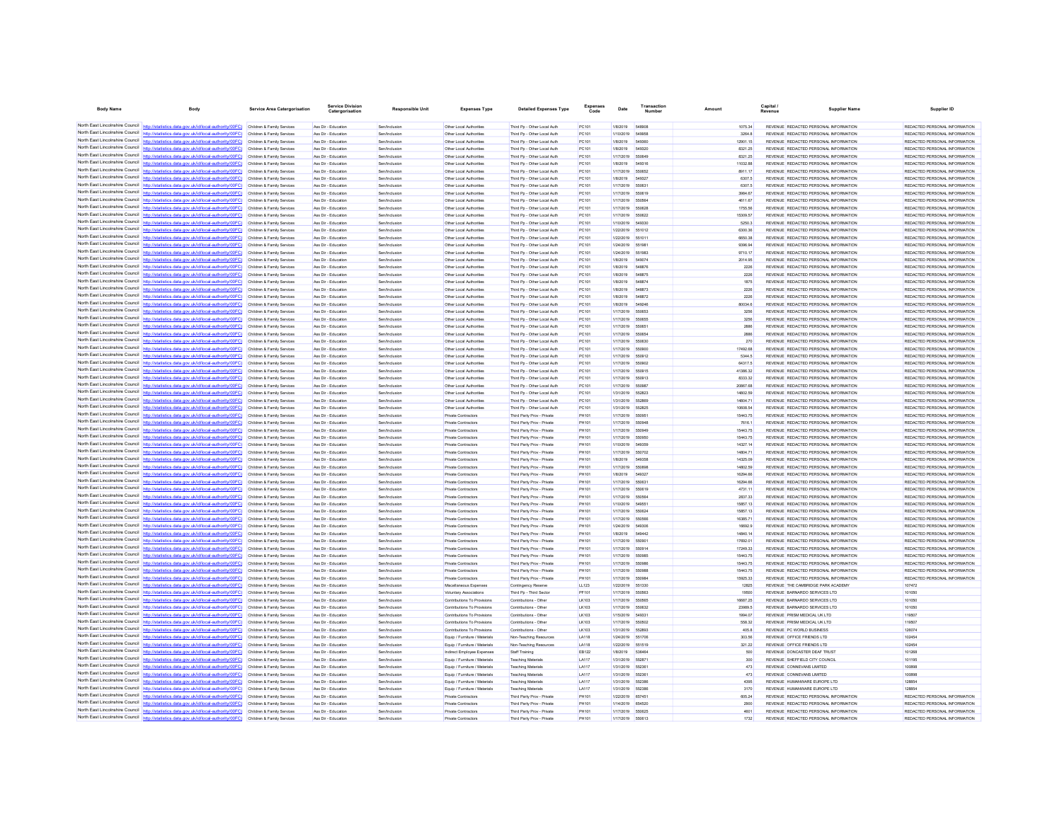| Body Name | Body | Service Area Catergorisation | Service Division Catergorisation | Responsible Unit | Expenses Type | Detailed Expenses Type | Expenses Code | Date | Transaction Number | Amount | Capital / Revenue | Supplier Name | Supplier ID |
|---|---|---|---|---|---|---|---|---|---|---|---|---|---|
| North East Lincolnshire Council | http://statistics.data.gov.uk/id/local-authority/00FC | Children & Family Services | Ass Dir - Education | Sen/Inclusion | Other Local Authorities | Third Pp - Other Local Auth | PC101 | 1/8/2019 | 548908 | 1075.34 | REVENUE | REDACTED PERSONAL INFORMATION | REDACTED PERSONAL INFORMATION |
| North East Lincolnshire Council | http://statistics.data.gov.uk/id/local-authority/00FC | Children & Family Services | Ass Dir - Education | Sen/Inclusion | Other Local Authorities | Third Pp - Other Local Auth | PC101 | 1/10/2019 | 549658 | 3264.8 | REVENUE | REDACTED PERSONAL INFORMATION | REDACTED PERSONAL INFORMATION |
| North East Lincolnshire Council | http://statistics.data.gov.uk/id/local-authority/00FC | Children & Family Services | Ass Dir - Education | Sen/Inclusion | Other Local Authorities | Third Pp - Other Local Auth | PC101 | 1/8/2019 | 549060 | 12901.15 | REVENUE | REDACTED PERSONAL INFORMATION | REDACTED PERSONAL INFORMATION |
| North East Lincolnshire Council | http://statistics.data.gov.uk/id/local-authority/00FC | Children & Family Services | Ass Dir - Education | Sen/Inclusion | Other Local Authorities | Third Pp - Other Local Auth | PC101 | 1/8/2019 | 549020 | 8321.25 | REVENUE | REDACTED PERSONAL INFORMATION | REDACTED PERSONAL INFORMATION |
| North East Lincolnshire Council | http://statistics.data.gov.uk/id/local-authority/00FC | Children & Family Services | Ass Dir - Education | Sen/Inclusion | Other Local Authorities | Third Pp - Other Local Auth | PC101 | 1/17/2019 | 550649 | 8321.25 | REVENUE | REDACTED PERSONAL INFORMATION | REDACTED PERSONAL INFORMATION |
| North East Lincolnshire Council | http://statistics.data.gov.uk/id/local-authority/00FC | Children & Family Services | Ass Dir - Education | Sen/Inclusion | Other Local Authorities | Third Pp - Other Local Auth | PC101 | 1/8/2019 | 549016 | 11032.88 | REVENUE | REDACTED PERSONAL INFORMATION | REDACTED PERSONAL INFORMATION |
| North East Lincolnshire Council | http://statistics.data.gov.uk/id/local-authority/00FC | Children & Family Services | Ass Dir - Education | Sen/Inclusion | Other Local Authorities | Third Pp - Other Local Auth | PC101 | 1/17/2019 | 550652 | 8911.17 | REVENUE | REDACTED PERSONAL INFORMATION | REDACTED PERSONAL INFORMATION |
| North East Lincolnshire Council | http://statistics.data.gov.uk/id/local-authority/00FC | Children & Family Services | Ass Dir - Education | Sen/Inclusion | Other Local Authorities | Third Pp - Other Local Auth | PC101 | 1/8/2019 | 549327 | 6307.5 | REVENUE | REDACTED PERSONAL INFORMATION | REDACTED PERSONAL INFORMATION |
| North East Lincolnshire Council | http://statistics.data.gov.uk/id/local-authority/00FC | Children & Family Services | Ass Dir - Education | Sen/Inclusion | Other Local Authorities | Third Pp - Other Local Auth | PC101 | 1/17/2019 | 550631 | 6307.5 | REVENUE | REDACTED PERSONAL INFORMATION | REDACTED PERSONAL INFORMATION |
| North East Lincolnshire Council | http://statistics.data.gov.uk/id/local-authority/00FC | Children & Family Services | Ass Dir - Education | Sen/Inclusion | Other Local Authorities | Third Pp - Other Local Auth | PC101 | 1/17/2019 | 550619 | 3984.67 | REVENUE | REDACTED PERSONAL INFORMATION | REDACTED PERSONAL INFORMATION |
| North East Lincolnshire Council | http://statistics.data.gov.uk/id/local-authority/00FC | Children & Family Services | Ass Dir - Education | Sen/Inclusion | Other Local Authorities | Third Pp - Other Local Auth | PC101 | 1/17/2019 | 550564 | 4611.67 | REVENUE | REDACTED PERSONAL INFORMATION | REDACTED PERSONAL INFORMATION |
| North East Lincolnshire Council | http://statistics.data.gov.uk/id/local-authority/00FC | Children & Family Services | Ass Dir - Education | Sen/Inclusion | Other Local Authorities | Third Pp - Other Local Auth | PC101 | 1/17/2019 | 550628 | 1755.56 | REVENUE | REDACTED PERSONAL INFORMATION | REDACTED PERSONAL INFORMATION |
| North East Lincolnshire Council | http://statistics.data.gov.uk/id/local-authority/00FC | Children & Family Services | Ass Dir - Education | Sen/Inclusion | Other Local Authorities | Third Pp - Other Local Auth | PC101 | 1/17/2019 | 550622 | 15309.57 | REVENUE | REDACTED PERSONAL INFORMATION | REDACTED PERSONAL INFORMATION |
| North East Lincolnshire Council | http://statistics.data.gov.uk/id/local-authority/00FC | Children & Family Services | Ass Dir - Education | Sen/Inclusion | Other Local Authorities | Third Pp - Other Local Auth | PC101 | 1/10/2019 | 549030 | 5250.3 | REVENUE | REDACTED PERSONAL INFORMATION | REDACTED PERSONAL INFORMATION |
| North East Lincolnshire Council | http://statistics.data.gov.uk/id/local-authority/00FC | Children & Family Services | Ass Dir - Education | Sen/Inclusion | Other Local Authorities | Third Pp - Other Local Auth | PC101 | 1/22/2019 | 551012 | 6300.36 | REVENUE | REDACTED PERSONAL INFORMATION | REDACTED PERSONAL INFORMATION |
| North East Lincolnshire Council | http://statistics.data.gov.uk/id/local-authority/00FC | Children & Family Services | Ass Dir - Education | Sen/Inclusion | Other Local Authorities | Third Pp - Other Local Auth | PC101 | 1/22/2019 | 551011 | 6650.38 | REVENUE | REDACTED PERSONAL INFORMATION | REDACTED PERSONAL INFORMATION |
| North East Lincolnshire Council | http://statistics.data.gov.uk/id/local-authority/00FC | Children & Family Services | Ass Dir - Education | Sen/Inclusion | Other Local Authorities | Third Pp - Other Local Auth | PC101 | 1/24/2019 | 551981 | 9396.94 | REVENUE | REDACTED PERSONAL INFORMATION | REDACTED PERSONAL INFORMATION |
| North East Lincolnshire Council | http://statistics.data.gov.uk/id/local-authority/00FC | Children & Family Services | Ass Dir - Education | Sen/Inclusion | Other Local Authorities | Third Pp - Other Local Auth | PC101 | 1/24/2019 | 551983 | 9710.17 | REVENUE | REDACTED PERSONAL INFORMATION | REDACTED PERSONAL INFORMATION |
| North East Lincolnshire Council | http://statistics.data.gov.uk/id/local-authority/00FC | Children & Family Services | Ass Dir - Education | Sen/Inclusion | Other Local Authorities | Third Pp - Other Local Auth | PC101 | 1/8/2019 | 549074 | 2014.95 | REVENUE | REDACTED PERSONAL INFORMATION | REDACTED PERSONAL INFORMATION |
| North East Lincolnshire Council | http://statistics.data.gov.uk/id/local-authority/00FC | Children & Family Services | Ass Dir - Education | Sen/Inclusion | Other Local Authorities | Third Pp - Other Local Auth | PC101 | 1/8/2019 | 548876 | 2226 | REVENUE | REDACTED PERSONAL INFORMATION | REDACTED PERSONAL INFORMATION |
| North East Lincolnshire Council | http://statistics.data.gov.uk/id/local-authority/00FC | Children & Family Services | Ass Dir - Education | Sen/Inclusion | Other Local Authorities | Third Pp - Other Local Auth | PC101 | 1/8/2019 | 548875 | 2226 | REVENUE | REDACTED PERSONAL INFORMATION | REDACTED PERSONAL INFORMATION |
| North East Lincolnshire Council | http://statistics.data.gov.uk/id/local-authority/00FC | Children & Family Services | Ass Dir - Education | Sen/Inclusion | Other Local Authorities | Third Pp - Other Local Auth | PC101 | 1/8/2019 | 548874 | 1875 | REVENUE | REDACTED PERSONAL INFORMATION | REDACTED PERSONAL INFORMATION |
| North East Lincolnshire Council | http://statistics.data.gov.uk/id/local-authority/00FC | Children & Family Services | Ass Dir - Education | Sen/Inclusion | Other Local Authorities | Third Pp - Other Local Auth | PC101 | 1/8/2019 | 548873 | 2226 | REVENUE | REDACTED PERSONAL INFORMATION | REDACTED PERSONAL INFORMATION |
| North East Lincolnshire Council | http://statistics.data.gov.uk/id/local-authority/00FC | Children & Family Services | Ass Dir - Education | Sen/Inclusion | Other Local Authorities | Third Pp - Other Local Auth | PC101 | 1/8/2019 | 548872 | 2226 | REVENUE | REDACTED PERSONAL INFORMATION | REDACTED PERSONAL INFORMATION |
| North East Lincolnshire Council | http://statistics.data.gov.uk/id/local-authority/00FC | Children & Family Services | Ass Dir - Education | Sen/Inclusion | Other Local Authorities | Third Pp - Other Local Auth | PC101 | 1/8/2019 | 549046 | 80034.6 | REVENUE | REDACTED PERSONAL INFORMATION | REDACTED PERSONAL INFORMATION |
| North East Lincolnshire Council | http://statistics.data.gov.uk/id/local-authority/00FC | Children & Family Services | Ass Dir - Education | Sen/Inclusion | Other Local Authorities | Third Pp - Other Local Auth | PC101 | 1/17/2019 | 550653 | 3256 | REVENUE | REDACTED PERSONAL INFORMATION | REDACTED PERSONAL INFORMATION |
| North East Lincolnshire Council | http://statistics.data.gov.uk/id/local-authority/00FC | Children & Family Services | Ass Dir - Education | Sen/Inclusion | Other Local Authorities | Third Pp - Other Local Auth | PC101 | 1/17/2019 | 550655 | 3256 | REVENUE | REDACTED PERSONAL INFORMATION | REDACTED PERSONAL INFORMATION |
| North East Lincolnshire Council | http://statistics.data.gov.uk/id/local-authority/00FC | Children & Family Services | Ass Dir - Education | Sen/Inclusion | Other Local Authorities | Third Pp - Other Local Auth | PC101 | 1/17/2019 | 550651 | 2886 | REVENUE | REDACTED PERSONAL INFORMATION | REDACTED PERSONAL INFORMATION |
| North East Lincolnshire Council | http://statistics.data.gov.uk/id/local-authority/00FC | Children & Family Services | Ass Dir - Education | Sen/Inclusion | Other Local Authorities | Third Pp - Other Local Auth | PC101 | 1/17/2019 | 550654 | 2886 | REVENUE | REDACTED PERSONAL INFORMATION | REDACTED PERSONAL INFORMATION |
| North East Lincolnshire Council | http://statistics.data.gov.uk/id/local-authority/00FC | Children & Family Services | Ass Dir - Education | Sen/Inclusion | Other Local Authorities | Third Pp - Other Local Auth | PC101 | 1/17/2019 | 550630 | 270 | REVENUE | REDACTED PERSONAL INFORMATION | REDACTED PERSONAL INFORMATION |
| North East Lincolnshire Council | http://statistics.data.gov.uk/id/local-authority/00FC | Children & Family Services | Ass Dir - Education | Sen/Inclusion | Other Local Authorities | Third Pp - Other Local Auth | PC101 | 1/17/2019 | 550900 | 17462.68 | REVENUE | REDACTED PERSONAL INFORMATION | REDACTED PERSONAL INFORMATION |
| North East Lincolnshire Council | http://statistics.data.gov.uk/id/local-authority/00FC | Children & Family Services | Ass Dir - Education | Sen/Inclusion | Other Local Authorities | Third Pp - Other Local Auth | PC101 | 1/17/2019 | 550912 | 5344.5 | REVENUE | REDACTED PERSONAL INFORMATION | REDACTED PERSONAL INFORMATION |
| North East Lincolnshire Council | http://statistics.data.gov.uk/id/local-authority/00FC | Children & Family Services | Ass Dir - Education | Sen/Inclusion | Other Local Authorities | Third Pp - Other Local Auth | PC101 | 1/17/2019 | 550902 | 64317.5 | REVENUE | REDACTED PERSONAL INFORMATION | REDACTED PERSONAL INFORMATION |
| North East Lincolnshire Council | http://statistics.data.gov.uk/id/local-authority/00FC | Children & Family Services | Ass Dir - Education | Sen/Inclusion | Other Local Authorities | Third Pp - Other Local Auth | PC101 | 1/17/2019 | 550915 | 41386.32 | REVENUE | REDACTED PERSONAL INFORMATION | REDACTED PERSONAL INFORMATION |
| North East Lincolnshire Council | http://statistics.data.gov.uk/id/local-authority/00FC | Children & Family Services | Ass Dir - Education | Sen/Inclusion | Other Local Authorities | Third Pp - Other Local Auth | PC101 | 1/17/2019 | 550913 | 8333.32 | REVENUE | REDACTED PERSONAL INFORMATION | REDACTED PERSONAL INFORMATION |
| North East Lincolnshire Council | http://statistics.data.gov.uk/id/local-authority/00FC | Children & Family Services | Ass Dir - Education | Sen/Inclusion | Other Local Authorities | Third Pp - Other Local Auth | PC101 | 1/17/2019 | 550987 | 20867.68 | REVENUE | REDACTED PERSONAL INFORMATION | REDACTED PERSONAL INFORMATION |
| North East Lincolnshire Council | http://statistics.data.gov.uk/id/local-authority/00FC | Children & Family Services | Ass Dir - Education | Sen/Inclusion | Other Local Authorities | Third Pp - Other Local Auth | PC101 | 1/31/2019 | 552823 | 14802.59 | REVENUE | REDACTED PERSONAL INFORMATION | REDACTED PERSONAL INFORMATION |
| North East Lincolnshire Council | http://statistics.data.gov.uk/id/local-authority/00FC | Children & Family Services | Ass Dir - Education | Sen/Inclusion | Other Local Authorities | Third Pp - Other Local Auth | PC101 | 1/31/2019 | 552869 | 14804.71 | REVENUE | REDACTED PERSONAL INFORMATION | REDACTED PERSONAL INFORMATION |
| North East Lincolnshire Council | http://statistics.data.gov.uk/id/local-authority/00FC | Children & Family Services | Ass Dir - Education | Sen/Inclusion | Other Local Authorities | Third Pp - Other Local Auth | PC101 | 1/31/2019 | 552825 | 10608.54 | REVENUE | REDACTED PERSONAL INFORMATION | REDACTED PERSONAL INFORMATION |
| North East Lincolnshire Council | http://statistics.data.gov.uk/id/local-authority/00FC | Children & Family Services | Ass Dir - Education | Sen/Inclusion | Private Contractors | Third Party Prov - Private | PH101 | 1/17/2019 | 550951 | 15443.75 | REVENUE | REDACTED PERSONAL INFORMATION | REDACTED PERSONAL INFORMATION |
| North East Lincolnshire Council | http://statistics.data.gov.uk/id/local-authority/00FC | Children & Family Services | Ass Dir - Education | Sen/Inclusion | Private Contractors | Third Party Prov - Private | PH101 | 1/17/2019 | 550948 | 7616.1 | REVENUE | REDACTED PERSONAL INFORMATION | REDACTED PERSONAL INFORMATION |
| North East Lincolnshire Council | http://statistics.data.gov.uk/id/local-authority/00FC | Children & Family Services | Ass Dir - Education | Sen/Inclusion | Private Contractors | Third Party Prov - Private | PH101 | 1/17/2019 | 550949 | 15443.75 | REVENUE | REDACTED PERSONAL INFORMATION | REDACTED PERSONAL INFORMATION |
| North East Lincolnshire Council | http://statistics.data.gov.uk/id/local-authority/00FC | Children & Family Services | Ass Dir - Education | Sen/Inclusion | Private Contractors | Third Party Prov - Private | PH101 | 1/17/2019 | 550950 | 15443.75 | REVENUE | REDACTED PERSONAL INFORMATION | REDACTED PERSONAL INFORMATION |
| North East Lincolnshire Council | http://statistics.data.gov.uk/id/local-authority/00FC | Children & Family Services | Ass Dir - Education | Sen/Inclusion | Private Contractors | Third Party Prov - Private | PH101 | 1/10/2019 | 549359 | 14327.14 | REVENUE | REDACTED PERSONAL INFORMATION | REDACTED PERSONAL INFORMATION |
| North East Lincolnshire Council | http://statistics.data.gov.uk/id/local-authority/00FC | Children & Family Services | Ass Dir - Education | Sen/Inclusion | Private Contractors | Third Party Prov - Private | PH101 | 1/17/2019 | 550702 | 14804.71 | REVENUE | REDACTED PERSONAL INFORMATION | REDACTED PERSONAL INFORMATION |
| North East Lincolnshire Council | http://statistics.data.gov.uk/id/local-authority/00FC | Children & Family Services | Ass Dir - Education | Sen/Inclusion | Private Contractors | Third Party Prov - Private | PH101 | 1/8/2019 | 549358 | 14325.09 | REVENUE | REDACTED PERSONAL INFORMATION | REDACTED PERSONAL INFORMATION |
| North East Lincolnshire Council | http://statistics.data.gov.uk/id/local-authority/00FC | Children & Family Services | Ass Dir - Education | Sen/Inclusion | Private Contractors | Third Party Prov - Private | PH101 | 1/17/2019 | 550898 | 14802.59 | REVENUE | REDACTED PERSONAL INFORMATION | REDACTED PERSONAL INFORMATION |
| North East Lincolnshire Council | http://statistics.data.gov.uk/id/local-authority/00FC | Children & Family Services | Ass Dir - Education | Sen/Inclusion | Private Contractors | Third Party Prov - Private | PH101 | 1/8/2019 | 549327 | 16294.66 | REVENUE | REDACTED PERSONAL INFORMATION | REDACTED PERSONAL INFORMATION |
| North East Lincolnshire Council | http://statistics.data.gov.uk/id/local-authority/00FC | Children & Family Services | Ass Dir - Education | Sen/Inclusion | Private Contractors | Third Party Prov - Private | PH101 | 1/17/2019 | 550631 | 16294.66 | REVENUE | REDACTED PERSONAL INFORMATION | REDACTED PERSONAL INFORMATION |
| North East Lincolnshire Council | http://statistics.data.gov.uk/id/local-authority/00FC | Children & Family Services | Ass Dir - Education | Sen/Inclusion | Private Contractors | Third Party Prov - Private | PH101 | 1/17/2019 | 550619 | 4731.11 | REVENUE | REDACTED PERSONAL INFORMATION | REDACTED PERSONAL INFORMATION |
| North East Lincolnshire Council | http://statistics.data.gov.uk/id/local-authority/00FC | Children & Family Services | Ass Dir - Education | Sen/Inclusion | Private Contractors | Third Party Prov - Private | PH101 | 1/17/2019 | 550564 | 2837.33 | REVENUE | REDACTED PERSONAL INFORMATION | REDACTED PERSONAL INFORMATION |
| North East Lincolnshire Council | http://statistics.data.gov.uk/id/local-authority/00FC | Children & Family Services | Ass Dir - Education | Sen/Inclusion | Private Contractors | Third Party Prov - Private | PH101 | 1/10/2019 | 549551 | 15857.13 | REVENUE | REDACTED PERSONAL INFORMATION | REDACTED PERSONAL INFORMATION |
| North East Lincolnshire Council | http://statistics.data.gov.uk/id/local-authority/00FC | Children & Family Services | Ass Dir - Education | Sen/Inclusion | Private Contractors | Third Party Prov - Private | PH101 | 1/17/2019 | 550624 | 15857.13 | REVENUE | REDACTED PERSONAL INFORMATION | REDACTED PERSONAL INFORMATION |
| North East Lincolnshire Council | http://statistics.data.gov.uk/id/local-authority/00FC | Children & Family Services | Ass Dir - Education | Sen/Inclusion | Private Contractors | Third Party Prov - Private | PH101 | 1/17/2019 | 550566 | 16385.71 | REVENUE | REDACTED PERSONAL INFORMATION | REDACTED PERSONAL INFORMATION |
| North East Lincolnshire Council | http://statistics.data.gov.uk/id/local-authority/00FC | Children & Family Services | Ass Dir - Education | Sen/Inclusion | Private Contractors | Third Party Prov - Private | PH101 | 1/24/2019 | 549306 | 16692.9 | REVENUE | REDACTED PERSONAL INFORMATION | REDACTED PERSONAL INFORMATION |
| North East Lincolnshire Council | http://statistics.data.gov.uk/id/local-authority/00FC | Children & Family Services | Ass Dir - Education | Sen/Inclusion | Private Contractors | Third Party Prov - Private | PH101 | 1/8/2019 | 549442 | 14840.14 | REVENUE | REDACTED PERSONAL INFORMATION | REDACTED PERSONAL INFORMATION |
| North East Lincolnshire Council | http://statistics.data.gov.uk/id/local-authority/00FC | Children & Family Services | Ass Dir - Education | Sen/Inclusion | Private Contractors | Third Party Prov - Private | PH101 | 1/17/2019 | 550901 | 17692.01 | REVENUE | REDACTED PERSONAL INFORMATION | REDACTED PERSONAL INFORMATION |
| North East Lincolnshire Council | http://statistics.data.gov.uk/id/local-authority/00FC | Children & Family Services | Ass Dir - Education | Sen/Inclusion | Private Contractors | Third Party Prov - Private | PH101 | 1/17/2019 | 550914 | 17249.33 | REVENUE | REDACTED PERSONAL INFORMATION | REDACTED PERSONAL INFORMATION |
| North East Lincolnshire Council | http://statistics.data.gov.uk/id/local-authority/00FC | Children & Family Services | Ass Dir - Education | Sen/Inclusion | Private Contractors | Third Party Prov - Private | PH101 | 1/17/2019 | 550985 | 15443.75 | REVENUE | REDACTED PERSONAL INFORMATION | REDACTED PERSONAL INFORMATION |
| North East Lincolnshire Council | http://statistics.data.gov.uk/id/local-authority/00FC | Children & Family Services | Ass Dir - Education | Sen/Inclusion | Private Contractors | Third Party Prov - Private | PH101 | 1/17/2019 | 550986 | 15443.75 | REVENUE | REDACTED PERSONAL INFORMATION | REDACTED PERSONAL INFORMATION |
| North East Lincolnshire Council | http://statistics.data.gov.uk/id/local-authority/00FC | Children & Family Services | Ass Dir - Education | Sen/Inclusion | Private Contractors | Third Party Prov - Private | PH101 | 1/17/2019 | 550988 | 15443.75 | REVENUE | REDACTED PERSONAL INFORMATION | REDACTED PERSONAL INFORMATION |
| North East Lincolnshire Council | http://statistics.data.gov.uk/id/local-authority/00FC | Children & Family Services | Ass Dir - Education | Sen/Inclusion | Private Contractors | Third Party Prov - Private | PH101 | 1/17/2019 | 550984 | 15925.33 | REVENUE | REDACTED PERSONAL INFORMATION | REDACTED PERSONAL INFORMATION |
| North East Lincolnshire Council | http://statistics.data.gov.uk/id/local-authority/00FC | Children & Family Services | Ass Dir - Education | Sen/Inclusion | Miscellaneous Expenses | Contingency Reserve | LL123 | 1/22/2019 | 551330 | 12825 | REVENUE | THE CAMBRIDGE PARK ACADEMY | 107472 |
| North East Lincolnshire Council | http://statistics.data.gov.uk/id/local-authority/00FC | Children & Family Services | Ass Dir - Education | Sen/Inclusion | Voluntary Associations | Third Pp - Third Sector | PF101 | 1/17/2019 | 550563 | 19500 | REVENUE | BARNARDO SERVICES LTD | 101050 |
| North East Lincolnshire Council | http://statistics.data.gov.uk/id/local-authority/00FC | Children & Family Services | Ass Dir - Education | Sen/Inclusion | Contributions To Provisions | Contributions - Other | LK103 | 1/17/2019 | 550565 | 16687.25 | REVENUE | BARNARDO SERVICES LTD | 101050 |
| North East Lincolnshire Council | http://statistics.data.gov.uk/id/local-authority/00FC | Children & Family Services | Ass Dir - Education | Sen/Inclusion | Contributions To Provisions | Contributions - Other | LK103 | 1/17/2019 | 550632 | 23989.5 | REVENUE | BARNARDO SERVICES LTD | 101050 |
| North East Lincolnshire Council | http://statistics.data.gov.uk/id/local-authority/00FC | Children & Family Services | Ass Dir - Education | Sen/Inclusion | Contributions To Provisions | Contributions - Other | LK103 | 1/15/2019 | 549331 | 1994.07 | REVENUE | PRISM MEDICAL UK LTD | 119507 |
| North East Lincolnshire Council | http://statistics.data.gov.uk/id/local-authority/00FC | Children & Family Services | Ass Dir - Education | Sen/Inclusion | Contributions To Provisions | Contributions - Other | LK103 | 1/17/2019 | 550502 | 556.32 | REVENUE | PRISM MEDICAL UK LTD | 119507 |
| North East Lincolnshire Council | http://statistics.data.gov.uk/id/local-authority/00FC | Children & Family Services | Ass Dir - Education | Sen/Inclusion | Contributions To Provisions | Contributions - Other | LK103 | 1/31/2019 | 552893 | 405.8 | REVENUE | PC WORLD BUSINESS | 126074 |
| North East Lincolnshire Council | http://statistics.data.gov.uk/id/local-authority/00FC | Children & Family Services | Ass Dir - Education | Sen/Inclusion | Equip / Furniture / Materials | Non-Teaching Resources | LA118 | 1/24/2019 | 551706 | 303.56 | REVENUE | OFFICE FRIENDS LTD | 102454 |
| North East Lincolnshire Council | http://statistics.data.gov.uk/id/local-authority/00FC | Children & Family Services | Ass Dir - Education | Sen/Inclusion | Equip / Furniture / Materials | Non-Teaching Resources | LA118 | 1/22/2019 | 551519 | 321.22 | REVENUE | OFFICE FRIENDS LTD | 102454 |
| North East Lincolnshire Council | http://statistics.data.gov.uk/id/local-authority/00FC | Children & Family Services | Ass Dir - Education | Sen/Inclusion | Indirect Employee Expenses | Staff Training | EB122 | 1/8/2019 | 536464 | 500 | REVENUE | DONCASTER DEAF TRUST | 101268 |
| North East Lincolnshire Council | http://statistics.data.gov.uk/id/local-authority/00FC | Children & Family Services | Ass Dir - Education | Sen/Inclusion | Equip / Furniture / Materials | Teaching Materials | LA117 | 1/31/2019 | 552871 | 300 | REVENUE | SHEFFIELD CITY COUNCIL | 101195 |
| North East Lincolnshire Council | http://statistics.data.gov.uk/id/local-authority/00FC | Children & Family Services | Ass Dir - Education | Sen/Inclusion | Equip / Furniture / Materials | Teaching Materials | LA117 | 1/31/2019 | 552361 | 473 | REVENUE | CONNEVANS LIMITED | 100898 |
| North East Lincolnshire Council | http://statistics.data.gov.uk/id/local-authority/00FC | Children & Family Services | Ass Dir - Education | Sen/Inclusion | Equip / Furniture / Materials | Teaching Materials | LA117 | 1/31/2019 | 552361 | 473 | REVENUE | CONNEVANS LIMITED | 100898 |
| North East Lincolnshire Council | http://statistics.data.gov.uk/id/local-authority/00FC | Children & Family Services | Ass Dir - Education | Sen/Inclusion | Equip / Furniture / Materials | Teaching Materials | LA117 | 1/31/2019 | 552386 | 4395 | REVENUE | HUMANWARE EUROPE LTD | 128854 |
| North East Lincolnshire Council | http://statistics.data.gov.uk/id/local-authority/00FC | Children & Family Services | Ass Dir - Education | Sen/Inclusion | Equip / Furniture / Materials | Teaching Materials | LA117 | 1/31/2019 | 552386 | 3170 | REVENUE | HUMANWARE EUROPE LTD | 128854 |
| North East Lincolnshire Council | http://statistics.data.gov.uk/id/local-authority/00FC | Children & Family Services | Ass Dir - Education | Sen/Inclusion | Private Contractors | Third Party Prov - Private | PH101 | 1/22/2019 | 657451 | 605.24 | REVENUE | REDACTED PERSONAL INFORMATION | REDACTED PERSONAL INFORMATION |
| North East Lincolnshire Council | http://statistics.data.gov.uk/id/local-authority/00FC | Children & Family Services | Ass Dir - Education | Sen/Inclusion | Private Contractors | Third Party Prov - Private | PH101 | 1/14/2019 | 654520 | 2900 | REVENUE | REDACTED PERSONAL INFORMATION | REDACTED PERSONAL INFORMATION |
| North East Lincolnshire Council | http://statistics.data.gov.uk/id/local-authority/00FC | Children & Family Services | Ass Dir - Education | Sen/Inclusion | Private Contractors | Third Party Prov - Private | PH101 | 1/17/2019 | 550625 | 4801 | REVENUE | REDACTED PERSONAL INFORMATION | REDACTED PERSONAL INFORMATION |
| North East Lincolnshire Council | http://statistics.data.gov.uk/id/local-authority/00FC | Children & Family Services | Ass Dir - Education | Sen/Inclusion | Private Contractors | Third Party Prov - Private | PH101 | 1/17/2019 | 550613 | 1732 | REVENUE | REDACTED PERSONAL INFORMATION | REDACTED PERSONAL INFORMATION |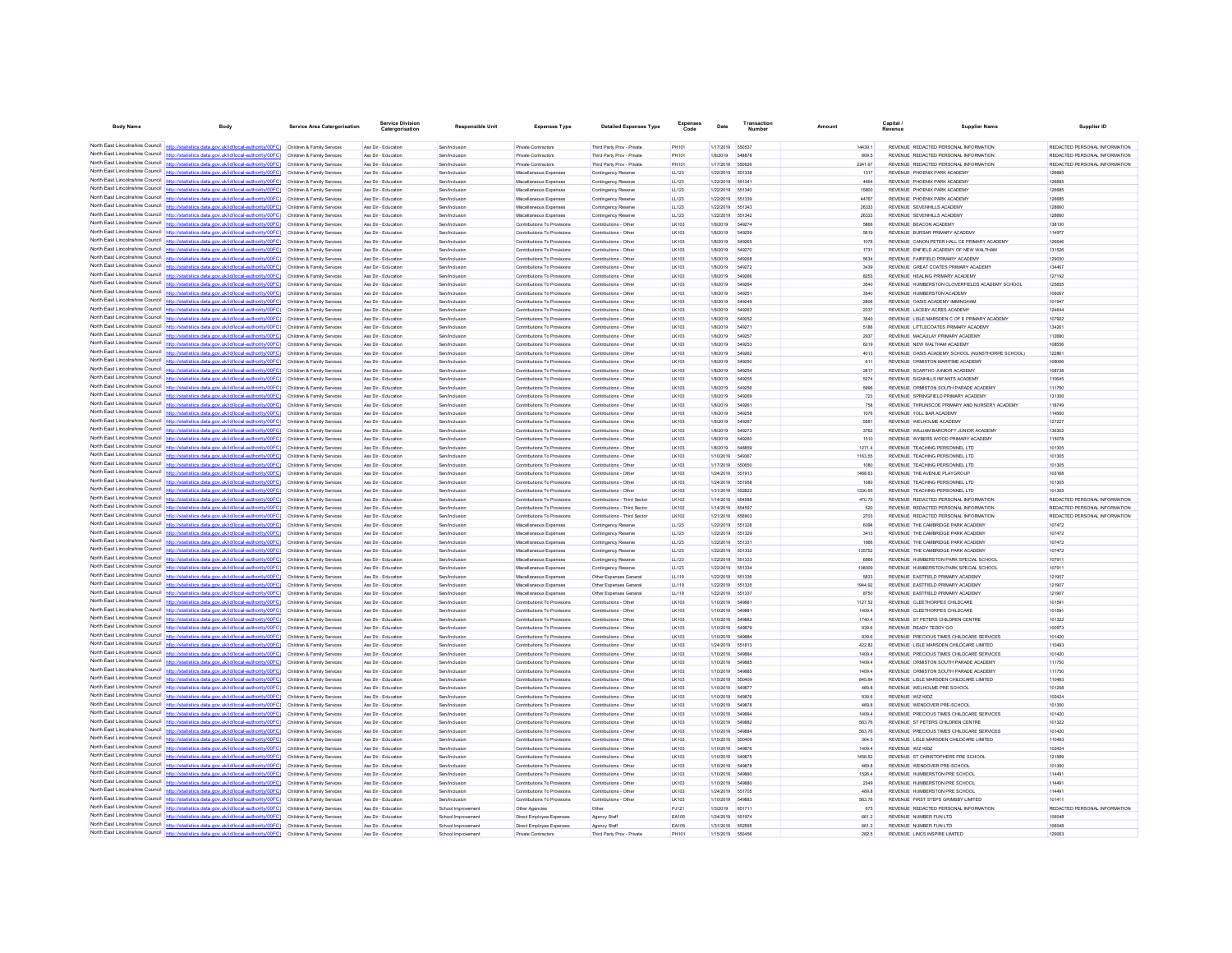| Body Name | Body | Service Area Catergorisation | Service Division Catergorisation | Responsible Unit | Expenses Type | Detailed Expenses Type | Expenses Code | Date | Transaction Number | Amount | Capital / Revenue | Supplier Name | Supplier ID |
|---|---|---|---|---|---|---|---|---|---|---|---|---|---|
| North East Lincolnshire Council | http://statistics.data.gov.uk/id/local-authority/00FC | Children & Family Services | Ass Dir - Education | Sen/Inclusion | Private Contractors | Third Party Prov - Private | PH101 | 1/17/2019 | 550537 | 14439.1 | REVENUE | REDACTED PERSONAL INFORMATION | REDACTED PERSONAL INFORMATION |
| North East Lincolnshire Council | http://statistics.data.gov.uk/id/local-authority/00FC | Children & Family Services | Ass Dir - Education | Sen/Inclusion | Private Contractors | Third Party Prov - Private | PH101 | 1/8/2019 | 548878 | 809.5 | REVENUE | REDACTED PERSONAL INFORMATION | REDACTED PERSONAL INFORMATION |
| North East Lincolnshire Council | http://statistics.data.gov.uk/id/local-authority/00FC | Children & Family Services | Ass Dir - Education | Sen/Inclusion | Private Contractors | Third Party Prov - Private | PH101 | 1/17/2019 | 550626 | 2241.67 | REVENUE | REDACTED PERSONAL INFORMATION | REDACTED PERSONAL INFORMATION |
| North East Lincolnshire Council | http://statistics.data.gov.uk/id/local-authority/00FC | Children & Family Services | Ass Dir - Education | Sen/Inclusion | Miscellaneous Expenses | Contingency Reserve | LL123 | 1/22/2019 | 551338 | 1317 | REVENUE | PHOENIX PARK ACADEMY | 126885 |
| North East Lincolnshire Council | http://statistics.data.gov.uk/id/local-authority/00FC | Children & Family Services | Ass Dir - Education | Sen/Inclusion | Miscellaneous Expenses | Contingency Reserve | LL123 | 1/22/2019 | 551341 | 4684 | REVENUE | PHOENIX PARK ACADEMY | 126885 |
| North East Lincolnshire Council | http://statistics.data.gov.uk/id/local-authority/00FC | Children & Family Services | Ass Dir - Education | Sen/Inclusion | Miscellaneous Expenses | Contingency Reserve | LL123 | 1/22/2019 | 551340 | 15800 | REVENUE | PHOENIX PARK ACADEMY | 126885 |
| North East Lincolnshire Council | http://statistics.data.gov.uk/id/local-authority/00FC | Children & Family Services | Ass Dir - Education | Sen/Inclusion | Miscellaneous Expenses | Contingency Reserve | LL123 | 1/22/2019 | 551339 | 44767 | REVENUE | PHOENIX PARK ACADEMY | 126885 |
| North East Lincolnshire Council | http://statistics.data.gov.uk/id/local-authority/00FC | Children & Family Services | Ass Dir - Education | Sen/Inclusion | Miscellaneous Expenses | Contingency Reserve | LL123 | 1/22/2019 | 551343 | 26333 | REVENUE | SEVENHILLS ACADEMY | 128660 |
| North East Lincolnshire Council | http://statistics.data.gov.uk/id/local-authority/00FC | Children & Family Services | Ass Dir - Education | Sen/Inclusion | Miscellaneous Expenses | Contingency Reserve | LL123 | 1/22/2019 | 551342 | 26333 | REVENUE | SEVENHILLS ACADEMY | 128660 |
| North East Lincolnshire Council | http://statistics.data.gov.uk/id/local-authority/00FC | Children & Family Services | Ass Dir - Education | Sen/Inclusion | Contributions To Provisions | Contributions - Other | LK103 | 1/8/2019 | 549274 | 5866 | REVENUE | BEACON ACADEMY | 138130 |
| North East Lincolnshire Council | http://statistics.data.gov.uk/id/local-authority/00FC | Children & Family Services | Ass Dir - Education | Sen/Inclusion | Contributions To Provisions | Contributions - Other | LK103 | 1/8/2019 | 549259 | 5619 | REVENUE | BURSAR PRIMARY ACADEMY | 114977 |
| North East Lincolnshire Council | http://statistics.data.gov.uk/id/local-authority/00FC | Children & Family Services | Ass Dir - Education | Sen/Inclusion | Contributions To Provisions | Contributions - Other | LK103 | 1/8/2019 | 549265 | 1076 | REVENUE | CANON PETER HALL CE PRIMARY ACADEMY | 128646 |
| North East Lincolnshire Council | http://statistics.data.gov.uk/id/local-authority/00FC | Children & Family Services | Ass Dir - Education | Sen/Inclusion | Contributions To Provisions | Contributions - Other | LK103 | 1/8/2019 | 549270 | 1731 | REVENUE | ENFIELD ACADEMY OF NEW WALTHAM | 131526 |
| North East Lincolnshire Council | http://statistics.data.gov.uk/id/local-authority/00FC | Children & Family Services | Ass Dir - Education | Sen/Inclusion | Contributions To Provisions | Contributions - Other | LK103 | 1/8/2019 | 549268 | 5634 | REVENUE | FAIRFIELD PRIMARY ACADEMY | 129030 |
| North East Lincolnshire Council | http://statistics.data.gov.uk/id/local-authority/00FC | Children & Family Services | Ass Dir - Education | Sen/Inclusion | Contributions To Provisions | Contributions - Other | LK103 | 1/8/2019 | 549272 | 3439 | REVENUE | GREAT COATES PRIMARY ACADEMY | 134467 |
| North East Lincolnshire Council | http://statistics.data.gov.uk/id/local-authority/00FC | Children & Family Services | Ass Dir - Education | Sen/Inclusion | Contributions To Provisions | Contributions - Other | LK103 | 1/8/2019 | 549266 | 6253 | REVENUE | HEALING PRIMARY ACADEMY | 127192 |
| North East Lincolnshire Council | http://statistics.data.gov.uk/id/local-authority/00FC | Children & Family Services | Ass Dir - Education | Sen/Inclusion | Contributions To Provisions | Contributions - Other | LK103 | 1/8/2019 | 549264 | 3540 | REVENUE | HUMBERSTON CLOVERFIELDS ACADEMY SCHOOL | 125655 |
| North East Lincolnshire Council | http://statistics.data.gov.uk/id/local-authority/00FC | Children & Family Services | Ass Dir - Education | Sen/Inclusion | Contributions To Provisions | Contributions - Other | LK103 | 1/8/2019 | 549251 | 3540 | REVENUE | HUMBERSTON ACADEMY | 106067 |
| North East Lincolnshire Council | http://statistics.data.gov.uk/id/local-authority/00FC | Children & Family Services | Ass Dir - Education | Sen/Inclusion | Contributions To Provisions | Contributions - Other | LK103 | 1/8/2019 | 549249 | 2806 | REVENUE | OASIS ACADEMY IMMINGHAM | 101947 |
| North East Lincolnshire Council | http://statistics.data.gov.uk/id/local-authority/00FC | Children & Family Services | Ass Dir - Education | Sen/Inclusion | Contributions To Provisions | Contributions - Other | LK103 | 1/8/2019 | 549263 | 2337 | REVENUE | LACEBY ACRES ACADEMY | 124644 |
| North East Lincolnshire Council | http://statistics.data.gov.uk/id/local-authority/00FC | Children & Family Services | Ass Dir - Education | Sen/Inclusion | Contributions To Provisions | Contributions - Other | LK103 | 1/8/2019 | 549252 | 3540 | REVENUE | LISLE MARSDEN C OF E PRIMARY ACADEMY | 107822 |
| North East Lincolnshire Council | http://statistics.data.gov.uk/id/local-authority/00FC | Children & Family Services | Ass Dir - Education | Sen/Inclusion | Contributions To Provisions | Contributions - Other | LK103 | 1/8/2019 | 549271 | 5186 | REVENUE | LITTLECOATES PRIMARY ACADEMY | 134261 |
| North East Lincolnshire Council | http://statistics.data.gov.uk/id/local-authority/00FC | Children & Family Services | Ass Dir - Education | Sen/Inclusion | Contributions To Provisions | Contributions - Other | LK103 | 1/8/2019 | 549257 | 2937 | REVENUE | MACAULAY PRIMARY ACADEMY | 112680 |
| North East Lincolnshire Council | http://statistics.data.gov.uk/id/local-authority/00FC | Children & Family Services | Ass Dir - Education | Sen/Inclusion | Contributions To Provisions | Contributions - Other | LK103 | 1/8/2019 | 549253 | 6219 | REVENUE | NEW WALTHAM ACADEMY | 108556 |
| North East Lincolnshire Council | http://statistics.data.gov.uk/id/local-authority/00FC | Children & Family Services | Ass Dir - Education | Sen/Inclusion | Contributions To Provisions | Contributions - Other | LK103 | 1/8/2019 | 549262 | 4013 | REVENUE | OASIS ACADEMY SCHOOL (NUNSTHORPE SCHOOL) | 122861 |
| North East Lincolnshire Council | http://statistics.data.gov.uk/id/local-authority/00FC | Children & Family Services | Ass Dir - Education | Sen/Inclusion | Contributions To Provisions | Contributions - Other | LK103 | 1/8/2019 | 549250 | 611 | REVENUE | ORMISTON MARITIME ACADEMY | 106066 |
| North East Lincolnshire Council | http://statistics.data.gov.uk/id/local-authority/00FC | Children & Family Services | Ass Dir - Education | Sen/Inclusion | Contributions To Provisions | Contributions - Other | LK103 | 1/8/2019 | 549254 | 2817 | REVENUE | SCARTHO JUNIOR ACADEMY | 108738 |
| North East Lincolnshire Council | http://statistics.data.gov.uk/id/local-authority/00FC | Children & Family Services | Ass Dir - Education | Sen/Inclusion | Contributions To Provisions | Contributions - Other | LK103 | 1/8/2019 | 549255 | 5274 | REVENUE | SIGNHILLS INFANTS ACADEMY | 110645 |
| North East Lincolnshire Council | http://statistics.data.gov.uk/id/local-authority/00FC | Children & Family Services | Ass Dir - Education | Sen/Inclusion | Contributions To Provisions | Contributions - Other | LK103 | 1/8/2019 | 549256 | 5996 | REVENUE | ORMISTON SOUTH PARADE ACADEMY | 111750 |
| North East Lincolnshire Council | http://statistics.data.gov.uk/id/local-authority/00FC | Children & Family Services | Ass Dir - Education | Sen/Inclusion | Contributions To Provisions | Contributions - Other | LK103 | 1/8/2019 | 549269 | 723 | REVENUE | SPRINGFIELD PRIMARY ACADEMY | 131306 |
| North East Lincolnshire Council | http://statistics.data.gov.uk/id/local-authority/00FC | Children & Family Services | Ass Dir - Education | Sen/Inclusion | Contributions To Provisions | Contributions - Other | LK103 | 1/8/2019 | 549261 | 758 | REVENUE | THRUNSCOE PRIMARY AND NURSERY ACADEMY | 118749 |
| North East Lincolnshire Council | http://statistics.data.gov.uk/id/local-authority/00FC | Children & Family Services | Ass Dir - Education | Sen/Inclusion | Contributions To Provisions | Contributions - Other | LK103 | 1/8/2019 | 549258 | 1076 | REVENUE | TOLL BAR ACADEMY | 114560 |
| North East Lincolnshire Council | http://statistics.data.gov.uk/id/local-authority/00FC | Children & Family Services | Ass Dir - Education | Sen/Inclusion | Contributions To Provisions | Contributions - Other | LK103 | 1/8/2019 | 549267 | 5581 | REVENUE | WELHOLME ACADEMY | 127227 |
| North East Lincolnshire Council | http://statistics.data.gov.uk/id/local-authority/00FC | Children & Family Services | Ass Dir - Education | Sen/Inclusion | Contributions To Provisions | Contributions - Other | LK103 | 1/8/2019 | 549273 | 3762 | REVENUE | WILLIAM BARCROFT JUNIOR ACADEMY | 136302 |
| North East Lincolnshire Council | http://statistics.data.gov.uk/id/local-authority/00FC | Children & Family Services | Ass Dir - Education | Sen/Inclusion | Contributions To Provisions | Contributions - Other | LK103 | 1/8/2019 | 549260 | 1510 | REVENUE | WYBERS WOOD PRIMARY ACADEMY | 115078 |
| North East Lincolnshire Council | http://statistics.data.gov.uk/id/local-authority/00FC | Children & Family Services | Ass Dir - Education | Sen/Inclusion | Contributions To Provisions | Contributions - Other | LK103 | 1/8/2019 | 548859 | 1271.4 | REVENUE | TEACHING PERSONNEL LTD | 101305 |
| North East Lincolnshire Council | http://statistics.data.gov.uk/id/local-authority/00FC | Children & Family Services | Ass Dir - Education | Sen/Inclusion | Contributions To Provisions | Contributions - Other | LK103 | 1/10/2019 | 549387 | 1163.55 | REVENUE | TEACHING PERSONNEL LTD | 101305 |
| North East Lincolnshire Council | http://statistics.data.gov.uk/id/local-authority/00FC | Children & Family Services | Ass Dir - Education | Sen/Inclusion | Contributions To Provisions | Contributions - Other | LK103 | 1/17/2019 | 550650 | 1080 | REVENUE | TEACHING PERSONNEL LTD | 101305 |
| North East Lincolnshire Council | http://statistics.data.gov.uk/id/local-authority/00FC | Children & Family Services | Ass Dir - Education | Sen/Inclusion | Contributions To Provisions | Contributions - Other | LK103 | 1/24/2019 | 551913 | 1468.63 | REVENUE | THE AVENUE PLAYGROUP | 103168 |
| North East Lincolnshire Council | http://statistics.data.gov.uk/id/local-authority/00FC | Children & Family Services | Ass Dir - Education | Sen/Inclusion | Contributions To Provisions | Contributions - Other | LK103 | 1/24/2019 | 551958 | 1080 | REVENUE | TEACHING PERSONNEL LTD | 101305 |
| North East Lincolnshire Council | http://statistics.data.gov.uk/id/local-authority/00FC | Children & Family Services | Ass Dir - Education | Sen/Inclusion | Contributions To Provisions | Contributions - Other | LK103 | 1/31/2019 | 552822 | 1330.65 | REVENUE | TEACHING PERSONNEL LTD | 101305 |
| North East Lincolnshire Council | http://statistics.data.gov.uk/id/local-authority/00FC | Children & Family Services | Ass Dir - Education | Sen/Inclusion | Contributions To Provisions | Contributions - Third Sector | LK102 | 1/14/2019 | 654588 | 470.75 | REVENUE | REDACTED PERSONAL INFORMATION | REDACTED PERSONAL INFORMATION |
| North East Lincolnshire Council | http://statistics.data.gov.uk/id/local-authority/00FC | Children & Family Services | Ass Dir - Education | Sen/Inclusion | Contributions To Provisions | Contributions - Third Sector | LK102 | 1/14/2019 | 654597 | 520 | REVENUE | REDACTED PERSONAL INFORMATION | REDACTED PERSONAL INFORMATION |
| North East Lincolnshire Council | http://statistics.data.gov.uk/id/local-authority/00FC | Children & Family Services | Ass Dir - Education | Sen/Inclusion | Contributions To Provisions | Contributions - Third Sector | LK102 | 1/21/2019 | 656903 | 2703 | REVENUE | REDACTED PERSONAL INFORMATION | REDACTED PERSONAL INFORMATION |
| North East Lincolnshire Council | http://statistics.data.gov.uk/id/local-authority/00FC | Children & Family Services | Ass Dir - Education | Sen/Inclusion | Miscellaneous Expenses | Contingency Reserve | LL123 | 1/22/2019 | 551328 | 6094 | REVENUE | THE CAMBRIDGE PARK ACADEMY | 107472 |
| North East Lincolnshire Council | http://statistics.data.gov.uk/id/local-authority/00FC | Children & Family Services | Ass Dir - Education | Sen/Inclusion | Miscellaneous Expenses | Contingency Reserve | LL123 | 1/22/2019 | 551329 | 3413 | REVENUE | THE CAMBRIDGE PARK ACADEMY | 107472 |
| North East Lincolnshire Council | http://statistics.data.gov.uk/id/local-authority/00FC | Children & Family Services | Ass Dir - Education | Sen/Inclusion | Miscellaneous Expenses | Contingency Reserve | LL123 | 1/22/2019 | 551331 | 1666 | REVENUE | THE CAMBRIDGE PARK ACADEMY | 107472 |
| North East Lincolnshire Council | http://statistics.data.gov.uk/id/local-authority/00FC | Children & Family Services | Ass Dir - Education | Sen/Inclusion | Miscellaneous Expenses | Contingency Reserve | LL123 | 1/22/2019 | 551332 | 135752 | REVENUE | THE CAMBRIDGE PARK ACADEMY | 107472 |
| North East Lincolnshire Council | http://statistics.data.gov.uk/id/local-authority/00FC | Children & Family Services | Ass Dir - Education | Sen/Inclusion | Miscellaneous Expenses | Contingency Reserve | LL123 | 1/22/2019 | 551333 | 6666 | REVENUE | HUMBERSTON PARK SPECIAL SCHOOL | 107911 |
| North East Lincolnshire Council | http://statistics.data.gov.uk/id/local-authority/00FC | Children & Family Services | Ass Dir - Education | Sen/Inclusion | Miscellaneous Expenses | Contingency Reserve | LL123 | 1/22/2019 | 551334 | 108009 | REVENUE | HUMBERSTON PARK SPECIAL SCHOOL | 107911 |
| North East Lincolnshire Council | http://statistics.data.gov.uk/id/local-authority/00FC | Children & Family Services | Ass Dir - Education | Sen/Inclusion | Miscellaneous Expenses | Other Expenses General | LL119 | 1/22/2019 | 551336 | 5833 | REVENUE | EASTFIELD PRIMARY ACADEMY | 121907 |
| North East Lincolnshire Council | http://statistics.data.gov.uk/id/local-authority/00FC | Children & Family Services | Ass Dir - Education | Sen/Inclusion | Miscellaneous Expenses | Other Expenses General | LL119 | 1/22/2019 | 551335 | 1944.92 | REVENUE | EASTFIELD PRIMARY ACADEMY | 121907 |
| North East Lincolnshire Council | http://statistics.data.gov.uk/id/local-authority/00FC | Children & Family Services | Ass Dir - Education | Sen/Inclusion | Miscellaneous Expenses | Other Expenses General | LL119 | 1/22/2019 | 551337 | 8750 | REVENUE | EASTFIELD PRIMARY ACADEMY | 121907 |
| North East Lincolnshire Council | http://statistics.data.gov.uk/id/local-authority/00FC | Children & Family Services | Ass Dir - Education | Sen/Inclusion | Contributions To Provisions | Contributions - Other | LK103 | 1/10/2019 | 549881 | 1127.52 | REVENUE | CLEETHORPES CHILDCARE | 101591 |
| North East Lincolnshire Council | http://statistics.data.gov.uk/id/local-authority/00FC | Children & Family Services | Ass Dir - Education | Sen/Inclusion | Contributions To Provisions | Contributions - Other | LK103 | 1/10/2019 | 549881 | 1409.4 | REVENUE | CLEETHORPES CHILDCARE | 101591 |
| North East Lincolnshire Council | http://statistics.data.gov.uk/id/local-authority/00FC | Children & Family Services | Ass Dir - Education | Sen/Inclusion | Contributions To Provisions | Contributions - Other | LK103 | 1/10/2019 | 549882 | 1740.4 | REVENUE | ST PETERS CHILDREN CENTRE | 101322 |
| North East Lincolnshire Council | http://statistics.data.gov.uk/id/local-authority/00FC | Children & Family Services | Ass Dir - Education | Sen/Inclusion | Contributions To Provisions | Contributions - Other | LK103 | 1/10/2019 | 549879 | 939.6 | REVENUE | READY TEDDY GO | 100973 |
| North East Lincolnshire Council | http://statistics.data.gov.uk/id/local-authority/00FC | Children & Family Services | Ass Dir - Education | Sen/Inclusion | Contributions To Provisions | Contributions - Other | LK103 | 1/10/2019 | 549884 | 939.6 | REVENUE | PRECIOUS TIMES CHILDCARE SERVICES | 101420 |
| North East Lincolnshire Council | http://statistics.data.gov.uk/id/local-authority/00FC | Children & Family Services | Ass Dir - Education | Sen/Inclusion | Contributions To Provisions | Contributions - Other | LK103 | 1/24/2019 | 551813 | 422.82 | REVENUE | LISLE MARSDEN CHILDCARE LIMITED | 110493 |
| North East Lincolnshire Council | http://statistics.data.gov.uk/id/local-authority/00FC | Children & Family Services | Ass Dir - Education | Sen/Inclusion | Contributions To Provisions | Contributions - Other | LK103 | 1/10/2019 | 549884 | 1409.4 | REVENUE | PRECIOUS TIMES CHILDCARE SERVICES | 101420 |
| North East Lincolnshire Council | http://statistics.data.gov.uk/id/local-authority/00FC | Children & Family Services | Ass Dir - Education | Sen/Inclusion | Contributions To Provisions | Contributions - Other | LK103 | 1/10/2019 | 549885 | 1409.4 | REVENUE | ORMISTON SOUTH PARADE ACADEMY | 111750 |
| North East Lincolnshire Council | http://statistics.data.gov.uk/id/local-authority/00FC | Children & Family Services | Ass Dir - Education | Sen/Inclusion | Contributions To Provisions | Contributions - Other | LK103 | 1/10/2019 | 549885 | 1409.4 | REVENUE | ORMISTON SOUTH PARADE ACADEMY | 111750 |
| North East Lincolnshire Council | http://statistics.data.gov.uk/id/local-authority/00FC | Children & Family Services | Ass Dir - Education | Sen/Inclusion | Contributions To Provisions | Contributions - Other | LK103 | 1/15/2019 | 550409 | 845.64 | REVENUE | LISLE MARSDEN CHILDCARE LIMITED | 110493 |
| North East Lincolnshire Council | http://statistics.data.gov.uk/id/local-authority/00FC | Children & Family Services | Ass Dir - Education | Sen/Inclusion | Contributions To Provisions | Contributions - Other | LK103 | 1/10/2019 | 549877 | 469.8 | REVENUE | WELHOLME PRE SCHOOL | 101256 |
| North East Lincolnshire Council | http://statistics.data.gov.uk/id/local-authority/00FC | Children & Family Services | Ass Dir - Education | Sen/Inclusion | Contributions To Provisions | Contributions - Other | LK103 | 1/10/2019 | 549876 | 939.6 | REVENUE | WIZ KIDZ | 102424 |
| North East Lincolnshire Council | http://statistics.data.gov.uk/id/local-authority/00FC | Children & Family Services | Ass Dir - Education | Sen/Inclusion | Contributions To Provisions | Contributions - Other | LK103 | 1/10/2019 | 549878 | 469.8 | REVENUE | WENDOVER PRE-SCHOOL | 101350 |
| North East Lincolnshire Council | http://statistics.data.gov.uk/id/local-authority/00FC | Children & Family Services | Ass Dir - Education | Sen/Inclusion | Contributions To Provisions | Contributions - Other | LK103 | 1/10/2019 | 549884 | 1409.4 | REVENUE | PRECIOUS TIMES CHILDCARE SERVICES | 101420 |
| North East Lincolnshire Council | http://statistics.data.gov.uk/id/local-authority/00FC | Children & Family Services | Ass Dir - Education | Sen/Inclusion | Contributions To Provisions | Contributions - Other | LK103 | 1/10/2019 | 549882 | 563.76 | REVENUE | ST PETERS CHILDREN CENTRE | 101322 |
| North East Lincolnshire Council | http://statistics.data.gov.uk/id/local-authority/00FC | Children & Family Services | Ass Dir - Education | Sen/Inclusion | Contributions To Provisions | Contributions - Other | LK103 | 1/10/2019 | 549884 | 563.76 | REVENUE | PRECIOUS TIMES CHILDCARE SERVICES | 101420 |
| North East Lincolnshire Council | http://statistics.data.gov.uk/id/local-authority/00FC | Children & Family Services | Ass Dir - Education | Sen/Inclusion | Contributions To Provisions | Contributions - Other | LK103 | 1/15/2019 | 550409 | 364.5 | REVENUE | LISLE MARSDEN CHILDCARE LIMITED | 110493 |
| North East Lincolnshire Council | http://statistics.data.gov.uk/id/local-authority/00FC | Children & Family Services | Ass Dir - Education | Sen/Inclusion | Contributions To Provisions | Contributions - Other | LK103 | 1/10/2019 | 549876 | 1409.4 | REVENUE | WIZ KIDZ | 102424 |
| North East Lincolnshire Council | http://statistics.data.gov.uk/id/local-authority/00FC | Children & Family Services | Ass Dir - Education | Sen/Inclusion | Contributions To Provisions | Contributions - Other | LK103 | 1/10/2019 | 549875 | 1458.52 | REVENUE | ST CHRISTOPHERS PRE SCHOOL | 121589 |
| North East Lincolnshire Council | http://statistics.data.gov.uk/id/local-authority/00FC | Children & Family Services | Ass Dir - Education | Sen/Inclusion | Contributions To Provisions | Contributions - Other | LK103 | 1/10/2019 | 549878 | 469.8 | REVENUE | WENDOVER PRE-SCHOOL | 101350 |
| North East Lincolnshire Council | http://statistics.data.gov.uk/id/local-authority/00FC | Children & Family Services | Ass Dir - Education | Sen/Inclusion | Contributions To Provisions | Contributions - Other | LK103 | 1/10/2019 | 549880 | 1526.4 | REVENUE | HUMBERSTON PRE SCHOOL | 114491 |
| North East Lincolnshire Council | http://statistics.data.gov.uk/id/local-authority/00FC | Children & Family Services | Ass Dir - Education | Sen/Inclusion | Contributions To Provisions | Contributions - Other | LK103 | 1/10/2019 | 549880 | 2349 | REVENUE | HUMBERSTON PRE SCHOOL | 114491 |
| North East Lincolnshire Council | http://statistics.data.gov.uk/id/local-authority/00FC | Children & Family Services | Ass Dir - Education | Sen/Inclusion | Contributions To Provisions | Contributions - Other | LK103 | 1/24/2019 | 551705 | 469.8 | REVENUE | HUMBERSTON PRE SCHOOL | 114491 |
| North East Lincolnshire Council | http://statistics.data.gov.uk/id/local-authority/00FC | Children & Family Services | Ass Dir - Education | Sen/Inclusion | Contributions To Provisions | Contributions - Other | LK103 | 1/10/2019 | 549883 | 563.76 | REVENUE | FIRST STEPS GRIMSBY LIMITED | 101411 |
| North East Lincolnshire Council | http://statistics.data.gov.uk/id/local-authority/00FC | Children & Family Services | Ass Dir - Education | School Improvement | Other Agencies | Other | PJ121 | 1/3/2019 | 651711 | 675 | REVENUE | REDACTED PERSONAL INFORMATION | REDACTED PERSONAL INFORMATION |
| North East Lincolnshire Council | http://statistics.data.gov.uk/id/local-authority/00FC | Children & Family Services | Ass Dir - Education | School Improvement | Direct Employee Expenses | Agency Staff | EA105 | 1/24/2019 | 551974 | 661.2 | REVENUE | NUMBER FUN LTD | 106048 |
| North East Lincolnshire Council | http://statistics.data.gov.uk/id/local-authority/00FC | Children & Family Services | Ass Dir - Education | School Improvement | Direct Employee Expenses | Agency Staff | EA105 | 1/31/2019 | 552595 | 661.2 | REVENUE | NUMBER FUN LTD | 106048 |
| North East Lincolnshire Council | http://statistics.data.gov.uk/id/local-authority/00FC | Children & Family Services | Ass Dir - Education | School Improvement | Private Contractors | Third Party Prov - Private | PH101 | 1/15/2019 | 550456 | 282.5 | REVENUE | LINCS INSPIRE LIMITED | 129063 |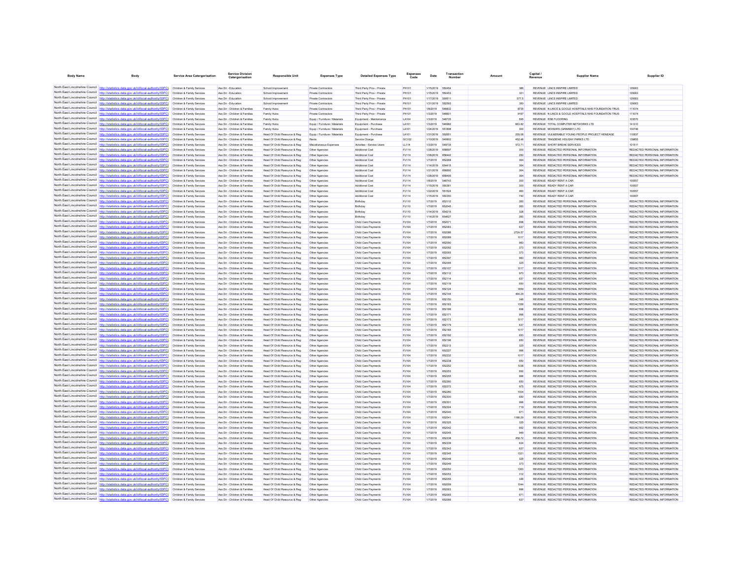| Body Name | Body | Service Area Catergorisation | Service Division Catergorisation | Responsible Unit | Expenses Type | Detailed Expenses Type | Expenses Code | Date | Transaction Number | Amount | Capital / Revenue | Supplier Name | Supplier ID |
|---|---|---|---|---|---|---|---|---|---|---|---|---|---|
| North East Lincolnshire Council | http://statistics.data.gov.uk/id/local-authority/00FC) | Children & Family Services | Ass Dir - Education | School Improvement | Private Contractors | Third Party Prov - Private | PH101 | 1/15/2019 | 550454 | 386 | REVENUE | LINCS INSPIRE LIMITED | 129063 |
| North East Lincolnshire Council | http://statistics.data.gov.uk/id/local-authority/00FC) | Children & Family Services | Ass Dir - Education | School Improvement | Private Contractors | Third Party Prov - Private | PH101 | 1/15/2019 | 550453 | 331 | REVENUE | LINCS INSPIRE LIMITED | 129063 |
| North East Lincolnshire Council | http://statistics.data.gov.uk/id/local-authority/00FC) | Children & Family Services | Ass Dir - Education | School Improvement | Private Contractors | Third Party Prov - Private | PH101 | 1/17/2019 | 550611 | 577.5 | REVENUE | LINCS INSPIRE LIMITED | 129063 |
| North East Lincolnshire Council | http://statistics.data.gov.uk/id/local-authority/00FC) | Children & Family Services | Ass Dir - Education | School Improvement | Private Contractors | Third Party Prov - Private | PH101 | 1/31/2019 | 552593 | 380 | REVENUE | LINCS INSPIRE LIMITED | 129063 |
| North East Lincolnshire Council | http://statistics.data.gov.uk/id/local-authority/00FC) | Children & Family Services | Ass Dir - Children & Families | Family Hubs | Private Contractors | Third Party Prov - Private | PH101 | 1/8/2019 | 548832 | 8735 | REVENUE | N LINCS & GOOLE HOSPITALS NHS FOUNDATION TRUS | 111074 |
| North East Lincolnshire Council | http://statistics.data.gov.uk/id/local-authority/00FC) | Children & Family Services | Ass Dir - Children & Families | Family Hubs | Private Contractors | Third Party Prov - Private | PH101 | 1/3/2019 | 548601 | 9197 | REVENUE | N LINCS & GOOLE HOSPITALS NHS FOUNDATION TRUS | 111074 |
| North East Lincolnshire Council | http://statistics.data.gov.uk/id/local-authority/00FC) | Children & Family Services | Ass Dir - Children & Families | Family Hubs | Equip / Furniture / Materials | Equipment - Maintenance | LA104 | 1/3/2019 | 548725 | 595 | REVENUE | RSB FLOORING | 103570 |
| North East Lincolnshire Council | http://statistics.data.gov.uk/id/local-authority/00FC) | Children & Family Services | Ass Dir - Children & Families | Family Hubs | Equip / Furniture / Materials | Equipment - Purchase | LA101 | 1/3/2019 | 546982 | 863.82 | REVENUE | TOTAL COMPUTER NETWORKS LTD | 141310 |
| North East Lincolnshire Council | http://statistics.data.gov.uk/id/local-authority/00FC) | Children & Family Services | Ass Dir - Children & Families | Family Hubs | Equip / Furniture / Materials | Equipment - Purchase | LA101 | 1/24/2019 | 551898 | 300 | REVENUE | MOISERS (GRIMSBY) LTD | 100746 |
| North East Lincolnshire Council | http://statistics.data.gov.uk/id/local-authority/00FC) | Children & Family Services | Ass Dir - Children & Families | Head Of Child Resource & Reg | Equip / Furniture / Materials | Equipment - Purchase | LA101 | 1/31/2019 | 552651 | 255.06 | REVENUE | VULNERABLE YOUNG PEOPLE PROJECT HENEAGE | 110637 |
| North East Lincolnshire Council | http://statistics.data.gov.uk/id/local-authority/00FC) | Children & Family Services | Ass Dir - Children & Families | Head Of Child Resource & Reg | Rents | Service Charge | GC102 | 1/10/2019 | 549902 | 452.48 | REVENUE | TINGDENE HOLIDAY PARKS LTD | 139855 |
| North East Lincolnshire Council | http://statistics.data.gov.uk/id/local-authority/00FC) | Children & Family Services | Ass Dir - Children & Families | Head Of Child Resource & Reg | Miscellaneous Expenses | Activities - Service Users | LL114 | 1/3/2019 | 548735 | 572.71 | REVENUE | SHORT BREAK SERVICES | 101511 |
| North East Lincolnshire Council | http://statistics.data.gov.uk/id/local-authority/00FC) | Children & Family Services | Ass Dir - Children & Families | Head Of Child Resource & Reg | Other Agencies | Additional Cost | PJ114 | 1/28/2019 | 658697 | 300 | REVENUE | REDACTED PERSONAL INFORMATION | REDACTED PERSONAL INFORMATION |
| North East Lincolnshire Council | http://statistics.data.gov.uk/id/local-authority/00FC) | Children & Family Services | Ass Dir - Children & Families | Head Of Child Resource & Reg | Other Agencies | Additional Cost | PJ114 | 1/28/2019 | 658442 | 250 | REVENUE | REDACTED PERSONAL INFORMATION | REDACTED PERSONAL INFORMATION |
| North East Lincolnshire Council | http://statistics.data.gov.uk/id/local-authority/00FC) | Children & Family Services | Ass Dir - Children & Families | Head Of Child Resource & Reg | Other Agencies | Additional Cost | PJ114 | 1/7/2019 | 652268 | 364 | REVENUE | REDACTED PERSONAL INFORMATION | REDACTED PERSONAL INFORMATION |
| North East Lincolnshire Council | http://statistics.data.gov.uk/id/local-authority/00FC) | Children & Family Services | Ass Dir - Children & Families | Head Of Child Resource & Reg | Other Agencies | Additional Cost | PJ114 | 1/14/2019 | 654415 | 364 | REVENUE | REDACTED PERSONAL INFORMATION | REDACTED PERSONAL INFORMATION |
| North East Lincolnshire Council | http://statistics.data.gov.uk/id/local-authority/00FC) | Children & Family Services | Ass Dir - Children & Families | Head Of Child Resource & Reg | Other Agencies | Additional Cost | PJ114 | 1/21/2019 | 656692 | 364 | REVENUE | REDACTED PERSONAL INFORMATION | REDACTED PERSONAL INFORMATION |
| North East Lincolnshire Council | http://statistics.data.gov.uk/id/local-authority/00FC) | Children & Family Services | Ass Dir - Children & Families | Head Of Child Resource & Reg | Other Agencies | Additional Cost | PJ114 | 1/28/2019 | 658495 | 364 | REVENUE | REDACTED PERSONAL INFORMATION | REDACTED PERSONAL INFORMATION |
| North East Lincolnshire Council | http://statistics.data.gov.uk/id/local-authority/00FC) | Children & Family Services | Ass Dir - Children & Families | Head Of Child Resource & Reg | Other Agencies | Additional Cost | PJ114 | 1/8/2019 | 548743 | 300 | REVENUE | READY RENT A CAR | 100557 |
| North East Lincolnshire Council | http://statistics.data.gov.uk/id/local-authority/00FC) | Children & Family Services | Ass Dir - Children & Families | Head Of Child Resource & Reg | Other Agencies | Additional Cost | PJ114 | 1/15/2019 | 550381 | 300 | REVENUE | READY RENT A CAR | 100557 |
| North East Lincolnshire Council | http://statistics.data.gov.uk/id/local-authority/00FC) | Children & Family Services | Ass Dir - Children & Families | Head Of Child Resource & Reg | Other Agencies | Additional Cost | PJ114 | 1/22/2019 | 551524 | 460 | REVENUE | READY RENT A CAR | 100557 |
| North East Lincolnshire Council | http://statistics.data.gov.uk/id/local-authority/00FC) | Children & Family Services | Ass Dir - Children & Families | Head Of Child Resource & Reg | Other Agencies | Additional Cost | PJ114 | 1/15/2019 | 550350 | 740 | REVENUE | READY RENT A CAR | 100557 |
| North East Lincolnshire Council | http://statistics.data.gov.uk/id/local-authority/00FC) | Children & Family Services | Ass Dir - Children & Families | Head Of Child Resource & Reg | Other Agencies | Birthday | PJ110 | 1/7/2019 | 652112 | 260 | REVENUE | REDACTED PERSONAL INFORMATION | REDACTED PERSONAL INFORMATION |
| North East Lincolnshire Council | http://statistics.data.gov.uk/id/local-authority/00FC) | Children & Family Services | Ass Dir - Children & Families | Head Of Child Resource & Reg | Other Agencies | Birthday | PJ110 | 1/7/2019 | 652045 | 260 | REVENUE | REDACTED PERSONAL INFORMATION | REDACTED PERSONAL INFORMATION |
| North East Lincolnshire Council | http://statistics.data.gov.uk/id/local-authority/00FC) | Children & Family Services | Ass Dir - Children & Families | Head Of Child Resource & Reg | Other Agencies | Birthday | PJ110 | 1/14/2019 | 654215 | 328 | REVENUE | REDACTED PERSONAL INFORMATION | REDACTED PERSONAL INFORMATION |
| North East Lincolnshire Council | http://statistics.data.gov.uk/id/local-authority/00FC) | Children & Family Services | Ass Dir - Children & Families | Head Of Child Resource & Reg | Other Agencies | Birthday | PJ110 | 1/14/2019 | 654627 | 260 | REVENUE | REDACTED PERSONAL INFORMATION | REDACTED PERSONAL INFORMATION |
| North East Lincolnshire Council | http://statistics.data.gov.uk/id/local-authority/00FC) | Children & Family Services | Ass Dir - Children & Families | Head Of Child Resource & Reg | Other Agencies | Child Care Payments | PJ104 | 1/7/2019 | 652071 | 698 | REVENUE | REDACTED PERSONAL INFORMATION | REDACTED PERSONAL INFORMATION |
| North East Lincolnshire Council | http://statistics.data.gov.uk/id/local-authority/00FC) | Children & Family Services | Ass Dir - Children & Families | Head Of Child Resource & Reg | Other Agencies | Child Care Payments | PJ104 | 1/7/2019 | 652083 | 637 | REVENUE | REDACTED PERSONAL INFORMATION | REDACTED PERSONAL INFORMATION |
| North East Lincolnshire Council | http://statistics.data.gov.uk/id/local-authority/00FC) | Children & Family Services | Ass Dir - Children & Families | Head Of Child Resource & Reg | Other Agencies | Child Care Payments | PJ104 | 1/7/2019 | 652086 | 2724.57 | REVENUE | REDACTED PERSONAL INFORMATION | REDACTED PERSONAL INFORMATION |
| North East Lincolnshire Council | http://statistics.data.gov.uk/id/local-authority/00FC) | Children & Family Services | Ass Dir - Children & Families | Head Of Child Resource & Reg | Other Agencies | Child Care Payments | PJ104 | 1/7/2019 | 652089 | 1017 | REVENUE | REDACTED PERSONAL INFORMATION | REDACTED PERSONAL INFORMATION |
| North East Lincolnshire Council | http://statistics.data.gov.uk/id/local-authority/00FC) | Children & Family Services | Ass Dir - Children & Families | Head Of Child Resource & Reg | Other Agencies | Child Care Payments | PJ104 | 1/7/2019 | 652090 | 983 | REVENUE | REDACTED PERSONAL INFORMATION | REDACTED PERSONAL INFORMATION |
| North East Lincolnshire Council | http://statistics.data.gov.uk/id/local-authority/00FC) | Children & Family Services | Ass Dir - Children & Families | Head Of Child Resource & Reg | Other Agencies | Child Care Payments | PJ104 | 1/7/2019 | 652092 | 373 | REVENUE | REDACTED PERSONAL INFORMATION | REDACTED PERSONAL INFORMATION |
| North East Lincolnshire Council | http://statistics.data.gov.uk/id/local-authority/00FC) | Children & Family Services | Ass Dir - Children & Families | Head Of Child Resource & Reg | Other Agencies | Child Care Payments | PJ104 | 1/7/2019 | 652093 | 373 | REVENUE | REDACTED PERSONAL INFORMATION | REDACTED PERSONAL INFORMATION |
| North East Lincolnshire Council | http://statistics.data.gov.uk/id/local-authority/00FC) | Children & Family Services | Ass Dir - Children & Families | Head Of Child Resource & Reg | Other Agencies | Child Care Payments | PJ104 | 1/7/2019 | 652397 | 983 | REVENUE | REDACTED PERSONAL INFORMATION | REDACTED PERSONAL INFORMATION |
| North East Lincolnshire Council | http://statistics.data.gov.uk/id/local-authority/00FC) | Children & Family Services | Ass Dir - Children & Families | Head Of Child Resource & Reg | Other Agencies | Child Care Payments | PJ104 | 1/7/2019 | 652095 | 325 | REVENUE | REDACTED PERSONAL INFORMATION | REDACTED PERSONAL INFORMATION |
| North East Lincolnshire Council | http://statistics.data.gov.uk/id/local-authority/00FC) | Children & Family Services | Ass Dir - Children & Families | Head Of Child Resource & Reg | Other Agencies | Child Care Payments | PJ104 | 1/7/2019 | 652107 | 1017 | REVENUE | REDACTED PERSONAL INFORMATION | REDACTED PERSONAL INFORMATION |
| North East Lincolnshire Council | http://statistics.data.gov.uk/id/local-authority/00FC) | Children & Family Services | Ass Dir - Children & Families | Head Of Child Resource & Reg | Other Agencies | Child Care Payments | PJ104 | 1/7/2019 | 652112 | 970 | REVENUE | REDACTED PERSONAL INFORMATION | REDACTED PERSONAL INFORMATION |
| North East Lincolnshire Council | http://statistics.data.gov.uk/id/local-authority/00FC) | Children & Family Services | Ass Dir - Children & Families | Head Of Child Resource & Reg | Other Agencies | Child Care Payments | PJ104 | 1/7/2019 | 652114 | 637 | REVENUE | REDACTED PERSONAL INFORMATION | REDACTED PERSONAL INFORMATION |
| North East Lincolnshire Council | http://statistics.data.gov.uk/id/local-authority/00FC) | Children & Family Services | Ass Dir - Children & Families | Head Of Child Resource & Reg | Other Agencies | Child Care Payments | PJ104 | 1/7/2019 | 652119 | 650 | REVENUE | REDACTED PERSONAL INFORMATION | REDACTED PERSONAL INFORMATION |
| North East Lincolnshire Council | http://statistics.data.gov.uk/id/local-authority/00FC) | Children & Family Services | Ass Dir - Children & Families | Head Of Child Resource & Reg | Other Agencies | Child Care Payments | PJ104 | 1/7/2019 | 652124 | 1654 | REVENUE | REDACTED PERSONAL INFORMATION | REDACTED PERSONAL INFORMATION |
| North East Lincolnshire Council | http://statistics.data.gov.uk/id/local-authority/00FC) | Children & Family Services | Ass Dir - Children & Families | Head Of Child Resource & Reg | Other Agencies | Child Care Payments | PJ104 | 1/7/2019 | 652144 | 494.29 | REVENUE | REDACTED PERSONAL INFORMATION | REDACTED PERSONAL INFORMATION |
| North East Lincolnshire Council | http://statistics.data.gov.uk/id/local-authority/00FC) | Children & Family Services | Ass Dir - Children & Families | Head Of Child Resource & Reg | Other Agencies | Child Care Payments | PJ104 | 1/7/2019 | 652150 | 346 | REVENUE | REDACTED PERSONAL INFORMATION | REDACTED PERSONAL INFORMATION |
| North East Lincolnshire Council | http://statistics.data.gov.uk/id/local-authority/00FC) | Children & Family Services | Ass Dir - Children & Families | Head Of Child Resource & Reg | Other Agencies | Child Care Payments | PJ104 | 1/7/2019 | 652163 | 1356 | REVENUE | REDACTED PERSONAL INFORMATION | REDACTED PERSONAL INFORMATION |
| North East Lincolnshire Council | http://statistics.data.gov.uk/id/local-authority/00FC) | Children & Family Services | Ass Dir - Children & Families | Head Of Child Resource & Reg | Other Agencies | Child Care Payments | PJ104 | 1/7/2019 | 652166 | 698 | REVENUE | REDACTED PERSONAL INFORMATION | REDACTED PERSONAL INFORMATION |
| North East Lincolnshire Council | http://statistics.data.gov.uk/id/local-authority/00FC) | Children & Family Services | Ass Dir - Children & Families | Head Of Child Resource & Reg | Other Agencies | Child Care Payments | PJ104 | 1/7/2019 | 652171 | 996 | REVENUE | REDACTED PERSONAL INFORMATION | REDACTED PERSONAL INFORMATION |
| North East Lincolnshire Council | http://statistics.data.gov.uk/id/local-authority/00FC) | Children & Family Services | Ass Dir - Children & Families | Head Of Child Resource & Reg | Other Agencies | Child Care Payments | PJ104 | 1/7/2019 | 652173 | 1017 | REVENUE | REDACTED PERSONAL INFORMATION | REDACTED PERSONAL INFORMATION |
| North East Lincolnshire Council | http://statistics.data.gov.uk/id/local-authority/00FC) | Children & Family Services | Ass Dir - Children & Families | Head Of Child Resource & Reg | Other Agencies | Child Care Payments | PJ104 | 1/7/2019 | 652179 | 637 | REVENUE | REDACTED PERSONAL INFORMATION | REDACTED PERSONAL INFORMATION |
| North East Lincolnshire Council | http://statistics.data.gov.uk/id/local-authority/00FC) | Children & Family Services | Ass Dir - Children & Families | Head Of Child Resource & Reg | Other Agencies | Child Care Payments | PJ104 | 1/7/2019 | 652185 | 1017 | REVENUE | REDACTED PERSONAL INFORMATION | REDACTED PERSONAL INFORMATION |
| North East Lincolnshire Council | http://statistics.data.gov.uk/id/local-authority/00FC) | Children & Family Services | Ass Dir - Children & Families | Head Of Child Resource & Reg | Other Agencies | Child Care Payments | PJ104 | 1/7/2019 | 652192 | 650 | REVENUE | REDACTED PERSONAL INFORMATION | REDACTED PERSONAL INFORMATION |
| North East Lincolnshire Council | http://statistics.data.gov.uk/id/local-authority/00FC) | Children & Family Services | Ass Dir - Children & Families | Head Of Child Resource & Reg | Other Agencies | Child Care Payments | PJ104 | 1/7/2019 | 652196 | 650 | REVENUE | REDACTED PERSONAL INFORMATION | REDACTED PERSONAL INFORMATION |
| North East Lincolnshire Council | http://statistics.data.gov.uk/id/local-authority/00FC) | Children & Family Services | Ass Dir - Children & Families | Head Of Child Resource & Reg | Other Agencies | Child Care Payments | PJ104 | 1/7/2019 | 652213 | 325 | REVENUE | REDACTED PERSONAL INFORMATION | REDACTED PERSONAL INFORMATION |
| North East Lincolnshire Council | http://statistics.data.gov.uk/id/local-authority/00FC) | Children & Family Services | Ass Dir - Children & Families | Head Of Child Resource & Reg | Other Agencies | Child Care Payments | PJ104 | 1/7/2019 | 652227 | 996 | REVENUE | REDACTED PERSONAL INFORMATION | REDACTED PERSONAL INFORMATION |
| North East Lincolnshire Council | http://statistics.data.gov.uk/id/local-authority/00FC) | Children & Family Services | Ass Dir - Children & Families | Head Of Child Resource & Reg | Other Agencies | Child Care Payments | PJ104 | 1/7/2019 | 652232 | 1017 | REVENUE | REDACTED PERSONAL INFORMATION | REDACTED PERSONAL INFORMATION |
| North East Lincolnshire Council | http://statistics.data.gov.uk/id/local-authority/00FC) | Children & Family Services | Ass Dir - Children & Families | Head Of Child Resource & Reg | Other Agencies | Child Care Payments | PJ104 | 1/7/2019 | 652238 | 650 | REVENUE | REDACTED PERSONAL INFORMATION | REDACTED PERSONAL INFORMATION |
| North East Lincolnshire Council | http://statistics.data.gov.uk/id/local-authority/00FC) | Children & Family Services | Ass Dir - Children & Families | Head Of Child Resource & Reg | Other Agencies | Child Care Payments | PJ104 | 1/7/2019 | 652252 | 1038 | REVENUE | REDACTED PERSONAL INFORMATION | REDACTED PERSONAL INFORMATION |
| North East Lincolnshire Council | http://statistics.data.gov.uk/id/local-authority/00FC) | Children & Family Services | Ass Dir - Children & Families | Head Of Child Resource & Reg | Other Agencies | Child Care Payments | PJ104 | 1/7/2019 | 652253 | 692 | REVENUE | REDACTED PERSONAL INFORMATION | REDACTED PERSONAL INFORMATION |
| North East Lincolnshire Council | http://statistics.data.gov.uk/id/local-authority/00FC) | Children & Family Services | Ass Dir - Children & Families | Head Of Child Resource & Reg | Other Agencies | Child Care Payments | PJ104 | 1/7/2019 | 652255 | 996 | REVENUE | REDACTED PERSONAL INFORMATION | REDACTED PERSONAL INFORMATION |
| North East Lincolnshire Council | http://statistics.data.gov.uk/id/local-authority/00FC) | Children & Family Services | Ass Dir - Children & Families | Head Of Child Resource & Reg | Other Agencies | Child Care Payments | PJ104 | 1/7/2019 | 652260 | 650 | REVENUE | REDACTED PERSONAL INFORMATION | REDACTED PERSONAL INFORMATION |
| North East Lincolnshire Council | http://statistics.data.gov.uk/id/local-authority/00FC) | Children & Family Services | Ass Dir - Children & Families | Head Of Child Resource & Reg | Other Agencies | Child Care Payments | PJ104 | 1/7/2019 | 652272 | 975 | REVENUE | REDACTED PERSONAL INFORMATION | REDACTED PERSONAL INFORMATION |
| North East Lincolnshire Council | http://statistics.data.gov.uk/id/local-authority/00FC) | Children & Family Services | Ass Dir - Children & Families | Head Of Child Resource & Reg | Other Agencies | Child Care Payments | PJ104 | 1/7/2019 | 652280 | 1004 | REVENUE | REDACTED PERSONAL INFORMATION | REDACTED PERSONAL INFORMATION |
| North East Lincolnshire Council | http://statistics.data.gov.uk/id/local-authority/00FC) | Children & Family Services | Ass Dir - Children & Families | Head Of Child Resource & Reg | Other Agencies | Child Care Payments | PJ104 | 1/7/2019 | 652300 | 650 | REVENUE | REDACTED PERSONAL INFORMATION | REDACTED PERSONAL INFORMATION |
| North East Lincolnshire Council | http://statistics.data.gov.uk/id/local-authority/00FC) | Children & Family Services | Ass Dir - Children & Families | Head Of Child Resource & Reg | Other Agencies | Child Care Payments | PJ104 | 1/7/2019 | 652301 | 996 | REVENUE | REDACTED PERSONAL INFORMATION | REDACTED PERSONAL INFORMATION |
| North East Lincolnshire Council | http://statistics.data.gov.uk/id/local-authority/00FC) | Children & Family Services | Ass Dir - Children & Families | Head Of Child Resource & Reg | Other Agencies | Child Care Payments | PJ104 | 1/7/2019 | 652324 | 719 | REVENUE | REDACTED PERSONAL INFORMATION | REDACTED PERSONAL INFORMATION |
| North East Lincolnshire Council | http://statistics.data.gov.uk/id/local-authority/00FC) | Children & Family Services | Ass Dir - Children & Families | Head Of Child Resource & Reg | Other Agencies | Child Care Payments | PJ104 | 1/7/2019 | 652040 | 671 | REVENUE | REDACTED PERSONAL INFORMATION | REDACTED PERSONAL INFORMATION |
| North East Lincolnshire Council | http://statistics.data.gov.uk/id/local-authority/00FC) | Children & Family Services | Ass Dir - Children & Families | Head Of Child Resource & Reg | Other Agencies | Child Care Payments | PJ104 | 1/7/2019 | 652041 | 1186.29 | REVENUE | REDACTED PERSONAL INFORMATION | REDACTED PERSONAL INFORMATION |
| North East Lincolnshire Council | http://statistics.data.gov.uk/id/local-authority/00FC) | Children & Family Services | Ass Dir - Children & Families | Head Of Child Resource & Reg | Other Agencies | Child Care Payments | PJ104 | 1/7/2019 | 652325 | 325 | REVENUE | REDACTED PERSONAL INFORMATION | REDACTED PERSONAL INFORMATION |
| North East Lincolnshire Council | http://statistics.data.gov.uk/id/local-authority/00FC) | Children & Family Services | Ass Dir - Children & Families | Head Of Child Resource & Reg | Other Agencies | Child Care Payments | PJ104 | 1/7/2019 | 652042 | 692 | REVENUE | REDACTED PERSONAL INFORMATION | REDACTED PERSONAL INFORMATION |
| North East Lincolnshire Council | http://statistics.data.gov.uk/id/local-authority/00FC) | Children & Family Services | Ass Dir - Children & Families | Head Of Child Resource & Reg | Other Agencies | Child Care Payments | PJ104 | 1/7/2019 | 652045 | 949 | REVENUE | REDACTED PERSONAL INFORMATION | REDACTED PERSONAL INFORMATION |
| North East Lincolnshire Council | http://statistics.data.gov.uk/id/local-authority/00FC) | Children & Family Services | Ass Dir - Children & Families | Head Of Child Resource & Reg | Other Agencies | Child Care Payments | PJ104 | 1/7/2019 | 652338 | 258.72 | REVENUE | REDACTED PERSONAL INFORMATION | REDACTED PERSONAL INFORMATION |
| North East Lincolnshire Council | http://statistics.data.gov.uk/id/local-authority/00FC) | Children & Family Services | Ass Dir - Children & Families | Head Of Child Resource & Reg | Other Agencies | Child Care Payments | PJ104 | 1/7/2019 | 652339 | 624 | REVENUE | REDACTED PERSONAL INFORMATION | REDACTED PERSONAL INFORMATION |
| North East Lincolnshire Council | http://statistics.data.gov.uk/id/local-authority/00FC) | Children & Family Services | Ass Dir - Children & Families | Head Of Child Resource & Reg | Other Agencies | Child Care Payments | PJ104 | 1/7/2019 | 652343 | 637 | REVENUE | REDACTED PERSONAL INFORMATION | REDACTED PERSONAL INFORMATION |
| North East Lincolnshire Council | http://statistics.data.gov.uk/id/local-authority/00FC) | Children & Family Services | Ass Dir - Children & Families | Head Of Child Resource & Reg | Other Agencies | Child Care Payments | PJ104 | 1/7/2019 | 652345 | 1321 | REVENUE | REDACTED PERSONAL INFORMATION | REDACTED PERSONAL INFORMATION |
| North East Lincolnshire Council | http://statistics.data.gov.uk/id/local-authority/00FC) | Children & Family Services | Ass Dir - Children & Families | Head Of Child Resource & Reg | Other Agencies | Child Care Payments | PJ104 | 1/7/2019 | 652048 | 325 | REVENUE | REDACTED PERSONAL INFORMATION | REDACTED PERSONAL INFORMATION |
| North East Lincolnshire Council | http://statistics.data.gov.uk/id/local-authority/00FC) | Children & Family Services | Ass Dir - Children & Families | Head Of Child Resource & Reg | Other Agencies | Child Care Payments | PJ104 | 1/7/2019 | 652049 | 373 | REVENUE | REDACTED PERSONAL INFORMATION | REDACTED PERSONAL INFORMATION |
| North East Lincolnshire Council | http://statistics.data.gov.uk/id/local-authority/00FC) | Children & Family Services | Ass Dir - Children & Families | Head Of Child Resource & Reg | Other Agencies | Child Care Payments | PJ104 | 1/7/2019 | 652052 | 1363 | REVENUE | REDACTED PERSONAL INFORMATION | REDACTED PERSONAL INFORMATION |
| North East Lincolnshire Council | http://statistics.data.gov.uk/id/local-authority/00FC) | Children & Family Services | Ass Dir - Children & Families | Head Of Child Resource & Reg | Other Agencies | Child Care Payments | PJ104 | 1/7/2019 | 652053 | 312 | REVENUE | REDACTED PERSONAL INFORMATION | REDACTED PERSONAL INFORMATION |
| North East Lincolnshire Council | http://statistics.data.gov.uk/id/local-authority/00FC) | Children & Family Services | Ass Dir - Children & Families | Head Of Child Resource & Reg | Other Agencies | Child Care Payments | PJ104 | 1/7/2019 | 652055 | 346 | REVENUE | REDACTED PERSONAL INFORMATION | REDACTED PERSONAL INFORMATION |
| North East Lincolnshire Council | http://statistics.data.gov.uk/id/local-authority/00FC) | Children & Family Services | Ass Dir - Children & Families | Head Of Child Resource & Reg | Other Agencies | Child Care Payments | PJ104 | 1/7/2019 | 652059 | 1044 | REVENUE | REDACTED PERSONAL INFORMATION | REDACTED PERSONAL INFORMATION |
| North East Lincolnshire Council | http://statistics.data.gov.uk/id/local-authority/00FC) | Children & Family Services | Ass Dir - Children & Families | Head Of Child Resource & Reg | Other Agencies | Child Care Payments | PJ104 | 1/7/2019 | 652063 | 996 | REVENUE | REDACTED PERSONAL INFORMATION | REDACTED PERSONAL INFORMATION |
| North East Lincolnshire Council | http://statistics.data.gov.uk/id/local-authority/00FC) | Children & Family Services | Ass Dir - Children & Families | Head Of Child Resource & Reg | Other Agencies | Child Care Payments | PJ104 | 1/7/2019 | 652065 | 671 | REVENUE | REDACTED PERSONAL INFORMATION | REDACTED PERSONAL INFORMATION |
| North East Lincolnshire Council | http://statistics.data.gov.uk/id/local-authority/00FC) | Children & Family Services | Ass Dir - Children & Families | Head Of Child Resource & Reg | Other Agencies | Child Care Payments | PJ104 | 1/7/2019 | 652066 | 637 | REVENUE | REDACTED PERSONAL INFORMATION | REDACTED PERSONAL INFORMATION |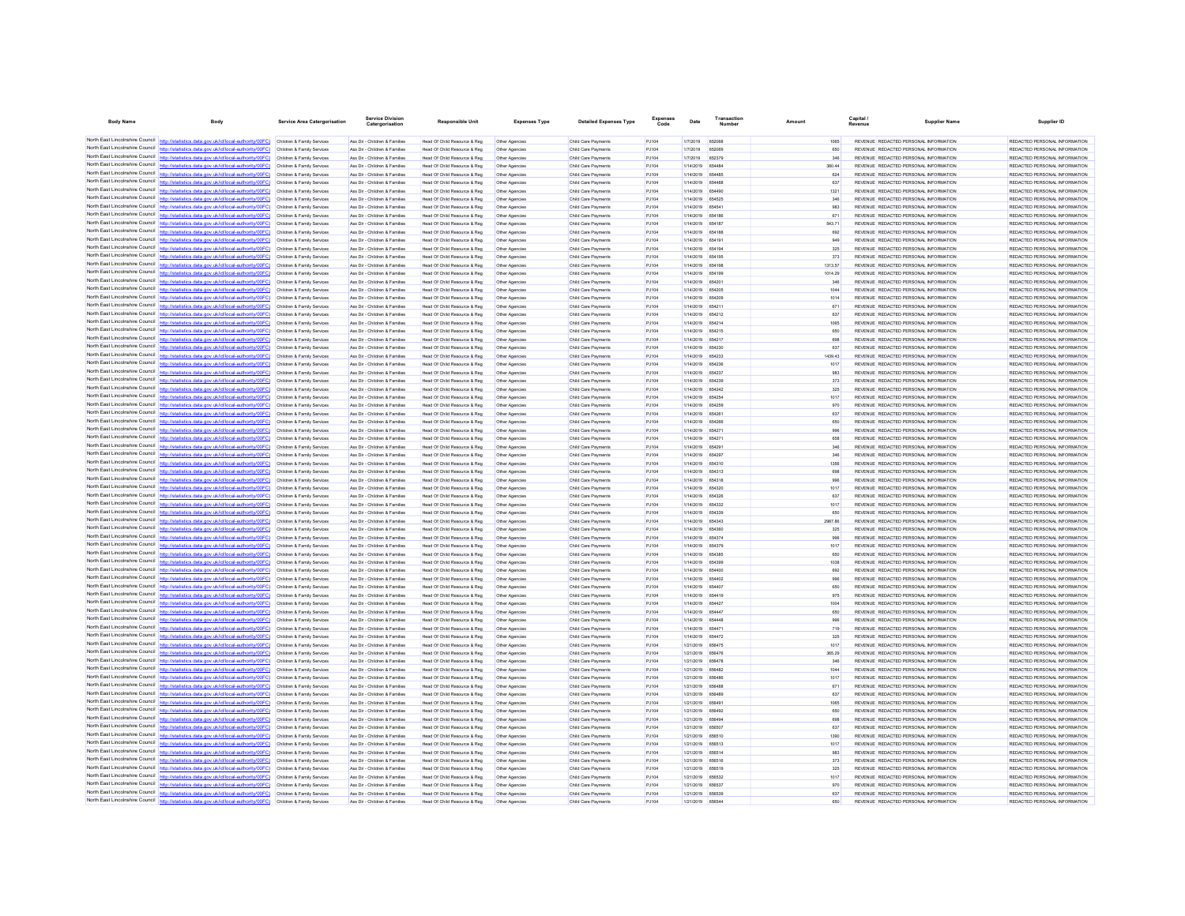| Body Name | Body | Service Area Catergorisation | Service Division Catergorisation | Responsible Unit | Expenses Type | Detailed Expenses Type | Expenses Code | Date | Transaction Number | Amount | Capital / Revenue | Supplier Name | Supplier ID |
|---|---|---|---|---|---|---|---|---|---|---|---|---|---|
| North East Lincolnshire Council | http://statistics.data.gov.uk/id/local-authority/00FC | Children & Family Services | Ass Dir - Children & Families | Head Of Child Resource & Reg | Other Agencies | Child Care Payments | PJ104 | 1/7/2019 | 652068 | 1065 | REVENUE | REDACTED PERSONAL INFORMATION | REDACTED PERSONAL INFORMATION |
| North East Lincolnshire Council | http://statistics.data.gov.uk/id/local-authority/00FC | Children & Family Services | Ass Dir - Children & Families | Head Of Child Resource & Reg | Other Agencies | Child Care Payments | PJ104 | 1/7/2019 | 652069 | 650 | REVENUE | REDACTED PERSONAL INFORMATION | REDACTED PERSONAL INFORMATION |
| North East Lincolnshire Council | http://statistics.data.gov.uk/id/local-authority/00FC | Children & Family Services | Ass Dir - Children & Families | Head Of Child Resource & Reg | Other Agencies | Child Care Payments | PJ104 | 1/7/2019 | 652379 | 346 | REVENUE | REDACTED PERSONAL INFORMATION | REDACTED PERSONAL INFORMATION |
| North East Lincolnshire Council | http://statistics.data.gov.uk/id/local-authority/00FC | Children & Family Services | Ass Dir - Children & Families | Head Of Child Resource & Reg | Other Agencies | Child Care Payments | PJ104 | 1/14/2019 | 654484 | 380.44 | REVENUE | REDACTED PERSONAL INFORMATION | REDACTED PERSONAL INFORMATION |
| North East Lincolnshire Council | http://statistics.data.gov.uk/id/local-authority/00FC | Children & Family Services | Ass Dir - Children & Families | Head Of Child Resource & Reg | Other Agencies | Child Care Payments | PJ104 | 1/14/2019 | 654485 | 624 | REVENUE | REDACTED PERSONAL INFORMATION | REDACTED PERSONAL INFORMATION |
| North East Lincolnshire Council | http://statistics.data.gov.uk/id/local-authority/00FC | Children & Family Services | Ass Dir - Children & Families | Head Of Child Resource & Reg | Other Agencies | Child Care Payments | PJ104 | 1/14/2019 | 654488 | 637 | REVENUE | REDACTED PERSONAL INFORMATION | REDACTED PERSONAL INFORMATION |
| North East Lincolnshire Council | http://statistics.data.gov.uk/id/local-authority/00FC | Children & Family Services | Ass Dir - Children & Families | Head Of Child Resource & Reg | Other Agencies | Child Care Payments | PJ104 | 1/14/2019 | 654490 | 1321 | REVENUE | REDACTED PERSONAL INFORMATION | REDACTED PERSONAL INFORMATION |
| North East Lincolnshire Council | http://statistics.data.gov.uk/id/local-authority/00FC | Children & Family Services | Ass Dir - Children & Families | Head Of Child Resource & Reg | Other Agencies | Child Care Payments | PJ104 | 1/14/2019 | 654525 | 346 | REVENUE | REDACTED PERSONAL INFORMATION | REDACTED PERSONAL INFORMATION |
| North East Lincolnshire Council | http://statistics.data.gov.uk/id/local-authority/00FC | Children & Family Services | Ass Dir - Children & Families | Head Of Child Resource & Reg | Other Agencies | Child Care Payments | PJ104 | 1/14/2019 | 654541 | 983 | REVENUE | REDACTED PERSONAL INFORMATION | REDACTED PERSONAL INFORMATION |
| North East Lincolnshire Council | http://statistics.data.gov.uk/id/local-authority/00FC | Children & Family Services | Ass Dir - Children & Families | Head Of Child Resource & Reg | Other Agencies | Child Care Payments | PJ104 | 1/14/2019 | 654186 | 671 | REVENUE | REDACTED PERSONAL INFORMATION | REDACTED PERSONAL INFORMATION |
| North East Lincolnshire Council | http://statistics.data.gov.uk/id/local-authority/00FC | Children & Family Services | Ass Dir - Children & Families | Head Of Child Resource & Reg | Other Agencies | Child Care Payments | PJ104 | 1/14/2019 | 654187 | 543.71 | REVENUE | REDACTED PERSONAL INFORMATION | REDACTED PERSONAL INFORMATION |
| North East Lincolnshire Council | http://statistics.data.gov.uk/id/local-authority/00FC | Children & Family Services | Ass Dir - Children & Families | Head Of Child Resource & Reg | Other Agencies | Child Care Payments | PJ104 | 1/14/2019 | 654188 | 692 | REVENUE | REDACTED PERSONAL INFORMATION | REDACTED PERSONAL INFORMATION |
| North East Lincolnshire Council | http://statistics.data.gov.uk/id/local-authority/00FC | Children & Family Services | Ass Dir - Children & Families | Head Of Child Resource & Reg | Other Agencies | Child Care Payments | PJ104 | 1/14/2019 | 654191 | 949 | REVENUE | REDACTED PERSONAL INFORMATION | REDACTED PERSONAL INFORMATION |
| North East Lincolnshire Council | http://statistics.data.gov.uk/id/local-authority/00FC | Children & Family Services | Ass Dir - Children & Families | Head Of Child Resource & Reg | Other Agencies | Child Care Payments | PJ104 | 1/14/2019 | 654194 | 325 | REVENUE | REDACTED PERSONAL INFORMATION | REDACTED PERSONAL INFORMATION |
| North East Lincolnshire Council | http://statistics.data.gov.uk/id/local-authority/00FC | Children & Family Services | Ass Dir - Children & Families | Head Of Child Resource & Reg | Other Agencies | Child Care Payments | PJ104 | 1/14/2019 | 654195 | 373 | REVENUE | REDACTED PERSONAL INFORMATION | REDACTED PERSONAL INFORMATION |
| North East Lincolnshire Council | http://statistics.data.gov.uk/id/local-authority/00FC | Children & Family Services | Ass Dir - Children & Families | Head Of Child Resource & Reg | Other Agencies | Child Care Payments | PJ104 | 1/14/2019 | 654198 | 1313.57 | REVENUE | REDACTED PERSONAL INFORMATION | REDACTED PERSONAL INFORMATION |
| North East Lincolnshire Council | http://statistics.data.gov.uk/id/local-authority/00FC | Children & Family Services | Ass Dir - Children & Families | Head Of Child Resource & Reg | Other Agencies | Child Care Payments | PJ104 | 1/14/2019 | 654199 | 1014.29 | REVENUE | REDACTED PERSONAL INFORMATION | REDACTED PERSONAL INFORMATION |
| North East Lincolnshire Council | http://statistics.data.gov.uk/id/local-authority/00FC | Children & Family Services | Ass Dir - Children & Families | Head Of Child Resource & Reg | Other Agencies | Child Care Payments | PJ104 | 1/14/2019 | 654201 | 346 | REVENUE | REDACTED PERSONAL INFORMATION | REDACTED PERSONAL INFORMATION |
| North East Lincolnshire Council | http://statistics.data.gov.uk/id/local-authority/00FC | Children & Family Services | Ass Dir - Children & Families | Head Of Child Resource & Reg | Other Agencies | Child Care Payments | PJ104 | 1/14/2019 | 654205 | 1044 | REVENUE | REDACTED PERSONAL INFORMATION | REDACTED PERSONAL INFORMATION |
| North East Lincolnshire Council | http://statistics.data.gov.uk/id/local-authority/00FC | Children & Family Services | Ass Dir - Children & Families | Head Of Child Resource & Reg | Other Agencies | Child Care Payments | PJ104 | 1/14/2019 | 654209 | 1014 | REVENUE | REDACTED PERSONAL INFORMATION | REDACTED PERSONAL INFORMATION |
| North East Lincolnshire Council | http://statistics.data.gov.uk/id/local-authority/00FC | Children & Family Services | Ass Dir - Children & Families | Head Of Child Resource & Reg | Other Agencies | Child Care Payments | PJ104 | 1/14/2019 | 654211 | 671 | REVENUE | REDACTED PERSONAL INFORMATION | REDACTED PERSONAL INFORMATION |
| North East Lincolnshire Council | http://statistics.data.gov.uk/id/local-authority/00FC | Children & Family Services | Ass Dir - Children & Families | Head Of Child Resource & Reg | Other Agencies | Child Care Payments | PJ104 | 1/14/2019 | 654212 | 637 | REVENUE | REDACTED PERSONAL INFORMATION | REDACTED PERSONAL INFORMATION |
| North East Lincolnshire Council | http://statistics.data.gov.uk/id/local-authority/00FC | Children & Family Services | Ass Dir - Children & Families | Head Of Child Resource & Reg | Other Agencies | Child Care Payments | PJ104 | 1/14/2019 | 654214 | 1065 | REVENUE | REDACTED PERSONAL INFORMATION | REDACTED PERSONAL INFORMATION |
| North East Lincolnshire Council | http://statistics.data.gov.uk/id/local-authority/00FC | Children & Family Services | Ass Dir - Children & Families | Head Of Child Resource & Reg | Other Agencies | Child Care Payments | PJ104 | 1/14/2019 | 654215 | 650 | REVENUE | REDACTED PERSONAL INFORMATION | REDACTED PERSONAL INFORMATION |
| North East Lincolnshire Council | http://statistics.data.gov.uk/id/local-authority/00FC | Children & Family Services | Ass Dir - Children & Families | Head Of Child Resource & Reg | Other Agencies | Child Care Payments | PJ104 | 1/14/2019 | 654217 | 698 | REVENUE | REDACTED PERSONAL INFORMATION | REDACTED PERSONAL INFORMATION |
| North East Lincolnshire Council | http://statistics.data.gov.uk/id/local-authority/00FC | Children & Family Services | Ass Dir - Children & Families | Head Of Child Resource & Reg | Other Agencies | Child Care Payments | PJ104 | 1/14/2019 | 654230 | 637 | REVENUE | REDACTED PERSONAL INFORMATION | REDACTED PERSONAL INFORMATION |
| North East Lincolnshire Council | http://statistics.data.gov.uk/id/local-authority/00FC | Children & Family Services | Ass Dir - Children & Families | Head Of Child Resource & Reg | Other Agencies | Child Care Payments | PJ104 | 1/14/2019 | 654233 | 1439.43 | REVENUE | REDACTED PERSONAL INFORMATION | REDACTED PERSONAL INFORMATION |
| North East Lincolnshire Council | http://statistics.data.gov.uk/id/local-authority/00FC | Children & Family Services | Ass Dir - Children & Families | Head Of Child Resource & Reg | Other Agencies | Child Care Payments | PJ104 | 1/14/2019 | 654236 | 1017 | REVENUE | REDACTED PERSONAL INFORMATION | REDACTED PERSONAL INFORMATION |
| North East Lincolnshire Council | http://statistics.data.gov.uk/id/local-authority/00FC | Children & Family Services | Ass Dir - Children & Families | Head Of Child Resource & Reg | Other Agencies | Child Care Payments | PJ104 | 1/14/2019 | 654237 | 983 | REVENUE | REDACTED PERSONAL INFORMATION | REDACTED PERSONAL INFORMATION |
| North East Lincolnshire Council | http://statistics.data.gov.uk/id/local-authority/00FC | Children & Family Services | Ass Dir - Children & Families | Head Of Child Resource & Reg | Other Agencies | Child Care Payments | PJ104 | 1/14/2019 | 654239 | 373 | REVENUE | REDACTED PERSONAL INFORMATION | REDACTED PERSONAL INFORMATION |
| North East Lincolnshire Council | http://statistics.data.gov.uk/id/local-authority/00FC | Children & Family Services | Ass Dir - Children & Families | Head Of Child Resource & Reg | Other Agencies | Child Care Payments | PJ104 | 1/14/2019 | 654242 | 325 | REVENUE | REDACTED PERSONAL INFORMATION | REDACTED PERSONAL INFORMATION |
| North East Lincolnshire Council | http://statistics.data.gov.uk/id/local-authority/00FC | Children & Family Services | Ass Dir - Children & Families | Head Of Child Resource & Reg | Other Agencies | Child Care Payments | PJ104 | 1/14/2019 | 654254 | 1017 | REVENUE | REDACTED PERSONAL INFORMATION | REDACTED PERSONAL INFORMATION |
| North East Lincolnshire Council | http://statistics.data.gov.uk/id/local-authority/00FC | Children & Family Services | Ass Dir - Children & Families | Head Of Child Resource & Reg | Other Agencies | Child Care Payments | PJ104 | 1/14/2019 | 654259 | 970 | REVENUE | REDACTED PERSONAL INFORMATION | REDACTED PERSONAL INFORMATION |
| North East Lincolnshire Council | http://statistics.data.gov.uk/id/local-authority/00FC | Children & Family Services | Ass Dir - Children & Families | Head Of Child Resource & Reg | Other Agencies | Child Care Payments | PJ104 | 1/14/2019 | 654261 | 637 | REVENUE | REDACTED PERSONAL INFORMATION | REDACTED PERSONAL INFORMATION |
| North East Lincolnshire Council | http://statistics.data.gov.uk/id/local-authority/00FC | Children & Family Services | Ass Dir - Children & Families | Head Of Child Resource & Reg | Other Agencies | Child Care Payments | PJ104 | 1/14/2019 | 654266 | 650 | REVENUE | REDACTED PERSONAL INFORMATION | REDACTED PERSONAL INFORMATION |
| North East Lincolnshire Council | http://statistics.data.gov.uk/id/local-authority/00FC | Children & Family Services | Ass Dir - Children & Families | Head Of Child Resource & Reg | Other Agencies | Child Care Payments | PJ104 | 1/14/2019 | 654271 | 996 | REVENUE | REDACTED PERSONAL INFORMATION | REDACTED PERSONAL INFORMATION |
| North East Lincolnshire Council | http://statistics.data.gov.uk/id/local-authority/00FC | Children & Family Services | Ass Dir - Children & Families | Head Of Child Resource & Reg | Other Agencies | Child Care Payments | PJ104 | 1/14/2019 | 654271 | 658 | REVENUE | REDACTED PERSONAL INFORMATION | REDACTED PERSONAL INFORMATION |
| North East Lincolnshire Council | http://statistics.data.gov.uk/id/local-authority/00FC | Children & Family Services | Ass Dir - Children & Families | Head Of Child Resource & Reg | Other Agencies | Child Care Payments | PJ104 | 1/14/2019 | 654291 | 346 | REVENUE | REDACTED PERSONAL INFORMATION | REDACTED PERSONAL INFORMATION |
| North East Lincolnshire Council | http://statistics.data.gov.uk/id/local-authority/00FC | Children & Family Services | Ass Dir - Children & Families | Head Of Child Resource & Reg | Other Agencies | Child Care Payments | PJ104 | 1/14/2019 | 654297 | 346 | REVENUE | REDACTED PERSONAL INFORMATION | REDACTED PERSONAL INFORMATION |
| North East Lincolnshire Council | http://statistics.data.gov.uk/id/local-authority/00FC | Children & Family Services | Ass Dir - Children & Families | Head Of Child Resource & Reg | Other Agencies | Child Care Payments | PJ104 | 1/14/2019 | 654310 | 1356 | REVENUE | REDACTED PERSONAL INFORMATION | REDACTED PERSONAL INFORMATION |
| North East Lincolnshire Council | http://statistics.data.gov.uk/id/local-authority/00FC | Children & Family Services | Ass Dir - Children & Families | Head Of Child Resource & Reg | Other Agencies | Child Care Payments | PJ104 | 1/14/2019 | 654313 | 698 | REVENUE | REDACTED PERSONAL INFORMATION | REDACTED PERSONAL INFORMATION |
| North East Lincolnshire Council | http://statistics.data.gov.uk/id/local-authority/00FC | Children & Family Services | Ass Dir - Children & Families | Head Of Child Resource & Reg | Other Agencies | Child Care Payments | PJ104 | 1/14/2019 | 654318 | 996 | REVENUE | REDACTED PERSONAL INFORMATION | REDACTED PERSONAL INFORMATION |
| North East Lincolnshire Council | http://statistics.data.gov.uk/id/local-authority/00FC | Children & Family Services | Ass Dir - Children & Families | Head Of Child Resource & Reg | Other Agencies | Child Care Payments | PJ104 | 1/14/2019 | 654320 | 1017 | REVENUE | REDACTED PERSONAL INFORMATION | REDACTED PERSONAL INFORMATION |
| North East Lincolnshire Council | http://statistics.data.gov.uk/id/local-authority/00FC | Children & Family Services | Ass Dir - Children & Families | Head Of Child Resource & Reg | Other Agencies | Child Care Payments | PJ104 | 1/14/2019 | 654326 | 637 | REVENUE | REDACTED PERSONAL INFORMATION | REDACTED PERSONAL INFORMATION |
| North East Lincolnshire Council | http://statistics.data.gov.uk/id/local-authority/00FC | Children & Family Services | Ass Dir - Children & Families | Head Of Child Resource & Reg | Other Agencies | Child Care Payments | PJ104 | 1/14/2019 | 654332 | 1017 | REVENUE | REDACTED PERSONAL INFORMATION | REDACTED PERSONAL INFORMATION |
| North East Lincolnshire Council | http://statistics.data.gov.uk/id/local-authority/00FC | Children & Family Services | Ass Dir - Children & Families | Head Of Child Resource & Reg | Other Agencies | Child Care Payments | PJ104 | 1/14/2019 | 654339 | 650 | REVENUE | REDACTED PERSONAL INFORMATION | REDACTED PERSONAL INFORMATION |
| North East Lincolnshire Council | http://statistics.data.gov.uk/id/local-authority/00FC | Children & Family Services | Ass Dir - Children & Families | Head Of Child Resource & Reg | Other Agencies | Child Care Payments | PJ104 | 1/14/2019 | 654343 | 2987.86 | REVENUE | REDACTED PERSONAL INFORMATION | REDACTED PERSONAL INFORMATION |
| North East Lincolnshire Council | http://statistics.data.gov.uk/id/local-authority/00FC | Children & Family Services | Ass Dir - Children & Families | Head Of Child Resource & Reg | Other Agencies | Child Care Payments | PJ104 | 1/14/2019 | 654360 | 325 | REVENUE | REDACTED PERSONAL INFORMATION | REDACTED PERSONAL INFORMATION |
| North East Lincolnshire Council | http://statistics.data.gov.uk/id/local-authority/00FC | Children & Family Services | Ass Dir - Children & Families | Head Of Child Resource & Reg | Other Agencies | Child Care Payments | PJ104 | 1/14/2019 | 654374 | 996 | REVENUE | REDACTED PERSONAL INFORMATION | REDACTED PERSONAL INFORMATION |
| North East Lincolnshire Council | http://statistics.data.gov.uk/id/local-authority/00FC | Children & Family Services | Ass Dir - Children & Families | Head Of Child Resource & Reg | Other Agencies | Child Care Payments | PJ104 | 1/14/2019 | 654379 | 1017 | REVENUE | REDACTED PERSONAL INFORMATION | REDACTED PERSONAL INFORMATION |
| North East Lincolnshire Council | http://statistics.data.gov.uk/id/local-authority/00FC | Children & Family Services | Ass Dir - Children & Families | Head Of Child Resource & Reg | Other Agencies | Child Care Payments | PJ104 | 1/14/2019 | 654385 | 650 | REVENUE | REDACTED PERSONAL INFORMATION | REDACTED PERSONAL INFORMATION |
| North East Lincolnshire Council | http://statistics.data.gov.uk/id/local-authority/00FC | Children & Family Services | Ass Dir - Children & Families | Head Of Child Resource & Reg | Other Agencies | Child Care Payments | PJ104 | 1/14/2019 | 654399 | 1038 | REVENUE | REDACTED PERSONAL INFORMATION | REDACTED PERSONAL INFORMATION |
| North East Lincolnshire Council | http://statistics.data.gov.uk/id/local-authority/00FC | Children & Family Services | Ass Dir - Children & Families | Head Of Child Resource & Reg | Other Agencies | Child Care Payments | PJ104 | 1/14/2019 | 654400 | 692 | REVENUE | REDACTED PERSONAL INFORMATION | REDACTED PERSONAL INFORMATION |
| North East Lincolnshire Council | http://statistics.data.gov.uk/id/local-authority/00FC | Children & Family Services | Ass Dir - Children & Families | Head Of Child Resource & Reg | Other Agencies | Child Care Payments | PJ104 | 1/14/2019 | 654402 | 996 | REVENUE | REDACTED PERSONAL INFORMATION | REDACTED PERSONAL INFORMATION |
| North East Lincolnshire Council | http://statistics.data.gov.uk/id/local-authority/00FC | Children & Family Services | Ass Dir - Children & Families | Head Of Child Resource & Reg | Other Agencies | Child Care Payments | PJ104 | 1/14/2019 | 654407 | 650 | REVENUE | REDACTED PERSONAL INFORMATION | REDACTED PERSONAL INFORMATION |
| North East Lincolnshire Council | http://statistics.data.gov.uk/id/local-authority/00FC | Children & Family Services | Ass Dir - Children & Families | Head Of Child Resource & Reg | Other Agencies | Child Care Payments | PJ104 | 1/14/2019 | 654419 | 975 | REVENUE | REDACTED PERSONAL INFORMATION | REDACTED PERSONAL INFORMATION |
| North East Lincolnshire Council | http://statistics.data.gov.uk/id/local-authority/00FC | Children & Family Services | Ass Dir - Children & Families | Head Of Child Resource & Reg | Other Agencies | Child Care Payments | PJ104 | 1/14/2019 | 654427 | 1004 | REVENUE | REDACTED PERSONAL INFORMATION | REDACTED PERSONAL INFORMATION |
| North East Lincolnshire Council | http://statistics.data.gov.uk/id/local-authority/00FC | Children & Family Services | Ass Dir - Children & Families | Head Of Child Resource & Reg | Other Agencies | Child Care Payments | PJ104 | 1/14/2019 | 654447 | 650 | REVENUE | REDACTED PERSONAL INFORMATION | REDACTED PERSONAL INFORMATION |
| North East Lincolnshire Council | http://statistics.data.gov.uk/id/local-authority/00FC | Children & Family Services | Ass Dir - Children & Families | Head Of Child Resource & Reg | Other Agencies | Child Care Payments | PJ104 | 1/14/2019 | 654448 | 996 | REVENUE | REDACTED PERSONAL INFORMATION | REDACTED PERSONAL INFORMATION |
| North East Lincolnshire Council | http://statistics.data.gov.uk/id/local-authority/00FC | Children & Family Services | Ass Dir - Children & Families | Head Of Child Resource & Reg | Other Agencies | Child Care Payments | PJ104 | 1/14/2019 | 654471 | 719 | REVENUE | REDACTED PERSONAL INFORMATION | REDACTED PERSONAL INFORMATION |
| North East Lincolnshire Council | http://statistics.data.gov.uk/id/local-authority/00FC | Children & Family Services | Ass Dir - Children & Families | Head Of Child Resource & Reg | Other Agencies | Child Care Payments | PJ104 | 1/14/2019 | 654472 | 325 | REVENUE | REDACTED PERSONAL INFORMATION | REDACTED PERSONAL INFORMATION |
| North East Lincolnshire Council | http://statistics.data.gov.uk/id/local-authority/00FC | Children & Family Services | Ass Dir - Children & Families | Head Of Child Resource & Reg | Other Agencies | Child Care Payments | PJ104 | 1/21/2019 | 656475 | 1017 | REVENUE | REDACTED PERSONAL INFORMATION | REDACTED PERSONAL INFORMATION |
| North East Lincolnshire Council | http://statistics.data.gov.uk/id/local-authority/00FC | Children & Family Services | Ass Dir - Children & Families | Head Of Child Resource & Reg | Other Agencies | Child Care Payments | PJ104 | 1/21/2019 | 656476 | 365.29 | REVENUE | REDACTED PERSONAL INFORMATION | REDACTED PERSONAL INFORMATION |
| North East Lincolnshire Council | http://statistics.data.gov.uk/id/local-authority/00FC | Children & Family Services | Ass Dir - Children & Families | Head Of Child Resource & Reg | Other Agencies | Child Care Payments | PJ104 | 1/21/2019 | 656478 | 346 | REVENUE | REDACTED PERSONAL INFORMATION | REDACTED PERSONAL INFORMATION |
| North East Lincolnshire Council | http://statistics.data.gov.uk/id/local-authority/00FC | Children & Family Services | Ass Dir - Children & Families | Head Of Child Resource & Reg | Other Agencies | Child Care Payments | PJ104 | 1/21/2019 | 656482 | 1044 | REVENUE | REDACTED PERSONAL INFORMATION | REDACTED PERSONAL INFORMATION |
| North East Lincolnshire Council | http://statistics.data.gov.uk/id/local-authority/00FC | Children & Family Services | Ass Dir - Children & Families | Head Of Child Resource & Reg | Other Agencies | Child Care Payments | PJ104 | 1/21/2019 | 656486 | 1017 | REVENUE | REDACTED PERSONAL INFORMATION | REDACTED PERSONAL INFORMATION |
| North East Lincolnshire Council | http://statistics.data.gov.uk/id/local-authority/00FC | Children & Family Services | Ass Dir - Children & Families | Head Of Child Resource & Reg | Other Agencies | Child Care Payments | PJ104 | 1/21/2019 | 656488 | 671 | REVENUE | REDACTED PERSONAL INFORMATION | REDACTED PERSONAL INFORMATION |
| North East Lincolnshire Council | http://statistics.data.gov.uk/id/local-authority/00FC | Children & Family Services | Ass Dir - Children & Families | Head Of Child Resource & Reg | Other Agencies | Child Care Payments | PJ104 | 1/21/2019 | 656489 | 637 | REVENUE | REDACTED PERSONAL INFORMATION | REDACTED PERSONAL INFORMATION |
| North East Lincolnshire Council | http://statistics.data.gov.uk/id/local-authority/00FC | Children & Family Services | Ass Dir - Children & Families | Head Of Child Resource & Reg | Other Agencies | Child Care Payments | PJ104 | 1/21/2019 | 656491 | 1065 | REVENUE | REDACTED PERSONAL INFORMATION | REDACTED PERSONAL INFORMATION |
| North East Lincolnshire Council | http://statistics.data.gov.uk/id/local-authority/00FC | Children & Family Services | Ass Dir - Children & Families | Head Of Child Resource & Reg | Other Agencies | Child Care Payments | PJ104 | 1/21/2019 | 656492 | 650 | REVENUE | REDACTED PERSONAL INFORMATION | REDACTED PERSONAL INFORMATION |
| North East Lincolnshire Council | http://statistics.data.gov.uk/id/local-authority/00FC | Children & Family Services | Ass Dir - Children & Families | Head Of Child Resource & Reg | Other Agencies | Child Care Payments | PJ104 | 1/21/2019 | 656494 | 698 | REVENUE | REDACTED PERSONAL INFORMATION | REDACTED PERSONAL INFORMATION |
| North East Lincolnshire Council | http://statistics.data.gov.uk/id/local-authority/00FC | Children & Family Services | Ass Dir - Children & Families | Head Of Child Resource & Reg | Other Agencies | Child Care Payments | PJ104 | 1/21/2019 | 656507 | 637 | REVENUE | REDACTED PERSONAL INFORMATION | REDACTED PERSONAL INFORMATION |
| North East Lincolnshire Council | http://statistics.data.gov.uk/id/local-authority/00FC | Children & Family Services | Ass Dir - Children & Families | Head Of Child Resource & Reg | Other Agencies | Child Care Payments | PJ104 | 1/21/2019 | 656510 | 1390 | REVENUE | REDACTED PERSONAL INFORMATION | REDACTED PERSONAL INFORMATION |
| North East Lincolnshire Council | http://statistics.data.gov.uk/id/local-authority/00FC | Children & Family Services | Ass Dir - Children & Families | Head Of Child Resource & Reg | Other Agencies | Child Care Payments | PJ104 | 1/21/2019 | 656513 | 1017 | REVENUE | REDACTED PERSONAL INFORMATION | REDACTED PERSONAL INFORMATION |
| North East Lincolnshire Council | http://statistics.data.gov.uk/id/local-authority/00FC | Children & Family Services | Ass Dir - Children & Families | Head Of Child Resource & Reg | Other Agencies | Child Care Payments | PJ104 | 1/21/2019 | 656514 | 983 | REVENUE | REDACTED PERSONAL INFORMATION | REDACTED PERSONAL INFORMATION |
| North East Lincolnshire Council | http://statistics.data.gov.uk/id/local-authority/00FC | Children & Family Services | Ass Dir - Children & Families | Head Of Child Resource & Reg | Other Agencies | Child Care Payments | PJ104 | 1/21/2019 | 656516 | 373 | REVENUE | REDACTED PERSONAL INFORMATION | REDACTED PERSONAL INFORMATION |
| North East Lincolnshire Council | http://statistics.data.gov.uk/id/local-authority/00FC | Children & Family Services | Ass Dir - Children & Families | Head Of Child Resource & Reg | Other Agencies | Child Care Payments | PJ104 | 1/21/2019 | 656519 | 325 | REVENUE | REDACTED PERSONAL INFORMATION | REDACTED PERSONAL INFORMATION |
| North East Lincolnshire Council | http://statistics.data.gov.uk/id/local-authority/00FC | Children & Family Services | Ass Dir - Children & Families | Head Of Child Resource & Reg | Other Agencies | Child Care Payments | PJ104 | 1/21/2019 | 656532 | 1017 | REVENUE | REDACTED PERSONAL INFORMATION | REDACTED PERSONAL INFORMATION |
| North East Lincolnshire Council | http://statistics.data.gov.uk/id/local-authority/00FC | Children & Family Services | Ass Dir - Children & Families | Head Of Child Resource & Reg | Other Agencies | Child Care Payments | PJ104 | 1/21/2019 | 656537 | 970 | REVENUE | REDACTED PERSONAL INFORMATION | REDACTED PERSONAL INFORMATION |
| North East Lincolnshire Council | http://statistics.data.gov.uk/id/local-authority/00FC | Children & Family Services | Ass Dir - Children & Families | Head Of Child Resource & Reg | Other Agencies | Child Care Payments | PJ104 | 1/21/2019 | 656539 | 637 | REVENUE | REDACTED PERSONAL INFORMATION | REDACTED PERSONAL INFORMATION |
| North East Lincolnshire Council | http://statistics.data.gov.uk/id/local-authority/00FC | Children & Family Services | Ass Dir - Children & Families | Head Of Child Resource & Reg | Other Agencies | Child Care Payments | PJ104 | 1/21/2019 | 656544 | 650 | REVENUE | REDACTED PERSONAL INFORMATION | REDACTED PERSONAL INFORMATION |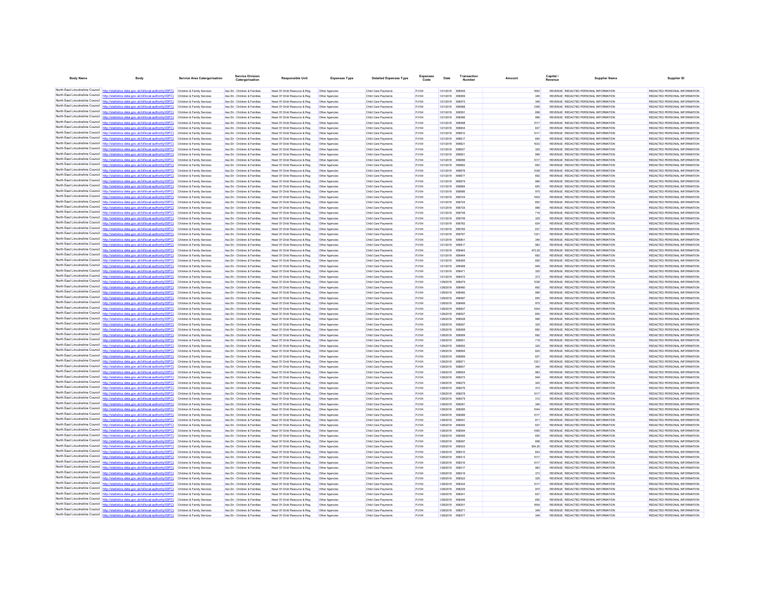| Body Name | Body | Service Area Catergorisation | Service Division Catergorisation | Responsible Unit | Expenses Type | Detailed Expenses Type | Expenses Code | Date | Transaction Number | Amount | Capital / Revenue | Supplier Name | Supplier ID |
|---|---|---|---|---|---|---|---|---|---|---|---|---|---|
| North East Lincolnshire Council | http://statistics.data.gov.uk/id/local-authority/00FC | Children & Family Services | Ass Dir - Children & Families | Head Of Child Resource & Reg | Other Agencies | Child Care Payments | PJ104 | 1/21/2019 | 656549 | 1654 | REVENUE | REDACTED PERSONAL INFORMATION | REDACTED PERSONAL INFORMATION |
| North East Lincolnshire Council | http://statistics.data.gov.uk/id/local-authority/00FC | Children & Family Services | Ass Dir - Children & Families | Head Of Child Resource & Reg | Other Agencies | Child Care Payments | PJ104 | 1/21/2019 | 656569 | 346 | REVENUE | REDACTED PERSONAL INFORMATION | REDACTED PERSONAL INFORMATION |
| North East Lincolnshire Council | http://statistics.data.gov.uk/id/local-authority/00FC | Children & Family Services | Ass Dir - Children & Families | Head Of Child Resource & Reg | Other Agencies | Child Care Payments | PJ104 | 1/21/2019 | 656575 | 346 | REVENUE | REDACTED PERSONAL INFORMATION | REDACTED PERSONAL INFORMATION |
| North East Lincolnshire Council | http://statistics.data.gov.uk/id/local-authority/00FC | Children & Family Services | Ass Dir - Children & Families | Head Of Child Resource & Reg | Other Agencies | Child Care Payments | PJ104 | 1/21/2019 | 656588 | 1356 | REVENUE | REDACTED PERSONAL INFORMATION | REDACTED PERSONAL INFORMATION |
| North East Lincolnshire Council | http://statistics.data.gov.uk/id/local-authority/00FC | Children & Family Services | Ass Dir - Children & Families | Head Of Child Resource & Reg | Other Agencies | Child Care Payments | PJ104 | 1/21/2019 | 656591 | 698 | REVENUE | REDACTED PERSONAL INFORMATION | REDACTED PERSONAL INFORMATION |
| North East Lincolnshire Council | http://statistics.data.gov.uk/id/local-authority/00FC | Children & Family Services | Ass Dir - Children & Families | Head Of Child Resource & Reg | Other Agencies | Child Care Payments | PJ104 | 1/21/2019 | 656596 | 996 | REVENUE | REDACTED PERSONAL INFORMATION | REDACTED PERSONAL INFORMATION |
| North East Lincolnshire Council | http://statistics.data.gov.uk/id/local-authority/00FC | Children & Family Services | Ass Dir - Children & Families | Head Of Child Resource & Reg | Other Agencies | Child Care Payments | PJ104 | 1/21/2019 | 656598 | 1017 | REVENUE | REDACTED PERSONAL INFORMATION | REDACTED PERSONAL INFORMATION |
| North East Lincolnshire Council | http://statistics.data.gov.uk/id/local-authority/00FC | Children & Family Services | Ass Dir - Children & Families | Head Of Child Resource & Reg | Other Agencies | Child Care Payments | PJ104 | 1/21/2019 | 656604 | 637 | REVENUE | REDACTED PERSONAL INFORMATION | REDACTED PERSONAL INFORMATION |
| North East Lincolnshire Council | http://statistics.data.gov.uk/id/local-authority/00FC | Children & Family Services | Ass Dir - Children & Families | Head Of Child Resource & Reg | Other Agencies | Child Care Payments | PJ104 | 1/21/2019 | 656610 | 1017 | REVENUE | REDACTED PERSONAL INFORMATION | REDACTED PERSONAL INFORMATION |
| North East Lincolnshire Council | http://statistics.data.gov.uk/id/local-authority/00FC | Children & Family Services | Ass Dir - Children & Families | Head Of Child Resource & Reg | Other Agencies | Child Care Payments | PJ104 | 1/21/2019 | 656617 | 650 | REVENUE | REDACTED PERSONAL INFORMATION | REDACTED PERSONAL INFORMATION |
| North East Lincolnshire Council | http://statistics.data.gov.uk/id/local-authority/00FC | Children & Family Services | Ass Dir - Children & Families | Head Of Child Resource & Reg | Other Agencies | Child Care Payments | PJ104 | 1/21/2019 | 656621 | 1633 | REVENUE | REDACTED PERSONAL INFORMATION | REDACTED PERSONAL INFORMATION |
| North East Lincolnshire Council | http://statistics.data.gov.uk/id/local-authority/00FC | Children & Family Services | Ass Dir - Children & Families | Head Of Child Resource & Reg | Other Agencies | Child Care Payments | PJ104 | 1/21/2019 | 656637 | 325 | REVENUE | REDACTED PERSONAL INFORMATION | REDACTED PERSONAL INFORMATION |
| North East Lincolnshire Council | http://statistics.data.gov.uk/id/local-authority/00FC | Children & Family Services | Ass Dir - Children & Families | Head Of Child Resource & Reg | Other Agencies | Child Care Payments | PJ104 | 1/21/2019 | 656651 | 996 | REVENUE | REDACTED PERSONAL INFORMATION | REDACTED PERSONAL INFORMATION |
| North East Lincolnshire Council | http://statistics.data.gov.uk/id/local-authority/00FC | Children & Family Services | Ass Dir - Children & Families | Head Of Child Resource & Reg | Other Agencies | Child Care Payments | PJ104 | 1/21/2019 | 656656 | 1017 | REVENUE | REDACTED PERSONAL INFORMATION | REDACTED PERSONAL INFORMATION |
| North East Lincolnshire Council | http://statistics.data.gov.uk/id/local-authority/00FC | Children & Family Services | Ass Dir - Children & Families | Head Of Child Resource & Reg | Other Agencies | Child Care Payments | PJ104 | 1/21/2019 | 656662 | 650 | REVENUE | REDACTED PERSONAL INFORMATION | REDACTED PERSONAL INFORMATION |
| North East Lincolnshire Council | http://statistics.data.gov.uk/id/local-authority/00FC | Children & Family Services | Ass Dir - Children & Families | Head Of Child Resource & Reg | Other Agencies | Child Care Payments | PJ104 | 1/21/2019 | 656676 | 1038 | REVENUE | REDACTED PERSONAL INFORMATION | REDACTED PERSONAL INFORMATION |
| North East Lincolnshire Council | http://statistics.data.gov.uk/id/local-authority/00FC | Children & Family Services | Ass Dir - Children & Families | Head Of Child Resource & Reg | Other Agencies | Child Care Payments | PJ104 | 1/21/2019 | 656677 | 692 | REVENUE | REDACTED PERSONAL INFORMATION | REDACTED PERSONAL INFORMATION |
| North East Lincolnshire Council | http://statistics.data.gov.uk/id/local-authority/00FC | Children & Family Services | Ass Dir - Children & Families | Head Of Child Resource & Reg | Other Agencies | Child Care Payments | PJ104 | 1/21/2019 | 656679 | 996 | REVENUE | REDACTED PERSONAL INFORMATION | REDACTED PERSONAL INFORMATION |
| North East Lincolnshire Council | http://statistics.data.gov.uk/id/local-authority/00FC | Children & Family Services | Ass Dir - Children & Families | Head Of Child Resource & Reg | Other Agencies | Child Care Payments | PJ104 | 1/21/2019 | 656684 | 650 | REVENUE | REDACTED PERSONAL INFORMATION | REDACTED PERSONAL INFORMATION |
| North East Lincolnshire Council | http://statistics.data.gov.uk/id/local-authority/00FC | Children & Family Services | Ass Dir - Children & Families | Head Of Child Resource & Reg | Other Agencies | Child Care Payments | PJ104 | 1/21/2019 | 656696 | 975 | REVENUE | REDACTED PERSONAL INFORMATION | REDACTED PERSONAL INFORMATION |
| North East Lincolnshire Council | http://statistics.data.gov.uk/id/local-authority/00FC | Children & Family Services | Ass Dir - Children & Families | Head Of Child Resource & Reg | Other Agencies | Child Care Payments | PJ104 | 1/21/2019 | 656704 | 1004 | REVENUE | REDACTED PERSONAL INFORMATION | REDACTED PERSONAL INFORMATION |
| North East Lincolnshire Council | http://statistics.data.gov.uk/id/local-authority/00FC | Children & Family Services | Ass Dir - Children & Families | Head Of Child Resource & Reg | Other Agencies | Child Care Payments | PJ104 | 1/21/2019 | 656724 | 650 | REVENUE | REDACTED PERSONAL INFORMATION | REDACTED PERSONAL INFORMATION |
| North East Lincolnshire Council | http://statistics.data.gov.uk/id/local-authority/00FC | Children & Family Services | Ass Dir - Children & Families | Head Of Child Resource & Reg | Other Agencies | Child Care Payments | PJ104 | 1/21/2019 | 656725 | 996 | REVENUE | REDACTED PERSONAL INFORMATION | REDACTED PERSONAL INFORMATION |
| North East Lincolnshire Council | http://statistics.data.gov.uk/id/local-authority/00FC | Children & Family Services | Ass Dir - Children & Families | Head Of Child Resource & Reg | Other Agencies | Child Care Payments | PJ104 | 1/21/2019 | 656748 | 719 | REVENUE | REDACTED PERSONAL INFORMATION | REDACTED PERSONAL INFORMATION |
| North East Lincolnshire Council | http://statistics.data.gov.uk/id/local-authority/00FC | Children & Family Services | Ass Dir - Children & Families | Head Of Child Resource & Reg | Other Agencies | Child Care Payments | PJ104 | 1/21/2019 | 656749 | 325 | REVENUE | REDACTED PERSONAL INFORMATION | REDACTED PERSONAL INFORMATION |
| North East Lincolnshire Council | http://statistics.data.gov.uk/id/local-authority/00FC | Children & Family Services | Ass Dir - Children & Families | Head Of Child Resource & Reg | Other Agencies | Child Care Payments | PJ104 | 1/21/2019 | 656762 | 624 | REVENUE | REDACTED PERSONAL INFORMATION | REDACTED PERSONAL INFORMATION |
| North East Lincolnshire Council | http://statistics.data.gov.uk/id/local-authority/00FC | Children & Family Services | Ass Dir - Children & Families | Head Of Child Resource & Reg | Other Agencies | Child Care Payments | PJ104 | 1/21/2019 | 656765 | 637 | REVENUE | REDACTED PERSONAL INFORMATION | REDACTED PERSONAL INFORMATION |
| North East Lincolnshire Council | http://statistics.data.gov.uk/id/local-authority/00FC | Children & Family Services | Ass Dir - Children & Families | Head Of Child Resource & Reg | Other Agencies | Child Care Payments | PJ104 | 1/21/2019 | 656767 | 1321 | REVENUE | REDACTED PERSONAL INFORMATION | REDACTED PERSONAL INFORMATION |
| North East Lincolnshire Council | http://statistics.data.gov.uk/id/local-authority/00FC | Children & Family Services | Ass Dir - Children & Families | Head Of Child Resource & Reg | Other Agencies | Child Care Payments | PJ104 | 1/21/2019 | 656801 | 346 | REVENUE | REDACTED PERSONAL INFORMATION | REDACTED PERSONAL INFORMATION |
| North East Lincolnshire Council | http://statistics.data.gov.uk/id/local-authority/00FC | Children & Family Services | Ass Dir - Children & Families | Head Of Child Resource & Reg | Other Agencies | Child Care Payments | PJ104 | 1/21/2019 | 656817 | 983 | REVENUE | REDACTED PERSONAL INFORMATION | REDACTED PERSONAL INFORMATION |
| North East Lincolnshire Council | http://statistics.data.gov.uk/id/local-authority/00FC | Children & Family Services | Ass Dir - Children & Families | Head Of Child Resource & Reg | Other Agencies | Child Care Payments | PJ104 | 1/21/2019 | 656463 | 473.29 | REVENUE | REDACTED PERSONAL INFORMATION | REDACTED PERSONAL INFORMATION |
| North East Lincolnshire Council | http://statistics.data.gov.uk/id/local-authority/00FC | Children & Family Services | Ass Dir - Children & Families | Head Of Child Resource & Reg | Other Agencies | Child Care Payments | PJ104 | 1/21/2019 | 656464 | 692 | REVENUE | REDACTED PERSONAL INFORMATION | REDACTED PERSONAL INFORMATION |
| North East Lincolnshire Council | http://statistics.data.gov.uk/id/local-authority/00FC | Children & Family Services | Ass Dir - Children & Families | Head Of Child Resource & Reg | Other Agencies | Child Care Payments | PJ104 | 1/21/2019 | 656465 | 692 | REVENUE | REDACTED PERSONAL INFORMATION | REDACTED PERSONAL INFORMATION |
| North East Lincolnshire Council | http://statistics.data.gov.uk/id/local-authority/00FC | Children & Family Services | Ass Dir - Children & Families | Head Of Child Resource & Reg | Other Agencies | Child Care Payments | PJ104 | 1/21/2019 | 656468 | 949 | REVENUE | REDACTED PERSONAL INFORMATION | REDACTED PERSONAL INFORMATION |
| North East Lincolnshire Council | http://statistics.data.gov.uk/id/local-authority/00FC | Children & Family Services | Ass Dir - Children & Families | Head Of Child Resource & Reg | Other Agencies | Child Care Payments | PJ104 | 1/21/2019 | 656471 | 325 | REVENUE | REDACTED PERSONAL INFORMATION | REDACTED PERSONAL INFORMATION |
| North East Lincolnshire Council | http://statistics.data.gov.uk/id/local-authority/00FC | Children & Family Services | Ass Dir - Children & Families | Head Of Child Resource & Reg | Other Agencies | Child Care Payments | PJ104 | 1/21/2019 | 656472 | 373 | REVENUE | REDACTED PERSONAL INFORMATION | REDACTED PERSONAL INFORMATION |
| North East Lincolnshire Council | http://statistics.data.gov.uk/id/local-authority/00FC | Children & Family Services | Ass Dir - Children & Families | Head Of Child Resource & Reg | Other Agencies | Child Care Payments | PJ104 | 1/28/2019 | 658479 | 1038 | REVENUE | REDACTED PERSONAL INFORMATION | REDACTED PERSONAL INFORMATION |
| North East Lincolnshire Council | http://statistics.data.gov.uk/id/local-authority/00FC | Children & Family Services | Ass Dir - Children & Families | Head Of Child Resource & Reg | Other Agencies | Child Care Payments | PJ104 | 1/28/2019 | 658480 | 692 | REVENUE | REDACTED PERSONAL INFORMATION | REDACTED PERSONAL INFORMATION |
| North East Lincolnshire Council | http://statistics.data.gov.uk/id/local-authority/00FC | Children & Family Services | Ass Dir - Children & Families | Head Of Child Resource & Reg | Other Agencies | Child Care Payments | PJ104 | 1/28/2019 | 658482 | 996 | REVENUE | REDACTED PERSONAL INFORMATION | REDACTED PERSONAL INFORMATION |
| North East Lincolnshire Council | http://statistics.data.gov.uk/id/local-authority/00FC | Children & Family Services | Ass Dir - Children & Families | Head Of Child Resource & Reg | Other Agencies | Child Care Payments | PJ104 | 1/28/2019 | 658487 | 650 | REVENUE | REDACTED PERSONAL INFORMATION | REDACTED PERSONAL INFORMATION |
| North East Lincolnshire Council | http://statistics.data.gov.uk/id/local-authority/00FC | Children & Family Services | Ass Dir - Children & Families | Head Of Child Resource & Reg | Other Agencies | Child Care Payments | PJ104 | 1/28/2019 | 658499 | 975 | REVENUE | REDACTED PERSONAL INFORMATION | REDACTED PERSONAL INFORMATION |
| North East Lincolnshire Council | http://statistics.data.gov.uk/id/local-authority/00FC | Children & Family Services | Ass Dir - Children & Families | Head Of Child Resource & Reg | Other Agencies | Child Care Payments | PJ104 | 1/28/2019 | 658507 | 1004 | REVENUE | REDACTED PERSONAL INFORMATION | REDACTED PERSONAL INFORMATION |
| North East Lincolnshire Council | http://statistics.data.gov.uk/id/local-authority/00FC | Children & Family Services | Ass Dir - Children & Families | Head Of Child Resource & Reg | Other Agencies | Child Care Payments | PJ104 | 1/28/2019 | 658527 | 650 | REVENUE | REDACTED PERSONAL INFORMATION | REDACTED PERSONAL INFORMATION |
| North East Lincolnshire Council | http://statistics.data.gov.uk/id/local-authority/00FC | Children & Family Services | Ass Dir - Children & Families | Head Of Child Resource & Reg | Other Agencies | Child Care Payments | PJ104 | 1/28/2019 | 658528 | 996 | REVENUE | REDACTED PERSONAL INFORMATION | REDACTED PERSONAL INFORMATION |
| North East Lincolnshire Council | http://statistics.data.gov.uk/id/local-authority/00FC | Children & Family Services | Ass Dir - Children & Families | Head Of Child Resource & Reg | Other Agencies | Child Care Payments | PJ104 | 1/28/2019 | 658267 | 325 | REVENUE | REDACTED PERSONAL INFORMATION | REDACTED PERSONAL INFORMATION |
| North East Lincolnshire Council | http://statistics.data.gov.uk/id/local-authority/00FC | Children & Family Services | Ass Dir - Children & Families | Head Of Child Resource & Reg | Other Agencies | Child Care Payments | PJ104 | 1/28/2019 | 658268 | 692 | REVENUE | REDACTED PERSONAL INFORMATION | REDACTED PERSONAL INFORMATION |
| North East Lincolnshire Council | http://statistics.data.gov.uk/id/local-authority/00FC | Children & Family Services | Ass Dir - Children & Families | Head Of Child Resource & Reg | Other Agencies | Child Care Payments | PJ104 | 1/28/2019 | 658269 | 692 | REVENUE | REDACTED PERSONAL INFORMATION | REDACTED PERSONAL INFORMATION |
| North East Lincolnshire Council | http://statistics.data.gov.uk/id/local-authority/00FC | Children & Family Services | Ass Dir - Children & Families | Head Of Child Resource & Reg | Other Agencies | Child Care Payments | PJ104 | 1/28/2019 | 658551 | 719 | REVENUE | REDACTED PERSONAL INFORMATION | REDACTED PERSONAL INFORMATION |
| North East Lincolnshire Council | http://statistics.data.gov.uk/id/local-authority/00FC | Children & Family Services | Ass Dir - Children & Families | Head Of Child Resource & Reg | Other Agencies | Child Care Payments | PJ104 | 1/28/2019 | 658552 | 325 | REVENUE | REDACTED PERSONAL INFORMATION | REDACTED PERSONAL INFORMATION |
| North East Lincolnshire Council | http://statistics.data.gov.uk/id/local-authority/00FC | Children & Family Services | Ass Dir - Children & Families | Head Of Child Resource & Reg | Other Agencies | Child Care Payments | PJ104 | 1/28/2019 | 658564 | 624 | REVENUE | REDACTED PERSONAL INFORMATION | REDACTED PERSONAL INFORMATION |
| North East Lincolnshire Council | http://statistics.data.gov.uk/id/local-authority/00FC | Children & Family Services | Ass Dir - Children & Families | Head Of Child Resource & Reg | Other Agencies | Child Care Payments | PJ104 | 1/28/2019 | 658569 | 637 | REVENUE | REDACTED PERSONAL INFORMATION | REDACTED PERSONAL INFORMATION |
| North East Lincolnshire Council | http://statistics.data.gov.uk/id/local-authority/00FC | Children & Family Services | Ass Dir - Children & Families | Head Of Child Resource & Reg | Other Agencies | Child Care Payments | PJ104 | 1/28/2019 | 658571 | 1321 | REVENUE | REDACTED PERSONAL INFORMATION | REDACTED PERSONAL INFORMATION |
| North East Lincolnshire Council | http://statistics.data.gov.uk/id/local-authority/00FC | Children & Family Services | Ass Dir - Children & Families | Head Of Child Resource & Reg | Other Agencies | Child Care Payments | PJ104 | 1/28/2019 | 658607 | 346 | REVENUE | REDACTED PERSONAL INFORMATION | REDACTED PERSONAL INFORMATION |
| North East Lincolnshire Council | http://statistics.data.gov.uk/id/local-authority/00FC | Children & Family Services | Ass Dir - Children & Families | Head Of Child Resource & Reg | Other Agencies | Child Care Payments | PJ104 | 1/28/2019 | 658624 | 983 | REVENUE | REDACTED PERSONAL INFORMATION | REDACTED PERSONAL INFORMATION |
| North East Lincolnshire Council | http://statistics.data.gov.uk/id/local-authority/00FC | Children & Family Services | Ass Dir - Children & Families | Head Of Child Resource & Reg | Other Agencies | Child Care Payments | PJ104 | 1/28/2019 | 658272 | 949 | REVENUE | REDACTED PERSONAL INFORMATION | REDACTED PERSONAL INFORMATION |
| North East Lincolnshire Council | http://statistics.data.gov.uk/id/local-authority/00FC | Children & Family Services | Ass Dir - Children & Families | Head Of Child Resource & Reg | Other Agencies | Child Care Payments | PJ104 | 1/28/2019 | 658275 | 325 | REVENUE | REDACTED PERSONAL INFORMATION | REDACTED PERSONAL INFORMATION |
| North East Lincolnshire Council | http://statistics.data.gov.uk/id/local-authority/00FC | Children & Family Services | Ass Dir - Children & Families | Head Of Child Resource & Reg | Other Agencies | Child Care Payments | PJ104 | 1/28/2019 | 658276 | 373 | REVENUE | REDACTED PERSONAL INFORMATION | REDACTED PERSONAL INFORMATION |
| North East Lincolnshire Council | http://statistics.data.gov.uk/id/local-authority/00FC | Children & Family Services | Ass Dir - Children & Families | Head Of Child Resource & Reg | Other Agencies | Child Care Payments | PJ104 | 1/28/2019 | 658278 | 1017 | REVENUE | REDACTED PERSONAL INFORMATION | REDACTED PERSONAL INFORMATION |
| North East Lincolnshire Council | http://statistics.data.gov.uk/id/local-authority/00FC | Children & Family Services | Ass Dir - Children & Families | Head Of Child Resource & Reg | Other Agencies | Child Care Payments | PJ104 | 1/28/2019 | 658279 | 312 | REVENUE | REDACTED PERSONAL INFORMATION | REDACTED PERSONAL INFORMATION |
| North East Lincolnshire Council | http://statistics.data.gov.uk/id/local-authority/00FC | Children & Family Services | Ass Dir - Children & Families | Head Of Child Resource & Reg | Other Agencies | Child Care Payments | PJ104 | 1/28/2019 | 658281 | 346 | REVENUE | REDACTED PERSONAL INFORMATION | REDACTED PERSONAL INFORMATION |
| North East Lincolnshire Council | http://statistics.data.gov.uk/id/local-authority/00FC | Children & Family Services | Ass Dir - Children & Families | Head Of Child Resource & Reg | Other Agencies | Child Care Payments | PJ104 | 1/28/2019 | 658285 | 1044 | REVENUE | REDACTED PERSONAL INFORMATION | REDACTED PERSONAL INFORMATION |
| North East Lincolnshire Council | http://statistics.data.gov.uk/id/local-authority/00FC | Children & Family Services | Ass Dir - Children & Families | Head Of Child Resource & Reg | Other Agencies | Child Care Payments | PJ104 | 1/28/2019 | 658289 | 1017 | REVENUE | REDACTED PERSONAL INFORMATION | REDACTED PERSONAL INFORMATION |
| North East Lincolnshire Council | http://statistics.data.gov.uk/id/local-authority/00FC | Children & Family Services | Ass Dir - Children & Families | Head Of Child Resource & Reg | Other Agencies | Child Care Payments | PJ104 | 1/28/2019 | 658291 | 671 | REVENUE | REDACTED PERSONAL INFORMATION | REDACTED PERSONAL INFORMATION |
| North East Lincolnshire Council | http://statistics.data.gov.uk/id/local-authority/00FC | Children & Family Services | Ass Dir - Children & Families | Head Of Child Resource & Reg | Other Agencies | Child Care Payments | PJ104 | 1/28/2019 | 658292 | 637 | REVENUE | REDACTED PERSONAL INFORMATION | REDACTED PERSONAL INFORMATION |
| North East Lincolnshire Council | http://statistics.data.gov.uk/id/local-authority/00FC | Children & Family Services | Ass Dir - Children & Families | Head Of Child Resource & Reg | Other Agencies | Child Care Payments | PJ104 | 1/28/2019 | 658294 | 1065 | REVENUE | REDACTED PERSONAL INFORMATION | REDACTED PERSONAL INFORMATION |
| North East Lincolnshire Council | http://statistics.data.gov.uk/id/local-authority/00FC | Children & Family Services | Ass Dir - Children & Families | Head Of Child Resource & Reg | Other Agencies | Child Care Payments | PJ104 | 1/28/2019 | 658295 | 650 | REVENUE | REDACTED PERSONAL INFORMATION | REDACTED PERSONAL INFORMATION |
| North East Lincolnshire Council | http://statistics.data.gov.uk/id/local-authority/00FC | Children & Family Services | Ass Dir - Children & Families | Head Of Child Resource & Reg | Other Agencies | Child Care Payments | PJ104 | 1/28/2019 | 658297 | 698 | REVENUE | REDACTED PERSONAL INFORMATION | REDACTED PERSONAL INFORMATION |
| North East Lincolnshire Council | http://statistics.data.gov.uk/id/local-authority/00FC | Children & Family Services | Ass Dir - Children & Families | Head Of Child Resource & Reg | Other Agencies | Child Care Payments | PJ104 | 1/28/2019 | 658303 | 554.29 | REVENUE | REDACTED PERSONAL INFORMATION | REDACTED PERSONAL INFORMATION |
| North East Lincolnshire Council | http://statistics.data.gov.uk/id/local-authority/00FC | Children & Family Services | Ass Dir - Children & Families | Head Of Child Resource & Reg | Other Agencies | Child Care Payments | PJ104 | 1/28/2019 | 658310 | 643 | REVENUE | REDACTED PERSONAL INFORMATION | REDACTED PERSONAL INFORMATION |
| North East Lincolnshire Council | http://statistics.data.gov.uk/id/local-authority/00FC | Children & Family Services | Ass Dir - Children & Families | Head Of Child Resource & Reg | Other Agencies | Child Care Payments | PJ104 | 1/28/2019 | 658313 | 1017 | REVENUE | REDACTED PERSONAL INFORMATION | REDACTED PERSONAL INFORMATION |
| North East Lincolnshire Council | http://statistics.data.gov.uk/id/local-authority/00FC | Children & Family Services | Ass Dir - Children & Families | Head Of Child Resource & Reg | Other Agencies | Child Care Payments | PJ104 | 1/28/2019 | 658316 | 1017 | REVENUE | REDACTED PERSONAL INFORMATION | REDACTED PERSONAL INFORMATION |
| North East Lincolnshire Council | http://statistics.data.gov.uk/id/local-authority/00FC | Children & Family Services | Ass Dir - Children & Families | Head Of Child Resource & Reg | Other Agencies | Child Care Payments | PJ104 | 1/28/2019 | 658317 | 983 | REVENUE | REDACTED PERSONAL INFORMATION | REDACTED PERSONAL INFORMATION |
| North East Lincolnshire Council | http://statistics.data.gov.uk/id/local-authority/00FC | Children & Family Services | Ass Dir - Children & Families | Head Of Child Resource & Reg | Other Agencies | Child Care Payments | PJ104 | 1/28/2019 | 658319 | 373 | REVENUE | REDACTED PERSONAL INFORMATION | REDACTED PERSONAL INFORMATION |
| North East Lincolnshire Council | http://statistics.data.gov.uk/id/local-authority/00FC | Children & Family Services | Ass Dir - Children & Families | Head Of Child Resource & Reg | Other Agencies | Child Care Payments | PJ104 | 1/28/2019 | 658322 | 325 | REVENUE | REDACTED PERSONAL INFORMATION | REDACTED PERSONAL INFORMATION |
| North East Lincolnshire Council | http://statistics.data.gov.uk/id/local-authority/00FC | Children & Family Services | Ass Dir - Children & Families | Head Of Child Resource & Reg | Other Agencies | Child Care Payments | PJ104 | 1/28/2019 | 658334 | 1017 | REVENUE | REDACTED PERSONAL INFORMATION | REDACTED PERSONAL INFORMATION |
| North East Lincolnshire Council | http://statistics.data.gov.uk/id/local-authority/00FC | Children & Family Services | Ass Dir - Children & Families | Head Of Child Resource & Reg | Other Agencies | Child Care Payments | PJ104 | 1/28/2019 | 658339 | 970 | REVENUE | REDACTED PERSONAL INFORMATION | REDACTED PERSONAL INFORMATION |
| North East Lincolnshire Council | http://statistics.data.gov.uk/id/local-authority/00FC | Children & Family Services | Ass Dir - Children & Families | Head Of Child Resource & Reg | Other Agencies | Child Care Payments | PJ104 | 1/28/2019 | 658341 | 637 | REVENUE | REDACTED PERSONAL INFORMATION | REDACTED PERSONAL INFORMATION |
| North East Lincolnshire Council | http://statistics.data.gov.uk/id/local-authority/00FC | Children & Family Services | Ass Dir - Children & Families | Head Of Child Resource & Reg | Other Agencies | Child Care Payments | PJ104 | 1/28/2019 | 658346 | 650 | REVENUE | REDACTED PERSONAL INFORMATION | REDACTED PERSONAL INFORMATION |
| North East Lincolnshire Council | http://statistics.data.gov.uk/id/local-authority/00FC | Children & Family Services | Ass Dir - Children & Families | Head Of Child Resource & Reg | Other Agencies | Child Care Payments | PJ104 | 1/28/2019 | 658351 | 1654 | REVENUE | REDACTED PERSONAL INFORMATION | REDACTED PERSONAL INFORMATION |
| North East Lincolnshire Council | http://statistics.data.gov.uk/id/local-authority/00FC | Children & Family Services | Ass Dir - Children & Families | Head Of Child Resource & Reg | Other Agencies | Child Care Payments | PJ104 | 1/28/2019 | 658371 | 346 | REVENUE | REDACTED PERSONAL INFORMATION | REDACTED PERSONAL INFORMATION |
| North East Lincolnshire Council | http://statistics.data.gov.uk/id/local-authority/00FC | Children & Family Services | Ass Dir - Children & Families | Head Of Child Resource & Reg | Other Agencies | Child Care Payments | PJ104 | 1/28/2019 | 658377 | 346 | REVENUE | REDACTED PERSONAL INFORMATION | REDACTED PERSONAL INFORMATION |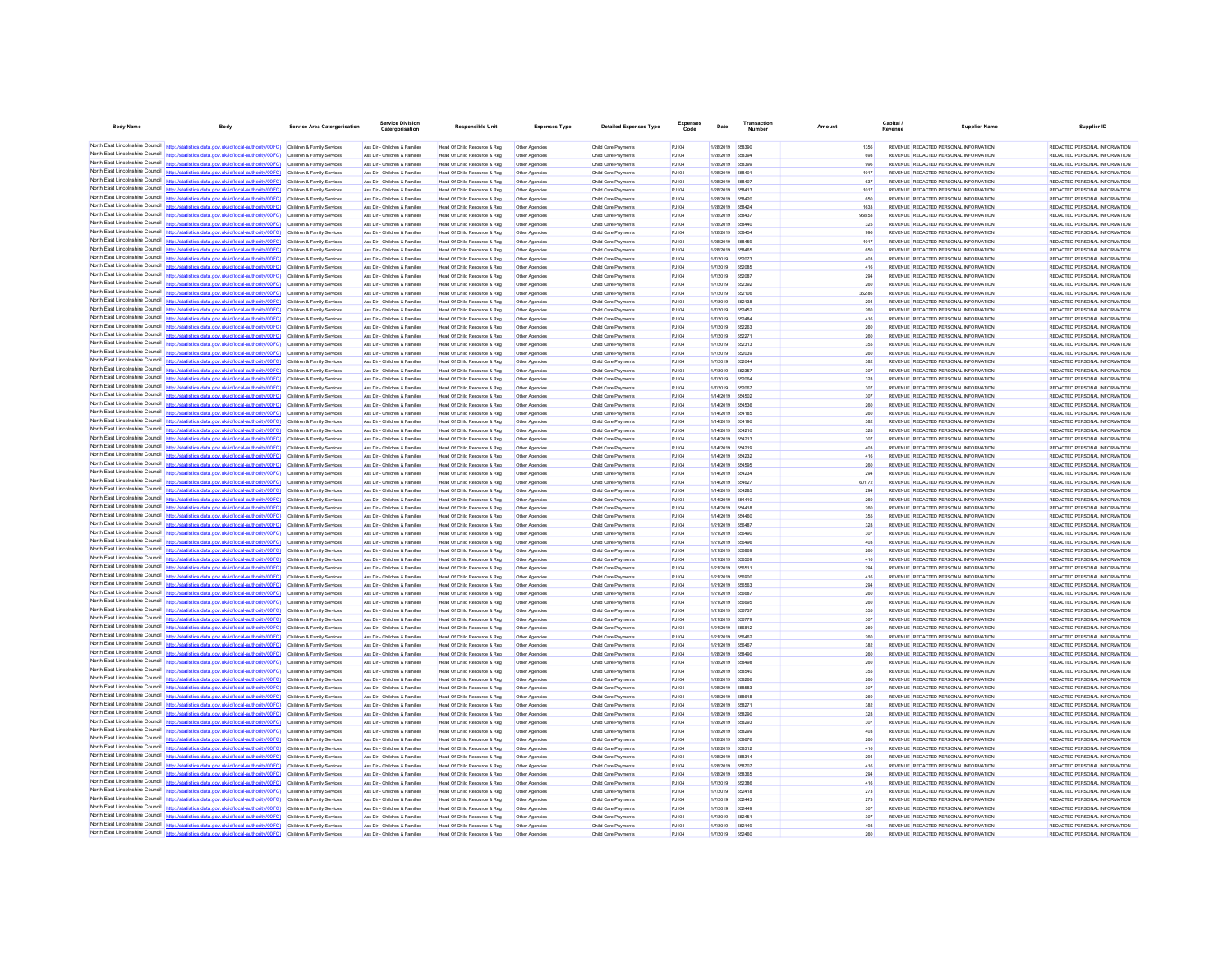| Body Name | Body | Service Area Catergorisation | Service Division Catergorisation | Responsible Unit | Expenses Type | Detailed Expenses Type | Expenses Code | Date | Transaction Number | Amount | Capital / Revenue | Supplier Name | Supplier ID |
|---|---|---|---|---|---|---|---|---|---|---|---|---|---|
| North East Lincolnshire Council | http://statistics.data.gov.uk/id/local-authority/00FC | Children & Family Services | Ass Dir - Children & Families | Head Of Child Resource & Reg | Other Agencies | Child Care Payments | PJ104 | 1/28/2019 | 658390 | 1356 | REVENUE | REDACTED PERSONAL INFORMATION | REDACTED PERSONAL INFORMATION |
| North East Lincolnshire Council | http://statistics.data.gov.uk/id/local-authority/00FC | Children & Family Services | Ass Dir - Children & Families | Head Of Child Resource & Reg | Other Agencies | Child Care Payments | PJ104 | 1/28/2019 | 658394 | 698 | REVENUE | REDACTED PERSONAL INFORMATION | REDACTED PERSONAL INFORMATION |
| North East Lincolnshire Council | http://statistics.data.gov.uk/id/local-authority/00FC | Children & Family Services | Ass Dir - Children & Families | Head Of Child Resource & Reg | Other Agencies | Child Care Payments | PJ104 | 1/28/2019 | 658399 | 996 | REVENUE | REDACTED PERSONAL INFORMATION | REDACTED PERSONAL INFORMATION |
| North East Lincolnshire Council | http://statistics.data.gov.uk/id/local-authority/00FC | Children & Family Services | Ass Dir - Children & Families | Head Of Child Resource & Reg | Other Agencies | Child Care Payments | PJ104 | 1/28/2019 | 658401 | 1017 | REVENUE | REDACTED PERSONAL INFORMATION | REDACTED PERSONAL INFORMATION |
| North East Lincolnshire Council | http://statistics.data.gov.uk/id/local-authority/00FC | Children & Family Services | Ass Dir - Children & Families | Head Of Child Resource & Reg | Other Agencies | Child Care Payments | PJ104 | 1/28/2019 | 658407 | 637 | REVENUE | REDACTED PERSONAL INFORMATION | REDACTED PERSONAL INFORMATION |
| North East Lincolnshire Council | http://statistics.data.gov.uk/id/local-authority/00FC | Children & Family Services | Ass Dir - Children & Families | Head Of Child Resource & Reg | Other Agencies | Child Care Payments | PJ104 | 1/28/2019 | 658413 | 1017 | REVENUE | REDACTED PERSONAL INFORMATION | REDACTED PERSONAL INFORMATION |
| North East Lincolnshire Council | http://statistics.data.gov.uk/id/local-authority/00FC | Children & Family Services | Ass Dir - Children & Families | Head Of Child Resource & Reg | Other Agencies | Child Care Payments | PJ104 | 1/28/2019 | 658420 | 650 | REVENUE | REDACTED PERSONAL INFORMATION | REDACTED PERSONAL INFORMATION |
| North East Lincolnshire Council | http://statistics.data.gov.uk/id/local-authority/00FC | Children & Family Services | Ass Dir - Children & Families | Head Of Child Resource & Reg | Other Agencies | Child Care Payments | PJ104 | 1/28/2019 | 658424 | 1633 | REVENUE | REDACTED PERSONAL INFORMATION | REDACTED PERSONAL INFORMATION |
| North East Lincolnshire Council | http://statistics.data.gov.uk/id/local-authority/00FC | Children & Family Services | Ass Dir - Children & Families | Head Of Child Resource & Reg | Other Agencies | Child Care Payments | PJ104 | 1/28/2019 | 658437 | 956.58 | REVENUE | REDACTED PERSONAL INFORMATION | REDACTED PERSONAL INFORMATION |
| North East Lincolnshire Council | http://statistics.data.gov.uk/id/local-authority/00FC | Children & Family Services | Ass Dir - Children & Families | Head Of Child Resource & Reg | Other Agencies | Child Care Payments | PJ104 | 1/28/2019 | 658440 | 325 | REVENUE | REDACTED PERSONAL INFORMATION | REDACTED PERSONAL INFORMATION |
| North East Lincolnshire Council | http://statistics.data.gov.uk/id/local-authority/00FC | Children & Family Services | Ass Dir - Children & Families | Head Of Child Resource & Reg | Other Agencies | Child Care Payments | PJ104 | 1/28/2019 | 658454 | 996 | REVENUE | REDACTED PERSONAL INFORMATION | REDACTED PERSONAL INFORMATION |
| North East Lincolnshire Council | http://statistics.data.gov.uk/id/local-authority/00FC | Children & Family Services | Ass Dir - Children & Families | Head Of Child Resource & Reg | Other Agencies | Child Care Payments | PJ104 | 1/28/2019 | 658459 | 1017 | REVENUE | REDACTED PERSONAL INFORMATION | REDACTED PERSONAL INFORMATION |
| North East Lincolnshire Council | http://statistics.data.gov.uk/id/local-authority/00FC | Children & Family Services | Ass Dir - Children & Families | Head Of Child Resource & Reg | Other Agencies | Child Care Payments | PJ104 | 1/28/2019 | 658465 | 650 | REVENUE | REDACTED PERSONAL INFORMATION | REDACTED PERSONAL INFORMATION |
| North East Lincolnshire Council | http://statistics.data.gov.uk/id/local-authority/00FC | Children & Family Services | Ass Dir - Children & Families | Head Of Child Resource & Reg | Other Agencies | Child Care Payments | PJ104 | 1/7/2019 | 652073 | 403 | REVENUE | REDACTED PERSONAL INFORMATION | REDACTED PERSONAL INFORMATION |
| North East Lincolnshire Council | http://statistics.data.gov.uk/id/local-authority/00FC | Children & Family Services | Ass Dir - Children & Families | Head Of Child Resource & Reg | Other Agencies | Child Care Payments | PJ104 | 1/7/2019 | 652085 | 416 | REVENUE | REDACTED PERSONAL INFORMATION | REDACTED PERSONAL INFORMATION |
| North East Lincolnshire Council | http://statistics.data.gov.uk/id/local-authority/00FC | Children & Family Services | Ass Dir - Children & Families | Head Of Child Resource & Reg | Other Agencies | Child Care Payments | PJ104 | 1/7/2019 | 652087 | 294 | REVENUE | REDACTED PERSONAL INFORMATION | REDACTED PERSONAL INFORMATION |
| North East Lincolnshire Council | http://statistics.data.gov.uk/id/local-authority/00FC | Children & Family Services | Ass Dir - Children & Families | Head Of Child Resource & Reg | Other Agencies | Child Care Payments | PJ104 | 1/7/2019 | 652392 | 260 | REVENUE | REDACTED PERSONAL INFORMATION | REDACTED PERSONAL INFORMATION |
| North East Lincolnshire Council | http://statistics.data.gov.uk/id/local-authority/00FC | Children & Family Services | Ass Dir - Children & Families | Head Of Child Resource & Reg | Other Agencies | Child Care Payments | PJ104 | 1/7/2019 | 652106 | 352.86 | REVENUE | REDACTED PERSONAL INFORMATION | REDACTED PERSONAL INFORMATION |
| North East Lincolnshire Council | http://statistics.data.gov.uk/id/local-authority/00FC | Children & Family Services | Ass Dir - Children & Families | Head Of Child Resource & Reg | Other Agencies | Child Care Payments | PJ104 | 1/7/2019 | 652138 | 294 | REVENUE | REDACTED PERSONAL INFORMATION | REDACTED PERSONAL INFORMATION |
| North East Lincolnshire Council | http://statistics.data.gov.uk/id/local-authority/00FC | Children & Family Services | Ass Dir - Children & Families | Head Of Child Resource & Reg | Other Agencies | Child Care Payments | PJ104 | 1/7/2019 | 652452 | 260 | REVENUE | REDACTED PERSONAL INFORMATION | REDACTED PERSONAL INFORMATION |
| North East Lincolnshire Council | http://statistics.data.gov.uk/id/local-authority/00FC | Children & Family Services | Ass Dir - Children & Families | Head Of Child Resource & Reg | Other Agencies | Child Care Payments | PJ104 | 1/7/2019 | 652484 | 416 | REVENUE | REDACTED PERSONAL INFORMATION | REDACTED PERSONAL INFORMATION |
| North East Lincolnshire Council | http://statistics.data.gov.uk/id/local-authority/00FC | Children & Family Services | Ass Dir - Children & Families | Head Of Child Resource & Reg | Other Agencies | Child Care Payments | PJ104 | 1/7/2019 | 652263 | 260 | REVENUE | REDACTED PERSONAL INFORMATION | REDACTED PERSONAL INFORMATION |
| North East Lincolnshire Council | http://statistics.data.gov.uk/id/local-authority/00FC | Children & Family Services | Ass Dir - Children & Families | Head Of Child Resource & Reg | Other Agencies | Child Care Payments | PJ104 | 1/7/2019 | 652271 | 260 | REVENUE | REDACTED PERSONAL INFORMATION | REDACTED PERSONAL INFORMATION |
| North East Lincolnshire Council | http://statistics.data.gov.uk/id/local-authority/00FC | Children & Family Services | Ass Dir - Children & Families | Head Of Child Resource & Reg | Other Agencies | Child Care Payments | PJ104 | 1/7/2019 | 652313 | 355 | REVENUE | REDACTED PERSONAL INFORMATION | REDACTED PERSONAL INFORMATION |
| North East Lincolnshire Council | http://statistics.data.gov.uk/id/local-authority/00FC | Children & Family Services | Ass Dir - Children & Families | Head Of Child Resource & Reg | Other Agencies | Child Care Payments | PJ104 | 1/7/2019 | 652039 | 260 | REVENUE | REDACTED PERSONAL INFORMATION | REDACTED PERSONAL INFORMATION |
| North East Lincolnshire Council | http://statistics.data.gov.uk/id/local-authority/00FC | Children & Family Services | Ass Dir - Children & Families | Head Of Child Resource & Reg | Other Agencies | Child Care Payments | PJ104 | 1/7/2019 | 652044 | 382 | REVENUE | REDACTED PERSONAL INFORMATION | REDACTED PERSONAL INFORMATION |
| North East Lincolnshire Council | http://statistics.data.gov.uk/id/local-authority/00FC | Children & Family Services | Ass Dir - Children & Families | Head Of Child Resource & Reg | Other Agencies | Child Care Payments | PJ104 | 1/7/2019 | 652357 | 307 | REVENUE | REDACTED PERSONAL INFORMATION | REDACTED PERSONAL INFORMATION |
| North East Lincolnshire Council | http://statistics.data.gov.uk/id/local-authority/00FC | Children & Family Services | Ass Dir - Children & Families | Head Of Child Resource & Reg | Other Agencies | Child Care Payments | PJ104 | 1/7/2019 | 652064 | 328 | REVENUE | REDACTED PERSONAL INFORMATION | REDACTED PERSONAL INFORMATION |
| North East Lincolnshire Council | http://statistics.data.gov.uk/id/local-authority/00FC | Children & Family Services | Ass Dir - Children & Families | Head Of Child Resource & Reg | Other Agencies | Child Care Payments | PJ104 | 1/7/2019 | 652067 | 307 | REVENUE | REDACTED PERSONAL INFORMATION | REDACTED PERSONAL INFORMATION |
| North East Lincolnshire Council | http://statistics.data.gov.uk/id/local-authority/00FC | Children & Family Services | Ass Dir - Children & Families | Head Of Child Resource & Reg | Other Agencies | Child Care Payments | PJ104 | 1/14/2019 | 654502 | 307 | REVENUE | REDACTED PERSONAL INFORMATION | REDACTED PERSONAL INFORMATION |
| North East Lincolnshire Council | http://statistics.data.gov.uk/id/local-authority/00FC | Children & Family Services | Ass Dir - Children & Families | Head Of Child Resource & Reg | Other Agencies | Child Care Payments | PJ104 | 1/14/2019 | 654536 | 260 | REVENUE | REDACTED PERSONAL INFORMATION | REDACTED PERSONAL INFORMATION |
| North East Lincolnshire Council | http://statistics.data.gov.uk/id/local-authority/00FC | Children & Family Services | Ass Dir - Children & Families | Head Of Child Resource & Reg | Other Agencies | Child Care Payments | PJ104 | 1/14/2019 | 654185 | 260 | REVENUE | REDACTED PERSONAL INFORMATION | REDACTED PERSONAL INFORMATION |
| North East Lincolnshire Council | http://statistics.data.gov.uk/id/local-authority/00FC | Children & Family Services | Ass Dir - Children & Families | Head Of Child Resource & Reg | Other Agencies | Child Care Payments | PJ104 | 1/14/2019 | 654190 | 382 | REVENUE | REDACTED PERSONAL INFORMATION | REDACTED PERSONAL INFORMATION |
| North East Lincolnshire Council | http://statistics.data.gov.uk/id/local-authority/00FC | Children & Family Services | Ass Dir - Children & Families | Head Of Child Resource & Reg | Other Agencies | Child Care Payments | PJ104 | 1/14/2019 | 654210 | 328 | REVENUE | REDACTED PERSONAL INFORMATION | REDACTED PERSONAL INFORMATION |
| North East Lincolnshire Council | http://statistics.data.gov.uk/id/local-authority/00FC | Children & Family Services | Ass Dir - Children & Families | Head Of Child Resource & Reg | Other Agencies | Child Care Payments | PJ104 | 1/14/2019 | 654213 | 307 | REVENUE | REDACTED PERSONAL INFORMATION | REDACTED PERSONAL INFORMATION |
| North East Lincolnshire Council | http://statistics.data.gov.uk/id/local-authority/00FC | Children & Family Services | Ass Dir - Children & Families | Head Of Child Resource & Reg | Other Agencies | Child Care Payments | PJ104 | 1/14/2019 | 654219 | 403 | REVENUE | REDACTED PERSONAL INFORMATION | REDACTED PERSONAL INFORMATION |
| North East Lincolnshire Council | http://statistics.data.gov.uk/id/local-authority/00FC | Children & Family Services | Ass Dir - Children & Families | Head Of Child Resource & Reg | Other Agencies | Child Care Payments | PJ104 | 1/14/2019 | 654232 | 416 | REVENUE | REDACTED PERSONAL INFORMATION | REDACTED PERSONAL INFORMATION |
| North East Lincolnshire Council | http://statistics.data.gov.uk/id/local-authority/00FC | Children & Family Services | Ass Dir - Children & Families | Head Of Child Resource & Reg | Other Agencies | Child Care Payments | PJ104 | 1/14/2019 | 654598 | 260 | REVENUE | REDACTED PERSONAL INFORMATION | REDACTED PERSONAL INFORMATION |
| North East Lincolnshire Council | http://statistics.data.gov.uk/id/local-authority/00FC | Children & Family Services | Ass Dir - Children & Families | Head Of Child Resource & Reg | Other Agencies | Child Care Payments | PJ104 | 1/14/2019 | 654234 | 294 | REVENUE | REDACTED PERSONAL INFORMATION | REDACTED PERSONAL INFORMATION |
| North East Lincolnshire Council | http://statistics.data.gov.uk/id/local-authority/00FC | Children & Family Services | Ass Dir - Children & Families | Head Of Child Resource & Reg | Other Agencies | Child Care Payments | PJ104 | 1/14/2019 | 654627 | 601.72 | REVENUE | REDACTED PERSONAL INFORMATION | REDACTED PERSONAL INFORMATION |
| North East Lincolnshire Council | http://statistics.data.gov.uk/id/local-authority/00FC | Children & Family Services | Ass Dir - Children & Families | Head Of Child Resource & Reg | Other Agencies | Child Care Payments | PJ104 | 1/14/2019 | 654285 | 294 | REVENUE | REDACTED PERSONAL INFORMATION | REDACTED PERSONAL INFORMATION |
| North East Lincolnshire Council | http://statistics.data.gov.uk/id/local-authority/00FC | Children & Family Services | Ass Dir - Children & Families | Head Of Child Resource & Reg | Other Agencies | Child Care Payments | PJ104 | 1/14/2019 | 654410 | 260 | REVENUE | REDACTED PERSONAL INFORMATION | REDACTED PERSONAL INFORMATION |
| North East Lincolnshire Council | http://statistics.data.gov.uk/id/local-authority/00FC | Children & Family Services | Ass Dir - Children & Families | Head Of Child Resource & Reg | Other Agencies | Child Care Payments | PJ104 | 1/14/2019 | 654418 | 260 | REVENUE | REDACTED PERSONAL INFORMATION | REDACTED PERSONAL INFORMATION |
| North East Lincolnshire Council | http://statistics.data.gov.uk/id/local-authority/00FC | Children & Family Services | Ass Dir - Children & Families | Head Of Child Resource & Reg | Other Agencies | Child Care Payments | PJ104 | 1/14/2019 | 654460 | 355 | REVENUE | REDACTED PERSONAL INFORMATION | REDACTED PERSONAL INFORMATION |
| North East Lincolnshire Council | http://statistics.data.gov.uk/id/local-authority/00FC | Children & Family Services | Ass Dir - Children & Families | Head Of Child Resource & Reg | Other Agencies | Child Care Payments | PJ104 | 1/21/2019 | 656487 | 328 | REVENUE | REDACTED PERSONAL INFORMATION | REDACTED PERSONAL INFORMATION |
| North East Lincolnshire Council | http://statistics.data.gov.uk/id/local-authority/00FC | Children & Family Services | Ass Dir - Children & Families | Head Of Child Resource & Reg | Other Agencies | Child Care Payments | PJ104 | 1/21/2019 | 656490 | 307 | REVENUE | REDACTED PERSONAL INFORMATION | REDACTED PERSONAL INFORMATION |
| North East Lincolnshire Council | http://statistics.data.gov.uk/id/local-authority/00FC | Children & Family Services | Ass Dir - Children & Families | Head Of Child Resource & Reg | Other Agencies | Child Care Payments | PJ104 | 1/21/2019 | 656496 | 403 | REVENUE | REDACTED PERSONAL INFORMATION | REDACTED PERSONAL INFORMATION |
| North East Lincolnshire Council | http://statistics.data.gov.uk/id/local-authority/00FC | Children & Family Services | Ass Dir - Children & Families | Head Of Child Resource & Reg | Other Agencies | Child Care Payments | PJ104 | 1/21/2019 | 656869 | 260 | REVENUE | REDACTED PERSONAL INFORMATION | REDACTED PERSONAL INFORMATION |
| North East Lincolnshire Council | http://statistics.data.gov.uk/id/local-authority/00FC | Children & Family Services | Ass Dir - Children & Families | Head Of Child Resource & Reg | Other Agencies | Child Care Payments | PJ104 | 1/21/2019 | 656509 | 416 | REVENUE | REDACTED PERSONAL INFORMATION | REDACTED PERSONAL INFORMATION |
| North East Lincolnshire Council | http://statistics.data.gov.uk/id/local-authority/00FC | Children & Family Services | Ass Dir - Children & Families | Head Of Child Resource & Reg | Other Agencies | Child Care Payments | PJ104 | 1/21/2019 | 656511 | 294 | REVENUE | REDACTED PERSONAL INFORMATION | REDACTED PERSONAL INFORMATION |
| North East Lincolnshire Council | http://statistics.data.gov.uk/id/local-authority/00FC | Children & Family Services | Ass Dir - Children & Families | Head Of Child Resource & Reg | Other Agencies | Child Care Payments | PJ104 | 1/21/2019 | 656900 | 416 | REVENUE | REDACTED PERSONAL INFORMATION | REDACTED PERSONAL INFORMATION |
| North East Lincolnshire Council | http://statistics.data.gov.uk/id/local-authority/00FC | Children & Family Services | Ass Dir - Children & Families | Head Of Child Resource & Reg | Other Agencies | Child Care Payments | PJ104 | 1/21/2019 | 656563 | 294 | REVENUE | REDACTED PERSONAL INFORMATION | REDACTED PERSONAL INFORMATION |
| North East Lincolnshire Council | http://statistics.data.gov.uk/id/local-authority/00FC | Children & Family Services | Ass Dir - Children & Families | Head Of Child Resource & Reg | Other Agencies | Child Care Payments | PJ104 | 1/21/2019 | 656687 | 260 | REVENUE | REDACTED PERSONAL INFORMATION | REDACTED PERSONAL INFORMATION |
| North East Lincolnshire Council | http://statistics.data.gov.uk/id/local-authority/00FC | Children & Family Services | Ass Dir - Children & Families | Head Of Child Resource & Reg | Other Agencies | Child Care Payments | PJ104 | 1/21/2019 | 656695 | 260 | REVENUE | REDACTED PERSONAL INFORMATION | REDACTED PERSONAL INFORMATION |
| North East Lincolnshire Council | http://statistics.data.gov.uk/id/local-authority/00FC | Children & Family Services | Ass Dir - Children & Families | Head Of Child Resource & Reg | Other Agencies | Child Care Payments | PJ104 | 1/21/2019 | 656737 | 355 | REVENUE | REDACTED PERSONAL INFORMATION | REDACTED PERSONAL INFORMATION |
| North East Lincolnshire Council | http://statistics.data.gov.uk/id/local-authority/00FC | Children & Family Services | Ass Dir - Children & Families | Head Of Child Resource & Reg | Other Agencies | Child Care Payments | PJ104 | 1/21/2019 | 656779 | 307 | REVENUE | REDACTED PERSONAL INFORMATION | REDACTED PERSONAL INFORMATION |
| North East Lincolnshire Council | http://statistics.data.gov.uk/id/local-authority/00FC | Children & Family Services | Ass Dir - Children & Families | Head Of Child Resource & Reg | Other Agencies | Child Care Payments | PJ104 | 1/21/2019 | 656812 | 260 | REVENUE | REDACTED PERSONAL INFORMATION | REDACTED PERSONAL INFORMATION |
| North East Lincolnshire Council | http://statistics.data.gov.uk/id/local-authority/00FC | Children & Family Services | Ass Dir - Children & Families | Head Of Child Resource & Reg | Other Agencies | Child Care Payments | PJ104 | 1/21/2019 | 656462 | 260 | REVENUE | REDACTED PERSONAL INFORMATION | REDACTED PERSONAL INFORMATION |
| North East Lincolnshire Council | http://statistics.data.gov.uk/id/local-authority/00FC | Children & Family Services | Ass Dir - Children & Families | Head Of Child Resource & Reg | Other Agencies | Child Care Payments | PJ104 | 1/21/2019 | 656467 | 382 | REVENUE | REDACTED PERSONAL INFORMATION | REDACTED PERSONAL INFORMATION |
| North East Lincolnshire Council | http://statistics.data.gov.uk/id/local-authority/00FC | Children & Family Services | Ass Dir - Children & Families | Head Of Child Resource & Reg | Other Agencies | Child Care Payments | PJ104 | 1/28/2019 | 658490 | 260 | REVENUE | REDACTED PERSONAL INFORMATION | REDACTED PERSONAL INFORMATION |
| North East Lincolnshire Council | http://statistics.data.gov.uk/id/local-authority/00FC | Children & Family Services | Ass Dir - Children & Families | Head Of Child Resource & Reg | Other Agencies | Child Care Payments | PJ104 | 1/28/2019 | 658498 | 260 | REVENUE | REDACTED PERSONAL INFORMATION | REDACTED PERSONAL INFORMATION |
| North East Lincolnshire Council | http://statistics.data.gov.uk/id/local-authority/00FC | Children & Family Services | Ass Dir - Children & Families | Head Of Child Resource & Reg | Other Agencies | Child Care Payments | PJ104 | 1/28/2019 | 658540 | 355 | REVENUE | REDACTED PERSONAL INFORMATION | REDACTED PERSONAL INFORMATION |
| North East Lincolnshire Council | http://statistics.data.gov.uk/id/local-authority/00FC | Children & Family Services | Ass Dir - Children & Families | Head Of Child Resource & Reg | Other Agencies | Child Care Payments | PJ104 | 1/28/2019 | 658266 | 260 | REVENUE | REDACTED PERSONAL INFORMATION | REDACTED PERSONAL INFORMATION |
| North East Lincolnshire Council | http://statistics.data.gov.uk/id/local-authority/00FC | Children & Family Services | Ass Dir - Children & Families | Head Of Child Resource & Reg | Other Agencies | Child Care Payments | PJ104 | 1/28/2019 | 658583 | 307 | REVENUE | REDACTED PERSONAL INFORMATION | REDACTED PERSONAL INFORMATION |
| North East Lincolnshire Council | http://statistics.data.gov.uk/id/local-authority/00FC | Children & Family Services | Ass Dir - Children & Families | Head Of Child Resource & Reg | Other Agencies | Child Care Payments | PJ104 | 1/28/2019 | 658618 | 260 | REVENUE | REDACTED PERSONAL INFORMATION | REDACTED PERSONAL INFORMATION |
| North East Lincolnshire Council | http://statistics.data.gov.uk/id/local-authority/00FC | Children & Family Services | Ass Dir - Children & Families | Head Of Child Resource & Reg | Other Agencies | Child Care Payments | PJ104 | 1/28/2019 | 658271 | 382 | REVENUE | REDACTED PERSONAL INFORMATION | REDACTED PERSONAL INFORMATION |
| North East Lincolnshire Council | http://statistics.data.gov.uk/id/local-authority/00FC | Children & Family Services | Ass Dir - Children & Families | Head Of Child Resource & Reg | Other Agencies | Child Care Payments | PJ104 | 1/28/2019 | 658290 | 328 | REVENUE | REDACTED PERSONAL INFORMATION | REDACTED PERSONAL INFORMATION |
| North East Lincolnshire Council | http://statistics.data.gov.uk/id/local-authority/00FC | Children & Family Services | Ass Dir - Children & Families | Head Of Child Resource & Reg | Other Agencies | Child Care Payments | PJ104 | 1/28/2019 | 658293 | 307 | REVENUE | REDACTED PERSONAL INFORMATION | REDACTED PERSONAL INFORMATION |
| North East Lincolnshire Council | http://statistics.data.gov.uk/id/local-authority/00FC | Children & Family Services | Ass Dir - Children & Families | Head Of Child Resource & Reg | Other Agencies | Child Care Payments | PJ104 | 1/28/2019 | 658299 | 403 | REVENUE | REDACTED PERSONAL INFORMATION | REDACTED PERSONAL INFORMATION |
| North East Lincolnshire Council | http://statistics.data.gov.uk/id/local-authority/00FC | Children & Family Services | Ass Dir - Children & Families | Head Of Child Resource & Reg | Other Agencies | Child Care Payments | PJ104 | 1/28/2019 | 658676 | 260 | REVENUE | REDACTED PERSONAL INFORMATION | REDACTED PERSONAL INFORMATION |
| North East Lincolnshire Council | http://statistics.data.gov.uk/id/local-authority/00FC | Children & Family Services | Ass Dir - Children & Families | Head Of Child Resource & Reg | Other Agencies | Child Care Payments | PJ104 | 1/28/2019 | 658312 | 416 | REVENUE | REDACTED PERSONAL INFORMATION | REDACTED PERSONAL INFORMATION |
| North East Lincolnshire Council | http://statistics.data.gov.uk/id/local-authority/00FC | Children & Family Services | Ass Dir - Children & Families | Head Of Child Resource & Reg | Other Agencies | Child Care Payments | PJ104 | 1/28/2019 | 658314 | 294 | REVENUE | REDACTED PERSONAL INFORMATION | REDACTED PERSONAL INFORMATION |
| North East Lincolnshire Council | http://statistics.data.gov.uk/id/local-authority/00FC | Children & Family Services | Ass Dir - Children & Families | Head Of Child Resource & Reg | Other Agencies | Child Care Payments | PJ104 | 1/28/2019 | 658707 | 416 | REVENUE | REDACTED PERSONAL INFORMATION | REDACTED PERSONAL INFORMATION |
| North East Lincolnshire Council | http://statistics.data.gov.uk/id/local-authority/00FC | Children & Family Services | Ass Dir - Children & Families | Head Of Child Resource & Reg | Other Agencies | Child Care Payments | PJ104 | 1/28/2019 | 658365 | 294 | REVENUE | REDACTED PERSONAL INFORMATION | REDACTED PERSONAL INFORMATION |
| North East Lincolnshire Council | http://statistics.data.gov.uk/id/local-authority/00FC | Children & Family Services | Ass Dir - Children & Families | Head Of Child Resource & Reg | Other Agencies | Child Care Payments | PJ104 | 1/7/2019 | 652386 | 416 | REVENUE | REDACTED PERSONAL INFORMATION | REDACTED PERSONAL INFORMATION |
| North East Lincolnshire Council | http://statistics.data.gov.uk/id/local-authority/00FC | Children & Family Services | Ass Dir - Children & Families | Head Of Child Resource & Reg | Other Agencies | Child Care Payments | PJ104 | 1/7/2019 | 652418 | 273 | REVENUE | REDACTED PERSONAL INFORMATION | REDACTED PERSONAL INFORMATION |
| North East Lincolnshire Council | http://statistics.data.gov.uk/id/local-authority/00FC | Children & Family Services | Ass Dir - Children & Families | Head Of Child Resource & Reg | Other Agencies | Child Care Payments | PJ104 | 1/7/2019 | 652443 | 273 | REVENUE | REDACTED PERSONAL INFORMATION | REDACTED PERSONAL INFORMATION |
| North East Lincolnshire Council | http://statistics.data.gov.uk/id/local-authority/00FC | Children & Family Services | Ass Dir - Children & Families | Head Of Child Resource & Reg | Other Agencies | Child Care Payments | PJ104 | 1/7/2019 | 652449 | 307 | REVENUE | REDACTED PERSONAL INFORMATION | REDACTED PERSONAL INFORMATION |
| North East Lincolnshire Council | http://statistics.data.gov.uk/id/local-authority/00FC | Children & Family Services | Ass Dir - Children & Families | Head Of Child Resource & Reg | Other Agencies | Child Care Payments | PJ104 | 1/7/2019 | 652451 | 307 | REVENUE | REDACTED PERSONAL INFORMATION | REDACTED PERSONAL INFORMATION |
| North East Lincolnshire Council | http://statistics.data.gov.uk/id/local-authority/00FC | Children & Family Services | Ass Dir - Children & Families | Head Of Child Resource & Reg | Other Agencies | Child Care Payments | PJ104 | 1/7/2019 | 652149 | 498 | REVENUE | REDACTED PERSONAL INFORMATION | REDACTED PERSONAL INFORMATION |
| North East Lincolnshire Council | http://statistics.data.gov.uk/id/local-authority/00FC | Children & Family Services | Ass Dir - Children & Families | Head Of Child Resource & Reg | Other Agencies | Child Care Payments | PJ104 | 1/7/2019 | 652460 | 260 | REVENUE | REDACTED PERSONAL INFORMATION | REDACTED PERSONAL INFORMATION |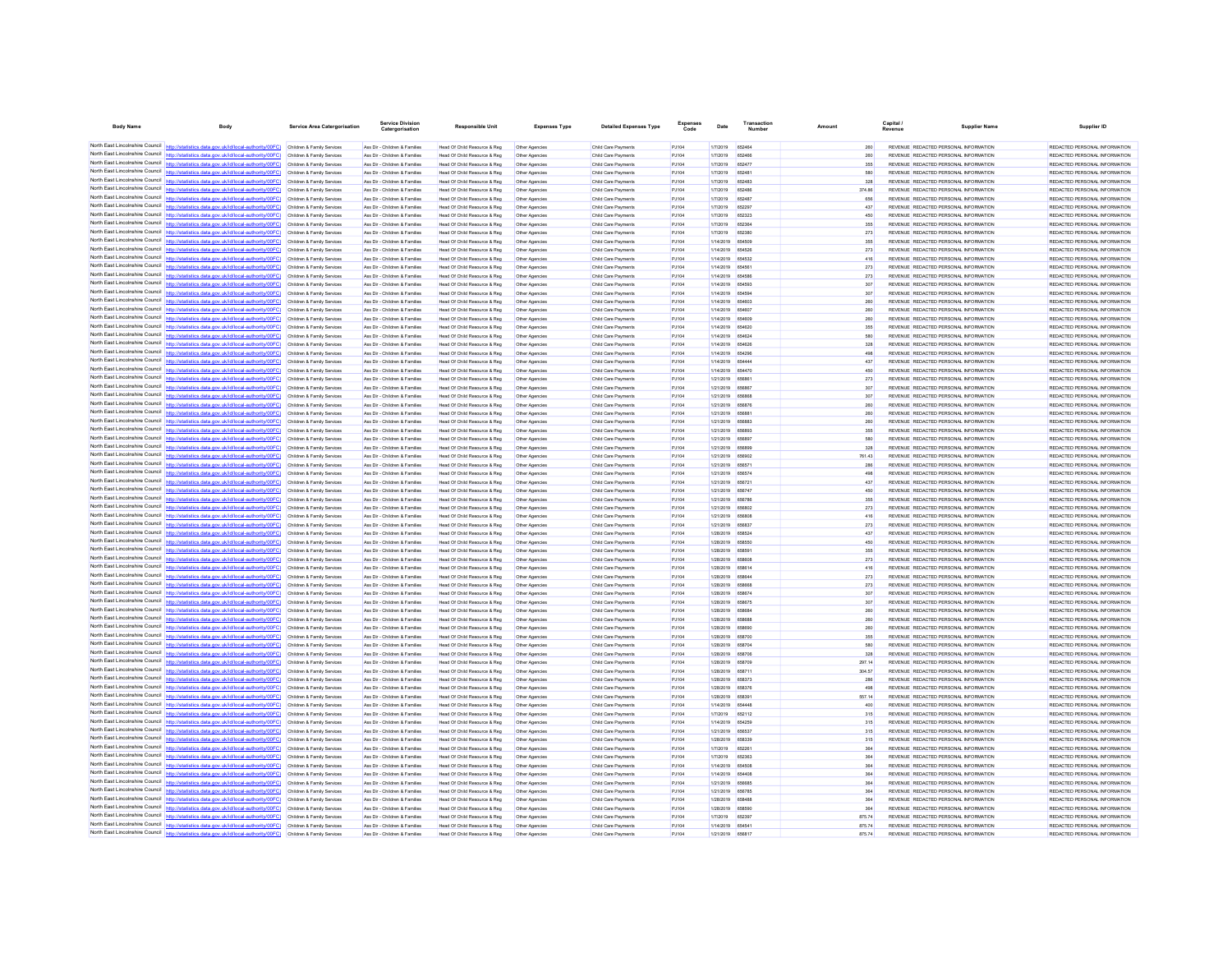| Body Name | Body | Service Area Catergorisation | Service Division Catergorisation | Responsible Unit | Expenses Type | Detailed Expenses Type | Expenses Code | Date | Transaction Number | Amount | Capital / Revenue | Supplier Name | Supplier ID |
|---|---|---|---|---|---|---|---|---|---|---|---|---|---|
| North East Lincolnshire Council | http://statistics.data.gov.uk/id/local-authority/00FC | Children & Family Services | Ass Dir - Children & Families | Head Of Child Resource & Reg | Other Agencies | Child Care Payments | PJ104 | 1/7/2019 | 852464 | 260 | REVENUE | REDACTED PERSONAL INFORMATION | REDACTED PERSONAL INFORMATION |
| North East Lincolnshire Council | http://statistics.data.gov.uk/id/local-authority/00FC | Children & Family Services | Ass Dir - Children & Families | Head Of Child Resource & Reg | Other Agencies | Child Care Payments | PJ104 | 1/7/2019 | 852466 | 260 | REVENUE | REDACTED PERSONAL INFORMATION | REDACTED PERSONAL INFORMATION |
| North East Lincolnshire Council | http://statistics.data.gov.uk/id/local-authority/00FC | Children & Family Services | Ass Dir - Children & Families | Head Of Child Resource & Reg | Other Agencies | Child Care Payments | PJ104 | 1/7/2019 | 852477 | 355 | REVENUE | REDACTED PERSONAL INFORMATION | REDACTED PERSONAL INFORMATION |
| North East Lincolnshire Council | http://statistics.data.gov.uk/id/local-authority/00FC | Children & Family Services | Ass Dir - Children & Families | Head Of Child Resource & Reg | Other Agencies | Child Care Payments | PJ104 | 1/7/2019 | 852481 | 580 | REVENUE | REDACTED PERSONAL INFORMATION | REDACTED PERSONAL INFORMATION |
| North East Lincolnshire Council | http://statistics.data.gov.uk/id/local-authority/00FC | Children & Family Services | Ass Dir - Children & Families | Head Of Child Resource & Reg | Other Agencies | Child Care Payments | PJ104 | 1/7/2019 | 852483 | 328 | REVENUE | REDACTED PERSONAL INFORMATION | REDACTED PERSONAL INFORMATION |
| North East Lincolnshire Council | http://statistics.data.gov.uk/id/local-authority/00FC | Children & Family Services | Ass Dir - Children & Families | Head Of Child Resource & Reg | Other Agencies | Child Care Payments | PJ104 | 1/7/2019 | 852486 | 374.86 | REVENUE | REDACTED PERSONAL INFORMATION | REDACTED PERSONAL INFORMATION |
| North East Lincolnshire Council | http://statistics.data.gov.uk/id/local-authority/00FC | Children & Family Services | Ass Dir - Children & Families | Head Of Child Resource & Reg | Other Agencies | Child Care Payments | PJ104 | 1/7/2019 | 852487 | 656 | REVENUE | REDACTED PERSONAL INFORMATION | REDACTED PERSONAL INFORMATION |
| North East Lincolnshire Council | http://statistics.data.gov.uk/id/local-authority/00FC | Children & Family Services | Ass Dir - Children & Families | Head Of Child Resource & Reg | Other Agencies | Child Care Payments | PJ104 | 1/7/2019 | 852297 | 437 | REVENUE | REDACTED PERSONAL INFORMATION | REDACTED PERSONAL INFORMATION |
| North East Lincolnshire Council | http://statistics.data.gov.uk/id/local-authority/00FC | Children & Family Services | Ass Dir - Children & Families | Head Of Child Resource & Reg | Other Agencies | Child Care Payments | PJ104 | 1/7/2019 | 852323 | 450 | REVENUE | REDACTED PERSONAL INFORMATION | REDACTED PERSONAL INFORMATION |
| North East Lincolnshire Council | http://statistics.data.gov.uk/id/local-authority/00FC | Children & Family Services | Ass Dir - Children & Families | Head Of Child Resource & Reg | Other Agencies | Child Care Payments | PJ104 | 1/7/2019 | 852364 | 355 | REVENUE | REDACTED PERSONAL INFORMATION | REDACTED PERSONAL INFORMATION |
| North East Lincolnshire Council | http://statistics.data.gov.uk/id/local-authority/00FC | Children & Family Services | Ass Dir - Children & Families | Head Of Child Resource & Reg | Other Agencies | Child Care Payments | PJ104 | 1/7/2019 | 852380 | 273 | REVENUE | REDACTED PERSONAL INFORMATION | REDACTED PERSONAL INFORMATION |
| North East Lincolnshire Council | http://statistics.data.gov.uk/id/local-authority/00FC | Children & Family Services | Ass Dir - Children & Families | Head Of Child Resource & Reg | Other Agencies | Child Care Payments | PJ104 | 1/14/2019 | 854509 | 355 | REVENUE | REDACTED PERSONAL INFORMATION | REDACTED PERSONAL INFORMATION |
| North East Lincolnshire Council | http://statistics.data.gov.uk/id/local-authority/00FC | Children & Family Services | Ass Dir - Children & Families | Head Of Child Resource & Reg | Other Agencies | Child Care Payments | PJ104 | 1/14/2019 | 854526 | 273 | REVENUE | REDACTED PERSONAL INFORMATION | REDACTED PERSONAL INFORMATION |
| North East Lincolnshire Council | http://statistics.data.gov.uk/id/local-authority/00FC | Children & Family Services | Ass Dir - Children & Families | Head Of Child Resource & Reg | Other Agencies | Child Care Payments | PJ104 | 1/14/2019 | 854532 | 416 | REVENUE | REDACTED PERSONAL INFORMATION | REDACTED PERSONAL INFORMATION |
| North East Lincolnshire Council | http://statistics.data.gov.uk/id/local-authority/00FC | Children & Family Services | Ass Dir - Children & Families | Head Of Child Resource & Reg | Other Agencies | Child Care Payments | PJ104 | 1/14/2019 | 854561 | 273 | REVENUE | REDACTED PERSONAL INFORMATION | REDACTED PERSONAL INFORMATION |
| North East Lincolnshire Council | http://statistics.data.gov.uk/id/local-authority/00FC | Children & Family Services | Ass Dir - Children & Families | Head Of Child Resource & Reg | Other Agencies | Child Care Payments | PJ104 | 1/14/2019 | 854586 | 273 | REVENUE | REDACTED PERSONAL INFORMATION | REDACTED PERSONAL INFORMATION |
| North East Lincolnshire Council | http://statistics.data.gov.uk/id/local-authority/00FC | Children & Family Services | Ass Dir - Children & Families | Head Of Child Resource & Reg | Other Agencies | Child Care Payments | PJ104 | 1/14/2019 | 854593 | 307 | REVENUE | REDACTED PERSONAL INFORMATION | REDACTED PERSONAL INFORMATION |
| North East Lincolnshire Council | http://statistics.data.gov.uk/id/local-authority/00FC | Children & Family Services | Ass Dir - Children & Families | Head Of Child Resource & Reg | Other Agencies | Child Care Payments | PJ104 | 1/14/2019 | 854594 | 307 | REVENUE | REDACTED PERSONAL INFORMATION | REDACTED PERSONAL INFORMATION |
| North East Lincolnshire Council | http://statistics.data.gov.uk/id/local-authority/00FC | Children & Family Services | Ass Dir - Children & Families | Head Of Child Resource & Reg | Other Agencies | Child Care Payments | PJ104 | 1/14/2019 | 854603 | 260 | REVENUE | REDACTED PERSONAL INFORMATION | REDACTED PERSONAL INFORMATION |
| North East Lincolnshire Council | http://statistics.data.gov.uk/id/local-authority/00FC | Children & Family Services | Ass Dir - Children & Families | Head Of Child Resource & Reg | Other Agencies | Child Care Payments | PJ104 | 1/14/2019 | 854607 | 260 | REVENUE | REDACTED PERSONAL INFORMATION | REDACTED PERSONAL INFORMATION |
| North East Lincolnshire Council | http://statistics.data.gov.uk/id/local-authority/00FC | Children & Family Services | Ass Dir - Children & Families | Head Of Child Resource & Reg | Other Agencies | Child Care Payments | PJ104 | 1/14/2019 | 854609 | 260 | REVENUE | REDACTED PERSONAL INFORMATION | REDACTED PERSONAL INFORMATION |
| North East Lincolnshire Council | http://statistics.data.gov.uk/id/local-authority/00FC | Children & Family Services | Ass Dir - Children & Families | Head Of Child Resource & Reg | Other Agencies | Child Care Payments | PJ104 | 1/14/2019 | 854620 | 355 | REVENUE | REDACTED PERSONAL INFORMATION | REDACTED PERSONAL INFORMATION |
| North East Lincolnshire Council | http://statistics.data.gov.uk/id/local-authority/00FC | Children & Family Services | Ass Dir - Children & Families | Head Of Child Resource & Reg | Other Agencies | Child Care Payments | PJ104 | 1/14/2019 | 854624 | 580 | REVENUE | REDACTED PERSONAL INFORMATION | REDACTED PERSONAL INFORMATION |
| North East Lincolnshire Council | http://statistics.data.gov.uk/id/local-authority/00FC | Children & Family Services | Ass Dir - Children & Families | Head Of Child Resource & Reg | Other Agencies | Child Care Payments | PJ104 | 1/14/2019 | 854626 | 328 | REVENUE | REDACTED PERSONAL INFORMATION | REDACTED PERSONAL INFORMATION |
| North East Lincolnshire Council | http://statistics.data.gov.uk/id/local-authority/00FC | Children & Family Services | Ass Dir - Children & Families | Head Of Child Resource & Reg | Other Agencies | Child Care Payments | PJ104 | 1/14/2019 | 854296 | 498 | REVENUE | REDACTED PERSONAL INFORMATION | REDACTED PERSONAL INFORMATION |
| North East Lincolnshire Council | http://statistics.data.gov.uk/id/local-authority/00FC | Children & Family Services | Ass Dir - Children & Families | Head Of Child Resource & Reg | Other Agencies | Child Care Payments | PJ104 | 1/14/2019 | 854444 | 437 | REVENUE | REDACTED PERSONAL INFORMATION | REDACTED PERSONAL INFORMATION |
| North East Lincolnshire Council | http://statistics.data.gov.uk/id/local-authority/00FC | Children & Family Services | Ass Dir - Children & Families | Head Of Child Resource & Reg | Other Agencies | Child Care Payments | PJ104 | 1/14/2019 | 854470 | 450 | REVENUE | REDACTED PERSONAL INFORMATION | REDACTED PERSONAL INFORMATION |
| North East Lincolnshire Council | http://statistics.data.gov.uk/id/local-authority/00FC | Children & Family Services | Ass Dir - Children & Families | Head Of Child Resource & Reg | Other Agencies | Child Care Payments | PJ104 | 1/21/2019 | 856861 | 273 | REVENUE | REDACTED PERSONAL INFORMATION | REDACTED PERSONAL INFORMATION |
| North East Lincolnshire Council | http://statistics.data.gov.uk/id/local-authority/00FC | Children & Family Services | Ass Dir - Children & Families | Head Of Child Resource & Reg | Other Agencies | Child Care Payments | PJ104 | 1/21/2019 | 856867 | 307 | REVENUE | REDACTED PERSONAL INFORMATION | REDACTED PERSONAL INFORMATION |
| North East Lincolnshire Council | http://statistics.data.gov.uk/id/local-authority/00FC | Children & Family Services | Ass Dir - Children & Families | Head Of Child Resource & Reg | Other Agencies | Child Care Payments | PJ104 | 1/21/2019 | 856868 | 307 | REVENUE | REDACTED PERSONAL INFORMATION | REDACTED PERSONAL INFORMATION |
| North East Lincolnshire Council | http://statistics.data.gov.uk/id/local-authority/00FC | Children & Family Services | Ass Dir - Children & Families | Head Of Child Resource & Reg | Other Agencies | Child Care Payments | PJ104 | 1/21/2019 | 856876 | 260 | REVENUE | REDACTED PERSONAL INFORMATION | REDACTED PERSONAL INFORMATION |
| North East Lincolnshire Council | http://statistics.data.gov.uk/id/local-authority/00FC | Children & Family Services | Ass Dir - Children & Families | Head Of Child Resource & Reg | Other Agencies | Child Care Payments | PJ104 | 1/21/2019 | 856881 | 260 | REVENUE | REDACTED PERSONAL INFORMATION | REDACTED PERSONAL INFORMATION |
| North East Lincolnshire Council | http://statistics.data.gov.uk/id/local-authority/00FC | Children & Family Services | Ass Dir - Children & Families | Head Of Child Resource & Reg | Other Agencies | Child Care Payments | PJ104 | 1/21/2019 | 856883 | 260 | REVENUE | REDACTED PERSONAL INFORMATION | REDACTED PERSONAL INFORMATION |
| North East Lincolnshire Council | http://statistics.data.gov.uk/id/local-authority/00FC | Children & Family Services | Ass Dir - Children & Families | Head Of Child Resource & Reg | Other Agencies | Child Care Payments | PJ104 | 1/21/2019 | 856893 | 355 | REVENUE | REDACTED PERSONAL INFORMATION | REDACTED PERSONAL INFORMATION |
| North East Lincolnshire Council | http://statistics.data.gov.uk/id/local-authority/00FC | Children & Family Services | Ass Dir - Children & Families | Head Of Child Resource & Reg | Other Agencies | Child Care Payments | PJ104 | 1/21/2019 | 856897 | 580 | REVENUE | REDACTED PERSONAL INFORMATION | REDACTED PERSONAL INFORMATION |
| North East Lincolnshire Council | http://statistics.data.gov.uk/id/local-authority/00FC | Children & Family Services | Ass Dir - Children & Families | Head Of Child Resource & Reg | Other Agencies | Child Care Payments | PJ104 | 1/21/2019 | 856899 | 328 | REVENUE | REDACTED PERSONAL INFORMATION | REDACTED PERSONAL INFORMATION |
| North East Lincolnshire Council | http://statistics.data.gov.uk/id/local-authority/00FC | Children & Family Services | Ass Dir - Children & Families | Head Of Child Resource & Reg | Other Agencies | Child Care Payments | PJ104 | 1/21/2019 | 856902 | 761.43 | REVENUE | REDACTED PERSONAL INFORMATION | REDACTED PERSONAL INFORMATION |
| North East Lincolnshire Council | http://statistics.data.gov.uk/id/local-authority/00FC | Children & Family Services | Ass Dir - Children & Families | Head Of Child Resource & Reg | Other Agencies | Child Care Payments | PJ104 | 1/21/2019 | 856571 | 286 | REVENUE | REDACTED PERSONAL INFORMATION | REDACTED PERSONAL INFORMATION |
| North East Lincolnshire Council | http://statistics.data.gov.uk/id/local-authority/00FC | Children & Family Services | Ass Dir - Children & Families | Head Of Child Resource & Reg | Other Agencies | Child Care Payments | PJ104 | 1/21/2019 | 856574 | 498 | REVENUE | REDACTED PERSONAL INFORMATION | REDACTED PERSONAL INFORMATION |
| North East Lincolnshire Council | http://statistics.data.gov.uk/id/local-authority/00FC | Children & Family Services | Ass Dir - Children & Families | Head Of Child Resource & Reg | Other Agencies | Child Care Payments | PJ104 | 1/21/2019 | 856721 | 437 | REVENUE | REDACTED PERSONAL INFORMATION | REDACTED PERSONAL INFORMATION |
| North East Lincolnshire Council | http://statistics.data.gov.uk/id/local-authority/00FC | Children & Family Services | Ass Dir - Children & Families | Head Of Child Resource & Reg | Other Agencies | Child Care Payments | PJ104 | 1/21/2019 | 856747 | 450 | REVENUE | REDACTED PERSONAL INFORMATION | REDACTED PERSONAL INFORMATION |
| North East Lincolnshire Council | http://statistics.data.gov.uk/id/local-authority/00FC | Children & Family Services | Ass Dir - Children & Families | Head Of Child Resource & Reg | Other Agencies | Child Care Payments | PJ104 | 1/21/2019 | 856786 | 355 | REVENUE | REDACTED PERSONAL INFORMATION | REDACTED PERSONAL INFORMATION |
| North East Lincolnshire Council | http://statistics.data.gov.uk/id/local-authority/00FC | Children & Family Services | Ass Dir - Children & Families | Head Of Child Resource & Reg | Other Agencies | Child Care Payments | PJ104 | 1/21/2019 | 856802 | 273 | REVENUE | REDACTED PERSONAL INFORMATION | REDACTED PERSONAL INFORMATION |
| North East Lincolnshire Council | http://statistics.data.gov.uk/id/local-authority/00FC | Children & Family Services | Ass Dir - Children & Families | Head Of Child Resource & Reg | Other Agencies | Child Care Payments | PJ104 | 1/21/2019 | 856808 | 416 | REVENUE | REDACTED PERSONAL INFORMATION | REDACTED PERSONAL INFORMATION |
| North East Lincolnshire Council | http://statistics.data.gov.uk/id/local-authority/00FC | Children & Family Services | Ass Dir - Children & Families | Head Of Child Resource & Reg | Other Agencies | Child Care Payments | PJ104 | 1/21/2019 | 856837 | 273 | REVENUE | REDACTED PERSONAL INFORMATION | REDACTED PERSONAL INFORMATION |
| North East Lincolnshire Council | http://statistics.data.gov.uk/id/local-authority/00FC | Children & Family Services | Ass Dir - Children & Families | Head Of Child Resource & Reg | Other Agencies | Child Care Payments | PJ104 | 1/28/2019 | 858524 | 437 | REVENUE | REDACTED PERSONAL INFORMATION | REDACTED PERSONAL INFORMATION |
| North East Lincolnshire Council | http://statistics.data.gov.uk/id/local-authority/00FC | Children & Family Services | Ass Dir - Children & Families | Head Of Child Resource & Reg | Other Agencies | Child Care Payments | PJ104 | 1/28/2019 | 858550 | 450 | REVENUE | REDACTED PERSONAL INFORMATION | REDACTED PERSONAL INFORMATION |
| North East Lincolnshire Council | http://statistics.data.gov.uk/id/local-authority/00FC | Children & Family Services | Ass Dir - Children & Families | Head Of Child Resource & Reg | Other Agencies | Child Care Payments | PJ104 | 1/28/2019 | 858591 | 355 | REVENUE | REDACTED PERSONAL INFORMATION | REDACTED PERSONAL INFORMATION |
| North East Lincolnshire Council | http://statistics.data.gov.uk/id/local-authority/00FC | Children & Family Services | Ass Dir - Children & Families | Head Of Child Resource & Reg | Other Agencies | Child Care Payments | PJ104 | 1/28/2019 | 858608 | 273 | REVENUE | REDACTED PERSONAL INFORMATION | REDACTED PERSONAL INFORMATION |
| North East Lincolnshire Council | http://statistics.data.gov.uk/id/local-authority/00FC | Children & Family Services | Ass Dir - Children & Families | Head Of Child Resource & Reg | Other Agencies | Child Care Payments | PJ104 | 1/28/2019 | 858614 | 416 | REVENUE | REDACTED PERSONAL INFORMATION | REDACTED PERSONAL INFORMATION |
| North East Lincolnshire Council | http://statistics.data.gov.uk/id/local-authority/00FC | Children & Family Services | Ass Dir - Children & Families | Head Of Child Resource & Reg | Other Agencies | Child Care Payments | PJ104 | 1/28/2019 | 858644 | 273 | REVENUE | REDACTED PERSONAL INFORMATION | REDACTED PERSONAL INFORMATION |
| North East Lincolnshire Council | http://statistics.data.gov.uk/id/local-authority/00FC | Children & Family Services | Ass Dir - Children & Families | Head Of Child Resource & Reg | Other Agencies | Child Care Payments | PJ104 | 1/28/2019 | 858668 | 273 | REVENUE | REDACTED PERSONAL INFORMATION | REDACTED PERSONAL INFORMATION |
| North East Lincolnshire Council | http://statistics.data.gov.uk/id/local-authority/00FC | Children & Family Services | Ass Dir - Children & Families | Head Of Child Resource & Reg | Other Agencies | Child Care Payments | PJ104 | 1/28/2019 | 858674 | 307 | REVENUE | REDACTED PERSONAL INFORMATION | REDACTED PERSONAL INFORMATION |
| North East Lincolnshire Council | http://statistics.data.gov.uk/id/local-authority/00FC | Children & Family Services | Ass Dir - Children & Families | Head Of Child Resource & Reg | Other Agencies | Child Care Payments | PJ104 | 1/28/2019 | 858675 | 307 | REVENUE | REDACTED PERSONAL INFORMATION | REDACTED PERSONAL INFORMATION |
| North East Lincolnshire Council | http://statistics.data.gov.uk/id/local-authority/00FC | Children & Family Services | Ass Dir - Children & Families | Head Of Child Resource & Reg | Other Agencies | Child Care Payments | PJ104 | 1/28/2019 | 858684 | 260 | REVENUE | REDACTED PERSONAL INFORMATION | REDACTED PERSONAL INFORMATION |
| North East Lincolnshire Council | http://statistics.data.gov.uk/id/local-authority/00FC | Children & Family Services | Ass Dir - Children & Families | Head Of Child Resource & Reg | Other Agencies | Child Care Payments | PJ104 | 1/28/2019 | 858688 | 260 | REVENUE | REDACTED PERSONAL INFORMATION | REDACTED PERSONAL INFORMATION |
| North East Lincolnshire Council | http://statistics.data.gov.uk/id/local-authority/00FC | Children & Family Services | Ass Dir - Children & Families | Head Of Child Resource & Reg | Other Agencies | Child Care Payments | PJ104 | 1/28/2019 | 858690 | 260 | REVENUE | REDACTED PERSONAL INFORMATION | REDACTED PERSONAL INFORMATION |
| North East Lincolnshire Council | http://statistics.data.gov.uk/id/local-authority/00FC | Children & Family Services | Ass Dir - Children & Families | Head Of Child Resource & Reg | Other Agencies | Child Care Payments | PJ104 | 1/28/2019 | 858700 | 355 | REVENUE | REDACTED PERSONAL INFORMATION | REDACTED PERSONAL INFORMATION |
| North East Lincolnshire Council | http://statistics.data.gov.uk/id/local-authority/00FC | Children & Family Services | Ass Dir - Children & Families | Head Of Child Resource & Reg | Other Agencies | Child Care Payments | PJ104 | 1/28/2019 | 858704 | 580 | REVENUE | REDACTED PERSONAL INFORMATION | REDACTED PERSONAL INFORMATION |
| North East Lincolnshire Council | http://statistics.data.gov.uk/id/local-authority/00FC | Children & Family Services | Ass Dir - Children & Families | Head Of Child Resource & Reg | Other Agencies | Child Care Payments | PJ104 | 1/28/2019 | 858706 | 328 | REVENUE | REDACTED PERSONAL INFORMATION | REDACTED PERSONAL INFORMATION |
| North East Lincolnshire Council | http://statistics.data.gov.uk/id/local-authority/00FC | Children & Family Services | Ass Dir - Children & Families | Head Of Child Resource & Reg | Other Agencies | Child Care Payments | PJ104 | 1/28/2019 | 858709 | 297.14 | REVENUE | REDACTED PERSONAL INFORMATION | REDACTED PERSONAL INFORMATION |
| North East Lincolnshire Council | http://statistics.data.gov.uk/id/local-authority/00FC | Children & Family Services | Ass Dir - Children & Families | Head Of Child Resource & Reg | Other Agencies | Child Care Payments | PJ104 | 1/28/2019 | 858711 | 304.57 | REVENUE | REDACTED PERSONAL INFORMATION | REDACTED PERSONAL INFORMATION |
| North East Lincolnshire Council | http://statistics.data.gov.uk/id/local-authority/00FC | Children & Family Services | Ass Dir - Children & Families | Head Of Child Resource & Reg | Other Agencies | Child Care Payments | PJ104 | 1/28/2019 | 858373 | 286 | REVENUE | REDACTED PERSONAL INFORMATION | REDACTED PERSONAL INFORMATION |
| North East Lincolnshire Council | http://statistics.data.gov.uk/id/local-authority/00FC | Children & Family Services | Ass Dir - Children & Families | Head Of Child Resource & Reg | Other Agencies | Child Care Payments | PJ104 | 1/28/2019 | 858376 | 498 | REVENUE | REDACTED PERSONAL INFORMATION | REDACTED PERSONAL INFORMATION |
| North East Lincolnshire Council | http://statistics.data.gov.uk/id/local-authority/00FC | Children & Family Services | Ass Dir - Children & Families | Head Of Child Resource & Reg | Other Agencies | Child Care Payments | PJ104 | 1/28/2019 | 858391 | 557.14 | REVENUE | REDACTED PERSONAL INFORMATION | REDACTED PERSONAL INFORMATION |
| North East Lincolnshire Council | http://statistics.data.gov.uk/id/local-authority/00FC | Children & Family Services | Ass Dir - Children & Families | Head Of Child Resource & Reg | Other Agencies | Child Care Payments | PJ104 | 1/14/2019 | 854448 | 400 | REVENUE | REDACTED PERSONAL INFORMATION | REDACTED PERSONAL INFORMATION |
| North East Lincolnshire Council | http://statistics.data.gov.uk/id/local-authority/00FC | Children & Family Services | Ass Dir - Children & Families | Head Of Child Resource & Reg | Other Agencies | Child Care Payments | PJ104 | 1/7/2019 | 852112 | 315 | REVENUE | REDACTED PERSONAL INFORMATION | REDACTED PERSONAL INFORMATION |
| North East Lincolnshire Council | http://statistics.data.gov.uk/id/local-authority/00FC | Children & Family Services | Ass Dir - Children & Families | Head Of Child Resource & Reg | Other Agencies | Child Care Payments | PJ104 | 1/14/2019 | 854259 | 315 | REVENUE | REDACTED PERSONAL INFORMATION | REDACTED PERSONAL INFORMATION |
| North East Lincolnshire Council | http://statistics.data.gov.uk/id/local-authority/00FC | Children & Family Services | Ass Dir - Children & Families | Head Of Child Resource & Reg | Other Agencies | Child Care Payments | PJ104 | 1/21/2019 | 856537 | 315 | REVENUE | REDACTED PERSONAL INFORMATION | REDACTED PERSONAL INFORMATION |
| North East Lincolnshire Council | http://statistics.data.gov.uk/id/local-authority/00FC | Children & Family Services | Ass Dir - Children & Families | Head Of Child Resource & Reg | Other Agencies | Child Care Payments | PJ104 | 1/28/2019 | 858339 | 315 | REVENUE | REDACTED PERSONAL INFORMATION | REDACTED PERSONAL INFORMATION |
| North East Lincolnshire Council | http://statistics.data.gov.uk/id/local-authority/00FC | Children & Family Services | Ass Dir - Children & Families | Head Of Child Resource & Reg | Other Agencies | Child Care Payments | PJ104 | 1/7/2019 | 852261 | 364 | REVENUE | REDACTED PERSONAL INFORMATION | REDACTED PERSONAL INFORMATION |
| North East Lincolnshire Council | http://statistics.data.gov.uk/id/local-authority/00FC | Children & Family Services | Ass Dir - Children & Families | Head Of Child Resource & Reg | Other Agencies | Child Care Payments | PJ104 | 1/7/2019 | 852363 | 364 | REVENUE | REDACTED PERSONAL INFORMATION | REDACTED PERSONAL INFORMATION |
| North East Lincolnshire Council | http://statistics.data.gov.uk/id/local-authority/00FC | Children & Family Services | Ass Dir - Children & Families | Head Of Child Resource & Reg | Other Agencies | Child Care Payments | PJ104 | 1/14/2019 | 854508 | 364 | REVENUE | REDACTED PERSONAL INFORMATION | REDACTED PERSONAL INFORMATION |
| North East Lincolnshire Council | http://statistics.data.gov.uk/id/local-authority/00FC | Children & Family Services | Ass Dir - Children & Families | Head Of Child Resource & Reg | Other Agencies | Child Care Payments | PJ104 | 1/14/2019 | 854408 | 364 | REVENUE | REDACTED PERSONAL INFORMATION | REDACTED PERSONAL INFORMATION |
| North East Lincolnshire Council | http://statistics.data.gov.uk/id/local-authority/00FC | Children & Family Services | Ass Dir - Children & Families | Head Of Child Resource & Reg | Other Agencies | Child Care Payments | PJ104 | 1/21/2019 | 856685 | 364 | REVENUE | REDACTED PERSONAL INFORMATION | REDACTED PERSONAL INFORMATION |
| North East Lincolnshire Council | http://statistics.data.gov.uk/id/local-authority/00FC | Children & Family Services | Ass Dir - Children & Families | Head Of Child Resource & Reg | Other Agencies | Child Care Payments | PJ104 | 1/21/2019 | 856785 | 364 | REVENUE | REDACTED PERSONAL INFORMATION | REDACTED PERSONAL INFORMATION |
| North East Lincolnshire Council | http://statistics.data.gov.uk/id/local-authority/00FC | Children & Family Services | Ass Dir - Children & Families | Head Of Child Resource & Reg | Other Agencies | Child Care Payments | PJ104 | 1/28/2019 | 858488 | 364 | REVENUE | REDACTED PERSONAL INFORMATION | REDACTED PERSONAL INFORMATION |
| North East Lincolnshire Council | http://statistics.data.gov.uk/id/local-authority/00FC | Children & Family Services | Ass Dir - Children & Families | Head Of Child Resource & Reg | Other Agencies | Child Care Payments | PJ104 | 1/28/2019 | 858590 | 364 | REVENUE | REDACTED PERSONAL INFORMATION | REDACTED PERSONAL INFORMATION |
| North East Lincolnshire Council | http://statistics.data.gov.uk/id/local-authority/00FC | Children & Family Services | Ass Dir - Children & Families | Head Of Child Resource & Reg | Other Agencies | Child Care Payments | PJ104 | 1/7/2019 | 852397 | 875.74 | REVENUE | REDACTED PERSONAL INFORMATION | REDACTED PERSONAL INFORMATION |
| North East Lincolnshire Council | http://statistics.data.gov.uk/id/local-authority/00FC | Children & Family Services | Ass Dir - Children & Families | Head Of Child Resource & Reg | Other Agencies | Child Care Payments | PJ104 | 1/14/2019 | 854545 | 875.74 | REVENUE | REDACTED PERSONAL INFORMATION | REDACTED PERSONAL INFORMATION |
| North East Lincolnshire Council | http://statistics.data.gov.uk/id/local-authority/00FC | Children & Family Services | Ass Dir - Children & Families | Head Of Child Resource & Reg | Other Agencies | Child Care Payments | PJ104 | 1/21/2019 | 856817 | 875.74 | REVENUE | REDACTED PERSONAL INFORMATION | REDACTED PERSONAL INFORMATION |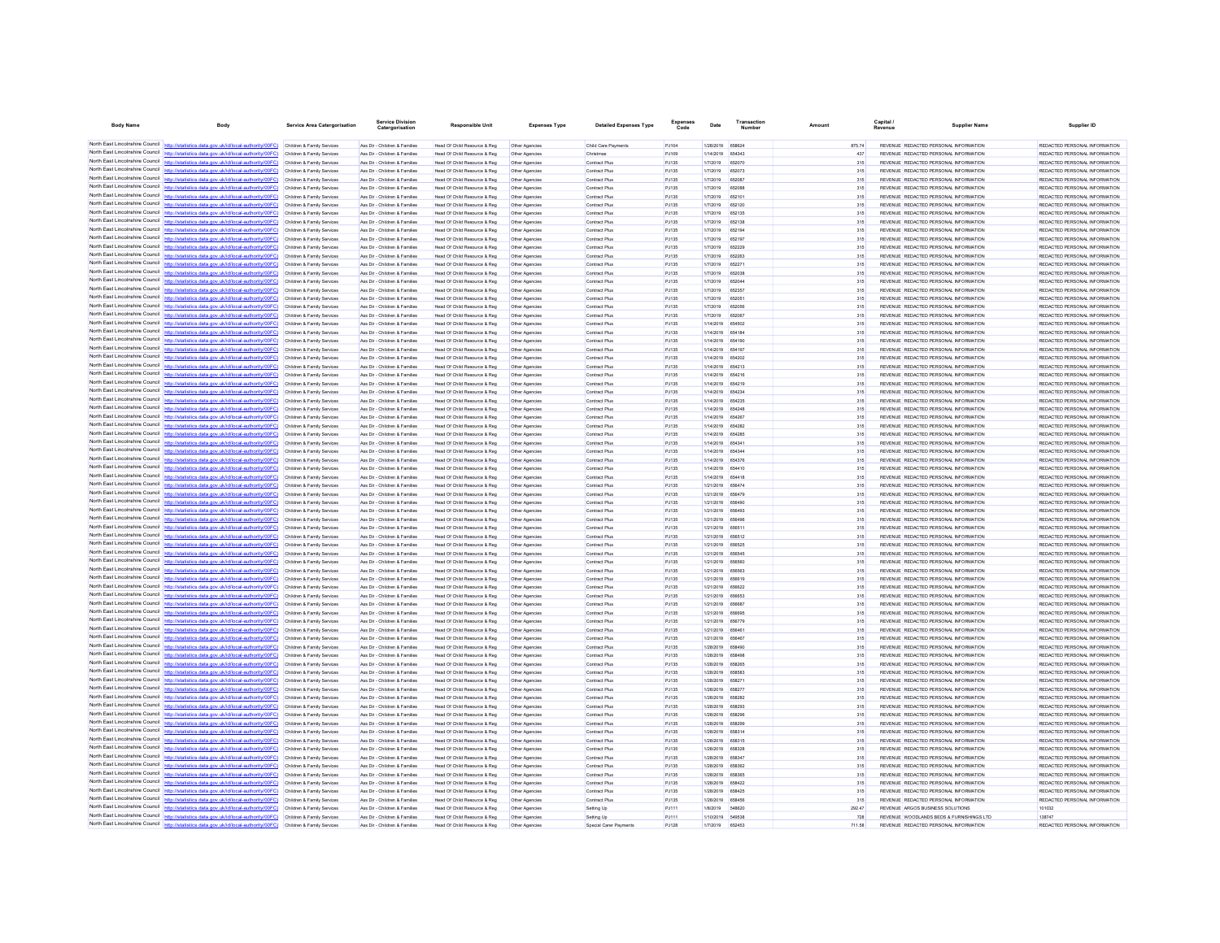| Body Name | Body | Service Area Catergorisation | Service Division Catergorisation | Responsible Unit | Expenses Type | Detailed Expenses Type | Expenses Code | Date | Transaction Number | Amount | Capital / Revenue | Supplier Name | Supplier ID |
|---|---|---|---|---|---|---|---|---|---|---|---|---|---|
| North East Lincolnshire Council | http://statistics.data.gov.uk/id/local-authority/00FC) | Children & Family Services | Ass Dir - Children & Families | Head Of Child Resource & Reg | Other Agencies | Child Care Payments | PJ104 | 1/28/2019 | 658624 | 875.74 | REVENUE | REDACTED PERSONAL INFORMATION | REDACTED PERSONAL INFORMATION |
| North East Lincolnshire Council | http://statistics.data.gov.uk/id/local-authority/00FC) | Children & Family Services | Ass Dir - Children & Families | Head Of Child Resource & Reg | Other Agencies | Christmas | PJ109 | 1/14/2019 | 654343 | 437 | REVENUE | REDACTED PERSONAL INFORMATION | REDACTED PERSONAL INFORMATION |
| North East Lincolnshire Council | http://statistics.data.gov.uk/id/local-authority/00FC) | Children & Family Services | Ass Dir - Children & Families | Head Of Child Resource & Reg | Other Agencies | Contract Plus | PJ135 | 1/7/2019 | 652070 | 315 | REVENUE | REDACTED PERSONAL INFORMATION | REDACTED PERSONAL INFORMATION |
| North East Lincolnshire Council | http://statistics.data.gov.uk/id/local-authority/00FC) | Children & Family Services | Ass Dir - Children & Families | Head Of Child Resource & Reg | Other Agencies | Contract Plus | PJ135 | 1/7/2019 | 652073 | 315 | REVENUE | REDACTED PERSONAL INFORMATION | REDACTED PERSONAL INFORMATION |
| North East Lincolnshire Council | http://statistics.data.gov.uk/id/local-authority/00FC) | Children & Family Services | Ass Dir - Children & Families | Head Of Child Resource & Reg | Other Agencies | Contract Plus | PJ135 | 1/7/2019 | 652087 | 315 | REVENUE | REDACTED PERSONAL INFORMATION | REDACTED PERSONAL INFORMATION |
| North East Lincolnshire Council | http://statistics.data.gov.uk/id/local-authority/00FC) | Children & Family Services | Ass Dir - Children & Families | Head Of Child Resource & Reg | Other Agencies | Contract Plus | PJ135 | 1/7/2019 | 652088 | 315 | REVENUE | REDACTED PERSONAL INFORMATION | REDACTED PERSONAL INFORMATION |
| North East Lincolnshire Council | http://statistics.data.gov.uk/id/local-authority/00FC) | Children & Family Services | Ass Dir - Children & Families | Head Of Child Resource & Reg | Other Agencies | Contract Plus | PJ135 | 1/7/2019 | 652101 | 315 | REVENUE | REDACTED PERSONAL INFORMATION | REDACTED PERSONAL INFORMATION |
| North East Lincolnshire Council | http://statistics.data.gov.uk/id/local-authority/00FC) | Children & Family Services | Ass Dir - Children & Families | Head Of Child Resource & Reg | Other Agencies | Contract Plus | PJ135 | 1/7/2019 | 652120 | 315 | REVENUE | REDACTED PERSONAL INFORMATION | REDACTED PERSONAL INFORMATION |
| North East Lincolnshire Council | http://statistics.data.gov.uk/id/local-authority/00FC) | Children & Family Services | Ass Dir - Children & Families | Head Of Child Resource & Reg | Other Agencies | Contract Plus | PJ135 | 1/7/2019 | 652135 | 315 | REVENUE | REDACTED PERSONAL INFORMATION | REDACTED PERSONAL INFORMATION |
| North East Lincolnshire Council | http://statistics.data.gov.uk/id/local-authority/00FC) | Children & Family Services | Ass Dir - Children & Families | Head Of Child Resource & Reg | Other Agencies | Contract Plus | PJ135 | 1/7/2019 | 652138 | 315 | REVENUE | REDACTED PERSONAL INFORMATION | REDACTED PERSONAL INFORMATION |
| North East Lincolnshire Council | http://statistics.data.gov.uk/id/local-authority/00FC) | Children & Family Services | Ass Dir - Children & Families | Head Of Child Resource & Reg | Other Agencies | Contract Plus | PJ135 | 1/7/2019 | 652194 | 315 | REVENUE | REDACTED PERSONAL INFORMATION | REDACTED PERSONAL INFORMATION |
| North East Lincolnshire Council | http://statistics.data.gov.uk/id/local-authority/00FC) | Children & Family Services | Ass Dir - Children & Families | Head Of Child Resource & Reg | Other Agencies | Contract Plus | PJ135 | 1/7/2019 | 652197 | 315 | REVENUE | REDACTED PERSONAL INFORMATION | REDACTED PERSONAL INFORMATION |
| North East Lincolnshire Council | http://statistics.data.gov.uk/id/local-authority/00FC) | Children & Family Services | Ass Dir - Children & Families | Head Of Child Resource & Reg | Other Agencies | Contract Plus | PJ135 | 1/7/2019 | 652229 | 315 | REVENUE | REDACTED PERSONAL INFORMATION | REDACTED PERSONAL INFORMATION |
| North East Lincolnshire Council | http://statistics.data.gov.uk/id/local-authority/00FC) | Children & Family Services | Ass Dir - Children & Families | Head Of Child Resource & Reg | Other Agencies | Contract Plus | PJ135 | 1/7/2019 | 652263 | 315 | REVENUE | REDACTED PERSONAL INFORMATION | REDACTED PERSONAL INFORMATION |
| North East Lincolnshire Council | http://statistics.data.gov.uk/id/local-authority/00FC) | Children & Family Services | Ass Dir - Children & Families | Head Of Child Resource & Reg | Other Agencies | Contract Plus | PJ135 | 1/7/2019 | 652271 | 315 | REVENUE | REDACTED PERSONAL INFORMATION | REDACTED PERSONAL INFORMATION |
| North East Lincolnshire Council | http://statistics.data.gov.uk/id/local-authority/00FC) | Children & Family Services | Ass Dir - Children & Families | Head Of Child Resource & Reg | Other Agencies | Contract Plus | PJ135 | 1/7/2019 | 652038 | 315 | REVENUE | REDACTED PERSONAL INFORMATION | REDACTED PERSONAL INFORMATION |
| North East Lincolnshire Council | http://statistics.data.gov.uk/id/local-authority/00FC) | Children & Family Services | Ass Dir - Children & Families | Head Of Child Resource & Reg | Other Agencies | Contract Plus | PJ135 | 1/7/2019 | 652044 | 315 | REVENUE | REDACTED PERSONAL INFORMATION | REDACTED PERSONAL INFORMATION |
| North East Lincolnshire Council | http://statistics.data.gov.uk/id/local-authority/00FC) | Children & Family Services | Ass Dir - Children & Families | Head Of Child Resource & Reg | Other Agencies | Contract Plus | PJ135 | 1/7/2019 | 652357 | 315 | REVENUE | REDACTED PERSONAL INFORMATION | REDACTED PERSONAL INFORMATION |
| North East Lincolnshire Council | http://statistics.data.gov.uk/id/local-authority/00FC) | Children & Family Services | Ass Dir - Children & Families | Head Of Child Resource & Reg | Other Agencies | Contract Plus | PJ135 | 1/7/2019 | 652051 | 315 | REVENUE | REDACTED PERSONAL INFORMATION | REDACTED PERSONAL INFORMATION |
| North East Lincolnshire Council | http://statistics.data.gov.uk/id/local-authority/00FC) | Children & Family Services | Ass Dir - Children & Families | Head Of Child Resource & Reg | Other Agencies | Contract Plus | PJ135 | 1/7/2019 | 652056 | 315 | REVENUE | REDACTED PERSONAL INFORMATION | REDACTED PERSONAL INFORMATION |
| North East Lincolnshire Council | http://statistics.data.gov.uk/id/local-authority/00FC) | Children & Family Services | Ass Dir - Children & Families | Head Of Child Resource & Reg | Other Agencies | Contract Plus | PJ135 | 1/7/2019 | 652067 | 315 | REVENUE | REDACTED PERSONAL INFORMATION | REDACTED PERSONAL INFORMATION |
| North East Lincolnshire Council | http://statistics.data.gov.uk/id/local-authority/00FC) | Children & Family Services | Ass Dir - Children & Families | Head Of Child Resource & Reg | Other Agencies | Contract Plus | PJ135 | 1/14/2019 | 654502 | 315 | REVENUE | REDACTED PERSONAL INFORMATION | REDACTED PERSONAL INFORMATION |
| North East Lincolnshire Council | http://statistics.data.gov.uk/id/local-authority/00FC) | Children & Family Services | Ass Dir - Children & Families | Head Of Child Resource & Reg | Other Agencies | Contract Plus | PJ135 | 1/14/2019 | 654184 | 315 | REVENUE | REDACTED PERSONAL INFORMATION | REDACTED PERSONAL INFORMATION |
| North East Lincolnshire Council | http://statistics.data.gov.uk/id/local-authority/00FC) | Children & Family Services | Ass Dir - Children & Families | Head Of Child Resource & Reg | Other Agencies | Contract Plus | PJ135 | 1/14/2019 | 654190 | 315 | REVENUE | REDACTED PERSONAL INFORMATION | REDACTED PERSONAL INFORMATION |
| North East Lincolnshire Council | http://statistics.data.gov.uk/id/local-authority/00FC) | Children & Family Services | Ass Dir - Children & Families | Head Of Child Resource & Reg | Other Agencies | Contract Plus | PJ135 | 1/14/2019 | 654197 | 315 | REVENUE | REDACTED PERSONAL INFORMATION | REDACTED PERSONAL INFORMATION |
| North East Lincolnshire Council | http://statistics.data.gov.uk/id/local-authority/00FC) | Children & Family Services | Ass Dir - Children & Families | Head Of Child Resource & Reg | Other Agencies | Contract Plus | PJ135 | 1/14/2019 | 654202 | 315 | REVENUE | REDACTED PERSONAL INFORMATION | REDACTED PERSONAL INFORMATION |
| North East Lincolnshire Council | http://statistics.data.gov.uk/id/local-authority/00FC) | Children & Family Services | Ass Dir - Children & Families | Head Of Child Resource & Reg | Other Agencies | Contract Plus | PJ135 | 1/14/2019 | 654213 | 315 | REVENUE | REDACTED PERSONAL INFORMATION | REDACTED PERSONAL INFORMATION |
| North East Lincolnshire Council | http://statistics.data.gov.uk/id/local-authority/00FC) | Children & Family Services | Ass Dir - Children & Families | Head Of Child Resource & Reg | Other Agencies | Contract Plus | PJ135 | 1/14/2019 | 654216 | 315 | REVENUE | REDACTED PERSONAL INFORMATION | REDACTED PERSONAL INFORMATION |
| North East Lincolnshire Council | http://statistics.data.gov.uk/id/local-authority/00FC) | Children & Family Services | Ass Dir - Children & Families | Head Of Child Resource & Reg | Other Agencies | Contract Plus | PJ135 | 1/14/2019 | 654219 | 315 | REVENUE | REDACTED PERSONAL INFORMATION | REDACTED PERSONAL INFORMATION |
| North East Lincolnshire Council | http://statistics.data.gov.uk/id/local-authority/00FC) | Children & Family Services | Ass Dir - Children & Families | Head Of Child Resource & Reg | Other Agencies | Contract Plus | PJ135 | 1/14/2019 | 654234 | 315 | REVENUE | REDACTED PERSONAL INFORMATION | REDACTED PERSONAL INFORMATION |
| North East Lincolnshire Council | http://statistics.data.gov.uk/id/local-authority/00FC) | Children & Family Services | Ass Dir - Children & Families | Head Of Child Resource & Reg | Other Agencies | Contract Plus | PJ135 | 1/14/2019 | 654235 | 315 | REVENUE | REDACTED PERSONAL INFORMATION | REDACTED PERSONAL INFORMATION |
| North East Lincolnshire Council | http://statistics.data.gov.uk/id/local-authority/00FC) | Children & Family Services | Ass Dir - Children & Families | Head Of Child Resource & Reg | Other Agencies | Contract Plus | PJ135 | 1/14/2019 | 654248 | 315 | REVENUE | REDACTED PERSONAL INFORMATION | REDACTED PERSONAL INFORMATION |
| North East Lincolnshire Council | http://statistics.data.gov.uk/id/local-authority/00FC) | Children & Family Services | Ass Dir - Children & Families | Head Of Child Resource & Reg | Other Agencies | Contract Plus | PJ135 | 1/14/2019 | 654267 | 315 | REVENUE | REDACTED PERSONAL INFORMATION | REDACTED PERSONAL INFORMATION |
| North East Lincolnshire Council | http://statistics.data.gov.uk/id/local-authority/00FC) | Children & Family Services | Ass Dir - Children & Families | Head Of Child Resource & Reg | Other Agencies | Contract Plus | PJ135 | 1/14/2019 | 654282 | 315 | REVENUE | REDACTED PERSONAL INFORMATION | REDACTED PERSONAL INFORMATION |
| North East Lincolnshire Council | http://statistics.data.gov.uk/id/local-authority/00FC) | Children & Family Services | Ass Dir - Children & Families | Head Of Child Resource & Reg | Other Agencies | Contract Plus | PJ135 | 1/14/2019 | 654285 | 315 | REVENUE | REDACTED PERSONAL INFORMATION | REDACTED PERSONAL INFORMATION |
| North East Lincolnshire Council | http://statistics.data.gov.uk/id/local-authority/00FC) | Children & Family Services | Ass Dir - Children & Families | Head Of Child Resource & Reg | Other Agencies | Contract Plus | PJ135 | 1/14/2019 | 654341 | 315 | REVENUE | REDACTED PERSONAL INFORMATION | REDACTED PERSONAL INFORMATION |
| North East Lincolnshire Council | http://statistics.data.gov.uk/id/local-authority/00FC) | Children & Family Services | Ass Dir - Children & Families | Head Of Child Resource & Reg | Other Agencies | Contract Plus | PJ135 | 1/14/2019 | 654344 | 315 | REVENUE | REDACTED PERSONAL INFORMATION | REDACTED PERSONAL INFORMATION |
| North East Lincolnshire Council | http://statistics.data.gov.uk/id/local-authority/00FC) | Children & Family Services | Ass Dir - Children & Families | Head Of Child Resource & Reg | Other Agencies | Contract Plus | PJ135 | 1/14/2019 | 654376 | 315 | REVENUE | REDACTED PERSONAL INFORMATION | REDACTED PERSONAL INFORMATION |
| North East Lincolnshire Council | http://statistics.data.gov.uk/id/local-authority/00FC) | Children & Family Services | Ass Dir - Children & Families | Head Of Child Resource & Reg | Other Agencies | Contract Plus | PJ135 | 1/14/2019 | 654410 | 315 | REVENUE | REDACTED PERSONAL INFORMATION | REDACTED PERSONAL INFORMATION |
| North East Lincolnshire Council | http://statistics.data.gov.uk/id/local-authority/00FC) | Children & Family Services | Ass Dir - Children & Families | Head Of Child Resource & Reg | Other Agencies | Contract Plus | PJ135 | 1/14/2019 | 654418 | 315 | REVENUE | REDACTED PERSONAL INFORMATION | REDACTED PERSONAL INFORMATION |
| North East Lincolnshire Council | http://statistics.data.gov.uk/id/local-authority/00FC) | Children & Family Services | Ass Dir - Children & Families | Head Of Child Resource & Reg | Other Agencies | Contract Plus | PJ135 | 1/21/2019 | 656474 | 315 | REVENUE | REDACTED PERSONAL INFORMATION | REDACTED PERSONAL INFORMATION |
| North East Lincolnshire Council | http://statistics.data.gov.uk/id/local-authority/00FC) | Children & Family Services | Ass Dir - Children & Families | Head Of Child Resource & Reg | Other Agencies | Contract Plus | PJ135 | 1/21/2019 | 656479 | 315 | REVENUE | REDACTED PERSONAL INFORMATION | REDACTED PERSONAL INFORMATION |
| North East Lincolnshire Council | http://statistics.data.gov.uk/id/local-authority/00FC) | Children & Family Services | Ass Dir - Children & Families | Head Of Child Resource & Reg | Other Agencies | Contract Plus | PJ135 | 1/21/2019 | 656490 | 315 | REVENUE | REDACTED PERSONAL INFORMATION | REDACTED PERSONAL INFORMATION |
| North East Lincolnshire Council | http://statistics.data.gov.uk/id/local-authority/00FC) | Children & Family Services | Ass Dir - Children & Families | Head Of Child Resource & Reg | Other Agencies | Contract Plus | PJ135 | 1/21/2019 | 656493 | 315 | REVENUE | REDACTED PERSONAL INFORMATION | REDACTED PERSONAL INFORMATION |
| North East Lincolnshire Council | http://statistics.data.gov.uk/id/local-authority/00FC) | Children & Family Services | Ass Dir - Children & Families | Head Of Child Resource & Reg | Other Agencies | Contract Plus | PJ135 | 1/21/2019 | 656496 | 315 | REVENUE | REDACTED PERSONAL INFORMATION | REDACTED PERSONAL INFORMATION |
| North East Lincolnshire Council | http://statistics.data.gov.uk/id/local-authority/00FC) | Children & Family Services | Ass Dir - Children & Families | Head Of Child Resource & Reg | Other Agencies | Contract Plus | PJ135 | 1/21/2019 | 656511 | 315 | REVENUE | REDACTED PERSONAL INFORMATION | REDACTED PERSONAL INFORMATION |
| North East Lincolnshire Council | http://statistics.data.gov.uk/id/local-authority/00FC) | Children & Family Services | Ass Dir - Children & Families | Head Of Child Resource & Reg | Other Agencies | Contract Plus | PJ135 | 1/21/2019 | 656512 | 315 | REVENUE | REDACTED PERSONAL INFORMATION | REDACTED PERSONAL INFORMATION |
| North East Lincolnshire Council | http://statistics.data.gov.uk/id/local-authority/00FC) | Children & Family Services | Ass Dir - Children & Families | Head Of Child Resource & Reg | Other Agencies | Contract Plus | PJ135 | 1/21/2019 | 656525 | 315 | REVENUE | REDACTED PERSONAL INFORMATION | REDACTED PERSONAL INFORMATION |
| North East Lincolnshire Council | http://statistics.data.gov.uk/id/local-authority/00FC) | Children & Family Services | Ass Dir - Children & Families | Head Of Child Resource & Reg | Other Agencies | Contract Plus | PJ135 | 1/21/2019 | 656545 | 315 | REVENUE | REDACTED PERSONAL INFORMATION | REDACTED PERSONAL INFORMATION |
| North East Lincolnshire Council | http://statistics.data.gov.uk/id/local-authority/00FC) | Children & Family Services | Ass Dir - Children & Families | Head Of Child Resource & Reg | Other Agencies | Contract Plus | PJ135 | 1/21/2019 | 656560 | 315 | REVENUE | REDACTED PERSONAL INFORMATION | REDACTED PERSONAL INFORMATION |
| North East Lincolnshire Council | http://statistics.data.gov.uk/id/local-authority/00FC) | Children & Family Services | Ass Dir - Children & Families | Head Of Child Resource & Reg | Other Agencies | Contract Plus | PJ135 | 1/21/2019 | 656563 | 315 | REVENUE | REDACTED PERSONAL INFORMATION | REDACTED PERSONAL INFORMATION |
| North East Lincolnshire Council | http://statistics.data.gov.uk/id/local-authority/00FC) | Children & Family Services | Ass Dir - Children & Families | Head Of Child Resource & Reg | Other Agencies | Contract Plus | PJ135 | 1/21/2019 | 656619 | 315 | REVENUE | REDACTED PERSONAL INFORMATION | REDACTED PERSONAL INFORMATION |
| North East Lincolnshire Council | http://statistics.data.gov.uk/id/local-authority/00FC) | Children & Family Services | Ass Dir - Children & Families | Head Of Child Resource & Reg | Other Agencies | Contract Plus | PJ135 | 1/21/2019 | 656622 | 315 | REVENUE | REDACTED PERSONAL INFORMATION | REDACTED PERSONAL INFORMATION |
| North East Lincolnshire Council | http://statistics.data.gov.uk/id/local-authority/00FC) | Children & Family Services | Ass Dir - Children & Families | Head Of Child Resource & Reg | Other Agencies | Contract Plus | PJ135 | 1/21/2019 | 656653 | 315 | REVENUE | REDACTED PERSONAL INFORMATION | REDACTED PERSONAL INFORMATION |
| North East Lincolnshire Council | http://statistics.data.gov.uk/id/local-authority/00FC) | Children & Family Services | Ass Dir - Children & Families | Head Of Child Resource & Reg | Other Agencies | Contract Plus | PJ135 | 1/21/2019 | 656687 | 315 | REVENUE | REDACTED PERSONAL INFORMATION | REDACTED PERSONAL INFORMATION |
| North East Lincolnshire Council | http://statistics.data.gov.uk/id/local-authority/00FC) | Children & Family Services | Ass Dir - Children & Families | Head Of Child Resource & Reg | Other Agencies | Contract Plus | PJ135 | 1/21/2019 | 656695 | 315 | REVENUE | REDACTED PERSONAL INFORMATION | REDACTED PERSONAL INFORMATION |
| North East Lincolnshire Council | http://statistics.data.gov.uk/id/local-authority/00FC) | Children & Family Services | Ass Dir - Children & Families | Head Of Child Resource & Reg | Other Agencies | Contract Plus | PJ135 | 1/21/2019 | 656779 | 315 | REVENUE | REDACTED PERSONAL INFORMATION | REDACTED PERSONAL INFORMATION |
| North East Lincolnshire Council | http://statistics.data.gov.uk/id/local-authority/00FC) | Children & Family Services | Ass Dir - Children & Families | Head Of Child Resource & Reg | Other Agencies | Contract Plus | PJ135 | 1/21/2019 | 656461 | 315 | REVENUE | REDACTED PERSONAL INFORMATION | REDACTED PERSONAL INFORMATION |
| North East Lincolnshire Council | http://statistics.data.gov.uk/id/local-authority/00FC) | Children & Family Services | Ass Dir - Children & Families | Head Of Child Resource & Reg | Other Agencies | Contract Plus | PJ135 | 1/21/2019 | 656467 | 315 | REVENUE | REDACTED PERSONAL INFORMATION | REDACTED PERSONAL INFORMATION |
| North East Lincolnshire Council | http://statistics.data.gov.uk/id/local-authority/00FC) | Children & Family Services | Ass Dir - Children & Families | Head Of Child Resource & Reg | Other Agencies | Contract Plus | PJ135 | 1/28/2019 | 658490 | 315 | REVENUE | REDACTED PERSONAL INFORMATION | REDACTED PERSONAL INFORMATION |
| North East Lincolnshire Council | http://statistics.data.gov.uk/id/local-authority/00FC) | Children & Family Services | Ass Dir - Children & Families | Head Of Child Resource & Reg | Other Agencies | Contract Plus | PJ135 | 1/28/2019 | 658496 | 315 | REVENUE | REDACTED PERSONAL INFORMATION | REDACTED PERSONAL INFORMATION |
| North East Lincolnshire Council | http://statistics.data.gov.uk/id/local-authority/00FC) | Children & Family Services | Ass Dir - Children & Families | Head Of Child Resource & Reg | Other Agencies | Contract Plus | PJ135 | 1/28/2019 | 658265 | 315 | REVENUE | REDACTED PERSONAL INFORMATION | REDACTED PERSONAL INFORMATION |
| North East Lincolnshire Council | http://statistics.data.gov.uk/id/local-authority/00FC) | Children & Family Services | Ass Dir - Children & Families | Head Of Child Resource & Reg | Other Agencies | Contract Plus | PJ135 | 1/28/2019 | 658583 | 315 | REVENUE | REDACTED PERSONAL INFORMATION | REDACTED PERSONAL INFORMATION |
| North East Lincolnshire Council | http://statistics.data.gov.uk/id/local-authority/00FC) | Children & Family Services | Ass Dir - Children & Families | Head Of Child Resource & Reg | Other Agencies | Contract Plus | PJ135 | 1/28/2019 | 658271 | 315 | REVENUE | REDACTED PERSONAL INFORMATION | REDACTED PERSONAL INFORMATION |
| North East Lincolnshire Council | http://statistics.data.gov.uk/id/local-authority/00FC) | Children & Family Services | Ass Dir - Children & Families | Head Of Child Resource & Reg | Other Agencies | Contract Plus | PJ135 | 1/28/2019 | 658277 | 315 | REVENUE | REDACTED PERSONAL INFORMATION | REDACTED PERSONAL INFORMATION |
| North East Lincolnshire Council | http://statistics.data.gov.uk/id/local-authority/00FC) | Children & Family Services | Ass Dir - Children & Families | Head Of Child Resource & Reg | Other Agencies | Contract Plus | PJ135 | 1/28/2019 | 658282 | 315 | REVENUE | REDACTED PERSONAL INFORMATION | REDACTED PERSONAL INFORMATION |
| North East Lincolnshire Council | http://statistics.data.gov.uk/id/local-authority/00FC) | Children & Family Services | Ass Dir - Children & Families | Head Of Child Resource & Reg | Other Agencies | Contract Plus | PJ135 | 1/28/2019 | 658293 | 315 | REVENUE | REDACTED PERSONAL INFORMATION | REDACTED PERSONAL INFORMATION |
| North East Lincolnshire Council | http://statistics.data.gov.uk/id/local-authority/00FC) | Children & Family Services | Ass Dir - Children & Families | Head Of Child Resource & Reg | Other Agencies | Contract Plus | PJ135 | 1/28/2019 | 658296 | 315 | REVENUE | REDACTED PERSONAL INFORMATION | REDACTED PERSONAL INFORMATION |
| North East Lincolnshire Council | http://statistics.data.gov.uk/id/local-authority/00FC) | Children & Family Services | Ass Dir - Children & Families | Head Of Child Resource & Reg | Other Agencies | Contract Plus | PJ135 | 1/28/2019 | 658299 | 315 | REVENUE | REDACTED PERSONAL INFORMATION | REDACTED PERSONAL INFORMATION |
| North East Lincolnshire Council | http://statistics.data.gov.uk/id/local-authority/00FC) | Children & Family Services | Ass Dir - Children & Families | Head Of Child Resource & Reg | Other Agencies | Contract Plus | PJ135 | 1/28/2019 | 658314 | 315 | REVENUE | REDACTED PERSONAL INFORMATION | REDACTED PERSONAL INFORMATION |
| North East Lincolnshire Council | http://statistics.data.gov.uk/id/local-authority/00FC) | Children & Family Services | Ass Dir - Children & Families | Head Of Child Resource & Reg | Other Agencies | Contract Plus | PJ135 | 1/28/2019 | 658315 | 315 | REVENUE | REDACTED PERSONAL INFORMATION | REDACTED PERSONAL INFORMATION |
| North East Lincolnshire Council | http://statistics.data.gov.uk/id/local-authority/00FC) | Children & Family Services | Ass Dir - Children & Families | Head Of Child Resource & Reg | Other Agencies | Contract Plus | PJ135 | 1/28/2019 | 658328 | 315 | REVENUE | REDACTED PERSONAL INFORMATION | REDACTED PERSONAL INFORMATION |
| North East Lincolnshire Council | http://statistics.data.gov.uk/id/local-authority/00FC) | Children & Family Services | Ass Dir - Children & Families | Head Of Child Resource & Reg | Other Agencies | Contract Plus | PJ135 | 1/28/2019 | 658347 | 315 | REVENUE | REDACTED PERSONAL INFORMATION | REDACTED PERSONAL INFORMATION |
| North East Lincolnshire Council | http://statistics.data.gov.uk/id/local-authority/00FC) | Children & Family Services | Ass Dir - Children & Families | Head Of Child Resource & Reg | Other Agencies | Contract Plus | PJ135 | 1/28/2019 | 658362 | 315 | REVENUE | REDACTED PERSONAL INFORMATION | REDACTED PERSONAL INFORMATION |
| North East Lincolnshire Council | http://statistics.data.gov.uk/id/local-authority/00FC) | Children & Family Services | Ass Dir - Children & Families | Head Of Child Resource & Reg | Other Agencies | Contract Plus | PJ135 | 1/28/2019 | 658365 | 315 | REVENUE | REDACTED PERSONAL INFORMATION | REDACTED PERSONAL INFORMATION |
| North East Lincolnshire Council | http://statistics.data.gov.uk/id/local-authority/00FC) | Children & Family Services | Ass Dir - Children & Families | Head Of Child Resource & Reg | Other Agencies | Contract Plus | PJ135 | 1/28/2019 | 658422 | 315 | REVENUE | REDACTED PERSONAL INFORMATION | REDACTED PERSONAL INFORMATION |
| North East Lincolnshire Council | http://statistics.data.gov.uk/id/local-authority/00FC) | Children & Family Services | Ass Dir - Children & Families | Head Of Child Resource & Reg | Other Agencies | Contract Plus | PJ135 | 1/28/2019 | 658425 | 315 | REVENUE | REDACTED PERSONAL INFORMATION | REDACTED PERSONAL INFORMATION |
| North East Lincolnshire Council | http://statistics.data.gov.uk/id/local-authority/00FC) | Children & Family Services | Ass Dir - Children & Families | Head Of Child Resource & Reg | Other Agencies | Contract Plus | PJ135 | 1/28/2019 | 658456 | 315 | REVENUE | REDACTED PERSONAL INFORMATION | REDACTED PERSONAL INFORMATION |
| North East Lincolnshire Council | http://statistics.data.gov.uk/id/local-authority/00FC) | Children & Family Services | Ass Dir - Children & Families | Head Of Child Resource & Reg | Other Agencies | Setting Up | PJ111 | 1/8/2019 | 548620 | 292.47 | REVENUE | ARGOS BUSINESS SOLUTIONS | 101032 |
| North East Lincolnshire Council | http://statistics.data.gov.uk/id/local-authority/00FC) | Children & Family Services | Ass Dir - Children & Families | Head Of Child Resource & Reg | Other Agencies | Setting Up | PJ111 | 1/10/2019 | 549538 | 728 | REVENUE | WOODLANDS BEDS & FURNISHINGS LTD | 138747 |
| North East Lincolnshire Council | http://statistics.data.gov.uk/id/local-authority/00FC) | Children & Family Services | Ass Dir - Children & Families | Head Of Child Resource & Reg | Other Agencies | Special Carer Payments | PJ126 | 1/7/2019 | 652453 | 711.58 | REVENUE | REDACTED PERSONAL INFORMATION | REDACTED PERSONAL INFORMATION |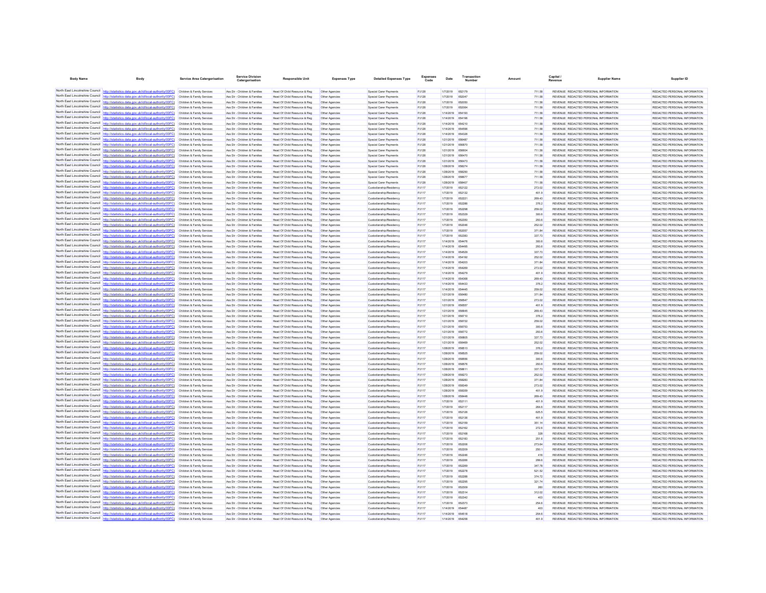| Body Name | Body | Service Area Catergorisation | Service Division Catergorisation | Responsible Unit | Expenses Type | Detailed Expenses Type | Expenses Code | Date | Transaction Number | Amount | Capital / Revenue | Supplier Name | Supplier ID |
|---|---|---|---|---|---|---|---|---|---|---|---|---|---|
| North East Lincolnshire Council | http://statistics.data.gov.uk/id/local-authority/00FC) | Children & Family Services | Ass Dir - Children & Families | Head Of Child Resource & Reg | Other Agencies | Special Carer Payments | PJ128 | 1/7/2019 | 652179 | 711.58 | REVENUE | REDACTED PERSONAL INFORMATION | REDACTED PERSONAL INFORMATION |
| North East Lincolnshire Council | http://statistics.data.gov.uk/id/local-authority/00FC) | Children & Family Services | Ass Dir - Children & Families | Head Of Child Resource & Reg | Other Agencies | Special Carer Payments | PJ128 | 1/7/2019 | 652047 | 711.58 | REVENUE | REDACTED PERSONAL INFORMATION | REDACTED PERSONAL INFORMATION |
| North East Lincolnshire Council | http://statistics.data.gov.uk/id/local-authority/00FC) | Children & Family Services | Ass Dir - Children & Families | Head Of Child Resource & Reg | Other Agencies | Special Carer Payments | PJ128 | 1/7/2019 | 652050 | 711.58 | REVENUE | REDACTED PERSONAL INFORMATION | REDACTED PERSONAL INFORMATION |
| North East Lincolnshire Council | http://statistics.data.gov.uk/id/local-authority/00FC) | Children & Family Services | Ass Dir - Children & Families | Head Of Child Resource & Reg | Other Agencies | Special Carer Payments | PJ128 | 1/7/2019 | 652064 | 711.58 | REVENUE | REDACTED PERSONAL INFORMATION | REDACTED PERSONAL INFORMATION |
| North East Lincolnshire Council | http://statistics.data.gov.uk/id/local-authority/00FC) | Children & Family Services | Ass Dir - Children & Families | Head Of Child Resource & Reg | Other Agencies | Special Carer Payments | PJ128 | 1/14/2019 | 654193 | 711.58 | REVENUE | REDACTED PERSONAL INFORMATION | REDACTED PERSONAL INFORMATION |
| North East Lincolnshire Council | http://statistics.data.gov.uk/id/local-authority/00FC) | Children & Family Services | Ass Dir - Children & Families | Head Of Child Resource & Reg | Other Agencies | Special Carer Payments | PJ128 | 1/14/2019 | 654196 | 711.58 | REVENUE | REDACTED PERSONAL INFORMATION | REDACTED PERSONAL INFORMATION |
| North East Lincolnshire Council | http://statistics.data.gov.uk/id/local-authority/00FC) | Children & Family Services | Ass Dir - Children & Families | Head Of Child Resource & Reg | Other Agencies | Special Carer Payments | PJ128 | 1/14/2019 | 654210 | 711.58 | REVENUE | REDACTED PERSONAL INFORMATION | REDACTED PERSONAL INFORMATION |
| North East Lincolnshire Council | http://statistics.data.gov.uk/id/local-authority/00FC) | Children & Family Services | Ass Dir - Children & Families | Head Of Child Resource & Reg | Other Agencies | Special Carer Payments | PJ128 | 1/14/2019 | 654596 | 711.58 | REVENUE | REDACTED PERSONAL INFORMATION | REDACTED PERSONAL INFORMATION |
| North East Lincolnshire Council | http://statistics.data.gov.uk/id/local-authority/00FC) | Children & Family Services | Ass Dir - Children & Families | Head Of Child Resource & Reg | Other Agencies | Special Carer Payments | PJ128 | 1/14/2019 | 654326 | 711.58 | REVENUE | REDACTED PERSONAL INFORMATION | REDACTED PERSONAL INFORMATION |
| North East Lincolnshire Council | http://statistics.data.gov.uk/id/local-authority/00FC) | Children & Family Services | Ass Dir - Children & Families | Head Of Child Resource & Reg | Other Agencies | Special Carer Payments | PJ128 | 1/21/2019 | 656487 | 711.58 | REVENUE | REDACTED PERSONAL INFORMATION | REDACTED PERSONAL INFORMATION |
| North East Lincolnshire Council | http://statistics.data.gov.uk/id/local-authority/00FC) | Children & Family Services | Ass Dir - Children & Families | Head Of Child Resource & Reg | Other Agencies | Special Carer Payments | PJ128 | 1/21/2019 | 656870 | 711.58 | REVENUE | REDACTED PERSONAL INFORMATION | REDACTED PERSONAL INFORMATION |
| North East Lincolnshire Council | http://statistics.data.gov.uk/id/local-authority/00FC) | Children & Family Services | Ass Dir - Children & Families | Head Of Child Resource & Reg | Other Agencies | Special Carer Payments | PJ128 | 1/21/2019 | 656604 | 711.58 | REVENUE | REDACTED PERSONAL INFORMATION | REDACTED PERSONAL INFORMATION |
| North East Lincolnshire Council | http://statistics.data.gov.uk/id/local-authority/00FC) | Children & Family Services | Ass Dir - Children & Families | Head Of Child Resource & Reg | Other Agencies | Special Carer Payments | PJ128 | 1/21/2019 | 656470 | 711.58 | REVENUE | REDACTED PERSONAL INFORMATION | REDACTED PERSONAL INFORMATION |
| North East Lincolnshire Council | http://statistics.data.gov.uk/id/local-authority/00FC) | Children & Family Services | Ass Dir - Children & Families | Head Of Child Resource & Reg | Other Agencies | Special Carer Payments | PJ128 | 1/21/2019 | 656473 | 711.58 | REVENUE | REDACTED PERSONAL INFORMATION | REDACTED PERSONAL INFORMATION |
| North East Lincolnshire Council | http://statistics.data.gov.uk/id/local-authority/00FC) | Children & Family Services | Ass Dir - Children & Families | Head Of Child Resource & Reg | Other Agencies | Special Carer Payments | PJ128 | 1/28/2019 | 658274 | 711.58 | REVENUE | REDACTED PERSONAL INFORMATION | REDACTED PERSONAL INFORMATION |
| North East Lincolnshire Council | http://statistics.data.gov.uk/id/local-authority/00FC) | Children & Family Services | Ass Dir - Children & Families | Head Of Child Resource & Reg | Other Agencies | Special Carer Payments | PJ128 | 1/28/2019 | 658290 | 711.58 | REVENUE | REDACTED PERSONAL INFORMATION | REDACTED PERSONAL INFORMATION |
| North East Lincolnshire Council | http://statistics.data.gov.uk/id/local-authority/00FC) | Children & Family Services | Ass Dir - Children & Families | Head Of Child Resource & Reg | Other Agencies | Special Carer Payments | PJ128 | 1/28/2019 | 658677 | 711.58 | REVENUE | REDACTED PERSONAL INFORMATION | REDACTED PERSONAL INFORMATION |
| North East Lincolnshire Council | http://statistics.data.gov.uk/id/local-authority/00FC) | Children & Family Services | Ass Dir - Children & Families | Head Of Child Resource & Reg | Other Agencies | Special Carer Payments | PJ128 | 1/28/2019 | 658407 | 711.58 | REVENUE | REDACTED PERSONAL INFORMATION | REDACTED PERSONAL INFORMATION |
| North East Lincolnshire Council | http://statistics.data.gov.uk/id/local-authority/00FC) | Children & Family Services | Ass Dir - Children & Families | Head Of Child Resource & Reg | Other Agencies | Custodianship/Residency | PJ117 | 1/7/2019 | 652122 | 273.02 | REVENUE | REDACTED PERSONAL INFORMATION | REDACTED PERSONAL INFORMATION |
| North East Lincolnshire Council | http://statistics.data.gov.uk/id/local-authority/00FC) | Children & Family Services | Ass Dir - Children & Families | Head Of Child Resource & Reg | Other Agencies | Custodianship/Residency | PJ117 | 1/7/2019 | 652132 | 401.9 | REVENUE | REDACTED PERSONAL INFORMATION | REDACTED PERSONAL INFORMATION |
| North East Lincolnshire Council | http://statistics.data.gov.uk/id/local-authority/00FC) | Children & Family Services | Ass Dir - Children & Families | Head Of Child Resource & Reg | Other Agencies | Custodianship/Residency | PJ117 | 1/7/2019 | 652221 | 269.43 | REVENUE | REDACTED PERSONAL INFORMATION | REDACTED PERSONAL INFORMATION |
| North East Lincolnshire Council | http://statistics.data.gov.uk/id/local-authority/00FC) | Children & Family Services | Ass Dir - Children & Families | Head Of Child Resource & Reg | Other Agencies | Custodianship/Residency | PJ117 | 1/7/2019 | 652286 | 376.2 | REVENUE | REDACTED PERSONAL INFORMATION | REDACTED PERSONAL INFORMATION |
| North East Lincolnshire Council | http://statistics.data.gov.uk/id/local-authority/00FC) | Children & Family Services | Ass Dir - Children & Families | Head Of Child Resource & Reg | Other Agencies | Custodianship/Residency | PJ117 | 1/7/2019 | 652298 | 259.02 | REVENUE | REDACTED PERSONAL INFORMATION | REDACTED PERSONAL INFORMATION |
| North East Lincolnshire Council | http://statistics.data.gov.uk/id/local-authority/00FC) | Children & Family Services | Ass Dir - Children & Families | Head Of Child Resource & Reg | Other Agencies | Custodianship/Residency | PJ117 | 1/7/2019 | 652329 | 300.6 | REVENUE | REDACTED PERSONAL INFORMATION | REDACTED PERSONAL INFORMATION |
| North East Lincolnshire Council | http://statistics.data.gov.uk/id/local-authority/00FC) | Children & Family Services | Ass Dir - Children & Families | Head Of Child Resource & Reg | Other Agencies | Custodianship/Residency | PJ117 | 1/7/2019 | 652350 | 293.6 | REVENUE | REDACTED PERSONAL INFORMATION | REDACTED PERSONAL INFORMATION |
| North East Lincolnshire Council | http://statistics.data.gov.uk/id/local-authority/00FC) | Children & Family Services | Ass Dir - Children & Families | Head Of Child Resource & Reg | Other Agencies | Custodianship/Residency | PJ117 | 1/7/2019 | 652046 | 252.02 | REVENUE | REDACTED PERSONAL INFORMATION | REDACTED PERSONAL INFORMATION |
| North East Lincolnshire Council | http://statistics.data.gov.uk/id/local-authority/00FC) | Children & Family Services | Ass Dir - Children & Families | Head Of Child Resource & Reg | Other Agencies | Custodianship/Residency | PJ117 | 1/7/2019 | 652057 | 371.84 | REVENUE | REDACTED PERSONAL INFORMATION | REDACTED PERSONAL INFORMATION |
| North East Lincolnshire Council | http://statistics.data.gov.uk/id/local-authority/00FC) | Children & Family Services | Ass Dir - Children & Families | Head Of Child Resource & Reg | Other Agencies | Custodianship/Residency | PJ117 | 1/7/2019 | 652383 | 337.73 | REVENUE | REDACTED PERSONAL INFORMATION | REDACTED PERSONAL INFORMATION |
| North East Lincolnshire Council | http://statistics.data.gov.uk/id/local-authority/00FC) | Children & Family Services | Ass Dir - Children & Families | Head Of Child Resource & Reg | Other Agencies | Custodianship/Residency | PJ117 | 1/14/2019 | 654476 | 300.6 | REVENUE | REDACTED PERSONAL INFORMATION | REDACTED PERSONAL INFORMATION |
| North East Lincolnshire Council | http://statistics.data.gov.uk/id/local-authority/00FC) | Children & Family Services | Ass Dir - Children & Families | Head Of Child Resource & Reg | Other Agencies | Custodianship/Residency | PJ117 | 1/14/2019 | 654495 | 293.6 | REVENUE | REDACTED PERSONAL INFORMATION | REDACTED PERSONAL INFORMATION |
| North East Lincolnshire Council | http://statistics.data.gov.uk/id/local-authority/00FC) | Children & Family Services | Ass Dir - Children & Families | Head Of Child Resource & Reg | Other Agencies | Custodianship/Residency | PJ117 | 1/14/2019 | 654529 | 337.73 | REVENUE | REDACTED PERSONAL INFORMATION | REDACTED PERSONAL INFORMATION |
| North East Lincolnshire Council | http://statistics.data.gov.uk/id/local-authority/00FC) | Children & Family Services | Ass Dir - Children & Families | Head Of Child Resource & Reg | Other Agencies | Custodianship/Residency | PJ117 | 1/14/2019 | 654192 | 252.02 | REVENUE | REDACTED PERSONAL INFORMATION | REDACTED PERSONAL INFORMATION |
| North East Lincolnshire Council | http://statistics.data.gov.uk/id/local-authority/00FC) | Children & Family Services | Ass Dir - Children & Families | Head Of Child Resource & Reg | Other Agencies | Custodianship/Residency | PJ117 | 1/14/2019 | 654203 | 371.84 | REVENUE | REDACTED PERSONAL INFORMATION | REDACTED PERSONAL INFORMATION |
| North East Lincolnshire Council | http://statistics.data.gov.uk/id/local-authority/00FC) | Children & Family Services | Ass Dir - Children & Families | Head Of Child Resource & Reg | Other Agencies | Custodianship/Residency | PJ117 | 1/14/2019 | 654269 | 273.02 | REVENUE | REDACTED PERSONAL INFORMATION | REDACTED PERSONAL INFORMATION |
| North East Lincolnshire Council | http://statistics.data.gov.uk/id/local-authority/00FC) | Children & Family Services | Ass Dir - Children & Families | Head Of Child Resource & Reg | Other Agencies | Custodianship/Residency | PJ117 | 1/14/2019 | 654279 | 401.9 | REVENUE | REDACTED PERSONAL INFORMATION | REDACTED PERSONAL INFORMATION |
| North East Lincolnshire Council | http://statistics.data.gov.uk/id/local-authority/00FC) | Children & Family Services | Ass Dir - Children & Families | Head Of Child Resource & Reg | Other Agencies | Custodianship/Residency | PJ117 | 1/14/2019 | 654368 | 269.43 | REVENUE | REDACTED PERSONAL INFORMATION | REDACTED PERSONAL INFORMATION |
| North East Lincolnshire Council | http://statistics.data.gov.uk/id/local-authority/00FC) | Children & Family Services | Ass Dir - Children & Families | Head Of Child Resource & Reg | Other Agencies | Custodianship/Residency | PJ117 | 1/14/2019 | 654433 | 376.2 | REVENUE | REDACTED PERSONAL INFORMATION | REDACTED PERSONAL INFORMATION |
| North East Lincolnshire Council | http://statistics.data.gov.uk/id/local-authority/00FC) | Children & Family Services | Ass Dir - Children & Families | Head Of Child Resource & Reg | Other Agencies | Custodianship/Residency | PJ117 | 1/14/2019 | 654445 | 259.02 | REVENUE | REDACTED PERSONAL INFORMATION | REDACTED PERSONAL INFORMATION |
| North East Lincolnshire Council | http://statistics.data.gov.uk/id/local-authority/00FC) | Children & Family Services | Ass Dir - Children & Families | Head Of Child Resource & Reg | Other Agencies | Custodianship/Residency | PJ117 | 1/21/2019 | 656480 | 371.84 | REVENUE | REDACTED PERSONAL INFORMATION | REDACTED PERSONAL INFORMATION |
| North East Lincolnshire Council | http://statistics.data.gov.uk/id/local-authority/00FC) | Children & Family Services | Ass Dir - Children & Families | Head Of Child Resource & Reg | Other Agencies | Custodianship/Residency | PJ117 | 1/21/2019 | 656547 | 273.02 | REVENUE | REDACTED PERSONAL INFORMATION | REDACTED PERSONAL INFORMATION |
| North East Lincolnshire Council | http://statistics.data.gov.uk/id/local-authority/00FC) | Children & Family Services | Ass Dir - Children & Families | Head Of Child Resource & Reg | Other Agencies | Custodianship/Residency | PJ117 | 1/21/2019 | 656557 | 401.9 | REVENUE | REDACTED PERSONAL INFORMATION | REDACTED PERSONAL INFORMATION |
| North East Lincolnshire Council | http://statistics.data.gov.uk/id/local-authority/00FC) | Children & Family Services | Ass Dir - Children & Families | Head Of Child Resource & Reg | Other Agencies | Custodianship/Residency | PJ117 | 1/21/2019 | 656645 | 269.43 | REVENUE | REDACTED PERSONAL INFORMATION | REDACTED PERSONAL INFORMATION |
| North East Lincolnshire Council | http://statistics.data.gov.uk/id/local-authority/00FC) | Children & Family Services | Ass Dir - Children & Families | Head Of Child Resource & Reg | Other Agencies | Custodianship/Residency | PJ117 | 1/21/2019 | 656710 | 376.2 | REVENUE | REDACTED PERSONAL INFORMATION | REDACTED PERSONAL INFORMATION |
| North East Lincolnshire Council | http://statistics.data.gov.uk/id/local-authority/00FC) | Children & Family Services | Ass Dir - Children & Families | Head Of Child Resource & Reg | Other Agencies | Custodianship/Residency | PJ117 | 1/21/2019 | 656722 | 259.02 | REVENUE | REDACTED PERSONAL INFORMATION | REDACTED PERSONAL INFORMATION |
| North East Lincolnshire Council | http://statistics.data.gov.uk/id/local-authority/00FC) | Children & Family Services | Ass Dir - Children & Families | Head Of Child Resource & Reg | Other Agencies | Custodianship/Residency | PJ117 | 1/21/2019 | 656753 | 300.6 | REVENUE | REDACTED PERSONAL INFORMATION | REDACTED PERSONAL INFORMATION |
| North East Lincolnshire Council | http://statistics.data.gov.uk/id/local-authority/00FC) | Children & Family Services | Ass Dir - Children & Families | Head Of Child Resource & Reg | Other Agencies | Custodianship/Residency | PJ117 | 1/21/2019 | 656772 | 293.6 | REVENUE | REDACTED PERSONAL INFORMATION | REDACTED PERSONAL INFORMATION |
| North East Lincolnshire Council | http://statistics.data.gov.uk/id/local-authority/00FC) | Children & Family Services | Ass Dir - Children & Families | Head Of Child Resource & Reg | Other Agencies | Custodianship/Residency | PJ117 | 1/21/2019 | 656805 | 337.73 | REVENUE | REDACTED PERSONAL INFORMATION | REDACTED PERSONAL INFORMATION |
| North East Lincolnshire Council | http://statistics.data.gov.uk/id/local-authority/00FC) | Children & Family Services | Ass Dir - Children & Families | Head Of Child Resource & Reg | Other Agencies | Custodianship/Residency | PJ117 | 1/21/2019 | 656469 | 252.02 | REVENUE | REDACTED PERSONAL INFORMATION | REDACTED PERSONAL INFORMATION |
| North East Lincolnshire Council | http://statistics.data.gov.uk/id/local-authority/00FC) | Children & Family Services | Ass Dir - Children & Families | Head Of Child Resource & Reg | Other Agencies | Custodianship/Residency | PJ117 | 1/28/2019 | 658513 | 376.2 | REVENUE | REDACTED PERSONAL INFORMATION | REDACTED PERSONAL INFORMATION |
| North East Lincolnshire Council | http://statistics.data.gov.uk/id/local-authority/00FC) | Children & Family Services | Ass Dir - Children & Families | Head Of Child Resource & Reg | Other Agencies | Custodianship/Residency | PJ117 | 1/28/2019 | 658525 | 259.02 | REVENUE | REDACTED PERSONAL INFORMATION | REDACTED PERSONAL INFORMATION |
| North East Lincolnshire Council | http://statistics.data.gov.uk/id/local-authority/00FC) | Children & Family Services | Ass Dir - Children & Families | Head Of Child Resource & Reg | Other Agencies | Custodianship/Residency | PJ117 | 1/28/2019 | 658556 | 300.6 | REVENUE | REDACTED PERSONAL INFORMATION | REDACTED PERSONAL INFORMATION |
| North East Lincolnshire Council | http://statistics.data.gov.uk/id/local-authority/00FC) | Children & Family Services | Ass Dir - Children & Families | Head Of Child Resource & Reg | Other Agencies | Custodianship/Residency | PJ117 | 1/28/2019 | 658576 | 293.6 | REVENUE | REDACTED PERSONAL INFORMATION | REDACTED PERSONAL INFORMATION |
| North East Lincolnshire Council | http://statistics.data.gov.uk/id/local-authority/00FC) | Children & Family Services | Ass Dir - Children & Families | Head Of Child Resource & Reg | Other Agencies | Custodianship/Residency | PJ117 | 1/28/2019 | 658611 | 337.73 | REVENUE | REDACTED PERSONAL INFORMATION | REDACTED PERSONAL INFORMATION |
| North East Lincolnshire Council | http://statistics.data.gov.uk/id/local-authority/00FC) | Children & Family Services | Ass Dir - Children & Families | Head Of Child Resource & Reg | Other Agencies | Custodianship/Residency | PJ117 | 1/28/2019 | 658273 | 252.02 | REVENUE | REDACTED PERSONAL INFORMATION | REDACTED PERSONAL INFORMATION |
| North East Lincolnshire Council | http://statistics.data.gov.uk/id/local-authority/00FC) | Children & Family Services | Ass Dir - Children & Families | Head Of Child Resource & Reg | Other Agencies | Custodianship/Residency | PJ117 | 1/28/2019 | 658283 | 371.84 | REVENUE | REDACTED PERSONAL INFORMATION | REDACTED PERSONAL INFORMATION |
| North East Lincolnshire Council | http://statistics.data.gov.uk/id/local-authority/00FC) | Children & Family Services | Ass Dir - Children & Families | Head Of Child Resource & Reg | Other Agencies | Custodianship/Residency | PJ117 | 1/28/2019 | 658349 | 273.02 | REVENUE | REDACTED PERSONAL INFORMATION | REDACTED PERSONAL INFORMATION |
| North East Lincolnshire Council | http://statistics.data.gov.uk/id/local-authority/00FC) | Children & Family Services | Ass Dir - Children & Families | Head Of Child Resource & Reg | Other Agencies | Custodianship/Residency | PJ117 | 1/28/2019 | 658359 | 401.9 | REVENUE | REDACTED PERSONAL INFORMATION | REDACTED PERSONAL INFORMATION |
| North East Lincolnshire Council | http://statistics.data.gov.uk/id/local-authority/00FC) | Children & Family Services | Ass Dir - Children & Families | Head Of Child Resource & Reg | Other Agencies | Custodianship/Residency | PJ117 | 1/28/2019 | 658448 | 269.43 | REVENUE | REDACTED PERSONAL INFORMATION | REDACTED PERSONAL INFORMATION |
| North East Lincolnshire Council | http://statistics.data.gov.uk/id/local-authority/00FC) | Children & Family Services | Ass Dir - Children & Families | Head Of Child Resource & Reg | Other Agencies | Custodianship/Residency | PJ117 | 1/7/2019 | 652111 | 401.9 | REVENUE | REDACTED PERSONAL INFORMATION | REDACTED PERSONAL INFORMATION |
| North East Lincolnshire Council | http://statistics.data.gov.uk/id/local-authority/00FC) | Children & Family Services | Ass Dir - Children & Families | Head Of Child Resource & Reg | Other Agencies | Custodianship/Residency | PJ117 | 1/7/2019 | 652117 | 264.6 | REVENUE | REDACTED PERSONAL INFORMATION | REDACTED PERSONAL INFORMATION |
| North East Lincolnshire Council | http://statistics.data.gov.uk/id/local-authority/00FC) | Children & Family Services | Ass Dir - Children & Families | Head Of Child Resource & Reg | Other Agencies | Custodianship/Residency | PJ117 | 1/7/2019 | 652126 | 625.5 | REVENUE | REDACTED PERSONAL INFORMATION | REDACTED PERSONAL INFORMATION |
| North East Lincolnshire Council | http://statistics.data.gov.uk/id/local-authority/00FC) | Children & Family Services | Ass Dir - Children & Families | Head Of Child Resource & Reg | Other Agencies | Custodianship/Residency | PJ117 | 1/7/2019 | 652136 | 401.9 | REVENUE | REDACTED PERSONAL INFORMATION | REDACTED PERSONAL INFORMATION |
| North East Lincolnshire Council | http://statistics.data.gov.uk/id/local-authority/00FC) | Children & Family Services | Ass Dir - Children & Families | Head Of Child Resource & Reg | Other Agencies | Custodianship/Residency | PJ117 | 1/7/2019 | 652159 | 351.14 | REVENUE | REDACTED PERSONAL INFORMATION | REDACTED PERSONAL INFORMATION |
| North East Lincolnshire Council | http://statistics.data.gov.uk/id/local-authority/00FC) | Children & Family Services | Ass Dir - Children & Families | Head Of Child Resource & Reg | Other Agencies | Custodianship/Residency | PJ117 | 1/7/2019 | 652162 | 272.6 | REVENUE | REDACTED PERSONAL INFORMATION | REDACTED PERSONAL INFORMATION |
| North East Lincolnshire Council | http://statistics.data.gov.uk/id/local-authority/00FC) | Children & Family Services | Ass Dir - Children & Families | Head Of Child Resource & Reg | Other Agencies | Custodianship/Residency | PJ117 | 1/7/2019 | 652168 | 326 | REVENUE | REDACTED PERSONAL INFORMATION | REDACTED PERSONAL INFORMATION |
| North East Lincolnshire Council | http://statistics.data.gov.uk/id/local-authority/00FC) | Children & Family Services | Ass Dir - Children & Families | Head Of Child Resource & Reg | Other Agencies | Custodianship/Residency | PJ117 | 1/7/2019 | 652183 | 251.6 | REVENUE | REDACTED PERSONAL INFORMATION | REDACTED PERSONAL INFORMATION |
| North East Lincolnshire Council | http://statistics.data.gov.uk/id/local-authority/00FC) | Children & Family Services | Ass Dir - Children & Families | Head Of Child Resource & Reg | Other Agencies | Custodianship/Residency | PJ117 | 1/7/2019 | 652206 | 273.64 | REVENUE | REDACTED PERSONAL INFORMATION | REDACTED PERSONAL INFORMATION |
| North East Lincolnshire Council | http://statistics.data.gov.uk/id/local-authority/00FC) | Children & Family Services | Ass Dir - Children & Families | Head Of Child Resource & Reg | Other Agencies | Custodianship/Residency | PJ117 | 1/7/2019 | 652209 | 250.1 | REVENUE | REDACTED PERSONAL INFORMATION | REDACTED PERSONAL INFORMATION |
| North East Lincolnshire Council | http://statistics.data.gov.uk/id/local-authority/00FC) | Children & Family Services | Ass Dir - Children & Families | Head Of Child Resource & Reg | Other Agencies | Custodianship/Residency | PJ117 | 1/7/2019 | 652246 | 416 | REVENUE | REDACTED PERSONAL INFORMATION | REDACTED PERSONAL INFORMATION |
| North East Lincolnshire Council | http://statistics.data.gov.uk/id/local-authority/00FC) | Children & Family Services | Ass Dir - Children & Families | Head Of Child Resource & Reg | Other Agencies | Custodianship/Residency | PJ117 | 1/7/2019 | 652266 | 299.6 | REVENUE | REDACTED PERSONAL INFORMATION | REDACTED PERSONAL INFORMATION |
| North East Lincolnshire Council | http://statistics.data.gov.uk/id/local-authority/00FC) | Children & Family Services | Ass Dir - Children & Families | Head Of Child Resource & Reg | Other Agencies | Custodianship/Residency | PJ117 | 1/7/2019 | 652269 | 347.78 | REVENUE | REDACTED PERSONAL INFORMATION | REDACTED PERSONAL INFORMATION |
| North East Lincolnshire Council | http://statistics.data.gov.uk/id/local-authority/00FC) | Children & Family Services | Ass Dir - Children & Families | Head Of Child Resource & Reg | Other Agencies | Custodianship/Residency | PJ117 | 1/7/2019 | 652278 | 521.52 | REVENUE | REDACTED PERSONAL INFORMATION | REDACTED PERSONAL INFORMATION |
| North East Lincolnshire Council | http://statistics.data.gov.uk/id/local-authority/00FC) | Children & Family Services | Ass Dir - Children & Families | Head Of Child Resource & Reg | Other Agencies | Custodianship/Residency | PJ117 | 1/7/2019 | 652288 | 374.72 | REVENUE | REDACTED PERSONAL INFORMATION | REDACTED PERSONAL INFORMATION |
| North East Lincolnshire Council | http://statistics.data.gov.uk/id/local-authority/00FC) | Children & Family Services | Ass Dir - Children & Families | Head Of Child Resource & Reg | Other Agencies | Custodianship/Residency | PJ117 | 1/7/2019 | 652295 | 321.74 | REVENUE | REDACTED PERSONAL INFORMATION | REDACTED PERSONAL INFORMATION |
| North East Lincolnshire Council | http://statistics.data.gov.uk/id/local-authority/00FC) | Children & Family Services | Ass Dir - Children & Families | Head Of Child Resource & Reg | Other Agencies | Custodianship/Residency | PJ117 | 1/7/2019 | 652309 | 260 | REVENUE | REDACTED PERSONAL INFORMATION | REDACTED PERSONAL INFORMATION |
| North East Lincolnshire Council | http://statistics.data.gov.uk/id/local-authority/00FC) | Children & Family Services | Ass Dir - Children & Families | Head Of Child Resource & Reg | Other Agencies | Custodianship/Residency | PJ117 | 1/7/2019 | 652314 | 312.02 | REVENUE | REDACTED PERSONAL INFORMATION | REDACTED PERSONAL INFORMATION |
| North East Lincolnshire Council | http://statistics.data.gov.uk/id/local-authority/00FC) | Children & Family Services | Ass Dir - Children & Families | Head Of Child Resource & Reg | Other Agencies | Custodianship/Residency | PJ117 | 1/7/2019 | 652342 | 403 | REVENUE | REDACTED PERSONAL INFORMATION | REDACTED PERSONAL INFORMATION |
| North East Lincolnshire Council | http://statistics.data.gov.uk/id/local-authority/00FC) | Children & Family Services | Ass Dir - Children & Families | Head Of Child Resource & Reg | Other Agencies | Custodianship/Residency | PJ117 | 1/7/2019 | 652373 | 254.6 | REVENUE | REDACTED PERSONAL INFORMATION | REDACTED PERSONAL INFORMATION |
| North East Lincolnshire Council | http://statistics.data.gov.uk/id/local-authority/00FC) | Children & Family Services | Ass Dir - Children & Families | Head Of Child Resource & Reg | Other Agencies | Custodianship/Residency | PJ117 | 1/14/2019 | 654487 | 403 | REVENUE | REDACTED PERSONAL INFORMATION | REDACTED PERSONAL INFORMATION |
| North East Lincolnshire Council | http://statistics.data.gov.uk/id/local-authority/00FC) | Children & Family Services | Ass Dir - Children & Families | Head Of Child Resource & Reg | Other Agencies | Custodianship/Residency | PJ117 | 1/14/2019 | 654518 | 254.6 | REVENUE | REDACTED PERSONAL INFORMATION | REDACTED PERSONAL INFORMATION |
| North East Lincolnshire Council | http://statistics.data.gov.uk/id/local-authority/00FC) | Children & Family Services | Ass Dir - Children & Families | Head Of Child Resource & Reg | Other Agencies | Custodianship/Residency | PJ117 | 1/14/2019 | 654258 | 401.9 | REVENUE | REDACTED PERSONAL INFORMATION | REDACTED PERSONAL INFORMATION |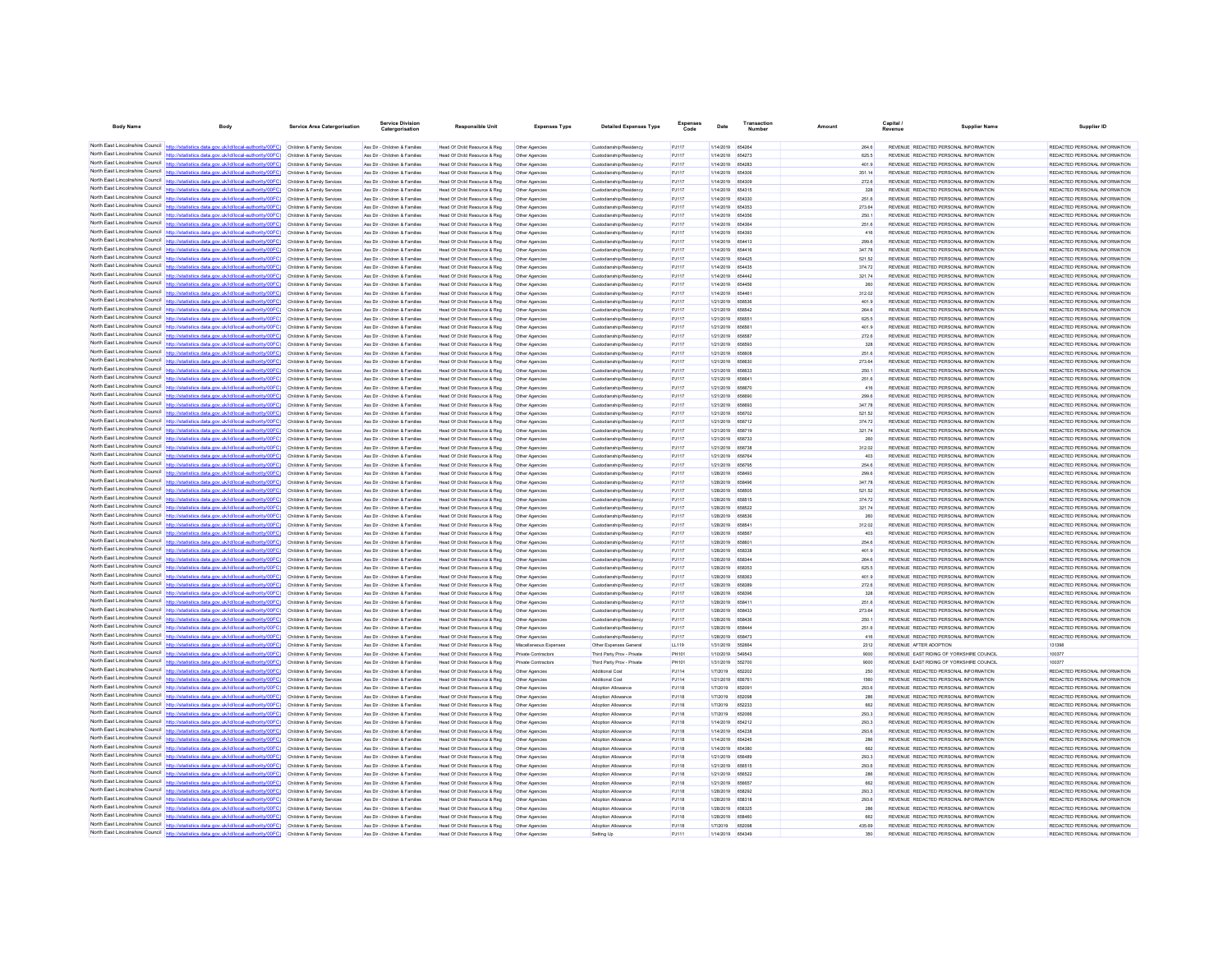| Body Name | Body | Service Area Catergorisation | Service Division Catergorisation | Responsible Unit | Expenses Type | Detailed Expenses Type | Expenses Code | Date | Transaction Number | Amount | Capital / Revenue | Supplier Name | Supplier ID |
|---|---|---|---|---|---|---|---|---|---|---|---|---|---|
| North East Lincolnshire Council | http://statistics.data.gov.uk/id/local-authority/00FC) | Children & Family Services | Ass Dir - Children & Families | Head Of Child Resource & Reg | Other Agencies | Custodianship/Residency | PJ117 | 1/14/2019 | 654264 | 264.6 | REVENUE | REDACTED PERSONAL INFORMATION | REDACTED PERSONAL INFORMATION |
| North East Lincolnshire Council | http://statistics.data.gov.uk/id/local-authority/00FC) | Children & Family Services | Ass Dir - Children & Families | Head Of Child Resource & Reg | Other Agencies | Custodianship/Residency | PJ117 | 1/14/2019 | 654273 | 625.5 | REVENUE | REDACTED PERSONAL INFORMATION | REDACTED PERSONAL INFORMATION |
| North East Lincolnshire Council | http://statistics.data.gov.uk/id/local-authority/00FC) | Children & Family Services | Ass Dir - Children & Families | Head Of Child Resource & Reg | Other Agencies | Custodianship/Residency | PJ117 | 1/14/2019 | 654283 | 401.9 | REVENUE | REDACTED PERSONAL INFORMATION | REDACTED PERSONAL INFORMATION |
| North East Lincolnshire Council | http://statistics.data.gov.uk/id/local-authority/00FC) | Children & Family Services | Ass Dir - Children & Families | Head Of Child Resource & Reg | Other Agencies | Custodianship/Residency | PJ117 | 1/14/2019 | 654306 | 351.14 | REVENUE | REDACTED PERSONAL INFORMATION | REDACTED PERSONAL INFORMATION |
| North East Lincolnshire Council | http://statistics.data.gov.uk/id/local-authority/00FC) | Children & Family Services | Ass Dir - Children & Families | Head Of Child Resource & Reg | Other Agencies | Custodianship/Residency | PJ117 | 1/14/2019 | 654309 | 272.6 | REVENUE | REDACTED PERSONAL INFORMATION | REDACTED PERSONAL INFORMATION |
| North East Lincolnshire Council | http://statistics.data.gov.uk/id/local-authority/00FC) | Children & Family Services | Ass Dir - Children & Families | Head Of Child Resource & Reg | Other Agencies | Custodianship/Residency | PJ117 | 1/14/2019 | 654315 | 328 | REVENUE | REDACTED PERSONAL INFORMATION | REDACTED PERSONAL INFORMATION |
| North East Lincolnshire Council | http://statistics.data.gov.uk/id/local-authority/00FC) | Children & Family Services | Ass Dir - Children & Families | Head Of Child Resource & Reg | Other Agencies | Custodianship/Residency | PJ117 | 1/14/2019 | 654330 | 251.6 | REVENUE | REDACTED PERSONAL INFORMATION | REDACTED PERSONAL INFORMATION |
| North East Lincolnshire Council | http://statistics.data.gov.uk/id/local-authority/00FC) | Children & Family Services | Ass Dir - Children & Families | Head Of Child Resource & Reg | Other Agencies | Custodianship/Residency | PJ117 | 1/14/2019 | 654353 | 273.64 | REVENUE | REDACTED PERSONAL INFORMATION | REDACTED PERSONAL INFORMATION |
| North East Lincolnshire Council | http://statistics.data.gov.uk/id/local-authority/00FC) | Children & Family Services | Ass Dir - Children & Families | Head Of Child Resource & Reg | Other Agencies | Custodianship/Residency | PJ117 | 1/14/2019 | 654356 | 250.1 | REVENUE | REDACTED PERSONAL INFORMATION | REDACTED PERSONAL INFORMATION |
| North East Lincolnshire Council | http://statistics.data.gov.uk/id/local-authority/00FC) | Children & Family Services | Ass Dir - Children & Families | Head Of Child Resource & Reg | Other Agencies | Custodianship/Residency | PJ117 | 1/14/2019 | 654364 | 251.6 | REVENUE | REDACTED PERSONAL INFORMATION | REDACTED PERSONAL INFORMATION |
| North East Lincolnshire Council | http://statistics.data.gov.uk/id/local-authority/00FC) | Children & Family Services | Ass Dir - Children & Families | Head Of Child Resource & Reg | Other Agencies | Custodianship/Residency | PJ117 | 1/14/2019 | 654393 | 416 | REVENUE | REDACTED PERSONAL INFORMATION | REDACTED PERSONAL INFORMATION |
| North East Lincolnshire Council | http://statistics.data.gov.uk/id/local-authority/00FC) | Children & Family Services | Ass Dir - Children & Families | Head Of Child Resource & Reg | Other Agencies | Custodianship/Residency | PJ117 | 1/14/2019 | 654413 | 299.6 | REVENUE | REDACTED PERSONAL INFORMATION | REDACTED PERSONAL INFORMATION |
| North East Lincolnshire Council | http://statistics.data.gov.uk/id/local-authority/00FC) | Children & Family Services | Ass Dir - Children & Families | Head Of Child Resource & Reg | Other Agencies | Custodianship/Residency | PJ117 | 1/14/2019 | 654416 | 347.78 | REVENUE | REDACTED PERSONAL INFORMATION | REDACTED PERSONAL INFORMATION |
| North East Lincolnshire Council | http://statistics.data.gov.uk/id/local-authority/00FC) | Children & Family Services | Ass Dir - Children & Families | Head Of Child Resource & Reg | Other Agencies | Custodianship/Residency | PJ117 | 1/14/2019 | 654425 | 521.52 | REVENUE | REDACTED PERSONAL INFORMATION | REDACTED PERSONAL INFORMATION |
| North East Lincolnshire Council | http://statistics.data.gov.uk/id/local-authority/00FC) | Children & Family Services | Ass Dir - Children & Families | Head Of Child Resource & Reg | Other Agencies | Custodianship/Residency | PJ117 | 1/14/2019 | 654435 | 374.72 | REVENUE | REDACTED PERSONAL INFORMATION | REDACTED PERSONAL INFORMATION |
| North East Lincolnshire Council | http://statistics.data.gov.uk/id/local-authority/00FC) | Children & Family Services | Ass Dir - Children & Families | Head Of Child Resource & Reg | Other Agencies | Custodianship/Residency | PJ117 | 1/14/2019 | 654442 | 321.74 | REVENUE | REDACTED PERSONAL INFORMATION | REDACTED PERSONAL INFORMATION |
| North East Lincolnshire Council | http://statistics.data.gov.uk/id/local-authority/00FC) | Children & Family Services | Ass Dir - Children & Families | Head Of Child Resource & Reg | Other Agencies | Custodianship/Residency | PJ117 | 1/14/2019 | 654456 | 260 | REVENUE | REDACTED PERSONAL INFORMATION | REDACTED PERSONAL INFORMATION |
| North East Lincolnshire Council | http://statistics.data.gov.uk/id/local-authority/00FC) | Children & Family Services | Ass Dir - Children & Families | Head Of Child Resource & Reg | Other Agencies | Custodianship/Residency | PJ117 | 1/14/2019 | 654461 | 312.02 | REVENUE | REDACTED PERSONAL INFORMATION | REDACTED PERSONAL INFORMATION |
| North East Lincolnshire Council | http://statistics.data.gov.uk/id/local-authority/00FC) | Children & Family Services | Ass Dir - Children & Families | Head Of Child Resource & Reg | Other Agencies | Custodianship/Residency | PJ117 | 1/21/2019 | 656536 | 401.9 | REVENUE | REDACTED PERSONAL INFORMATION | REDACTED PERSONAL INFORMATION |
| North East Lincolnshire Council | http://statistics.data.gov.uk/id/local-authority/00FC) | Children & Family Services | Ass Dir - Children & Families | Head Of Child Resource & Reg | Other Agencies | Custodianship/Residency | PJ117 | 1/21/2019 | 656542 | 264.6 | REVENUE | REDACTED PERSONAL INFORMATION | REDACTED PERSONAL INFORMATION |
| North East Lincolnshire Council | http://statistics.data.gov.uk/id/local-authority/00FC) | Children & Family Services | Ass Dir - Children & Families | Head Of Child Resource & Reg | Other Agencies | Custodianship/Residency | PJ117 | 1/21/2019 | 656551 | 625.5 | REVENUE | REDACTED PERSONAL INFORMATION | REDACTED PERSONAL INFORMATION |
| North East Lincolnshire Council | http://statistics.data.gov.uk/id/local-authority/00FC) | Children & Family Services | Ass Dir - Children & Families | Head Of Child Resource & Reg | Other Agencies | Custodianship/Residency | PJ117 | 1/21/2019 | 656561 | 401.9 | REVENUE | REDACTED PERSONAL INFORMATION | REDACTED PERSONAL INFORMATION |
| North East Lincolnshire Council | http://statistics.data.gov.uk/id/local-authority/00FC) | Children & Family Services | Ass Dir - Children & Families | Head Of Child Resource & Reg | Other Agencies | Custodianship/Residency | PJ117 | 1/21/2019 | 656587 | 272.6 | REVENUE | REDACTED PERSONAL INFORMATION | REDACTED PERSONAL INFORMATION |
| North East Lincolnshire Council | http://statistics.data.gov.uk/id/local-authority/00FC) | Children & Family Services | Ass Dir - Children & Families | Head Of Child Resource & Reg | Other Agencies | Custodianship/Residency | PJ117 | 1/21/2019 | 656593 | 328 | REVENUE | REDACTED PERSONAL INFORMATION | REDACTED PERSONAL INFORMATION |
| North East Lincolnshire Council | http://statistics.data.gov.uk/id/local-authority/00FC) | Children & Family Services | Ass Dir - Children & Families | Head Of Child Resource & Reg | Other Agencies | Custodianship/Residency | PJ117 | 1/21/2019 | 656608 | 251.6 | REVENUE | REDACTED PERSONAL INFORMATION | REDACTED PERSONAL INFORMATION |
| North East Lincolnshire Council | http://statistics.data.gov.uk/id/local-authority/00FC) | Children & Family Services | Ass Dir - Children & Families | Head Of Child Resource & Reg | Other Agencies | Custodianship/Residency | PJ117 | 1/21/2019 | 656630 | 273.64 | REVENUE | REDACTED PERSONAL INFORMATION | REDACTED PERSONAL INFORMATION |
| North East Lincolnshire Council | http://statistics.data.gov.uk/id/local-authority/00FC) | Children & Family Services | Ass Dir - Children & Families | Head Of Child Resource & Reg | Other Agencies | Custodianship/Residency | PJ117 | 1/21/2019 | 656633 | 250.1 | REVENUE | REDACTED PERSONAL INFORMATION | REDACTED PERSONAL INFORMATION |
| North East Lincolnshire Council | http://statistics.data.gov.uk/id/local-authority/00FC) | Children & Family Services | Ass Dir - Children & Families | Head Of Child Resource & Reg | Other Agencies | Custodianship/Residency | PJ117 | 1/21/2019 | 656641 | 251.6 | REVENUE | REDACTED PERSONAL INFORMATION | REDACTED PERSONAL INFORMATION |
| North East Lincolnshire Council | http://statistics.data.gov.uk/id/local-authority/00FC) | Children & Family Services | Ass Dir - Children & Families | Head Of Child Resource & Reg | Other Agencies | Custodianship/Residency | PJ117 | 1/21/2019 | 656670 | 416 | REVENUE | REDACTED PERSONAL INFORMATION | REDACTED PERSONAL INFORMATION |
| North East Lincolnshire Council | http://statistics.data.gov.uk/id/local-authority/00FC) | Children & Family Services | Ass Dir - Children & Families | Head Of Child Resource & Reg | Other Agencies | Custodianship/Residency | PJ117 | 1/21/2019 | 656690 | 299.6 | REVENUE | REDACTED PERSONAL INFORMATION | REDACTED PERSONAL INFORMATION |
| North East Lincolnshire Council | http://statistics.data.gov.uk/id/local-authority/00FC) | Children & Family Services | Ass Dir - Children & Families | Head Of Child Resource & Reg | Other Agencies | Custodianship/Residency | PJ117 | 1/21/2019 | 656693 | 347.78 | REVENUE | REDACTED PERSONAL INFORMATION | REDACTED PERSONAL INFORMATION |
| North East Lincolnshire Council | http://statistics.data.gov.uk/id/local-authority/00FC) | Children & Family Services | Ass Dir - Children & Families | Head Of Child Resource & Reg | Other Agencies | Custodianship/Residency | PJ117 | 1/21/2019 | 656702 | 521.52 | REVENUE | REDACTED PERSONAL INFORMATION | REDACTED PERSONAL INFORMATION |
| North East Lincolnshire Council | http://statistics.data.gov.uk/id/local-authority/00FC) | Children & Family Services | Ass Dir - Children & Families | Head Of Child Resource & Reg | Other Agencies | Custodianship/Residency | PJ117 | 1/21/2019 | 656712 | 374.72 | REVENUE | REDACTED PERSONAL INFORMATION | REDACTED PERSONAL INFORMATION |
| North East Lincolnshire Council | http://statistics.data.gov.uk/id/local-authority/00FC) | Children & Family Services | Ass Dir - Children & Families | Head Of Child Resource & Reg | Other Agencies | Custodianship/Residency | PJ117 | 1/21/2019 | 656719 | 321.74 | REVENUE | REDACTED PERSONAL INFORMATION | REDACTED PERSONAL INFORMATION |
| North East Lincolnshire Council | http://statistics.data.gov.uk/id/local-authority/00FC) | Children & Family Services | Ass Dir - Children & Families | Head Of Child Resource & Reg | Other Agencies | Custodianship/Residency | PJ117 | 1/21/2019 | 656733 | 260 | REVENUE | REDACTED PERSONAL INFORMATION | REDACTED PERSONAL INFORMATION |
| North East Lincolnshire Council | http://statistics.data.gov.uk/id/local-authority/00FC) | Children & Family Services | Ass Dir - Children & Families | Head Of Child Resource & Reg | Other Agencies | Custodianship/Residency | PJ117 | 1/21/2019 | 656738 | 312.02 | REVENUE | REDACTED PERSONAL INFORMATION | REDACTED PERSONAL INFORMATION |
| North East Lincolnshire Council | http://statistics.data.gov.uk/id/local-authority/00FC) | Children & Family Services | Ass Dir - Children & Families | Head Of Child Resource & Reg | Other Agencies | Custodianship/Residency | PJ117 | 1/21/2019 | 656764 | 403 | REVENUE | REDACTED PERSONAL INFORMATION | REDACTED PERSONAL INFORMATION |
| North East Lincolnshire Council | http://statistics.data.gov.uk/id/local-authority/00FC) | Children & Family Services | Ass Dir - Children & Families | Head Of Child Resource & Reg | Other Agencies | Custodianship/Residency | PJ117 | 1/21/2019 | 656798 | 254.6 | REVENUE | REDACTED PERSONAL INFORMATION | REDACTED PERSONAL INFORMATION |
| North East Lincolnshire Council | http://statistics.data.gov.uk/id/local-authority/00FC) | Children & Family Services | Ass Dir - Children & Families | Head Of Child Resource & Reg | Other Agencies | Custodianship/Residency | PJ117 | 1/28/2019 | 658493 | 299.6 | REVENUE | REDACTED PERSONAL INFORMATION | REDACTED PERSONAL INFORMATION |
| North East Lincolnshire Council | http://statistics.data.gov.uk/id/local-authority/00FC) | Children & Family Services | Ass Dir - Children & Families | Head Of Child Resource & Reg | Other Agencies | Custodianship/Residency | PJ117 | 1/28/2019 | 658496 | 347.78 | REVENUE | REDACTED PERSONAL INFORMATION | REDACTED PERSONAL INFORMATION |
| North East Lincolnshire Council | http://statistics.data.gov.uk/id/local-authority/00FC) | Children & Family Services | Ass Dir - Children & Families | Head Of Child Resource & Reg | Other Agencies | Custodianship/Residency | PJ117 | 1/28/2019 | 658505 | 521.52 | REVENUE | REDACTED PERSONAL INFORMATION | REDACTED PERSONAL INFORMATION |
| North East Lincolnshire Council | http://statistics.data.gov.uk/id/local-authority/00FC) | Children & Family Services | Ass Dir - Children & Families | Head Of Child Resource & Reg | Other Agencies | Custodianship/Residency | PJ117 | 1/28/2019 | 658515 | 374.72 | REVENUE | REDACTED PERSONAL INFORMATION | REDACTED PERSONAL INFORMATION |
| North East Lincolnshire Council | http://statistics.data.gov.uk/id/local-authority/00FC) | Children & Family Services | Ass Dir - Children & Families | Head Of Child Resource & Reg | Other Agencies | Custodianship/Residency | PJ117 | 1/28/2019 | 658522 | 321.74 | REVENUE | REDACTED PERSONAL INFORMATION | REDACTED PERSONAL INFORMATION |
| North East Lincolnshire Council | http://statistics.data.gov.uk/id/local-authority/00FC) | Children & Family Services | Ass Dir - Children & Families | Head Of Child Resource & Reg | Other Agencies | Custodianship/Residency | PJ117 | 1/28/2019 | 658536 | 260 | REVENUE | REDACTED PERSONAL INFORMATION | REDACTED PERSONAL INFORMATION |
| North East Lincolnshire Council | http://statistics.data.gov.uk/id/local-authority/00FC) | Children & Family Services | Ass Dir - Children & Families | Head Of Child Resource & Reg | Other Agencies | Custodianship/Residency | PJ117 | 1/28/2019 | 658541 | 312.02 | REVENUE | REDACTED PERSONAL INFORMATION | REDACTED PERSONAL INFORMATION |
| North East Lincolnshire Council | http://statistics.data.gov.uk/id/local-authority/00FC) | Children & Family Services | Ass Dir - Children & Families | Head Of Child Resource & Reg | Other Agencies | Custodianship/Residency | PJ117 | 1/28/2019 | 658567 | 403 | REVENUE | REDACTED PERSONAL INFORMATION | REDACTED PERSONAL INFORMATION |
| North East Lincolnshire Council | http://statistics.data.gov.uk/id/local-authority/00FC) | Children & Family Services | Ass Dir - Children & Families | Head Of Child Resource & Reg | Other Agencies | Custodianship/Residency | PJ117 | 1/28/2019 | 658601 | 254.6 | REVENUE | REDACTED PERSONAL INFORMATION | REDACTED PERSONAL INFORMATION |
| North East Lincolnshire Council | http://statistics.data.gov.uk/id/local-authority/00FC) | Children & Family Services | Ass Dir - Children & Families | Head Of Child Resource & Reg | Other Agencies | Custodianship/Residency | PJ117 | 1/28/2019 | 658338 | 401.9 | REVENUE | REDACTED PERSONAL INFORMATION | REDACTED PERSONAL INFORMATION |
| North East Lincolnshire Council | http://statistics.data.gov.uk/id/local-authority/00FC) | Children & Family Services | Ass Dir - Children & Families | Head Of Child Resource & Reg | Other Agencies | Custodianship/Residency | PJ117 | 1/28/2019 | 658344 | 264.6 | REVENUE | REDACTED PERSONAL INFORMATION | REDACTED PERSONAL INFORMATION |
| North East Lincolnshire Council | http://statistics.data.gov.uk/id/local-authority/00FC) | Children & Family Services | Ass Dir - Children & Families | Head Of Child Resource & Reg | Other Agencies | Custodianship/Residency | PJ117 | 1/28/2019 | 658353 | 625.5 | REVENUE | REDACTED PERSONAL INFORMATION | REDACTED PERSONAL INFORMATION |
| North East Lincolnshire Council | http://statistics.data.gov.uk/id/local-authority/00FC) | Children & Family Services | Ass Dir - Children & Families | Head Of Child Resource & Reg | Other Agencies | Custodianship/Residency | PJ117 | 1/28/2019 | 658363 | 401.9 | REVENUE | REDACTED PERSONAL INFORMATION | REDACTED PERSONAL INFORMATION |
| North East Lincolnshire Council | http://statistics.data.gov.uk/id/local-authority/00FC) | Children & Family Services | Ass Dir - Children & Families | Head Of Child Resource & Reg | Other Agencies | Custodianship/Residency | PJ117 | 1/28/2019 | 658389 | 272.6 | REVENUE | REDACTED PERSONAL INFORMATION | REDACTED PERSONAL INFORMATION |
| North East Lincolnshire Council | http://statistics.data.gov.uk/id/local-authority/00FC) | Children & Family Services | Ass Dir - Children & Families | Head Of Child Resource & Reg | Other Agencies | Custodianship/Residency | PJ117 | 1/28/2019 | 658396 | 328 | REVENUE | REDACTED PERSONAL INFORMATION | REDACTED PERSONAL INFORMATION |
| North East Lincolnshire Council | http://statistics.data.gov.uk/id/local-authority/00FC) | Children & Family Services | Ass Dir - Children & Families | Head Of Child Resource & Reg | Other Agencies | Custodianship/Residency | PJ117 | 1/28/2019 | 658411 | 251.6 | REVENUE | REDACTED PERSONAL INFORMATION | REDACTED PERSONAL INFORMATION |
| North East Lincolnshire Council | http://statistics.data.gov.uk/id/local-authority/00FC) | Children & Family Services | Ass Dir - Children & Families | Head Of Child Resource & Reg | Other Agencies | Custodianship/Residency | PJ117 | 1/28/2019 | 658433 | 273.64 | REVENUE | REDACTED PERSONAL INFORMATION | REDACTED PERSONAL INFORMATION |
| North East Lincolnshire Council | http://statistics.data.gov.uk/id/local-authority/00FC) | Children & Family Services | Ass Dir - Children & Families | Head Of Child Resource & Reg | Other Agencies | Custodianship/Residency | PJ117 | 1/28/2019 | 658436 | 250.1 | REVENUE | REDACTED PERSONAL INFORMATION | REDACTED PERSONAL INFORMATION |
| North East Lincolnshire Council | http://statistics.data.gov.uk/id/local-authority/00FC) | Children & Family Services | Ass Dir - Children & Families | Head Of Child Resource & Reg | Other Agencies | Custodianship/Residency | PJ117 | 1/28/2019 | 658444 | 251.6 | REVENUE | REDACTED PERSONAL INFORMATION | REDACTED PERSONAL INFORMATION |
| North East Lincolnshire Council | http://statistics.data.gov.uk/id/local-authority/00FC) | Children & Family Services | Ass Dir - Children & Families | Head Of Child Resource & Reg | Other Agencies | Custodianship/Residency | PJ117 | 1/28/2019 | 658473 | 416 | REVENUE | REDACTED PERSONAL INFORMATION | REDACTED PERSONAL INFORMATION |
| North East Lincolnshire Council | http://statistics.data.gov.uk/id/local-authority/00FC) | Children & Family Services | Ass Dir - Children & Families | Head Of Child Resource & Reg | Miscellaneous Expenses | Other Expenses General | LL119 | 1/31/2019 | 552664 | 2312 | REVENUE | AFTER ADOPTION | 131398 |
| North East Lincolnshire Council | http://statistics.data.gov.uk/id/local-authority/00FC) | Children & Family Services | Ass Dir - Children & Families | Head Of Child Resource & Reg | Private Contractors | Third Party Prov - Private | PH101 | 1/10/2019 | 546943 | 9000 | REVENUE | EAST RIDING OF YORKSHIRE COUNCIL | 100377 |
| North East Lincolnshire Council | http://statistics.data.gov.uk/id/local-authority/00FC) | Children & Family Services | Ass Dir - Children & Families | Head Of Child Resource & Reg | Private Contractors | Third Party Prov - Private | PH101 | 1/31/2019 | 552700 | 9000 | REVENUE | EAST RIDING OF YORKSHIRE COUNCIL | 100377 |
| North East Lincolnshire Council | http://statistics.data.gov.uk/id/local-authority/00FC) | Children & Family Services | Ass Dir - Children & Families | Head Of Child Resource & Reg | Other Agencies | Additional Cost | PJ114 | 1/7/2019 | 652202 | 250 | REVENUE | REDACTED PERSONAL INFORMATION | REDACTED PERSONAL INFORMATION |
| North East Lincolnshire Council | http://statistics.data.gov.uk/id/local-authority/00FC) | Children & Family Services | Ass Dir - Children & Families | Head Of Child Resource & Reg | Other Agencies | Additional Cost | PJ114 | 1/21/2019 | 656761 | 1560 | REVENUE | REDACTED PERSONAL INFORMATION | REDACTED PERSONAL INFORMATION |
| North East Lincolnshire Council | http://statistics.data.gov.uk/id/local-authority/00FC) | Children & Family Services | Ass Dir - Children & Families | Head Of Child Resource & Reg | Other Agencies | Adoption Allowance | PJ118 | 1/7/2019 | 652091 | 293.6 | REVENUE | REDACTED PERSONAL INFORMATION | REDACTED PERSONAL INFORMATION |
| North East Lincolnshire Council | http://statistics.data.gov.uk/id/local-authority/00FC) | Children & Family Services | Ass Dir - Children & Families | Head Of Child Resource & Reg | Other Agencies | Adoption Allowance | PJ118 | 1/7/2019 | 652098 | 286 | REVENUE | REDACTED PERSONAL INFORMATION | REDACTED PERSONAL INFORMATION |
| North East Lincolnshire Council | http://statistics.data.gov.uk/id/local-authority/00FC) | Children & Family Services | Ass Dir - Children & Families | Head Of Child Resource & Reg | Other Agencies | Adoption Allowance | PJ118 | 1/7/2019 | 652233 | 662 | REVENUE | REDACTED PERSONAL INFORMATION | REDACTED PERSONAL INFORMATION |
| North East Lincolnshire Council | http://statistics.data.gov.uk/id/local-authority/00FC) | Children & Family Services | Ass Dir - Children & Families | Head Of Child Resource & Reg | Other Agencies | Adoption Allowance | PJ118 | 1/7/2019 | 652066 | 293.3 | REVENUE | REDACTED PERSONAL INFORMATION | REDACTED PERSONAL INFORMATION |
| North East Lincolnshire Council | http://statistics.data.gov.uk/id/local-authority/00FC) | Children & Family Services | Ass Dir - Children & Families | Head Of Child Resource & Reg | Other Agencies | Adoption Allowance | PJ118 | 1/14/2019 | 654212 | 293.3 | REVENUE | REDACTED PERSONAL INFORMATION | REDACTED PERSONAL INFORMATION |
| North East Lincolnshire Council | http://statistics.data.gov.uk/id/local-authority/00FC) | Children & Family Services | Ass Dir - Children & Families | Head Of Child Resource & Reg | Other Agencies | Adoption Allowance | PJ118 | 1/14/2019 | 654238 | 293.6 | REVENUE | REDACTED PERSONAL INFORMATION | REDACTED PERSONAL INFORMATION |
| North East Lincolnshire Council | http://statistics.data.gov.uk/id/local-authority/00FC) | Children & Family Services | Ass Dir - Children & Families | Head Of Child Resource & Reg | Other Agencies | Adoption Allowance | PJ118 | 1/14/2019 | 654245 | 286 | REVENUE | REDACTED PERSONAL INFORMATION | REDACTED PERSONAL INFORMATION |
| North East Lincolnshire Council | http://statistics.data.gov.uk/id/local-authority/00FC) | Children & Family Services | Ass Dir - Children & Families | Head Of Child Resource & Reg | Other Agencies | Adoption Allowance | PJ118 | 1/14/2019 | 654380 | 662 | REVENUE | REDACTED PERSONAL INFORMATION | REDACTED PERSONAL INFORMATION |
| North East Lincolnshire Council | http://statistics.data.gov.uk/id/local-authority/00FC) | Children & Family Services | Ass Dir - Children & Families | Head Of Child Resource & Reg | Other Agencies | Adoption Allowance | PJ118 | 1/21/2019 | 656489 | 293.3 | REVENUE | REDACTED PERSONAL INFORMATION | REDACTED PERSONAL INFORMATION |
| North East Lincolnshire Council | http://statistics.data.gov.uk/id/local-authority/00FC) | Children & Family Services | Ass Dir - Children & Families | Head Of Child Resource & Reg | Other Agencies | Adoption Allowance | PJ118 | 1/21/2019 | 656515 | 293.6 | REVENUE | REDACTED PERSONAL INFORMATION | REDACTED PERSONAL INFORMATION |
| North East Lincolnshire Council | http://statistics.data.gov.uk/id/local-authority/00FC) | Children & Family Services | Ass Dir - Children & Families | Head Of Child Resource & Reg | Other Agencies | Adoption Allowance | PJ118 | 1/21/2019 | 656522 | 286 | REVENUE | REDACTED PERSONAL INFORMATION | REDACTED PERSONAL INFORMATION |
| North East Lincolnshire Council | http://statistics.data.gov.uk/id/local-authority/00FC) | Children & Family Services | Ass Dir - Children & Families | Head Of Child Resource & Reg | Other Agencies | Adoption Allowance | PJ118 | 1/21/2019 | 656657 | 662 | REVENUE | REDACTED PERSONAL INFORMATION | REDACTED PERSONAL INFORMATION |
| North East Lincolnshire Council | http://statistics.data.gov.uk/id/local-authority/00FC) | Children & Family Services | Ass Dir - Children & Families | Head Of Child Resource & Reg | Other Agencies | Adoption Allowance | PJ118 | 1/28/2019 | 658292 | 293.3 | REVENUE | REDACTED PERSONAL INFORMATION | REDACTED PERSONAL INFORMATION |
| North East Lincolnshire Council | http://statistics.data.gov.uk/id/local-authority/00FC) | Children & Family Services | Ass Dir - Children & Families | Head Of Child Resource & Reg | Other Agencies | Adoption Allowance | PJ118 | 1/28/2019 | 658318 | 293.6 | REVENUE | REDACTED PERSONAL INFORMATION | REDACTED PERSONAL INFORMATION |
| North East Lincolnshire Council | http://statistics.data.gov.uk/id/local-authority/00FC) | Children & Family Services | Ass Dir - Children & Families | Head Of Child Resource & Reg | Other Agencies | Adoption Allowance | PJ118 | 1/28/2019 | 658325 | 286 | REVENUE | REDACTED PERSONAL INFORMATION | REDACTED PERSONAL INFORMATION |
| North East Lincolnshire Council | http://statistics.data.gov.uk/id/local-authority/00FC) | Children & Family Services | Ass Dir - Children & Families | Head Of Child Resource & Reg | Other Agencies | Adoption Allowance | PJ118 | 1/28/2019 | 658460 | 662 | REVENUE | REDACTED PERSONAL INFORMATION | REDACTED PERSONAL INFORMATION |
| North East Lincolnshire Council | http://statistics.data.gov.uk/id/local-authority/00FC) | Children & Family Services | Ass Dir - Children & Families | Head Of Child Resource & Reg | Other Agencies | Adoption Allowance | PJ118 | 1/7/2019 | 652098 | 435.69 | REVENUE | REDACTED PERSONAL INFORMATION | REDACTED PERSONAL INFORMATION |
| North East Lincolnshire Council | http://statistics.data.gov.uk/id/local-authority/00FC) | Children & Family Services | Ass Dir - Children & Families | Head Of Child Resource & Reg | Other Agencies | Setting Up | PJ111 | 1/14/2019 | 654349 | 350 | REVENUE | REDACTED PERSONAL INFORMATION | REDACTED PERSONAL INFORMATION |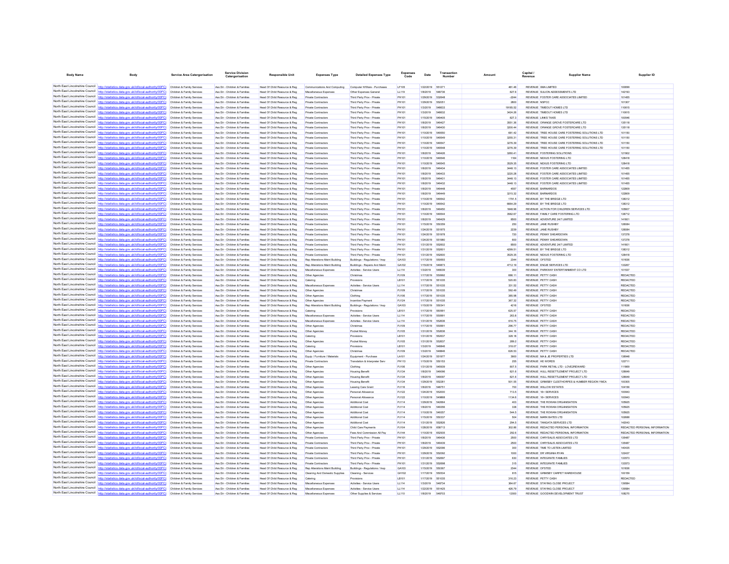| Body Name | Body | Service Area Catergorisation | Service Division Catergorisation | Responsible Unit | Expenses Type | Detailed Expenses Type | Expenses Code | Date | Transaction Number | Amount | Capital / Revenue | Supplier Name | Supplier ID |
|---|---|---|---|---|---|---|---|---|---|---|---|---|---|
| North East Lincolnshire Council | http://statistics.data.gov.uk/id/local-authority/00FC) | Children & Family Services | Ass Dir - Children & Families | Head Of Child Resource & Reg | Communications And Computing | Computer H/Ware - Purchases | LF105 | 1/22/2019 | 551271 | 481.46 | REVENUE | XMA LIMITED | 100699 |
| North East Lincolnshire Council | http://statistics.data.gov.uk/id/local-authority/00FC) | Children & Family Services | Ass Dir - Children & Families | Head Of Child Resource & Reg | Miscellaneous Expenses | Other Expenses General | LL119 | 1/8/2019 | 548736 | 827.6 | REVENUE | SULION ABDESSMENTS LTD | 142193 |
| North East Lincolnshire Council | http://statistics.data.gov.uk/id/local-authority/00FC) | Children & Family Services | Ass Dir - Children & Families | Head Of Child Resource & Reg | Private Contractors | Third Party Prov - Private | PH101 | 1/29/2019 | 532648 | -2244 | REVENUE | FOSTER CARE ASSOCIATES LIMITED | 101455 |
| North East Lincolnshire Council | http://statistics.data.gov.uk/id/local-authority/00FC) | Children & Family Services | Ass Dir - Children & Families | Head Of Child Resource & Reg | Private Contractors | Third Party Prov - Private | PH101 | 1/29/2019 | 552051 | 2800 | REVENUE | NSPCC | 101307 |
| North East Lincolnshire Council | http://statistics.data.gov.uk/id/local-authority/00FC) | Children & Family Services | Ass Dir - Children & Families | Head Of Child Resource & Reg | Private Contractors | Third Party Prov - Private | PH101 | 1/3/2019 | 548633 | 19185.52 | REVENUE | TIMEOUT HOMES LTD | 110615 |
| North East Lincolnshire Council | http://statistics.data.gov.uk/id/local-authority/00FC) | Children & Family Services | Ass Dir - Children & Families | Head Of Child Resource & Reg | Private Contractors | Third Party Prov - Private | PH101 | 1/3/2019 | 548632 | 3424.26 | REVENUE | TIMEOUT HOMES LTD | 110615 |
| North East Lincolnshire Council | http://statistics.data.gov.uk/id/local-authority/00FC) | Children & Family Services | Ass Dir - Children & Families | Head Of Child Resource & Reg | Private Contractors | Third Party Prov - Private | PH101 | 1/15/2019 | 549405 | 827.3 | REVENUE | LINKS TAXIS | 100546 |
| North East Lincolnshire Council | http://statistics.data.gov.uk/id/local-authority/00FC) | Children & Family Services | Ass Dir - Children & Families | Head Of Child Resource & Reg | Private Contractors | Third Party Prov - Private | PH101 | 1/8/2019 | 549427 | 3551.36 | REVENUE | ORANGE GROVE FOSTERCARE LTD | 135118 |
| North East Lincolnshire Council | http://statistics.data.gov.uk/id/local-authority/00FC) | Children & Family Services | Ass Dir - Children & Families | Head Of Child Resource & Reg | Private Contractors | Third Party Prov - Private | PH101 | 1/8/2019 | 549430 | 3200.44 | REVENUE | ORANGE GROVE FOSTERCARE LTD | 135118 |
| North East Lincolnshire Council | http://statistics.data.gov.uk/id/local-authority/00FC) | Children & Family Services | Ass Dir - Children & Families | Head Of Child Resource & Reg | Private Contractors | Third Party Prov - Private | PH101 | 1/10/2019 | 549550 | 681.42 | REVENUE | TREE HOUSE CARE FOSTERING SOLUTIONS LTD | 101150 |
| North East Lincolnshire Council | http://statistics.data.gov.uk/id/local-authority/00FC) | Children & Family Services | Ass Dir - Children & Families | Head Of Child Resource & Reg | Private Contractors | Third Party Prov - Private | PH101 | 1/10/2019 | 549549 | 3255.31 | REVENUE | TREE HOUSE CARE FOSTERING SOLUTIONS LTD | 101150 |
| North East Lincolnshire Council | http://statistics.data.gov.uk/id/local-authority/00FC) | Children & Family Services | Ass Dir - Children & Families | Head Of Child Resource & Reg | Private Contractors | Third Party Prov - Private | PH101 | 1/10/2019 | 549547 | 3276.39 | REVENUE | TREE HOUSE CARE FOSTERING SOLUTIONS LTD | 101150 |
| North East Lincolnshire Council | http://statistics.data.gov.uk/id/local-authority/00FC) | Children & Family Services | Ass Dir - Children & Families | Head Of Child Resource & Reg | Private Contractors | Third Party Prov - Private | PH101 | 1/10/2019 | 549548 | 3276.39 | REVENUE | TREE HOUSE CARE FOSTERING SOLUTIONS LTD | 101150 |
| North East Lincolnshire Council | http://statistics.data.gov.uk/id/local-authority/00FC) | Children & Family Services | Ass Dir - Children & Families | Head Of Child Resource & Reg | Private Contractors | Third Party Prov - Private | PH101 | 1/8/2019 | 549426 | 3260.41 | REVENUE | FOSTERING SOLUTIONS | 121902 |
| North East Lincolnshire Council | http://statistics.data.gov.uk/id/local-authority/00FC) | Children & Family Services | Ass Dir - Children & Families | Head Of Child Resource & Reg | Private Contractors | Third Party Prov - Private | PH101 | 1/10/2019 | 549546 | 1164 | REVENUE | NEXUS FOSTERING LTD | 128418 |
| North East Lincolnshire Council | http://statistics.data.gov.uk/id/local-authority/00FC) | Children & Family Services | Ass Dir - Children & Families | Head Of Child Resource & Reg | Private Contractors | Third Party Prov - Private | PH101 | 1/10/2019 | 549545 | 3529.35 | REVENUE | NEXUS FOSTERING LTD | 128418 |
| North East Lincolnshire Council | http://statistics.data.gov.uk/id/local-authority/00FC) | Children & Family Services | Ass Dir - Children & Families | Head Of Child Resource & Reg | Private Contractors | Third Party Prov - Private | PH101 | 1/8/2019 | 549434 | 3448.13 | REVENUE | FOSTER CARE ASSOCIATES LIMITED | 101455 |
| North East Lincolnshire Council | http://statistics.data.gov.uk/id/local-authority/00FC) | Children & Family Services | Ass Dir - Children & Families | Head Of Child Resource & Reg | Private Contractors | Third Party Prov - Private | PH101 | 1/8/2019 | 549433 | 3220.28 | REVENUE | FOSTER CARE ASSOCIATES LIMITED | 101455 |
| North East Lincolnshire Council | http://statistics.data.gov.uk/id/local-authority/00FC) | Children & Family Services | Ass Dir - Children & Families | Head Of Child Resource & Reg | Private Contractors | Third Party Prov - Private | PH101 | 1/8/2019 | 549431 | 3448.13 | REVENUE | FOSTER CARE ASSOCIATES LIMITED | 101455 |
| North East Lincolnshire Council | http://statistics.data.gov.uk/id/local-authority/00FC) | Children & Family Services | Ass Dir - Children & Families | Head Of Child Resource & Reg | Private Contractors | Third Party Prov - Private | PH101 | 1/8/2019 | 549432 | 3448.13 | REVENUE | FOSTER CARE ASSOCIATES LIMITED | 101455 |
| North East Lincolnshire Council | http://statistics.data.gov.uk/id/local-authority/00FC) | Children & Family Services | Ass Dir - Children & Families | Head Of Child Resource & Reg | Private Contractors | Third Party Prov - Private | PH101 | 1/8/2019 | 549448 | 4557 | REVENUE | BARNARDOS | 122809 |
| North East Lincolnshire Council | http://statistics.data.gov.uk/id/local-authority/00FC) | Children & Family Services | Ass Dir - Children & Families | Head Of Child Resource & Reg | Private Contractors | Third Party Prov - Private | PH101 | 1/8/2019 | 549449 | 3215.32 | REVENUE | BARNARDOS | 122809 |
| North East Lincolnshire Council | http://statistics.data.gov.uk/id/local-authority/00FC) | Children & Family Services | Ass Dir - Children & Families | Head Of Child Resource & Reg | Private Contractors | Third Party Prov - Private | PH101 | 1/10/2019 | 549542 | 1791.5 | REVENUE | BY THE BRIDGE LTD | 138312 |
| North East Lincolnshire Council | http://statistics.data.gov.uk/id/local-authority/00FC) | Children & Family Services | Ass Dir - Children & Families | Head Of Child Resource & Reg | Private Contractors | Third Party Prov - Private | PH101 | 1/10/2019 | 549542 | 6664.29 | REVENUE | BY THE BRIDGE LTD | 138312 |
| North East Lincolnshire Council | http://statistics.data.gov.uk/id/local-authority/00FC) | Children & Family Services | Ass Dir - Children & Families | Head Of Child Resource & Reg | Private Contractors | Third Party Prov - Private | PH101 | 1/8/2019 | 549450 | 1848.96 | REVENUE | ACTION FOR CHILDREN SERVICES LTD | 105607 |
| North East Lincolnshire Council | http://statistics.data.gov.uk/id/local-authority/00FC) | Children & Family Services | Ass Dir - Children & Families | Head Of Child Resource & Reg | Private Contractors | Third Party Prov - Private | PH101 | 1/10/2019 | 549544 | 3582.67 | REVENUE | FAMILY CARE FOSTERING LTD | 138712 |
| North East Lincolnshire Council | http://statistics.data.gov.uk/id/local-authority/00FC) | Children & Family Services | Ass Dir - Children & Families | Head Of Child Resource & Reg | Private Contractors | Third Party Prov - Private | PH101 | 1/8/2019 | 549429 | 8500 | REVENUE | ADVENTURE 24/7 LIMITED | 141601 |
| North East Lincolnshire Council | http://statistics.data.gov.uk/id/local-authority/00FC) | Children & Family Services | Ass Dir - Children & Families | Head Of Child Resource & Reg | Private Contractors | Third Party Prov - Private | PH101 | 1/15/2019 | 550359 | 250 | REVENUE | JANE RUSHBY | 128084 |
| North East Lincolnshire Council | http://statistics.data.gov.uk/id/local-authority/00FC) | Children & Family Services | Ass Dir - Children & Families | Head Of Child Resource & Reg | Private Contractors | Third Party Prov - Private | PH101 | 1/24/2019 | 551975 | 2239 | REVENUE | JANE RUSHBY | 128084 |
| North East Lincolnshire Council | http://statistics.data.gov.uk/id/local-authority/00FC) | Children & Family Services | Ass Dir - Children & Families | Head Of Child Resource & Reg | Private Contractors | Third Party Prov - Private | PH101 | 1/24/2019 | 551978 | 720 | REVENUE | PENNY SHEARDOWN | 137278 |
| North East Lincolnshire Council | http://statistics.data.gov.uk/id/local-authority/00FC) | Children & Family Services | Ass Dir - Children & Families | Head Of Child Resource & Reg | Private Contractors | Third Party Prov - Private | PH101 | 1/24/2019 | 551980 | 600 | REVENUE | PENNY SHEARDOWN | 137278 |
| North East Lincolnshire Council | http://statistics.data.gov.uk/id/local-authority/00FC) | Children & Family Services | Ass Dir - Children & Families | Head Of Child Resource & Reg | Private Contractors | Third Party Prov - Private | PH101 | 1/31/2019 | 552602 | 8500 | REVENUE | ADVENTURE 24/7 LIMITED | 141601 |
| North East Lincolnshire Council | http://statistics.data.gov.uk/id/local-authority/00FC) | Children & Family Services | Ass Dir - Children & Families | Head Of Child Resource & Reg | Private Contractors | Third Party Prov - Private | PH101 | 1/31/2019 | 552601 | 4299.51 | REVENUE | BY THE BRIDGE LTD | 138312 |
| North East Lincolnshire Council | http://statistics.data.gov.uk/id/local-authority/00FC) | Children & Family Services | Ass Dir - Children & Families | Head Of Child Resource & Reg | Private Contractors | Third Party Prov - Private | PH101 | 1/31/2019 | 552600 | 3529.35 | REVENUE | NEXUS FOSTERING LTD | 128418 |
| North East Lincolnshire Council | http://statistics.data.gov.uk/id/local-authority/00FC) | Children & Family Services | Ass Dir - Children & Families | Head Of Child Resource & Reg | Rep Alterations Maint Building | Buildings - Regulations / Insp | GA103 | 1/17/2019 | 550993 | 2344 | REVENUE | OFSTED | 101836 |
| North East Lincolnshire Council | http://statistics.data.gov.uk/id/local-authority/00FC) | Children & Family Services | Ass Dir - Children & Families | Head Of Child Resource & Reg | Rep Alterations Maint Building | Buildings - Repairs And Maint | GA102 | 1/15/2019 | 549873 | 4712.19 | REVENUE | ENGIE SERVICES LTD | 133267 |
| North East Lincolnshire Council | http://statistics.data.gov.uk/id/local-authority/00FC) | Children & Family Services | Ass Dir - Children & Families | Head Of Child Resource & Reg | Miscellaneous Expenses | Activities - Service Users | LL114 | 1/3/2019 | 548639 | 300 | REVENUE | PARKWAY ENTERTAINMENT CO LTD | 101537 |
| North East Lincolnshire Council | http://statistics.data.gov.uk/id/local-authority/00FC) | Children & Family Services | Ass Dir - Children & Families | Head Of Child Resource & Reg | Other Agencies | Christmas | PJ109 | 1/17/2019 | 550992 | 686.11 | REVENUE | PETTY CASH | REDACTED |
| North East Lincolnshire Council | http://statistics.data.gov.uk/id/local-authority/00FC) | Children & Family Services | Ass Dir - Children & Families | Head Of Child Resource & Reg | Catering | Provisions | LB101 | 1/17/2019 | 551035 | 520.83 | REVENUE | PETTY CASH | REDACTED |
| North East Lincolnshire Council | http://statistics.data.gov.uk/id/local-authority/00FC) | Children & Family Services | Ass Dir - Children & Families | Head Of Child Resource & Reg | Miscellaneous Expenses | Activities - Service Users | LL114 | 1/17/2019 | 551035 | 331.52 | REVENUE | PETTY CASH | REDACTED |
| North East Lincolnshire Council | http://statistics.data.gov.uk/id/local-authority/00FC) | Children & Family Services | Ass Dir - Children & Families | Head Of Child Resource & Reg | Other Agencies | Christmas | PJ109 | 1/17/2019 | 551035 | 592.49 | REVENUE | PETTY CASH | REDACTED |
| North East Lincolnshire Council | http://statistics.data.gov.uk/id/local-authority/00FC) | Children & Family Services | Ass Dir - Children & Families | Head Of Child Resource & Reg | Other Agencies | Clothing | PJ106 | 1/17/2019 | 551035 | 385.98 | REVENUE | PETTY CASH | REDACTED |
| North East Lincolnshire Council | http://statistics.data.gov.uk/id/local-authority/00FC) | Children & Family Services | Ass Dir - Children & Families | Head Of Child Resource & Reg | Other Agencies | Incentive Payment | PJ124 | 1/17/2019 | 551035 | 367.32 | REVENUE | PETTY CASH | REDACTED |
| North East Lincolnshire Council | http://statistics.data.gov.uk/id/local-authority/00FC) | Children & Family Services | Ass Dir - Children & Families | Head Of Child Resource & Reg | Rep Alterations Maint Building | Buildings - Regulations / Insp | GA103 | 1/15/2019 | 550341 | 4216 | REVENUE | OFSTED | 101836 |
| North East Lincolnshire Council | http://statistics.data.gov.uk/id/local-authority/00FC) | Children & Family Services | Ass Dir - Children & Families | Head Of Child Resource & Reg | Catering | Provisions | LB101 | 1/17/2019 | 550991 | 625.57 | REVENUE | PETTY CASH | REDACTED |
| North East Lincolnshire Council | http://statistics.data.gov.uk/id/local-authority/00FC) | Children & Family Services | Ass Dir - Children & Families | Head Of Child Resource & Reg | Miscellaneous Expenses | Activities - Service Users | LL114 | 1/17/2019 | 550991 | 263.8 | REVENUE | PETTY CASH | REDACTED |
| North East Lincolnshire Council | http://statistics.data.gov.uk/id/local-authority/00FC) | Children & Family Services | Ass Dir - Children & Families | Head Of Child Resource & Reg | Miscellaneous Expenses | Activities - Service Users | LL114 | 1/31/2019 | 552636 | 616.75 | REVENUE | PETTY CASH | REDACTED |
| North East Lincolnshire Council | http://statistics.data.gov.uk/id/local-authority/00FC) | Children & Family Services | Ass Dir - Children & Families | Head Of Child Resource & Reg | Other Agencies | Christmas | PJ109 | 1/17/2019 | 550991 | 296.77 | REVENUE | PETTY CASH | REDACTED |
| North East Lincolnshire Council | http://statistics.data.gov.uk/id/local-authority/00FC) | Children & Family Services | Ass Dir - Children & Families | Head Of Child Resource & Reg | Other Agencies | Pocket Money | PJ105 | 1/31/2019 | 552636 | 344.16 | REVENUE | PETTY CASH | REDACTED |
| North East Lincolnshire Council | http://statistics.data.gov.uk/id/local-authority/00FC) | Children & Family Services | Ass Dir - Children & Families | Head Of Child Resource & Reg | Catering | Provisions | LB101 | 1/31/2019 | 552637 | 328.18 | REVENUE | PETTY CASH | REDACTED |
| North East Lincolnshire Council | http://statistics.data.gov.uk/id/local-authority/00FC) | Children & Family Services | Ass Dir - Children & Families | Head Of Child Resource & Reg | Other Agencies | Pocket Money | PJ105 | 1/31/2019 | 552637 | 289.2 | REVENUE | PETTY CASH | REDACTED |
| North East Lincolnshire Council | http://statistics.data.gov.uk/id/local-authority/00FC) | Children & Family Services | Ass Dir - Children & Families | Head Of Child Resource & Reg | Catering | Provisions | LB101 | 1/3/2019 | 548846 | 318.07 | REVENUE | PETTY CASH | REDACTED |
| North East Lincolnshire Council | http://statistics.data.gov.uk/id/local-authority/00FC) | Children & Family Services | Ass Dir - Children & Families | Head Of Child Resource & Reg | Other Agencies | Christmas | PJ109 | 1/3/2019 | 548846 | 626.53 | REVENUE | PETTY CASH | REDACTED |
| North East Lincolnshire Council | http://statistics.data.gov.uk/id/local-authority/00FC) | Children & Family Services | Ass Dir - Children & Families | Head Of Child Resource & Reg | Equip / Furniture / Materials | Equipment - Purchase | LA101 | 1/24/2019 | 551977 | 3900 | REVENUE | MA & JE PROPERTIES LTD | 138948 |
| North East Lincolnshire Council | http://statistics.data.gov.uk/id/local-authority/00FC) | Children & Family Services | Ass Dir - Children & Families | Head Of Child Resource & Reg | Private Contractors | Translation & Interpreter Serv | PH113 | 1/15/2019 | 550153 | 255 | REVENUE | HE WORDS | 122711 |
| North East Lincolnshire Council | http://statistics.data.gov.uk/id/local-authority/00FC) | Children & Family Services | Ass Dir - Children & Families | Head Of Child Resource & Reg | Other Agencies | Clothing | PJ106 | 1/31/2019 | 545939 | 807.5 | REVENUE | PARK RETAIL LTD - LOVE2REWARD | 111869 |
| North East Lincolnshire Council | http://statistics.data.gov.uk/id/local-authority/00FC) | Children & Family Services | Ass Dir - Children & Families | Head Of Child Resource & Reg | Other Agencies | Housing Benefit | PJ134 | 1/8/2019 | 549096 | 821.6 | REVENUE | HULL RESETTLEMENT PROJECT LTD | 128649 |
| North East Lincolnshire Council | http://statistics.data.gov.uk/id/local-authority/00FC) | Children & Family Services | Ass Dir - Children & Families | Head Of Child Resource & Reg | Other Agencies | Housing Benefit | PJ134 | 1/8/2019 | 549097 | 821.6 | REVENUE | HULL RESETTLEMENT PROJECT LTD | 128649 |
| North East Lincolnshire Council | http://statistics.data.gov.uk/id/local-authority/00FC) | Children & Family Services | Ass Dir - Children & Families | Head Of Child Resource & Reg | Other Agencies | Housing Benefit | PJ134 | 1/29/2019 | 552281 | 501.55 | REVENUE | GRIMSBY CLEETHORPES & HUMBER REGION YMCA | 100305 |
| North East Lincolnshire Council | http://statistics.data.gov.uk/id/local-authority/00FC) | Children & Family Services | Ass Dir - Children & Families | Head Of Child Resource & Reg | Other Agencies | Leaving Care Grant | PJ116 | 1/8/2019 | 548751 | 700 | REVENUE | WILLOW ESTATES | 104156 |
| North East Lincolnshire Council | http://statistics.data.gov.uk/id/local-authority/00FC) | Children & Family Services | Ass Dir - Children & Families | Head Of Child Resource & Reg | Other Agencies | Personal Allowance | PJ122 | 1/24/2019 | 552000 | 713.5 | REVENUE | 16+ SERVICES | 100943 |
| North East Lincolnshire Council | http://statistics.data.gov.uk/id/local-authority/00FC) | Children & Family Services | Ass Dir - Children & Families | Head Of Child Resource & Reg | Other Agencies | Personal Allowance | PJ122 | 1/10/2019 | 549868 | 1134.6 | REVENUE | 16+ SERVICES | 100943 |
| North East Lincolnshire Council | http://statistics.data.gov.uk/id/local-authority/00FC) | Children & Family Services | Ass Dir - Children & Families | Head Of Child Resource & Reg | Other Agencies | Additional Cost | PJ114 | 1/29/2019 | 542664 | 403 | REVENUE | THE ROWAN ORGANISATION | 105925 |
| North East Lincolnshire Council | http://statistics.data.gov.uk/id/local-authority/00FC) | Children & Family Services | Ass Dir - Children & Families | Head Of Child Resource & Reg | Other Agencies | Additional Cost | PJ114 | 1/8/2019 | 546356 | 338 | REVENUE | THE ROWAN ORGANISATION | 105925 |
| North East Lincolnshire Council | http://statistics.data.gov.uk/id/local-authority/00FC) | Children & Family Services | Ass Dir - Children & Families | Head Of Child Resource & Reg | Other Agencies | Additional Cost | PJ114 | 1/10/2019 | 549357 | 544.5 | REVENUE | THE ROWAN ORGANISATION | 105925 |
| North East Lincolnshire Council | http://statistics.data.gov.uk/id/local-authority/00FC) | Children & Family Services | Ass Dir - Children & Families | Head Of Child Resource & Reg | Other Agencies | Additional Cost | PJ114 | 1/15/2019 | 550337 | 504 | REVENUE | MARK BATES LTD | 102688 |
| North East Lincolnshire Council | http://statistics.data.gov.uk/id/local-authority/00FC) | Children & Family Services | Ass Dir - Children & Families | Head Of Child Resource & Reg | Other Agencies | Additional Cost | PJ114 | 1/31/2019 | 552626 | 294.5 | REVENUE | TANGATA SERVICES LTD | 142043 |
| North East Lincolnshire Council | http://statistics.data.gov.uk/id/local-authority/00FC) | Children & Family Services | Ass Dir - Children & Families | Head Of Child Resource & Reg | Other Agencies | Child Care Payments | PJ104 | 1/28/2019 | 658713 | 302.86 | REVENUE | REDACTED PERSONAL INFORMATION | REDACTED PERSONAL INFORMATION |
| North East Lincolnshire Council | http://statistics.data.gov.uk/id/local-authority/00FC) | Children & Family Services | Ass Dir - Children & Families | Head Of Child Resource & Reg | Other Agencies | Fees And Commission All Pay | PJ144 | 1/10/2019 | 652935 | 292.6 | REVENUE | REDACTED PERSONAL INFORMATION | REDACTED PERSONAL INFORMATION |
| North East Lincolnshire Council | http://statistics.data.gov.uk/id/local-authority/00FC) | Children & Family Services | Ass Dir - Children & Families | Head Of Child Resource & Reg | Private Contractors | Third Party Prov - Private | PH101 | 1/8/2019 | 549436 | 2500 | REVENUE | CHRYSALIS ASSOCIATES LTD | 135487 |
| North East Lincolnshire Council | http://statistics.data.gov.uk/id/local-authority/00FC) | Children & Family Services | Ass Dir - Children & Families | Head Of Child Resource & Reg | Private Contractors | Third Party Prov - Private | PH101 | 1/8/2019 | 549439 | 2500 | REVENUE | CHRYSALIS ASSOCIATES LTD | 135487 |
| North East Lincolnshire Council | http://statistics.data.gov.uk/id/local-authority/00FC) | Children & Family Services | Ass Dir - Children & Families | Head Of Child Resource & Reg | Private Contractors | Third Party Prov - Private | PH101 | 1/29/2019 | 552096 | 300 | REVENUE | TIME TO LISTEN LIMITED | 140435 |
| North East Lincolnshire Council | http://statistics.data.gov.uk/id/local-authority/00FC) | Children & Family Services | Ass Dir - Children & Families | Head Of Child Resource & Reg | Private Contractors | Third Party Prov - Private | PH101 | 1/29/2019 | 552092 | 1000 | REVENUE | DR VIRGINIA RYAN | 122437 |
| North East Lincolnshire Council | http://statistics.data.gov.uk/id/local-authority/00FC) | Children & Family Services | Ass Dir - Children & Families | Head Of Child Resource & Reg | Private Contractors | Third Party Prov - Private | PH101 | 1/31/2019 | 552697 | 630 | REVENUE | INTEGRATE FAMILIES | 133573 |
| North East Lincolnshire Council | http://statistics.data.gov.uk/id/local-authority/00FC) | Children & Family Services | Ass Dir - Children & Families | Head Of Child Resource & Reg | Private Contractors | Third Party Prov - Private | PH101 | 1/31/2019 | 552698 | 315 | REVENUE | INTEGRATE FAMILIES | 133573 |
| North East Lincolnshire Council | http://statistics.data.gov.uk/id/local-authority/00FC) | Children & Family Services | Ass Dir - Children & Families | Head Of Child Resource & Reg | Rep Alterations Maint Building | Buildings - Regulations / Insp | GA103 | 1/15/2019 | 550367 | 2344 | REVENUE | OFSTED | 101836 |
| North East Lincolnshire Council | http://statistics.data.gov.uk/id/local-authority/00FC) | Children & Family Services | Ass Dir - Children & Families | Head Of Child Resource & Reg | Cleaning And Domestic Supplies | Cleaning - Services | GH102 | 1/17/2019 | 550534 | 615 | REVENUE | GRIMSBY CARPET WAREHOUSE | 100159 |
| North East Lincolnshire Council | http://statistics.data.gov.uk/id/local-authority/00FC) | Children & Family Services | Ass Dir - Children & Families | Head Of Child Resource & Reg | Catering | Provisions | LB101 | 1/17/2019 | 551035 | 316.23 | REVENUE | PETTY CASH | REDACTED |
| North East Lincolnshire Council | http://statistics.data.gov.uk/id/local-authority/00FC) | Children & Family Services | Ass Dir - Children & Families | Head Of Child Resource & Reg | Miscellaneous Expenses | Activities - Service Users | LL114 | 1/3/2019 | 548734 | 364.67 | REVENUE | STAYING CLOSE PROJECT | 139584 |
| North East Lincolnshire Council | http://statistics.data.gov.uk/id/local-authority/00FC) | Children & Family Services | Ass Dir - Children & Families | Head Of Child Resource & Reg | Miscellaneous Expenses | Activities - Service Users | LL114 | 1/22/2019 | 551435 | 426.79 | REVENUE | STAYING CLOSE PROJECT | 139584 |
| North East Lincolnshire Council | http://statistics.data.gov.uk/id/local-authority/00FC) | Children & Family Services | Ass Dir - Children & Families | Head Of Child Resource & Reg | Miscellaneous Expenses | Other Supplies & Services | LL110 | 1/8/2019 | 548703 | 12000 | REVENUE | GOODWIN DEVELOPMENT TRUST | 108270 |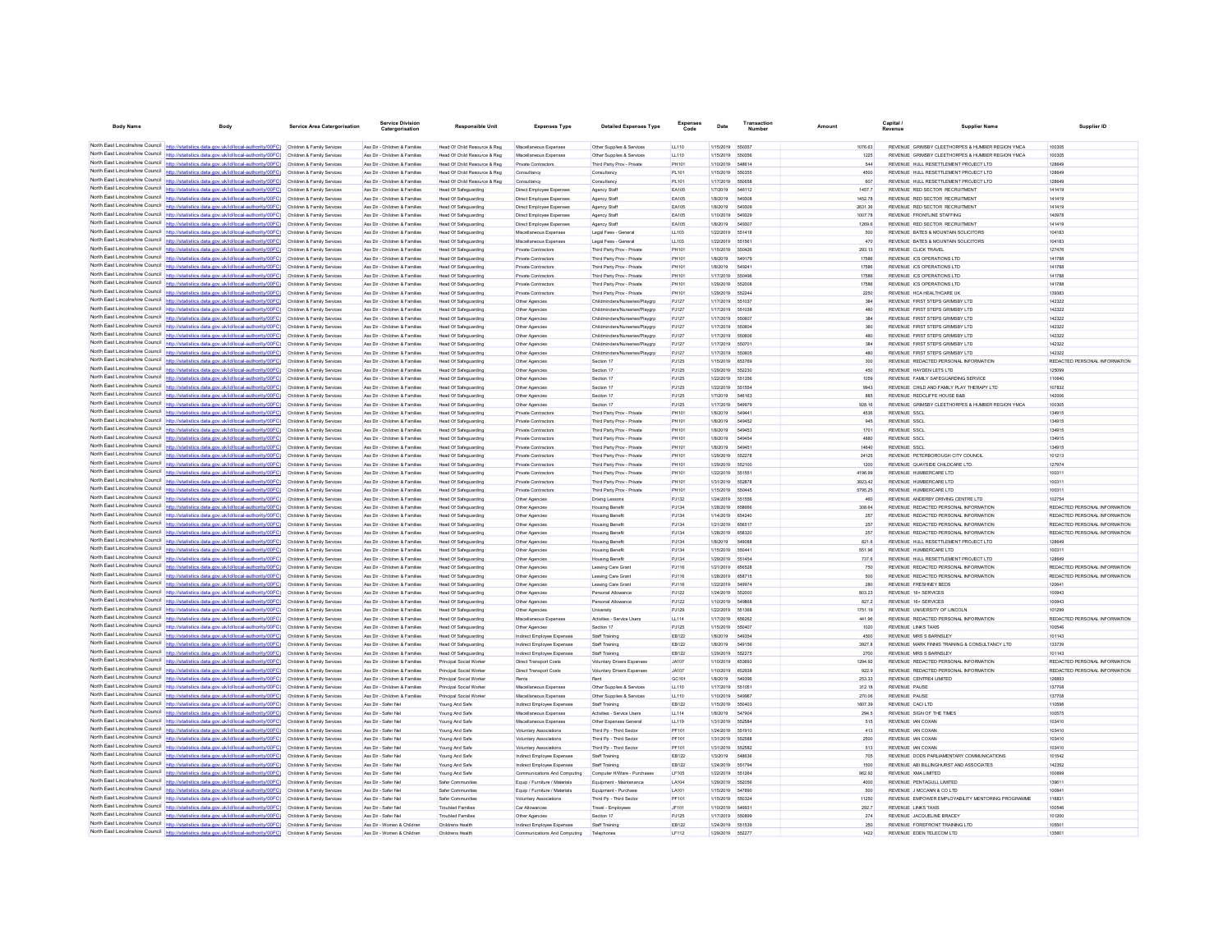| Body Name | Body | Service Area Catergorisation | Service Division Catergorisation | Responsible Unit | Expenses Type | Detailed Expenses Type | Expenses Code | Date | Transaction Number | Amount | Capital / Revenue | Supplier Name | Supplier ID |
|---|---|---|---|---|---|---|---|---|---|---|---|---|---|
| North East Lincolnshire Council | http://statistics.data.gov.uk/id/local-authority/00FC | Children & Family Services | Ass Dir - Children & Families | Head Of Child Resource & Reg | Miscellaneous Expenses | Other Supplies & Services | LL110 | 1/15/2019 | 550357 | 1076.63 | REVENUE | GRIMSBY CLEETHORPES & HUMBER REGION YMCA | 100305 |
| North East Lincolnshire Council | http://statistics.data.gov.uk/id/local-authority/00FC | Children & Family Services | Ass Dir - Children & Families | Head Of Child Resource & Reg | Miscellaneous Expenses | Other Supplies & Services | LL110 | 1/15/2019 | 550356 | 1225 | REVENUE | GRIMSBY CLEETHORPES & HUMBER REGION YMCA | 100305 |
| North East Lincolnshire Council | http://statistics.data.gov.uk/id/local-authority/00FC | Children & Family Services | Ass Dir - Children & Families | Head Of Child Resource & Reg | Private Contractors | Third Party Prov - Private | PH101 | 1/10/2019 | 548614 | 544 | REVENUE | HULL RESETTLEMENT PROJECT LTD | 128649 |
| North East Lincolnshire Council | http://statistics.data.gov.uk/id/local-authority/00FC | Children & Family Services | Ass Dir - Children & Families | Head Of Child Resource & Reg | Consultancy | Consultancy | PL101 | 1/15/2019 | 550355 | 4500 | REVENUE | HULL RESETTLEMENT PROJECT LTD | 128649 |
| North East Lincolnshire Council | http://statistics.data.gov.uk/id/local-authority/00FC | Children & Family Services | Ass Dir - Children & Families | Head Of Child Resource & Reg | Consultancy | Consultancy | PL101 | 1/17/2019 | 550658 | 607 | REVENUE | HULL RESETTLEMENT PROJECT LTD | 128649 |
| North East Lincolnshire Council | http://statistics.data.gov.uk/id/local-authority/00FC | Children & Family Services | Ass Dir - Children & Families | Head Of Safeguarding | Direct Employee Expenses | Agency Staff | EA105 | 1/7/2019 | 546112 | 1457.7 | REVENUE | RED SECTOR RECRUITMENT | 141419 |
| North East Lincolnshire Council | http://statistics.data.gov.uk/id/local-authority/00FC | Children & Family Services | Ass Dir - Children & Families | Head Of Safeguarding | Direct Employee Expenses | Agency Staff | EA105 | 1/8/2019 | 546008 | 1452.78 | REVENUE | RED SECTOR RECRUITMENT | 141419 |
| North East Lincolnshire Council | http://statistics.data.gov.uk/id/local-authority/00FC | Children & Family Services | Ass Dir - Children & Families | Head Of Safeguarding | Direct Employee Expenses | Agency Staff | EA105 | 1/8/2019 | 546009 | 2631.36 | REVENUE | RED SECTOR RECRUITMENT | 141419 |
| North East Lincolnshire Council | http://statistics.data.gov.uk/id/local-authority/00FC | Children & Family Services | Ass Dir - Children & Families | Head Of Safeguarding | Direct Employee Expenses | Agency Staff | EA105 | 1/10/2019 | 549329 | 1007.78 | REVENUE | FRONTLINE STAFFING | 140978 |
| North East Lincolnshire Council | http://statistics.data.gov.uk/id/local-authority/00FC | Children & Family Services | Ass Dir - Children & Families | Head Of Safeguarding | Direct Employee Expenses | Agency Staff | EA105 | 1/8/2019 | 546007 | 1269.6 | REVENUE | RED SECTOR RECRUITMENT | 141419 |
| North East Lincolnshire Council | http://statistics.data.gov.uk/id/local-authority/00FC | Children & Family Services | Ass Dir - Children & Families | Head Of Safeguarding | Miscellaneous Expenses | Legal Fees - General | LL103 | 1/22/2019 | 551418 | 500 | REVENUE | BATES & MOUNTAIN SOLICITORS | 104183 |
| North East Lincolnshire Council | http://statistics.data.gov.uk/id/local-authority/00FC | Children & Family Services | Ass Dir - Children & Families | Head Of Safeguarding | Miscellaneous Expenses | Legal Fees - General | LL103 | 1/22/2019 | 551561 | 470 | REVENUE | BATES & MOUNTAIN SOLICITORS | 104183 |
| North East Lincolnshire Council | http://statistics.data.gov.uk/id/local-authority/00FC | Children & Family Services | Ass Dir - Children & Families | Head Of Safeguarding | Private Contractors | Third Party Prov - Private | PH101 | 1/15/2019 | 550426 | 293.13 | REVENUE | CLICK TRAVEL | 127476 |
| North East Lincolnshire Council | http://statistics.data.gov.uk/id/local-authority/00FC | Children & Family Services | Ass Dir - Children & Families | Head Of Safeguarding | Private Contractors | Third Party Prov - Private | PH101 | 1/8/2019 | 549179 | 17586 | REVENUE | ICS OPERATIONS LTD | 141788 |
| North East Lincolnshire Council | http://statistics.data.gov.uk/id/local-authority/00FC | Children & Family Services | Ass Dir - Children & Families | Head Of Safeguarding | Private Contractors | Third Party Prov - Private | PH101 | 1/8/2019 | 549241 | 17586 | REVENUE | ICS OPERATIONS LTD | 141788 |
| North East Lincolnshire Council | http://statistics.data.gov.uk/id/local-authority/00FC | Children & Family Services | Ass Dir - Children & Families | Head Of Safeguarding | Private Contractors | Third Party Prov - Private | PH101 | 1/17/2019 | 550496 | 17586 | REVENUE | ICS OPERATIONS LTD | 141788 |
| North East Lincolnshire Council | http://statistics.data.gov.uk/id/local-authority/00FC | Children & Family Services | Ass Dir - Children & Families | Head Of Safeguarding | Private Contractors | Third Party Prov - Private | PH101 | 1/29/2019 | 552208 | 17586 | REVENUE | ICS OPERATIONS LTD | 141788 |
| North East Lincolnshire Council | http://statistics.data.gov.uk/id/local-authority/00FC | Children & Family Services | Ass Dir - Children & Families | Head Of Safeguarding | Private Contractors | Third Party Prov - Private | PH101 | 1/29/2019 | 552244 | 2250 | REVENUE | HCA HEALTHCARE UK | 136383 |
| North East Lincolnshire Council | http://statistics.data.gov.uk/id/local-authority/00FC | Children & Family Services | Ass Dir - Children & Families | Head Of Safeguarding | Other Agencies | Childminders/Nurseries/Playgrp | PJ127 | 1/17/2019 | 551037 | 384 | REVENUE | FIRST STEPS GRIMSBY LTD | 142322 |
| North East Lincolnshire Council | http://statistics.data.gov.uk/id/local-authority/00FC | Children & Family Services | Ass Dir - Children & Families | Head Of Safeguarding | Other Agencies | Childminders/Nurseries/Playgrp | PJ127 | 1/17/2019 | 551038 | 480 | REVENUE | FIRST STEPS GRIMSBY LTD | 142322 |
| North East Lincolnshire Council | http://statistics.data.gov.uk/id/local-authority/00FC | Children & Family Services | Ass Dir - Children & Families | Head Of Safeguarding | Other Agencies | Childminders/Nurseries/Playgrp | PJ127 | 1/17/2019 | 550607 | 384 | REVENUE | FIRST STEPS GRIMSBY LTD | 142322 |
| North East Lincolnshire Council | http://statistics.data.gov.uk/id/local-authority/00FC | Children & Family Services | Ass Dir - Children & Families | Head Of Safeguarding | Other Agencies | Childminders/Nurseries/Playgrp | PJ127 | 1/17/2019 | 550604 | 360 | REVENUE | FIRST STEPS GRIMSBY LTD | 142322 |
| North East Lincolnshire Council | http://statistics.data.gov.uk/id/local-authority/00FC | Children & Family Services | Ass Dir - Children & Families | Head Of Safeguarding | Other Agencies | Childminders/Nurseries/Playgrp | PJ127 | 1/17/2019 | 550606 | 480 | REVENUE | FIRST STEPS GRIMSBY LTD | 142322 |
| North East Lincolnshire Council | http://statistics.data.gov.uk/id/local-authority/00FC | Children & Family Services | Ass Dir - Children & Families | Head Of Safeguarding | Other Agencies | Childminders/Nurseries/Playgrp | PJ127 | 1/17/2019 | 550701 | 384 | REVENUE | FIRST STEPS GRIMSBY LTD | 142322 |
| North East Lincolnshire Council | http://statistics.data.gov.uk/id/local-authority/00FC | Children & Family Services | Ass Dir - Children & Families | Head Of Safeguarding | Other Agencies | Childminders/Nurseries/Playgrp | PJ127 | 1/17/2019 | 550605 | 480 | REVENUE | FIRST STEPS GRIMSBY LTD | 142322 |
| North East Lincolnshire Council | http://statistics.data.gov.uk/id/local-authority/00FC | Children & Family Services | Ass Dir - Children & Families | Head Of Safeguarding | Other Agencies | Section 17 | PJ125 | 1/15/2019 | 653769 | 300 | REVENUE | REDACTED PERSONAL INFORMATION | REDACTED PERSONAL INFORMATION |
| North East Lincolnshire Council | http://statistics.data.gov.uk/id/local-authority/00FC | Children & Family Services | Ass Dir - Children & Families | Head Of Safeguarding | Other Agencies | Section 17 | PJ125 | 1/29/2019 | 552230 | 450 | REVENUE | HAYDEN LETS LTD | 125099 |
| North East Lincolnshire Council | http://statistics.data.gov.uk/id/local-authority/00FC | Children & Family Services | Ass Dir - Children & Families | Head Of Safeguarding | Other Agencies | Section 17 | PJ125 | 1/22/2019 | 551556 | 1059 | REVENUE | FAMILY SAFEGUARDING SERVICE | 110640 |
| North East Lincolnshire Council | http://statistics.data.gov.uk/id/local-authority/00FC | Children & Family Services | Ass Dir - Children & Families | Head Of Safeguarding | Other Agencies | Section 17 | PJ125 | 1/22/2019 | 551554 | 5643 | REVENUE | CHILD AND FAMILY PLAY THERAPY LTD | 107832 |
| North East Lincolnshire Council | http://statistics.data.gov.uk/id/local-authority/00FC | Children & Family Services | Ass Dir - Children & Families | Head Of Safeguarding | Other Agencies | Section 17 | PJ125 | 1/7/2019 | 546163 | 885 | REVENUE | REDCLIFFE HOUSE B&B | 142006 |
| North East Lincolnshire Council | http://statistics.data.gov.uk/id/local-authority/00FC | Children & Family Services | Ass Dir - Children & Families | Head Of Safeguarding | Other Agencies | Section 17 | PJ125 | 1/17/2019 | 549979 | 928.16 | REVENUE | GRIMSBY CLEETHORPES & HUMBER REGION YMCA | 100305 |
| North East Lincolnshire Council | http://statistics.data.gov.uk/id/local-authority/00FC | Children & Family Services | Ass Dir - Children & Families | Head Of Safeguarding | Private Contractors | Third Party Prov - Private | PH101 | 1/8/2019 | 549441 | 4536 | REVENUE | SSCL | 134915 |
| North East Lincolnshire Council | http://statistics.data.gov.uk/id/local-authority/00FC | Children & Family Services | Ass Dir - Children & Families | Head Of Safeguarding | Private Contractors | Third Party Prov - Private | PH101 | 1/8/2019 | 549452 | 945 | REVENUE | SSCL | 134915 |
| North East Lincolnshire Council | http://statistics.data.gov.uk/id/local-authority/00FC | Children & Family Services | Ass Dir - Children & Families | Head Of Safeguarding | Private Contractors | Third Party Prov - Private | PH101 | 1/8/2019 | 549453 | 1701 | REVENUE | SSCL | 134915 |
| North East Lincolnshire Council | http://statistics.data.gov.uk/id/local-authority/00FC | Children & Family Services | Ass Dir - Children & Families | Head Of Safeguarding | Private Contractors | Third Party Prov - Private | PH101 | 1/8/2019 | 549454 | 4880 | REVENUE | SSCL | 134915 |
| North East Lincolnshire Council | http://statistics.data.gov.uk/id/local-authority/00FC | Children & Family Services | Ass Dir - Children & Families | Head Of Safeguarding | Private Contractors | Third Party Prov - Private | PH101 | 1/8/2019 | 549451 | 14640 | REVENUE | SSCL | 134915 |
| North East Lincolnshire Council | http://statistics.data.gov.uk/id/local-authority/00FC | Children & Family Services | Ass Dir - Children & Families | Head Of Safeguarding | Private Contractors | Third Party Prov - Private | PH101 | 1/29/2019 | 552278 | 24125 | REVENUE | PETERBOROUGH CITY COUNCIL | 101213 |
| North East Lincolnshire Council | http://statistics.data.gov.uk/id/local-authority/00FC | Children & Family Services | Ass Dir - Children & Families | Head Of Safeguarding | Private Contractors | Third Party Prov - Private | PH101 | 1/29/2019 | 552100 | 1200 | REVENUE | QUAYSIDE CHILDCARE LTD. | 127974 |
| North East Lincolnshire Council | http://statistics.data.gov.uk/id/local-authority/00FC | Children & Family Services | Ass Dir - Children & Families | Head Of Safeguarding | Private Contractors | Third Party Prov - Private | PH101 | 1/22/2019 | 551551 | 4196.99 | REVENUE | HUMBERCARE LTD | 100311 |
| North East Lincolnshire Council | http://statistics.data.gov.uk/id/local-authority/00FC | Children & Family Services | Ass Dir - Children & Families | Head Of Safeguarding | Private Contractors | Third Party Prov - Private | PH101 | 1/31/2019 | 552878 | 3923.42 | REVENUE | HUMBERCARE LTD | 100311 |
| North East Lincolnshire Council | http://statistics.data.gov.uk/id/local-authority/00FC | Children & Family Services | Ass Dir - Children & Families | Head Of Safeguarding | Private Contractors | Third Party Prov - Private | PH101 | 1/15/2019 | 550445 | 5795.25 | REVENUE | HUMBERCARE LTD | 100311 |
| North East Lincolnshire Council | http://statistics.data.gov.uk/id/local-authority/00FC | Children & Family Services | Ass Dir - Children & Families | Head Of Safeguarding | Other Agencies | Driving Lessons | PJ132 | 1/24/2019 | 551556 | 460 | REVENUE | ANDERBY DRIVING CENTRE LTD | 102754 |
| North East Lincolnshire Council | http://statistics.data.gov.uk/id/local-authority/00FC | Children & Family Services | Ass Dir - Children & Families | Head Of Safeguarding | Other Agencies | Housing Benefit | PJ134 | 1/28/2019 | 658666 | 308.64 | REVENUE | REDACTED PERSONAL INFORMATION | REDACTED PERSONAL INFORMATION |
| North East Lincolnshire Council | http://statistics.data.gov.uk/id/local-authority/00FC | Children & Family Services | Ass Dir - Children & Families | Head Of Safeguarding | Other Agencies | Housing Benefit | PJ134 | 1/14/2019 | 654240 | 257 | REVENUE | REDACTED PERSONAL INFORMATION | REDACTED PERSONAL INFORMATION |
| North East Lincolnshire Council | http://statistics.data.gov.uk/id/local-authority/00FC | Children & Family Services | Ass Dir - Children & Families | Head Of Safeguarding | Other Agencies | Housing Benefit | PJ134 | 1/21/2019 | 656517 | 257 | REVENUE | REDACTED PERSONAL INFORMATION | REDACTED PERSONAL INFORMATION |
| North East Lincolnshire Council | http://statistics.data.gov.uk/id/local-authority/00FC | Children & Family Services | Ass Dir - Children & Families | Head Of Safeguarding | Other Agencies | Housing Benefit | PJ134 | 1/28/2019 | 658320 | 257 | REVENUE | REDACTED PERSONAL INFORMATION | REDACTED PERSONAL INFORMATION |
| North East Lincolnshire Council | http://statistics.data.gov.uk/id/local-authority/00FC | Children & Family Services | Ass Dir - Children & Families | Head Of Safeguarding | Other Agencies | Housing Benefit | PJ134 | 1/8/2019 | 549088 | 821.6 | REVENUE | HULL RESETTLEMENT PROJECT LTD | 128649 |
| North East Lincolnshire Council | http://statistics.data.gov.uk/id/local-authority/00FC | Children & Family Services | Ass Dir - Children & Families | Head Of Safeguarding | Other Agencies | Housing Benefit | PJ134 | 1/15/2019 | 550441 | 551.96 | REVENUE | HUMBERCARE LTD | 100311 |
| North East Lincolnshire Council | http://statistics.data.gov.uk/id/local-authority/00FC | Children & Family Services | Ass Dir - Children & Families | Head Of Safeguarding | Other Agencies | Housing Benefit | PJ134 | 1/29/2019 | 551454 | 737.6 | REVENUE | HULL RESETTLEMENT PROJECT LTD | 128649 |
| North East Lincolnshire Council | http://statistics.data.gov.uk/id/local-authority/00FC | Children & Family Services | Ass Dir - Children & Families | Head Of Safeguarding | Other Agencies | Leaving Care Grant | PJ116 | 1/21/2019 | 656528 | 750 | REVENUE | REDACTED PERSONAL INFORMATION | REDACTED PERSONAL INFORMATION |
| North East Lincolnshire Council | http://statistics.data.gov.uk/id/local-authority/00FC | Children & Family Services | Ass Dir - Children & Families | Head Of Safeguarding | Other Agencies | Leaving Care Grant | PJ116 | 1/28/2019 | 658715 | 500 | REVENUE | REDACTED PERSONAL INFORMATION | REDACTED PERSONAL INFORMATION |
| North East Lincolnshire Council | http://statistics.data.gov.uk/id/local-authority/00FC | Children & Family Services | Ass Dir - Children & Families | Head Of Safeguarding | Other Agencies | Leaving Care Grant | PJ116 | 1/22/2019 | 549974 | 280 | REVENUE | FRESHNEY BEDS | 120641 |
| North East Lincolnshire Council | http://statistics.data.gov.uk/id/local-authority/00FC | Children & Family Services | Ass Dir - Children & Families | Head Of Safeguarding | Other Agencies | Personal Allowance | PJ122 | 1/24/2019 | 552000 | 803.23 | REVENUE | 16+ SERVICES | 100943 |
| North East Lincolnshire Council | http://statistics.data.gov.uk/id/local-authority/00FC | Children & Family Services | Ass Dir - Children & Families | Head Of Safeguarding | Other Agencies | Personal Allowance | PJ122 | 1/10/2019 | 549868 | 827.2 | REVENUE | 16+ SERVICES | 100943 |
| North East Lincolnshire Council | http://statistics.data.gov.uk/id/local-authority/00FC | Children & Family Services | Ass Dir - Children & Families | Head Of Safeguarding | Other Agencies | University | PJ129 | 1/22/2019 | 551368 | 1751.19 | REVENUE | UNIVERSITY OF LINCOLN | 101299 |
| North East Lincolnshire Council | http://statistics.data.gov.uk/id/local-authority/00FC | Children & Family Services | Ass Dir - Children & Families | Head Of Safeguarding | Miscellaneous Expenses | Activities - Service Users | LL114 | 1/17/2019 | 656282 | 441.96 | REVENUE | REDACTED PERSONAL INFORMATION | REDACTED PERSONAL INFORMATION |
| North East Lincolnshire Council | http://statistics.data.gov.uk/id/local-authority/00FC | Children & Family Services | Ass Dir - Children & Families | Head Of Safeguarding | Other Agencies | Section 17 | PJ125 | 1/15/2019 | 550407 | 1020 | REVENUE | LINKS TAXIS | 100546 |
| North East Lincolnshire Council | http://statistics.data.gov.uk/id/local-authority/00FC | Children & Family Services | Ass Dir - Children & Families | Head Of Safeguarding | Indirect Employee Expenses | Staff Training | EB122 | 1/8/2019 | 549354 | 4500 | REVENUE | MRS S BARNSLEY | 101143 |
| North East Lincolnshire Council | http://statistics.data.gov.uk/id/local-authority/00FC | Children & Family Services | Ass Dir - Children & Families | Head Of Safeguarding | Indirect Employee Expenses | Staff Training | EB122 | 1/8/2019 | 549156 | 3927.8 | REVENUE | MARK FINNIS TRAINING & CONSULTANCY LTD | 133739 |
| North East Lincolnshire Council | http://statistics.data.gov.uk/id/local-authority/00FC | Children & Family Services | Ass Dir - Children & Families | Head Of Safeguarding | Indirect Employee Expenses | Staff Training | EB122 | 1/29/2019 | 552275 | 2700 | REVENUE | MRS S BARNSLEY | 101143 |
| North East Lincolnshire Council | http://statistics.data.gov.uk/id/local-authority/00FC | Children & Family Services | Ass Dir - Children & Families | Principal Social Worker | Direct Transport Costs | Voluntary Drivers Expenses | JA107 | 1/10/2019 | 653693 | 1294.92 | REVENUE | REDACTED PERSONAL INFORMATION | REDACTED PERSONAL INFORMATION |
| North East Lincolnshire Council | http://statistics.data.gov.uk/id/local-authority/00FC | Children & Family Services | Ass Dir - Children & Families | Principal Social Worker | Direct Transport Costs | Voluntary Drivers Expenses | JA107 | 1/10/2019 | 652938 | 922.9 | REVENUE | REDACTED PERSONAL INFORMATION | REDACTED PERSONAL INFORMATION |
| North East Lincolnshire Council | http://statistics.data.gov.uk/id/local-authority/00FC | Children & Family Services | Ass Dir - Children & Families | Principal Social Worker | Rents | Rent | GC101 | 1/8/2019 | 549396 | 253.33 | REVENUE | CENTREX LIMITED | 126893 |
| North East Lincolnshire Council | http://statistics.data.gov.uk/id/local-authority/00FC | Children & Family Services | Ass Dir - Children & Families | Principal Social Worker | Miscellaneous Expenses | Other Supplies & Services | LL110 | 1/17/2019 | 551051 | 312.18 | REVENUE | PAUSE | 137708 |
| North East Lincolnshire Council | http://statistics.data.gov.uk/id/local-authority/00FC | Children & Family Services | Ass Dir - Children & Families | Principal Social Worker | Miscellaneous Expenses | Other Supplies & Services | LL110 | 1/10/2019 | 549667 | 270.06 | REVENUE | PAUSE | 137708 |
| North East Lincolnshire Council | http://statistics.data.gov.uk/id/local-authority/00FC | Children & Family Services | Ass Dir - Safer Nel | Young And Safe | Indirect Employee Expenses | Staff Training | EB122 | 1/15/2019 | 550403 | 1607.39 | REVENUE | CACI LTD | 110598 |
| North East Lincolnshire Council | http://statistics.data.gov.uk/id/local-authority/00FC | Children & Family Services | Ass Dir - Safer Nel | Young And Safe | Miscellaneous Expenses | Activities - Service Users | LL114 | 1/8/2019 | 547904 | 294.5 | REVENUE | SIGN OF THE TIMES | 100575 |
| North East Lincolnshire Council | http://statistics.data.gov.uk/id/local-authority/00FC | Children & Family Services | Ass Dir - Safer Nel | Young And Safe | Miscellaneous Expenses | Other Expenses General | LL119 | 1/31/2019 | 552584 | 515 | REVENUE | IAN COXAN | 103410 |
| North East Lincolnshire Council | http://statistics.data.gov.uk/id/local-authority/00FC | Children & Family Services | Ass Dir - Safer Nel | Young And Safe | Voluntary Associations | Third Pp - Third Sector | PF101 | 1/24/2019 | 551910 | 413 | REVENUE | IAN COXAN | 103410 |
| North East Lincolnshire Council | http://statistics.data.gov.uk/id/local-authority/00FC | Children & Family Services | Ass Dir - Safer Nel | Young And Safe | Voluntary Associations | Third Pp - Third Sector | PF101 | 1/31/2019 | 552588 | 2500 | REVENUE | IAN COXAN | 103410 |
| North East Lincolnshire Council | http://statistics.data.gov.uk/id/local-authority/00FC | Children & Family Services | Ass Dir - Safer Nel | Young And Safe | Voluntary Associations | Third Pp - Third Sector | PF101 | 1/31/2019 | 552582 | 513 | REVENUE | IAN COXAN | 103410 |
| North East Lincolnshire Council | http://statistics.data.gov.uk/id/local-authority/00FC | Children & Family Services | Ass Dir - Safer Nel | Young And Safe | Indirect Employee Expenses | Staff Training | EB122 | 1/3/2019 | 548636 | 705 | REVENUE | DODS PARLIAMENTARY COMMUNICATIONS | 101542 |
| North East Lincolnshire Council | http://statistics.data.gov.uk/id/local-authority/00FC | Children & Family Services | Ass Dir - Safer Nel | Young And Safe | Indirect Employee Expenses | Staff Training | EB122 | 1/24/2019 | 551794 | 1500 | REVENUE | ABI BILLINGHURST AND ASSOCIATES | 142352 |
| North East Lincolnshire Council | http://statistics.data.gov.uk/id/local-authority/00FC | Children & Family Services | Ass Dir - Safer Nel | Young And Safe | Communications And Computing | Computer H/Ware - Purchases | LF105 | 1/22/2019 | 551264 | 962.92 | REVENUE | XMA LIMITED | 100699 |
| North East Lincolnshire Council | http://statistics.data.gov.uk/id/local-authority/00FC | Children & Family Services | Ass Dir - Safer Nel | Safer Communities | Equip / Furniture / Materials | Equipment - Maintenance | LA104 | 1/29/2019 | 552056 | 4000 | REVENUE | PENTAGULL LIMITED | 139611 |
| North East Lincolnshire Council | http://statistics.data.gov.uk/id/local-authority/00FC | Children & Family Services | Ass Dir - Safer Nel | Safer Communities | Equip / Furniture / Materials | Equipment - Purchase | LA101 | 1/15/2019 | 547890 | 500 | REVENUE | J MCCANN & CO LTD | 100841 |
| North East Lincolnshire Council | http://statistics.data.gov.uk/id/local-authority/00FC | Children & Family Services | Ass Dir - Safer Nel | Safer Communities | Voluntary Associations | Third Pp - Third Sector | PF101 | 1/15/2019 | 550324 | 11250 | REVENUE | EMPOWER EMPLOYABILITY MENTORING PROGRAMME | 118831 |
| North East Lincolnshire Council | http://statistics.data.gov.uk/id/local-authority/00FC | Children & Family Services | Ass Dir - Safer Nel | Troubled Families | Car Allowances | Travel - Employees | JF101 | 1/10/2019 | 549631 | 292.7 | REVENUE | LINKS TAXIS | 100546 |
| North East Lincolnshire Council | http://statistics.data.gov.uk/id/local-authority/00FC | Children & Family Services | Ass Dir - Safer Nel | Troubled Families | Other Agencies | Section 17 | PJ125 | 1/17/2019 | 550899 | 274 | REVENUE | JACQUELINE BRACEY | 101200 |
| North East Lincolnshire Council | http://statistics.data.gov.uk/id/local-authority/00FC | Children & Family Services | Ass Dir - Women & Children | Childrens Health | Indirect Employee Expenses | Staff Training | EB122 | 1/24/2019 | 551539 | 250 | REVENUE | FOREFRONT TRAINING LTD | 105501 |
| North East Lincolnshire Council | http://statistics.data.gov.uk/id/local-authority/00FC | Children & Family Services | Ass Dir - Women & Children | Childrens Health | Communications And Computing | Telephones | LF112 | 1/29/2019 | 552277 | 1422 | REVENUE | EDEN TELECOM LTD | 135601 |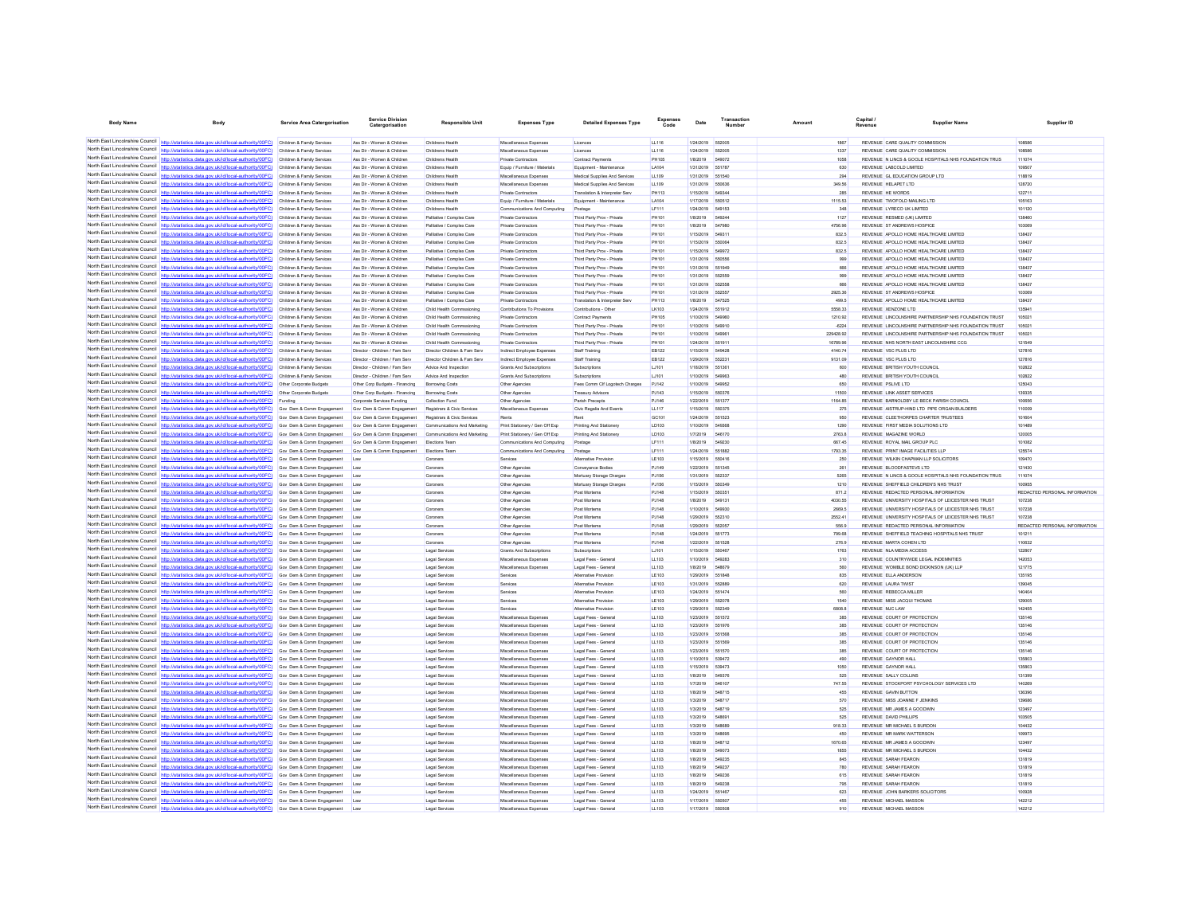| Body Name | Body | Service Area Catergorisation | Service Division Catergorisation | Responsible Unit | Expenses Type | Detailed Expenses Type | Expenses Code | Date | Transaction Number | Amount | Capital / Revenue | Supplier Name | Supplier ID |
|---|---|---|---|---|---|---|---|---|---|---|---|---|---|
| North East Lincolnshire Council | http://statistics.data.gov.uk/id/local-authority/00FC) | Children & Family Services | Ass Dir - Women & Children | Childrens Health | Miscellaneous Expenses | Licences | LL116 | 1/24/2019 | 552005 | 1867 | REVENUE | CARE QUALITY COMMISSION | 108586 |
| North East Lincolnshire Council | http://statistics.data.gov.uk/id/local-authority/00FC) | Children & Family Services | Ass Dir - Women & Children | Childrens Health | Miscellaneous Expenses | Licences | LL116 | 1/24/2019 | 552005 | 1337 | REVENUE | CARE QUALITY COMMISSION | 108586 |
| North East Lincolnshire Council | http://statistics.data.gov.uk/id/local-authority/00FC) | Children & Family Services | Ass Dir - Women & Children | Childrens Health | Private Contractors | Contract Payments | PH105 | 1/8/2019 | 549072 | 1058 | REVENUE | N LINCS & GOOLE HOSPITALS NHS FOUNDATION TRUS | 111074 |
| North East Lincolnshire Council | http://statistics.data.gov.uk/id/local-authority/00FC) | Children & Family Services | Ass Dir - Women & Children | Childrens Health | Equip / Furniture / Materials | Equipment - Maintenance | LA104 | 1/31/2019 | 551787 | 630 | REVENUE | LABCOLD LIMITED | 109507 |
| North East Lincolnshire Council | http://statistics.data.gov.uk/id/local-authority/00FC) | Children & Family Services | Ass Dir - Women & Children | Childrens Health | Miscellaneous Expenses | Medical Supplies And Services | LL109 | 1/31/2019 | 551540 | 294 | REVENUE | GL EDUCATION GROUP LTD | 118819 |
| North East Lincolnshire Council | http://statistics.data.gov.uk/id/local-authority/00FC) | Children & Family Services | Ass Dir - Women & Children | Childrens Health | Miscellaneous Expenses | Medical Supplies And Services | LL109 | 1/31/2019 | 550636 | 349.56 | REVENUE | HELAPET LTD | 128720 |
| North East Lincolnshire Council | http://statistics.data.gov.uk/id/local-authority/00FC) | Children & Family Services | Ass Dir - Women & Children | Childrens Health | Private Contractors | Translation & Interpreter Serv | PH113 | 1/15/2019 | 549344 | 285 | REVENUE | HE WORDS | 122711 |
| North East Lincolnshire Council | http://statistics.data.gov.uk/id/local-authority/00FC) | Children & Family Services | Ass Dir - Women & Children | Childrens Health | Equip / Furniture / Materials | Equipment - Maintenance | LA104 | 1/17/2019 | 550512 | 1115.53 | REVENUE | TWOFOLD MAILING LTD | 105163 |
| North East Lincolnshire Council | http://statistics.data.gov.uk/id/local-authority/00FC) | Children & Family Services | Ass Dir - Women & Children | Childrens Health | Communications And Computing | Postage | LF111 | 1/24/2019 | 549153 | 348 | REVENUE | LYRECO UK LIMITED | 101120 |
| North East Lincolnshire Council | http://statistics.data.gov.uk/id/local-authority/00FC) | Children & Family Services | Ass Dir - Women & Children | Palliative / Complex Care | Private Contractors | Third Party Prov - Private | PH101 | 1/8/2019 | 549244 | 1127 | REVENUE | RESMED (UK) LIMITED | 138460 |
| North East Lincolnshire Council | http://statistics.data.gov.uk/id/local-authority/00FC) | Children & Family Services | Ass Dir - Women & Children | Palliative / Complex Care | Private Contractors | Third Party Prov - Private | PH101 | 1/8/2019 | 547980 | 4756.96 | REVENUE | ST ANDREWS HOSPICE | 103069 |
| North East Lincolnshire Council | http://statistics.data.gov.uk/id/local-authority/00FC) | Children & Family Services | Ass Dir - Women & Children | Palliative / Complex Care | Private Contractors | Third Party Prov - Private | PH101 | 1/15/2019 | 549311 | 832.5 | REVENUE | APOLLO HOME HEALTHCARE LIMITED | 138437 |
| North East Lincolnshire Council | http://statistics.data.gov.uk/id/local-authority/00FC) | Children & Family Services | Ass Dir - Women & Children | Palliative / Complex Care | Private Contractors | Third Party Prov - Private | PH101 | 1/15/2019 | 550064 | 832.5 | REVENUE | APOLLO HOME HEALTHCARE LIMITED | 138437 |
| North East Lincolnshire Council | http://statistics.data.gov.uk/id/local-authority/00FC) | Children & Family Services | Ass Dir - Women & Children | Palliative / Complex Care | Private Contractors | Third Party Prov - Private | PH101 | 1/15/2019 | 549972 | 832.5 | REVENUE | APOLLO HOME HEALTHCARE LIMITED | 138437 |
| North East Lincolnshire Council | http://statistics.data.gov.uk/id/local-authority/00FC) | Children & Family Services | Ass Dir - Women & Children | Palliative / Complex Care | Private Contractors | Third Party Prov - Private | PH101 | 1/31/2019 | 550556 | 999 | REVENUE | APOLLO HOME HEALTHCARE LIMITED | 138437 |
| North East Lincolnshire Council | http://statistics.data.gov.uk/id/local-authority/00FC) | Children & Family Services | Ass Dir - Women & Children | Palliative / Complex Care | Private Contractors | Third Party Prov - Private | PH101 | 1/31/2019 | 551949 | 666 | REVENUE | APOLLO HOME HEALTHCARE LIMITED | 138437 |
| North East Lincolnshire Council | http://statistics.data.gov.uk/id/local-authority/00FC) | Children & Family Services | Ass Dir - Women & Children | Palliative / Complex Care | Private Contractors | Third Party Prov - Private | PH101 | 1/31/2019 | 552559 | 999 | REVENUE | APOLLO HOME HEALTHCARE LIMITED | 138437 |
| North East Lincolnshire Council | http://statistics.data.gov.uk/id/local-authority/00FC) | Children & Family Services | Ass Dir - Women & Children | Palliative / Complex Care | Private Contractors | Third Party Prov - Private | PH101 | 1/31/2019 | 552558 | 666 | REVENUE | APOLLO HOME HEALTHCARE LIMITED | 138437 |
| North East Lincolnshire Council | http://statistics.data.gov.uk/id/local-authority/00FC) | Children & Family Services | Ass Dir - Women & Children | Palliative / Complex Care | Private Contractors | Third Party Prov - Private | PH101 | 1/31/2019 | 552557 | 2925.36 | REVENUE | ST ANDREWS HOSPICE | 103069 |
| North East Lincolnshire Council | http://statistics.data.gov.uk/id/local-authority/00FC) | Children & Family Services | Ass Dir - Women & Children | Palliative / Complex Care | Private Contractors | Translation & Interpreter Serv | PH113 | 1/8/2019 | 547525 | 499.5 | REVENUE | APOLLO HOME HEALTHCARE LIMITED | 138437 |
| North East Lincolnshire Council | http://statistics.data.gov.uk/id/local-authority/00FC) | Children & Family Services | Ass Dir - Women & Children | Child Health Commissioning | Contributions To Provisions | Contributions - Other | LK103 | 1/24/2019 | 551912 | 5558.33 | REVENUE | XENZONE LTD | 135941 |
| North East Lincolnshire Council | http://statistics.data.gov.uk/id/local-authority/00FC) | Children & Family Services | Ass Dir - Women & Children | Child Health Commissioning | Private Contractors | Contract Payments | PH105 | 1/10/2019 | 549960 | 1210.92 | REVENUE | LINCOLNSHIRE PARTNERSHIP NHS FOUNDATION TRUST | 105021 |
| North East Lincolnshire Council | http://statistics.data.gov.uk/id/local-authority/00FC) | Children & Family Services | Ass Dir - Women & Children | Child Health Commissioning | Private Contractors | Third Party Prov - Private | PH101 | 1/10/2019 | 549910 | -6224 | REVENUE | LINCOLNSHIRE PARTNERSHIP NHS FOUNDATION TRUST | 105021 |
| North East Lincolnshire Council | http://statistics.data.gov.uk/id/local-authority/00FC) | Children & Family Services | Ass Dir - Women & Children | Child Health Commissioning | Private Contractors | Third Party Prov - Private | PH101 | 1/10/2019 | 549961 | 229428.92 | REVENUE | LINCOLNSHIRE PARTNERSHIP NHS FOUNDATION TRUST | 105021 |
| North East Lincolnshire Council | http://statistics.data.gov.uk/id/local-authority/00FC) | Children & Family Services | Ass Dir - Women & Children | Child Health Commissioning | Private Contractors | Third Party Prov - Private | PH101 | 1/24/2019 | 551911 | 16789.96 | REVENUE | NHS NORTH EAST LINCOLNSHIRE CCG | 121549 |
| North East Lincolnshire Council | http://statistics.data.gov.uk/id/local-authority/00FC) | Children & Family Services | Director - Children / Fam Serv | Director Children & Fam Serv | Indirect Employee Expenses | Staff Training | EB122 | 1/15/2019 | 549428 | 4140.74 | REVENUE | VSC PLUS LTD | 127816 |
| North East Lincolnshire Council | http://statistics.data.gov.uk/id/local-authority/00FC) | Children & Family Services | Director - Children / Fam Serv | Director Children & Fam Serv | Indirect Employee Expenses | Staff Training | EB122 | 1/29/2019 | 552231 | 9131.09 | REVENUE | VSC PLUS LTD | 127816 |
| North East Lincolnshire Council | http://statistics.data.gov.uk/id/local-authority/00FC) | Children & Family Services | Director - Children / Fam Serv | Advice And Inspection | Grants And Subscriptions | Subscriptions | LJ101 | 1/18/2019 | 551361 | 600 | REVENUE | BRITISH YOUTH COUNCIL | 102822 |
| North East Lincolnshire Council | http://statistics.data.gov.uk/id/local-authority/00FC) | Children & Family Services | Director - Children / Fam Serv | Advice And Inspection | Grants And Subscriptions | Subscriptions | LJ101 | 1/10/2019 | 549963 | 480 | REVENUE | BRITISH YOUTH COUNCIL | 102822 |
| North East Lincolnshire Council | http://statistics.data.gov.uk/id/local-authority/00FC) | Other Corporate Budgets | Other Corp Budgets - Financing | Borrowing Costs | Other Agencies | Fees Comm Clf Logotech Charges | PJ142 | 1/10/2019 | 549952 | 650 | REVENUE | PSLIVE LTD | 125043 |
| North East Lincolnshire Council | http://statistics.data.gov.uk/id/local-authority/00FC) | Other Corporate Budgets | Other Corp Budgets - Financing | Borrowing Costs | Other Agencies | Treasury Advisors | PJ143 | 1/15/2019 | 550376 | 11500 | REVENUE | LINK ASSET SERVICES | 139035 |
| North East Lincolnshire Council | http://statistics.data.gov.uk/id/local-authority/00FC) | Funding | Corporate Services Funding | Collection Fund | Other Agencies | Parish Precepts | PJ146 | 1/22/2019 | 551377 | 1164.65 | REVENUE | BARNOLDBY LE BECK PARISH COUNCIL | 109656 |
| North East Lincolnshire Council | http://statistics.data.gov.uk/id/local-authority/00FC) | Gov Dem & Comm Engagement | Gov Dem & Comm Engagement | Registrars & Civic Services | Miscellaneous Expenses | Civic Regalia And Events | LL117 | 1/15/2019 | 550375 | 275 | REVENUE | AISTRUP-HIND LTD PIPE ORGAN BUILDERS | 110009 |
| North East Lincolnshire Council | http://statistics.data.gov.uk/id/local-authority/00FC) | Gov Dem & Comm Engagement | Gov Dem & Comm Engagement | Registrars & Civic Services | Rents | Rent | GC101 | 1/24/2019 | 551523 | 950 | REVENUE | CLEETHORPES CHARTER TRUSTEES | 101604 |
| North East Lincolnshire Council | http://statistics.data.gov.uk/id/local-authority/00FC) | Gov Dem & Comm Engagement | Gov Dem & Comm Engagement | Communications And Marketing | Print Stationery / Gen Off Exp | Printing And Stationery | LD103 | 1/10/2019 | 549068 | 1290 | REVENUE | FIRST MEDIA SOLUTIONS LTD | 101489 |
| North East Lincolnshire Council | http://statistics.data.gov.uk/id/local-authority/00FC) | Gov Dem & Comm Engagement | Gov Dem & Comm Engagement | Communications And Marketing | Print Stationery / Gen Off Exp | Printing And Stationery | LD103 | 1/7/2019 | 546170 | 2763.8 | REVENUE | MAGAZINE WORLD | 120005 |
| North East Lincolnshire Council | http://statistics.data.gov.uk/id/local-authority/00FC) | Gov Dem & Comm Engagement | Gov Dem & Comm Engagement | Elections Team | Communications And Computing | Postage | LF111 | 1/8/2019 | 549030 | 667.45 | REVENUE | ROYAL MAIL GROUP PLC | 101082 |
| North East Lincolnshire Council | http://statistics.data.gov.uk/id/local-authority/00FC) | Gov Dem & Comm Engagement | Gov Dem & Comm Engagement | Elections Team | Communications And Computing | Postage | LF111 | 1/24/2019 | 551882 | 1793.35 | REVENUE | PRINT IMAGE FACILITIES LLP | 125574 |
| North East Lincolnshire Council | http://statistics.data.gov.uk/id/local-authority/00FC) | Gov Dem & Comm Engagement | Law | Coroners | Services | Alternative Provision | LE103 | 1/15/2019 | 550416 | 250 | REVENUE | WILKIN CHAPMAN LLP SOLICITORS | 109470 |
| North East Lincolnshire Council | http://statistics.data.gov.uk/id/local-authority/00FC) | Gov Dem & Comm Engagement | Law | Coroners | Other Agencies | Conveyance Bodies | PJ149 | 1/22/2019 | 551345 | 261 | REVENUE | BLOODFASTEVS LTD | 121430 |
| North East Lincolnshire Council | http://statistics.data.gov.uk/id/local-authority/00FC) | Gov Dem & Comm Engagement | Law | Coroners | Other Agencies | Mortuary Storage Charges | PJ156 | 1/31/2019 | 552337 | 5265 | REVENUE | N LINCS & GOOLE HOSPITALS NHS FOUNDATION TRUS | 111074 |
| North East Lincolnshire Council | http://statistics.data.gov.uk/id/local-authority/00FC) | Gov Dem & Comm Engagement | Law | Coroners | Other Agencies | Mortuary Storage Charges | PJ156 | 1/15/2019 | 550349 | 1210 | REVENUE | SHEFFIELD CHILDREN'S NHS TRUST | 100955 |
| North East Lincolnshire Council | http://statistics.data.gov.uk/id/local-authority/00FC) | Gov Dem & Comm Engagement | Law | Coroners | Other Agencies | Post Mortems | PJ148 | 1/15/2019 | 550351 | 871.2 | REVENUE | REDACTED PERSONAL INFORMATION | REDACTED PERSONAL INFORMATION |
| North East Lincolnshire Council | http://statistics.data.gov.uk/id/local-authority/00FC) | Gov Dem & Comm Engagement | Law | Coroners | Other Agencies | Post Mortems | PJ148 | 1/8/2019 | 549151 | 4030.55 | REVENUE | UNIVERSITY HOSPITALS OF LEICESTER NHS TRUST | 107238 |
| North East Lincolnshire Council | http://statistics.data.gov.uk/id/local-authority/00FC) | Gov Dem & Comm Engagement | Law | Coroners | Other Agencies | Post Mortems | PJ148 | 1/10/2019 | 549930 | 2669.5 | REVENUE | UNIVERSITY HOSPITALS OF LEICESTER NHS TRUST | 107238 |
| North East Lincolnshire Council | http://statistics.data.gov.uk/id/local-authority/00FC) | Gov Dem & Comm Engagement | Law | Coroners | Other Agencies | Post Mortems | PJ148 | 1/29/2019 | 552310 | 2652.41 | REVENUE | UNIVERSITY HOSPITALS OF LEICESTER NHS TRUST | 107238 |
| North East Lincolnshire Council | http://statistics.data.gov.uk/id/local-authority/00FC) | Gov Dem & Comm Engagement | Law | Coroners | Other Agencies | Post Mortems | PJ148 | 1/29/2019 | 552057 | 556.9 | REVENUE | REDACTED PERSONAL INFORMATION | REDACTED PERSONAL INFORMATION |
| North East Lincolnshire Council | http://statistics.data.gov.uk/id/local-authority/00FC) | Gov Dem & Comm Engagement | Law | Coroners | Other Agencies | Post Mortems | PJ148 | 1/24/2019 | 551773 | 799.68 | REVENUE | SHEFFIELD TEACHING HOSPITALS NHS TRUST | 101211 |
| North East Lincolnshire Council | http://statistics.data.gov.uk/id/local-authority/00FC) | Gov Dem & Comm Engagement | Law | Coroners | Other Agencies | Post Mortems | PJ148 | 1/22/2019 | 551528 | 276.9 | REVENUE | MARTA COHEN LTD | 110632 |
| North East Lincolnshire Council | http://statistics.data.gov.uk/id/local-authority/00FC) | Gov Dem & Comm Engagement | Law | Legal Services | Grants And Subscriptions | Subscriptions | LJ101 | 1/15/2019 | 550467 | 1763 | REVENUE | NLA MEDIA ACCESS | 122807 |
| North East Lincolnshire Council | http://statistics.data.gov.uk/id/local-authority/00FC) | Gov Dem & Comm Engagement | Law | Legal Services | Miscellaneous Expenses | Legal Fees - General | LL103 | 1/10/2019 | 549283 | 310 | REVENUE | COUNTRYWIDE LEGAL INDEMNITIES | 142053 |
| North East Lincolnshire Council | http://statistics.data.gov.uk/id/local-authority/00FC) | Gov Dem & Comm Engagement | Law | Legal Services | Miscellaneous Expenses | Legal Fees - General | LL103 | 1/8/2019 | 548679 | 560 | REVENUE | WOMBLE BOND DICKINSON (UK) LLP | 121775 |
| North East Lincolnshire Council | http://statistics.data.gov.uk/id/local-authority/00FC) | Gov Dem & Comm Engagement | Law | Legal Services | Services | Alternative Provision | LE103 | 1/29/2019 | 551848 | 835 | REVENUE | ELLA ANDERSON | 135195 |
| North East Lincolnshire Council | http://statistics.data.gov.uk/id/local-authority/00FC) | Gov Dem & Comm Engagement | Law | Legal Services | Services | Alternative Provision | LE103 | 1/31/2019 | 552889 | 620 | REVENUE | LAURA TWIST | 139045 |
| North East Lincolnshire Council | http://statistics.data.gov.uk/id/local-authority/00FC) | Gov Dem & Comm Engagement | Law | Legal Services | Services | Alternative Provision | LE103 | 1/24/2019 | 551474 | 560 | REVENUE | REBECCA MILLER | 140404 |
| North East Lincolnshire Council | http://statistics.data.gov.uk/id/local-authority/00FC) | Gov Dem & Comm Engagement | Law | Legal Services | Services | Alternative Provision | LE103 | 1/29/2019 | 552078 | 1540 | REVENUE | MISS JACQUI THOMAS | 129005 |
| North East Lincolnshire Council | http://statistics.data.gov.uk/id/local-authority/00FC) | Gov Dem & Comm Engagement | Law | Legal Services | Services | Alternative Provision | LE103 | 1/29/2019 | 552349 | 6808.8 | REVENUE | MJC LAW | 142455 |
| North East Lincolnshire Council | http://statistics.data.gov.uk/id/local-authority/00FC) | Gov Dem & Comm Engagement | Law | Legal Services | Miscellaneous Expenses | Legal Fees - General | LL103 | 1/23/2019 | 551572 | 385 | REVENUE | COURT OF PROTECTION | 135146 |
| North East Lincolnshire Council | http://statistics.data.gov.uk/id/local-authority/00FC) | Gov Dem & Comm Engagement | Law | Legal Services | Miscellaneous Expenses | Legal Fees - General | LL103 | 1/23/2019 | 551976 | 385 | REVENUE | COURT OF PROTECTION | 135146 |
| North East Lincolnshire Council | http://statistics.data.gov.uk/id/local-authority/00FC) | Gov Dem & Comm Engagement | Law | Legal Services | Miscellaneous Expenses | Legal Fees - General | LL103 | 1/23/2019 | 551568 | 385 | REVENUE | COURT OF PROTECTION | 135146 |
| North East Lincolnshire Council | http://statistics.data.gov.uk/id/local-authority/00FC) | Gov Dem & Comm Engagement | Law | Legal Services | Miscellaneous Expenses | Legal Fees - General | LL103 | 1/23/2019 | 551569 | 385 | REVENUE | COURT OF PROTECTION | 135146 |
| North East Lincolnshire Council | http://statistics.data.gov.uk/id/local-authority/00FC) | Gov Dem & Comm Engagement | Law | Legal Services | Miscellaneous Expenses | Legal Fees - General | LL103 | 1/23/2019 | 551570 | 385 | REVENUE | COURT OF PROTECTION | 135146 |
| North East Lincolnshire Council | http://statistics.data.gov.uk/id/local-authority/00FC) | Gov Dem & Comm Engagement | Law | Legal Services | Miscellaneous Expenses | Legal Fees - General | LL103 | 1/10/2019 | 539472 | 490 | REVENUE | GAYNOR HALL | 135803 |
| North East Lincolnshire Council | http://statistics.data.gov.uk/id/local-authority/00FC) | Gov Dem & Comm Engagement | Law | Legal Services | Miscellaneous Expenses | Legal Fees - General | LL103 | 1/15/2019 | 539473 | 1050 | REVENUE | GAYNOR HALL | 135803 |
| North East Lincolnshire Council | http://statistics.data.gov.uk/id/local-authority/00FC) | Gov Dem & Comm Engagement | Law | Legal Services | Miscellaneous Expenses | Legal Fees - General | LL103 | 1/8/2019 | 549376 | 525 | REVENUE | SALLY COLLINS | 131399 |
| North East Lincolnshire Council | http://statistics.data.gov.uk/id/local-authority/00FC) | Gov Dem & Comm Engagement | Law | Legal Services | Miscellaneous Expenses | Legal Fees - General | LL103 | 1/7/2019 | 546107 | 747.55 | REVENUE | STOCKPORT PSYCHOLOGY SERVICES LTD | 140269 |
| North East Lincolnshire Council | http://statistics.data.gov.uk/id/local-authority/00FC) | Gov Dem & Comm Engagement | Law | Legal Services | Miscellaneous Expenses | Legal Fees - General | LL103 | 1/8/2019 | 548715 | 455 | REVENUE | GAVIN BUTTON | 136396 |
| North East Lincolnshire Council | http://statistics.data.gov.uk/id/local-authority/00FC) | Gov Dem & Comm Engagement | Law | Legal Services | Miscellaneous Expenses | Legal Fees - General | LL103 | 1/3/2019 | 548717 | 570 | REVENUE | MISS JOANNE F JENKINS | 139686 |
| North East Lincolnshire Council | http://statistics.data.gov.uk/id/local-authority/00FC) | Gov Dem & Comm Engagement | Law | Legal Services | Miscellaneous Expenses | Legal Fees - General | LL103 | 1/3/2019 | 548719 | 525 | REVENUE | MR JAMES A GOODWIN | 123497 |
| North East Lincolnshire Council | http://statistics.data.gov.uk/id/local-authority/00FC) | Gov Dem & Comm Engagement | Law | Legal Services | Miscellaneous Expenses | Legal Fees - General | LL103 | 1/3/2019 | 548691 | 525 | REVENUE | DAVID PHILLIPS | 103505 |
| North East Lincolnshire Council | http://statistics.data.gov.uk/id/local-authority/00FC) | Gov Dem & Comm Engagement | Law | Legal Services | Miscellaneous Expenses | Legal Fees - General | LL103 | 1/3/2019 | 548689 | 918.33 | REVENUE | MR MICHAEL S BURDON | 104432 |
| North East Lincolnshire Council | http://statistics.data.gov.uk/id/local-authority/00FC) | Gov Dem & Comm Engagement | Law | Legal Services | Miscellaneous Expenses | Legal Fees - General | LL103 | 1/3/2019 | 548695 | 450 | REVENUE | MR MARK WATTERSON | 109973 |
| North East Lincolnshire Council | http://statistics.data.gov.uk/id/local-authority/00FC) | Gov Dem & Comm Engagement | Law | Legal Services | Miscellaneous Expenses | Legal Fees - General | LL103 | 1/8/2019 | 548712 | 1670.65 | REVENUE | MR JAMES A GOODWIN | 123497 |
| North East Lincolnshire Council | http://statistics.data.gov.uk/id/local-authority/00FC) | Gov Dem & Comm Engagement | Law | Legal Services | Miscellaneous Expenses | Legal Fees - General | LL103 | 1/8/2019 | 549073 | 1855 | REVENUE | MR MICHAEL S BURDON | 104432 |
| North East Lincolnshire Council | http://statistics.data.gov.uk/id/local-authority/00FC) | Gov Dem & Comm Engagement | Law | Legal Services | Miscellaneous Expenses | Legal Fees - General | LL103 | 1/8/2019 | 549235 | 845 | REVENUE | SARAH FEARON | 131819 |
| North East Lincolnshire Council | http://statistics.data.gov.uk/id/local-authority/00FC) | Gov Dem & Comm Engagement | Law | Legal Services | Miscellaneous Expenses | Legal Fees - General | LL103 | 1/8/2019 | 549237 | 780 | REVENUE | SARAH FEARON | 131819 |
| North East Lincolnshire Council | http://statistics.data.gov.uk/id/local-authority/00FC) | Gov Dem & Comm Engagement | Law | Legal Services | Miscellaneous Expenses | Legal Fees - General | LL103 | 1/8/2019 | 549236 | 615 | REVENUE | SARAH FEARON | 131819 |
| North East Lincolnshire Council | http://statistics.data.gov.uk/id/local-authority/00FC) | Gov Dem & Comm Engagement | Law | Legal Services | Miscellaneous Expenses | Legal Fees - General | LL103 | 1/8/2019 | 549238 | 795 | REVENUE | SARAH FEARON | 131819 |
| North East Lincolnshire Council | http://statistics.data.gov.uk/id/local-authority/00FC) | Gov Dem & Comm Engagement | Law | Legal Services | Miscellaneous Expenses | Legal Fees - General | LL103 | 1/24/2019 | 551467 | 623 | REVENUE | JOHN BARKERS SOLICITORS | 100928 |
| North East Lincolnshire Council | http://statistics.data.gov.uk/id/local-authority/00FC) | Gov Dem & Comm Engagement | Law | Legal Services | Miscellaneous Expenses | Legal Fees - General | LL103 | 1/17/2019 | 550507 | 455 | REVENUE | MICHAEL MASSON | 142212 |
| North East Lincolnshire Council | http://statistics.data.gov.uk/id/local-authority/00FC) | Gov Dem & Comm Engagement | Law | Legal Services | Miscellaneous Expenses | Legal Fees - General | LL103 | 1/17/2019 | 550508 | 910 | REVENUE | MICHAEL MASSON | 142212 |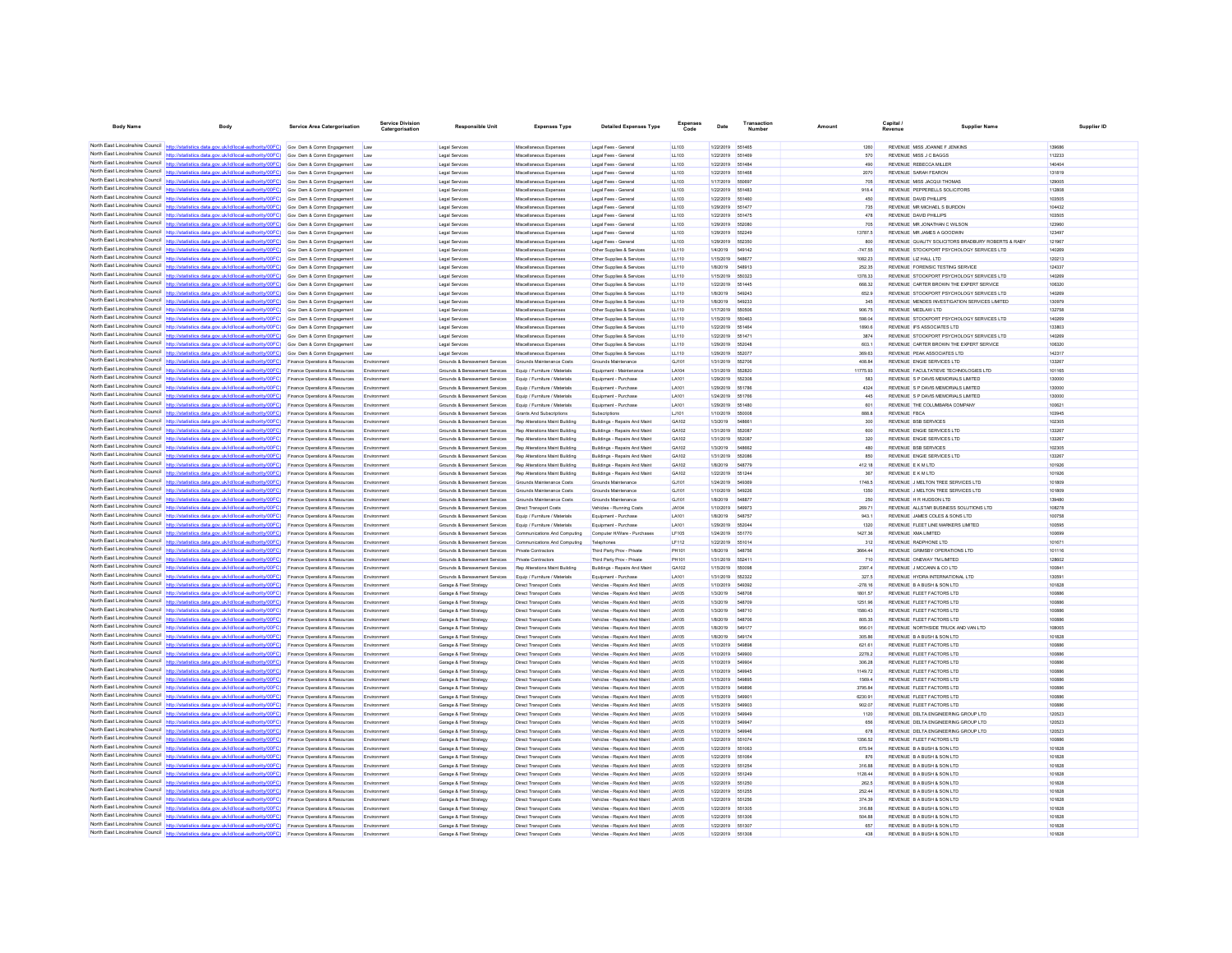| Body Name | Body | Service Area Catergorisation | Service Division Catergorisation | Responsible Unit | Expenses Type | Detailed Expenses Type | Expenses Code | Date | Transaction Number | Amount | Capital / Revenue | Supplier Name | Supplier ID |
|---|---|---|---|---|---|---|---|---|---|---|---|---|---|
| North East Lincolnshire Council | http://statistics.data.gov.uk/id/local-authority/00FC) | Gov Dem & Comm Engagement | Law | Legal Services | Miscellaneous Expenses | Legal Fees - General | LL103 | 1/22/2019 | 551465 | 1260 | REVENUE | MISS JOANNE F JENKINS | 139686 |
| North East Lincolnshire Council | http://statistics.data.gov.uk/id/local-authority/00FC) | Gov Dem & Comm Engagement | Law | Legal Services | Miscellaneous Expenses | Legal Fees - General | LL103 | 1/22/2019 | 551469 | 570 | REVENUE | MISS J C BAGGS | 112233 |
| North East Lincolnshire Council | http://statistics.data.gov.uk/id/local-authority/00FC) | Gov Dem & Comm Engagement | Law | Legal Services | Miscellaneous Expenses | Legal Fees - General | LL103 | 1/22/2019 | 551484 | 490 | REVENUE | REBECCA MILLER | 140404 |
| North East Lincolnshire Council | http://statistics.data.gov.uk/id/local-authority/00FC) | Gov Dem & Comm Engagement | Law | Legal Services | Miscellaneous Expenses | Legal Fees - General | LL103 | 1/22/2019 | 551468 | 2070 | REVENUE | SARAH FEARON | 131819 |
| North East Lincolnshire Council | http://statistics.data.gov.uk/id/local-authority/00FC) | Gov Dem & Comm Engagement | Law | Legal Services | Miscellaneous Expenses | Legal Fees - General | LL103 | 1/17/2019 | 550697 | 705 | REVENUE | MISS JACQUI THOMAS | 129005 |
| North East Lincolnshire Council | http://statistics.data.gov.uk/id/local-authority/00FC) | Gov Dem & Comm Engagement | Law | Legal Services | Miscellaneous Expenses | Legal Fees - General | LL103 | 1/22/2019 | 551483 | 918.4 | REVENUE | PEPPERELLS SOLICITORS | 112808 |
| North East Lincolnshire Council | http://statistics.data.gov.uk/id/local-authority/00FC) | Gov Dem & Comm Engagement | Law | Legal Services | Miscellaneous Expenses | Legal Fees - General | LL103 | 1/22/2019 | 551460 | 450 | REVENUE | DAVID PHILLIPS | 103505 |
| North East Lincolnshire Council | http://statistics.data.gov.uk/id/local-authority/00FC) | Gov Dem & Comm Engagement | Law | Legal Services | Miscellaneous Expenses | Legal Fees - General | LL103 | 1/29/2019 | 551477 | 735 | REVENUE | MR MICHAEL S BURDON | 104432 |
| North East Lincolnshire Council | http://statistics.data.gov.uk/id/local-authority/00FC) | Gov Dem & Comm Engagement | Law | Legal Services | Miscellaneous Expenses | Legal Fees - General | LL103 | 1/22/2019 | 551475 | 478 | REVENUE | DAVID PHILLIPS | 103505 |
| North East Lincolnshire Council | http://statistics.data.gov.uk/id/local-authority/00FC) | Gov Dem & Comm Engagement | Law | Legal Services | Miscellaneous Expenses | Legal Fees - General | LL103 | 1/29/2019 | 552080 | 705 | REVENUE | MR JONATHAN C WILSON | 123960 |
| North East Lincolnshire Council | http://statistics.data.gov.uk/id/local-authority/00FC) | Gov Dem & Comm Engagement | Law | Legal Services | Miscellaneous Expenses | Legal Fees - General | LL103 | 1/29/2019 | 552249 | 13787.5 | REVENUE | MR JAMES A GOODWIN | 123497 |
| North East Lincolnshire Council | http://statistics.data.gov.uk/id/local-authority/00FC) | Gov Dem & Comm Engagement | Law | Legal Services | Miscellaneous Expenses | Legal Fees - General | LL103 | 1/29/2019 | 552250 | 800 | REVENUE | QUALITY SOLICITORS BRADBURY ROBERTS & RABY | 121967 |
| North East Lincolnshire Council | http://statistics.data.gov.uk/id/local-authority/00FC) | Gov Dem & Comm Engagement | Law | Legal Services | Miscellaneous Expenses | Other Supplies & Services | LL110 | 1/4/2019 | 549142 | -747.55 | REVENUE | STOCKPORT PSYCHOLOGY SERVICES LTD | 140269 |
| North East Lincolnshire Council | http://statistics.data.gov.uk/id/local-authority/00FC) | Gov Dem & Comm Engagement | Law | Legal Services | Miscellaneous Expenses | Other Supplies & Services | LL110 | 1/15/2019 | 548677 | 1082.23 | REVENUE | LIZ HALL LTD | 120213 |
| North East Lincolnshire Council | http://statistics.data.gov.uk/id/local-authority/00FC) | Gov Dem & Comm Engagement | Law | Legal Services | Miscellaneous Expenses | Other Supplies & Services | LL110 | 1/8/2019 | 548913 | 252.35 | REVENUE | FORENSIC TESTING SERVICE | 124337 |
| North East Lincolnshire Council | http://statistics.data.gov.uk/id/local-authority/00FC) | Gov Dem & Comm Engagement | Law | Legal Services | Miscellaneous Expenses | Other Supplies & Services | LL110 | 1/15/2019 | 550323 | 1378.33 | REVENUE | STOCKPORT PSYCHOLOGY SERVICES LTD | 140269 |
| North East Lincolnshire Council | http://statistics.data.gov.uk/id/local-authority/00FC) | Gov Dem & Comm Engagement | Law | Legal Services | Miscellaneous Expenses | Other Supplies & Services | LL110 | 1/22/2019 | 551445 | 666.32 | REVENUE | CARTER BROWN THE EXPERT SERVICE | 106320 |
| North East Lincolnshire Council | http://statistics.data.gov.uk/id/local-authority/00FC) | Gov Dem & Comm Engagement | Law | Legal Services | Miscellaneous Expenses | Other Supplies & Services | LL110 | 1/8/2019 | 549243 | 652.9 | REVENUE | STOCKPORT PSYCHOLOGY SERVICES LTD | 140269 |
| North East Lincolnshire Council | http://statistics.data.gov.uk/id/local-authority/00FC) | Gov Dem & Comm Engagement | Law | Legal Services | Miscellaneous Expenses | Other Supplies & Services | LL110 | 1/8/2019 | 549233 | 345 | REVENUE | MENDES INVESTIGATION SERVICES LIMITED | 130979 |
| North East Lincolnshire Council | http://statistics.data.gov.uk/id/local-authority/00FC) | Gov Dem & Comm Engagement | Law | Legal Services | Miscellaneous Expenses | Other Supplies & Services | LL110 | 1/17/2019 | 550506 | 906.75 | REVENUE | MEDLAW LTD | 132758 |
| North East Lincolnshire Council | http://statistics.data.gov.uk/id/local-authority/00FC) | Gov Dem & Comm Engagement | Law | Legal Services | Miscellaneous Expenses | Other Supplies & Services | LL110 | 1/15/2019 | 550463 | 598.04 | REVENUE | STOCKPORT PSYCHOLOGY SERVICES LTD | 140269 |
| North East Lincolnshire Council | http://statistics.data.gov.uk/id/local-authority/00FC) | Gov Dem & Comm Engagement | Law | Legal Services | Miscellaneous Expenses | Other Supplies & Services | LL110 | 1/22/2019 | 551464 | 1890.6 | REVENUE | IFS ASSOCIATES LTD | 133803 |
| North East Lincolnshire Council | http://statistics.data.gov.uk/id/local-authority/00FC) | Gov Dem & Comm Engagement | Law | Legal Services | Miscellaneous Expenses | Other Supplies & Services | LL110 | 1/22/2019 | 551471 | 3874 | REVENUE | STOCKPORT PSYCHOLOGY SERVICES LTD | 140269 |
| North East Lincolnshire Council | http://statistics.data.gov.uk/id/local-authority/00FC) | Gov Dem & Comm Engagement | Law | Legal Services | Miscellaneous Expenses | Other Supplies & Services | LL110 | 1/29/2019 | 552048 | 603.1 | REVENUE | CARTER BROWN THE EXPERT SERVICE | 106320 |
| North East Lincolnshire Council | http://statistics.data.gov.uk/id/local-authority/00FC) | Gov Dem & Comm Engagement | Law | Legal Services | Miscellaneous Expenses | Other Supplies & Services | LL110 | 1/29/2019 | 552077 | 369.63 | REVENUE | PEAK ASSOCIATES LTD | 142317 |
| North East Lincolnshire Council | http://statistics.data.gov.uk/id/local-authority/00FC) | Finance Operations & Resources | Environment | Grounds & Bereavement Services | Grounds Maintenance Costs | Grounds Maintenance | GJ101 | 1/31/2019 | 552706 | 408.84 | REVENUE | ENGIE SERVICES LTD | 133267 |
| North East Lincolnshire Council | http://statistics.data.gov.uk/id/local-authority/00FC) | Finance Operations & Resources | Environment | Grounds & Bereavement Services | Equip / Furniture / Materials | Equipment - Maintenance | LA104 | 1/31/2019 | 552820 | 11775.93 | REVENUE | FACULTATIEVE TECHNOLOGIES LTD | 101165 |
| North East Lincolnshire Council | http://statistics.data.gov.uk/id/local-authority/00FC) | Finance Operations & Resources | Environment | Grounds & Bereavement Services | Equip / Furniture / Materials | Equipment - Purchase | LA101 | 1/29/2019 | 552308 | 583 | REVENUE | S P DAVIS MEMORIALS LIMITED | 130000 |
| North East Lincolnshire Council | http://statistics.data.gov.uk/id/local-authority/00FC) | Finance Operations & Resources | Environment | Grounds & Bereavement Services | Equip / Furniture / Materials | Equipment - Purchase | LA101 | 1/29/2019 | 551786 | 4324 | REVENUE | S P DAVIS MEMORIALS LIMITED | 130000 |
| North East Lincolnshire Council | http://statistics.data.gov.uk/id/local-authority/00FC) | Finance Operations & Resources | Environment | Grounds & Bereavement Services | Equip / Furniture / Materials | Equipment - Purchase | LA101 | 1/24/2019 | 551766 | 445 | REVENUE | S P DAVIS MEMORIALS LIMITED | 130000 |
| North East Lincolnshire Council | http://statistics.data.gov.uk/id/local-authority/00FC) | Finance Operations & Resources | Environment | Grounds & Bereavement Services | Equip / Furniture / Materials | Equipment - Purchase | LA101 | 1/29/2019 | 551480 | 601 | REVENUE | THE COLUMBARIA COMPANY | 100621 |
| North East Lincolnshire Council | http://statistics.data.gov.uk/id/local-authority/00FC) | Finance Operations & Resources | Environment | Grounds & Bereavement Services | Grants And Subscriptions | Subscriptions | LJ101 | 1/10/2019 | 550008 | 888.8 | REVENUE | FBCA | 103945 |
| North East Lincolnshire Council | http://statistics.data.gov.uk/id/local-authority/00FC) | Finance Operations & Resources | Environment | Grounds & Bereavement Services | Rep Alterations Maint Building | Buildings - Repairs And Maint | GA102 | 1/3/2019 | 548661 | 300 | REVENUE | BSB SERVICES | 102305 |
| North East Lincolnshire Council | http://statistics.data.gov.uk/id/local-authority/00FC) | Finance Operations & Resources | Environment | Grounds & Bereavement Services | Rep Alterations Maint Building | Buildings - Repairs And Maint | GA102 | 1/31/2019 | 552087 | 600 | REVENUE | ENGIE SERVICES LTD | 133267 |
| North East Lincolnshire Council | http://statistics.data.gov.uk/id/local-authority/00FC) | Finance Operations & Resources | Environment | Grounds & Bereavement Services | Rep Alterations Maint Building | Buildings - Repairs And Maint | GA102 | 1/31/2019 | 552087 | 320 | REVENUE | ENGIE SERVICES LTD | 133267 |
| North East Lincolnshire Council | http://statistics.data.gov.uk/id/local-authority/00FC) | Finance Operations & Resources | Environment | Grounds & Bereavement Services | Rep Alterations Maint Building | Buildings - Repairs And Maint | GA102 | 1/3/2019 | 548662 | 480 | REVENUE | BSB SERVICES | 102305 |
| North East Lincolnshire Council | http://statistics.data.gov.uk/id/local-authority/00FC) | Finance Operations & Resources | Environment | Grounds & Bereavement Services | Rep Alterations Maint Building | Buildings - Repairs And Maint | GA102 | 1/31/2019 | 552086 | 850 | REVENUE | ENGIE SERVICES LTD | 133267 |
| North East Lincolnshire Council | http://statistics.data.gov.uk/id/local-authority/00FC) | Finance Operations & Resources | Environment | Grounds & Bereavement Services | Rep Alterations Maint Building | Buildings - Repairs And Maint | GA102 | 1/8/2019 | 548779 | 412.18 | REVENUE | E K M LTD | 101926 |
| North East Lincolnshire Council | http://statistics.data.gov.uk/id/local-authority/00FC) | Finance Operations & Resources | Environment | Grounds & Bereavement Services | Rep Alterations Maint Building | Buildings - Repairs And Maint | GA102 | 1/22/2019 | 551244 | 367 | REVENUE | E K M LTD | 101926 |
| North East Lincolnshire Council | http://statistics.data.gov.uk/id/local-authority/00FC) | Finance Operations & Resources | Environment | Grounds & Bereavement Services | Grounds Maintenance Costs | Grounds Maintenance | GJ101 | 1/24/2019 | 549269 | 1748.5 | REVENUE | J MELTON TREE SERVICES LTD | 101809 |
| North East Lincolnshire Council | http://statistics.data.gov.uk/id/local-authority/00FC) | Finance Operations & Resources | Environment | Grounds & Bereavement Services | Grounds Maintenance Costs | Grounds Maintenance | GJ101 | 1/10/2019 | 549226 | 1350 | REVENUE | J MELTON TREE SERVICES LTD | 101809 |
| North East Lincolnshire Council | http://statistics.data.gov.uk/id/local-authority/00FC) | Finance Operations & Resources | Environment | Grounds & Bereavement Services | Grounds Maintenance Costs | Grounds Maintenance | GJ101 | 1/8/2019 | 548877 | 250 | REVENUE | H R HUDSON LTD | 139480 |
| North East Lincolnshire Council | http://statistics.data.gov.uk/id/local-authority/00FC) | Finance Operations & Resources | Environment | Grounds & Bereavement Services | Direct Transport Costs | Vehicles - Running Costs | JA104 | 1/10/2019 | 549973 | 269.71 | REVENUE | ALLSTAR BUSINESS SOLUTIONS LTD | 108278 |
| North East Lincolnshire Council | http://statistics.data.gov.uk/id/local-authority/00FC) | Finance Operations & Resources | Environment | Grounds & Bereavement Services | Equip / Furniture / Materials | Equipment - Purchase | LA101 | 1/8/2019 | 548757 | 943.1 | REVENUE | JAMES COLES & SONS LTD | 100758 |
| North East Lincolnshire Council | http://statistics.data.gov.uk/id/local-authority/00FC) | Finance Operations & Resources | Environment | Grounds & Bereavement Services | Equip / Furniture / Materials | Equipment - Purchase | LA101 | 1/29/2019 | 552044 | 1320 | REVENUE | FLEET LINE MARKERS LIMITED | 100595 |
| North East Lincolnshire Council | http://statistics.data.gov.uk/id/local-authority/00FC) | Finance Operations & Resources | Environment | Grounds & Bereavement Services | Communications And Computing | Computer H/Ware - Purchases | LF105 | 1/24/2019 | 551770 | 1427.36 | REVENUE | XMA LIMITED | 100699 |
| North East Lincolnshire Council | http://statistics.data.gov.uk/id/local-authority/00FC) | Finance Operations & Resources | Environment | Grounds & Bereavement Services | Communications And Computing | Telephones | LF112 | 1/22/2019 | 551014 | 312 | REVENUE | RADPHONE LTD | 101671 |
| North East Lincolnshire Council | http://statistics.data.gov.uk/id/local-authority/00FC) | Finance Operations & Resources | Environment | Grounds & Bereavement Services | Private Contractors | Third Party Prov - Private | PH101 | 1/8/2019 | 548756 | 3664.44 | REVENUE | GRIMSBY OPERATIONS LTD | 101116 |
| North East Lincolnshire Council | http://statistics.data.gov.uk/id/local-authority/00FC) | Finance Operations & Resources | Environment | Grounds & Bereavement Services | Private Contractors | Third Party Prov - Private | PH101 | 1/31/2019 | 552411 | 710 | REVENUE | ONEWAY TM LIMITED | 128602 |
| North East Lincolnshire Council | http://statistics.data.gov.uk/id/local-authority/00FC) | Finance Operations & Resources | Environment | Grounds & Bereavement Services | Rep Alterations Maint Building | Buildings - Repairs And Maint | GA102 | 1/15/2019 | 550098 | 2397.4 | REVENUE | J MCCANN & CO LTD | 100841 |
| North East Lincolnshire Council | http://statistics.data.gov.uk/id/local-authority/00FC) | Finance Operations & Resources | Environment | Grounds & Bereavement Services | Equip / Furniture / Materials | Equipment - Purchase | LA101 | 1/31/2019 | 552322 | 327.5 | REVENUE | HYDRA INTERNATIONAL LTD | 130591 |
| North East Lincolnshire Council | http://statistics.data.gov.uk/id/local-authority/00FC) | Finance Operations & Resources | Environment | Garage & Fleet Strategy | Direct Transport Costs | Vehicles - Repairs And Maint | JA105 | 1/10/2019 | 549392 | -278.16 | REVENUE | B A BUSH & SON LTD | 101828 |
| North East Lincolnshire Council | http://statistics.data.gov.uk/id/local-authority/00FC) | Finance Operations & Resources | Environment | Garage & Fleet Strategy | Direct Transport Costs | Vehicles - Repairs And Maint | JA105 | 1/3/2019 | 548708 | 1801.57 | REVENUE | FLEET FACTORS LTD | 100886 |
| North East Lincolnshire Council | http://statistics.data.gov.uk/id/local-authority/00FC) | Finance Operations & Resources | Environment | Garage & Fleet Strategy | Direct Transport Costs | Vehicles - Repairs And Maint | JA105 | 1/3/2019 | 548709 | 1251.96 | REVENUE | FLEET FACTORS LTD | 100886 |
| North East Lincolnshire Council | http://statistics.data.gov.uk/id/local-authority/00FC) | Finance Operations & Resources | Environment | Garage & Fleet Strategy | Direct Transport Costs | Vehicles - Repairs And Maint | JA105 | 1/3/2019 | 548710 | 1580.43 | REVENUE | FLEET FACTORS LTD | 100886 |
| North East Lincolnshire Council | http://statistics.data.gov.uk/id/local-authority/00FC) | Finance Operations & Resources | Environment | Garage & Fleet Strategy | Direct Transport Costs | Vehicles - Repairs And Maint | JA105 | 1/8/2019 | 548706 | 805.35 | REVENUE | FLEET FACTORS LTD | 100886 |
| North East Lincolnshire Council | http://statistics.data.gov.uk/id/local-authority/00FC) | Finance Operations & Resources | Environment | Garage & Fleet Strategy | Direct Transport Costs | Vehicles - Repairs And Maint | JA105 | 1/8/2019 | 549177 | 956.01 | REVENUE | NORTHSIDE TRUCK AND VAN LTD | 108065 |
| North East Lincolnshire Council | http://statistics.data.gov.uk/id/local-authority/00FC) | Finance Operations & Resources | Environment | Garage & Fleet Strategy | Direct Transport Costs | Vehicles - Repairs And Maint | JA105 | 1/8/2019 | 549174 | 305.86 | REVENUE | B A BUSH & SON LTD | 101828 |
| North East Lincolnshire Council | http://statistics.data.gov.uk/id/local-authority/00FC) | Finance Operations & Resources | Environment | Garage & Fleet Strategy | Direct Transport Costs | Vehicles - Repairs And Maint | JA105 | 1/10/2019 | 549898 | 621.81 | REVENUE | FLEET FACTORS LTD | 100886 |
| North East Lincolnshire Council | http://statistics.data.gov.uk/id/local-authority/00FC) | Finance Operations & Resources | Environment | Garage & Fleet Strategy | Direct Transport Costs | Vehicles - Repairs And Maint | JA105 | 1/10/2019 | 549900 | 2278.2 | REVENUE | FLEET FACTORS LTD | 100886 |
| North East Lincolnshire Council | http://statistics.data.gov.uk/id/local-authority/00FC) | Finance Operations & Resources | Environment | Garage & Fleet Strategy | Direct Transport Costs | Vehicles - Repairs And Maint | JA105 | 1/10/2019 | 549904 | 306.28 | REVENUE | FLEET FACTORS LTD | 100886 |
| North East Lincolnshire Council | http://statistics.data.gov.uk/id/local-authority/00FC) | Finance Operations & Resources | Environment | Garage & Fleet Strategy | Direct Transport Costs | Vehicles - Repairs And Maint | JA105 | 1/10/2019 | 549945 | 1149.72 | REVENUE | FLEET FACTORS LTD | 100886 |
| North East Lincolnshire Council | http://statistics.data.gov.uk/id/local-authority/00FC) | Finance Operations & Resources | Environment | Garage & Fleet Strategy | Direct Transport Costs | Vehicles - Repairs And Maint | JA105 | 1/15/2019 | 549895 | 1569.4 | REVENUE | FLEET FACTORS LTD | 100886 |
| North East Lincolnshire Council | http://statistics.data.gov.uk/id/local-authority/00FC) | Finance Operations & Resources | Environment | Garage & Fleet Strategy | Direct Transport Costs | Vehicles - Repairs And Maint | JA105 | 1/15/2019 | 549896 | 3795.84 | REVENUE | FLEET FACTORS LTD | 100886 |
| North East Lincolnshire Council | http://statistics.data.gov.uk/id/local-authority/00FC) | Finance Operations & Resources | Environment | Garage & Fleet Strategy | Direct Transport Costs | Vehicles - Repairs And Maint | JA105 | 1/15/2019 | 549901 | 6230.91 | REVENUE | FLEET FACTORS LTD | 100886 |
| North East Lincolnshire Council | http://statistics.data.gov.uk/id/local-authority/00FC) | Finance Operations & Resources | Environment | Garage & Fleet Strategy | Direct Transport Costs | Vehicles - Repairs And Maint | JA105 | 1/15/2019 | 549903 | 902.07 | REVENUE | FLEET FACTORS LTD | 100886 |
| North East Lincolnshire Council | http://statistics.data.gov.uk/id/local-authority/00FC) | Finance Operations & Resources | Environment | Garage & Fleet Strategy | Direct Transport Costs | Vehicles - Repairs And Maint | JA105 | 1/10/2019 | 549949 | 1120 | REVENUE | DELTA ENGINEERING GROUP LTD | 120523 |
| North East Lincolnshire Council | http://statistics.data.gov.uk/id/local-authority/00FC) | Finance Operations & Resources | Environment | Garage & Fleet Strategy | Direct Transport Costs | Vehicles - Repairs And Maint | JA105 | 1/10/2019 | 549947 | 656 | REVENUE | DELTA ENGINEERING GROUP LTD | 120523 |
| North East Lincolnshire Council | http://statistics.data.gov.uk/id/local-authority/00FC) | Finance Operations & Resources | Environment | Garage & Fleet Strategy | Direct Transport Costs | Vehicles - Repairs And Maint | JA105 | 1/10/2019 | 549946 | 678 | REVENUE | DELTA ENGINEERING GROUP LTD | 120523 |
| North East Lincolnshire Council | http://statistics.data.gov.uk/id/local-authority/00FC) | Finance Operations & Resources | Environment | Garage & Fleet Strategy | Direct Transport Costs | Vehicles - Repairs And Maint | JA105 | 1/22/2019 | 551074 | 1356.52 | REVENUE | FLEET FACTORS LTD | 100886 |
| North East Lincolnshire Council | http://statistics.data.gov.uk/id/local-authority/00FC) | Finance Operations & Resources | Environment | Garage & Fleet Strategy | Direct Transport Costs | Vehicles - Repairs And Maint | JA105 | 1/22/2019 | 551063 | 675.94 | REVENUE | B A BUSH & SON LTD | 101828 |
| North East Lincolnshire Council | http://statistics.data.gov.uk/id/local-authority/00FC) | Finance Operations & Resources | Environment | Garage & Fleet Strategy | Direct Transport Costs | Vehicles - Repairs And Maint | JA105 | 1/22/2019 | 551064 | 876 | REVENUE | B A BUSH & SON LTD | 101828 |
| North East Lincolnshire Council | http://statistics.data.gov.uk/id/local-authority/00FC) | Finance Operations & Resources | Environment | Garage & Fleet Strategy | Direct Transport Costs | Vehicles - Repairs And Maint | JA105 | 1/22/2019 | 551254 | 316.88 | REVENUE | B A BUSH & SON LTD | 101828 |
| North East Lincolnshire Council | http://statistics.data.gov.uk/id/local-authority/00FC) | Finance Operations & Resources | Environment | Garage & Fleet Strategy | Direct Transport Costs | Vehicles - Repairs And Maint | JA105 | 1/22/2019 | 551249 | 1128.44 | REVENUE | B A BUSH & SON LTD | 101828 |
| North East Lincolnshire Council | http://statistics.data.gov.uk/id/local-authority/00FC) | Finance Operations & Resources | Environment | Garage & Fleet Strategy | Direct Transport Costs | Vehicles - Repairs And Maint | JA105 | 1/22/2019 | 551250 | 262.5 | REVENUE | B A BUSH & SON LTD | 101828 |
| North East Lincolnshire Council | http://statistics.data.gov.uk/id/local-authority/00FC) | Finance Operations & Resources | Environment | Garage & Fleet Strategy | Direct Transport Costs | Vehicles - Repairs And Maint | JA105 | 1/22/2019 | 551255 | 252.44 | REVENUE | B A BUSH & SON LTD | 101828 |
| North East Lincolnshire Council | http://statistics.data.gov.uk/id/local-authority/00FC) | Finance Operations & Resources | Environment | Garage & Fleet Strategy | Direct Transport Costs | Vehicles - Repairs And Maint | JA105 | 1/22/2019 | 551256 | 374.39 | REVENUE | B A BUSH & SON LTD | 101828 |
| North East Lincolnshire Council | http://statistics.data.gov.uk/id/local-authority/00FC) | Finance Operations & Resources | Environment | Garage & Fleet Strategy | Direct Transport Costs | Vehicles - Repairs And Maint | JA105 | 1/22/2019 | 551305 | 316.88 | REVENUE | B A BUSH & SON LTD | 101828 |
| North East Lincolnshire Council | http://statistics.data.gov.uk/id/local-authority/00FC) | Finance Operations & Resources | Environment | Garage & Fleet Strategy | Direct Transport Costs | Vehicles - Repairs And Maint | JA105 | 1/22/2019 | 551306 | 504.88 | REVENUE | B A BUSH & SON LTD | 101828 |
| North East Lincolnshire Council | http://statistics.data.gov.uk/id/local-authority/00FC) | Finance Operations & Resources | Environment | Garage & Fleet Strategy | Direct Transport Costs | Vehicles - Repairs And Maint | JA105 | 1/22/2019 | 551307 | 657 | REVENUE | B A BUSH & SON LTD | 101828 |
| North East Lincolnshire Council | http://statistics.data.gov.uk/id/local-authority/00FC) | Finance Operations & Resources | Environment | Garage & Fleet Strategy | Direct Transport Costs | Vehicles - Repairs And Maint | JA105 | 1/22/2019 | 551308 | 438 | REVENUE | B A BUSH & SON LTD | 101828 |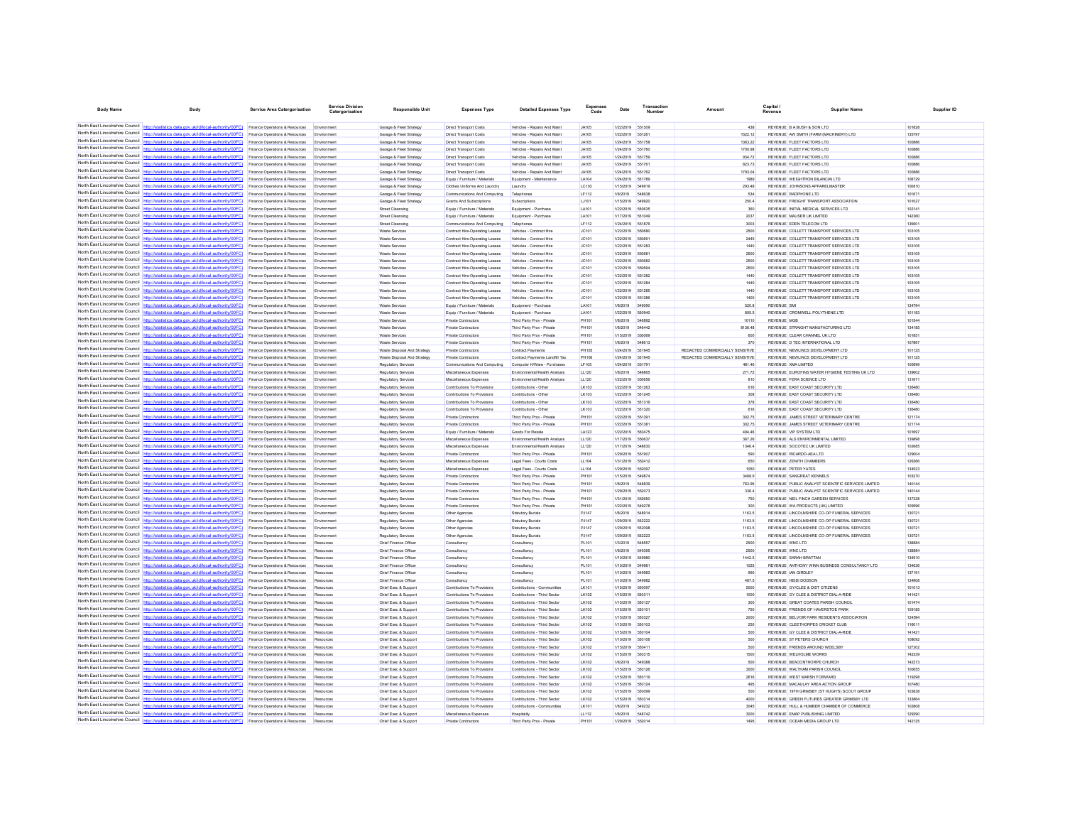| Body Name | Body | Service Area Catergorisation | Service Division Catergorisation | Responsible Unit | Expenses Type | Detailed Expenses Type | Expenses Code | Date | Transaction Number | Amount | Capital / Revenue | Supplier Name | Supplier ID |
|---|---|---|---|---|---|---|---|---|---|---|---|---|---|
| North East Lincolnshire Council | http://statistics.data.gov.uk/id/local-authority/00FC | Finance Operations & Resources | Environment | Garage & Fleet Strategy | Direct Transport Costs | Vehicles - Repairs And Maint | JA105 | 1/22/2019 | 551309 | 438 | REVENUE | B A BUSH & SON LTD | 101828 |
| North East Lincolnshire Council | http://statistics.data.gov.uk/id/local-authority/00FC | Finance Operations & Resources | Environment | Garage & Fleet Strategy | Direct Transport Costs | Vehicles - Repairs And Maint | JA105 | 1/22/2019 | 551261 | 1522.12 | REVENUE | AW SMITH (FARM MACHINERY) LTD | 135797 |
| North East Lincolnshire Council | http://statistics.data.gov.uk/id/local-authority/00FC | Finance Operations & Resources | Environment | Garage & Fleet Strategy | Direct Transport Costs | Vehicles - Repairs And Maint | JA105 | 1/24/2019 | 551758 | 1363.22 | REVENUE | FLEET FACTORS LTD | 100886 |
| North East Lincolnshire Council | http://statistics.data.gov.uk/id/local-authority/00FC | Finance Operations & Resources | Environment | Garage & Fleet Strategy | Direct Transport Costs | Vehicles - Repairs And Maint | JA105 | 1/24/2019 | 551760 | 1700.98 | REVENUE | FLEET FACTORS LTD | 100886 |
| North East Lincolnshire Council | http://statistics.data.gov.uk/id/local-authority/00FC | Finance Operations & Resources | Environment | Garage & Fleet Strategy | Direct Transport Costs | Vehicles - Repairs And Maint | JA105 | 1/24/2019 | 551759 | 934.72 | REVENUE | FLEET FACTORS LTD | 100886 |
| North East Lincolnshire Council | http://statistics.data.gov.uk/id/local-authority/00FC | Finance Operations & Resources | Environment | Garage & Fleet Strategy | Direct Transport Costs | Vehicles - Repairs And Maint | JA105 | 1/24/2019 | 551761 | 823.73 | REVENUE | FLEET FACTORS LTD | 100886 |
| North East Lincolnshire Council | http://statistics.data.gov.uk/id/local-authority/00FC | Finance Operations & Resources | Environment | Garage & Fleet Strategy | Direct Transport Costs | Vehicles - Repairs And Maint | JA105 | 1/24/2019 | 551762 | 1793.04 | REVENUE | FLEET FACTORS LTD | 100886 |
| North East Lincolnshire Council | http://statistics.data.gov.uk/id/local-authority/00FC | Finance Operations & Resources | Environment | Garage & Fleet Strategy | Equip / Furniture / Materials | Equipment - Maintenance | LA104 | 1/24/2019 | 551789 | 1989 | REVENUE | WEIGHTRON BILANCIAI LTD | 108729 |
| North East Lincolnshire Council | http://statistics.data.gov.uk/id/local-authority/00FC | Finance Operations & Resources | Environment | Garage & Fleet Strategy | Clothes Uniforms And Laundry | Laundry | LC103 | 1/15/2019 | 549919 | 293.48 | REVENUE | JOHNSONS APPARELMASTER | 100810 |
| North East Lincolnshire Council | http://statistics.data.gov.uk/id/local-authority/00FC | Finance Operations & Resources | Environment | Garage & Fleet Strategy | Communications And Computing | Telephones | LF112 | 1/8/2019 | 548638 | 534 | REVENUE | RADPHONE LTD | 101671 |
| North East Lincolnshire Council | http://statistics.data.gov.uk/id/local-authority/00FC | Finance Operations & Resources | Environment | Garage & Fleet Strategy | Grants And Subscriptions | Subscriptions | LJ101 | 1/15/2019 | 549920 | 250.4 | REVENUE | FREIGHT TRANSPORT ASSOCIATION | 101027 |
| North East Lincolnshire Council | http://statistics.data.gov.uk/id/local-authority/00FC | Finance Operations & Resources | Environment | Street Cleansing | Equip / Furniture / Materials | Equipment - Purchase | LA101 | 1/22/2019 | 550635 | 360 | REVENUE | INITIAL MEDICAL SERVICES LTD | 102141 |
| North East Lincolnshire Council | http://statistics.data.gov.uk/id/local-authority/00FC | Finance Operations & Resources | Environment | Street Cleansing | Equip / Furniture / Materials | Equipment - Purchase | LA101 | 1/17/2019 | 551049 | 2037 | REVENUE | MAUSER UK LIMITED | 142360 |
| North East Lincolnshire Council | http://statistics.data.gov.uk/id/local-authority/00FC | Finance Operations & Resources | Environment | Street Cleansing | Communications And Computing | Telephones | LF112 | 1/24/2019 | 551876 | 3003 | REVENUE | EDEN TELECOM LTD | 135601 |
| North East Lincolnshire Council | http://statistics.data.gov.uk/id/local-authority/00FC | Finance Operations & Resources | Environment | Waste Services | Contract Hire-Operating Leases | Vehicles - Contract Hire | JC101 | 1/22/2019 | 550680 | 2500 | REVENUE | COLLETT TRANSPORT SERVICES LTD | 103105 |
| North East Lincolnshire Council | http://statistics.data.gov.uk/id/local-authority/00FC | Finance Operations & Resources | Environment | Waste Services | Contract Hire-Operating Leases | Vehicles - Contract Hire | JC101 | 1/22/2019 | 550691 | 2445 | REVENUE | COLLETT TRANSPORT SERVICES LTD | 103105 |
| North East Lincolnshire Council | http://statistics.data.gov.uk/id/local-authority/00FC | Finance Operations & Resources | Environment | Waste Services | Contract Hire-Operating Leases | Vehicles - Contract Hire | JC101 | 1/22/2019 | 551283 | 1440 | REVENUE | COLLETT TRANSPORT SERVICES LTD | 103105 |
| North East Lincolnshire Council | http://statistics.data.gov.uk/id/local-authority/00FC | Finance Operations & Resources | Environment | Waste Services | Contract Hire-Operating Leases | Vehicles - Contract Hire | JC101 | 1/22/2019 | 550681 | 2500 | REVENUE | COLLETT TRANSPORT SERVICES LTD | 103105 |
| North East Lincolnshire Council | http://statistics.data.gov.uk/id/local-authority/00FC | Finance Operations & Resources | Environment | Waste Services | Contract Hire-Operating Leases | Vehicles - Contract Hire | JC101 | 1/22/2019 | 550682 | 2500 | REVENUE | COLLETT TRANSPORT SERVICES LTD | 103105 |
| North East Lincolnshire Council | http://statistics.data.gov.uk/id/local-authority/00FC | Finance Operations & Resources | Environment | Waste Services | Contract Hire-Operating Leases | Vehicles - Contract Hire | JC101 | 1/22/2019 | 550694 | 2500 | REVENUE | COLLETT TRANSPORT SERVICES LTD | 103105 |
| North East Lincolnshire Council | http://statistics.data.gov.uk/id/local-authority/00FC | Finance Operations & Resources | Environment | Waste Services | Contract Hire-Operating Leases | Vehicles - Contract Hire | JC101 | 1/22/2019 | 551282 | 1440 | REVENUE | COLLETT TRANSPORT SERVICES LTD | 103105 |
| North East Lincolnshire Council | http://statistics.data.gov.uk/id/local-authority/00FC | Finance Operations & Resources | Environment | Waste Services | Contract Hire-Operating Leases | Vehicles - Contract Hire | JC101 | 1/22/2019 | 551284 | 1440 | REVENUE | COLLETT TRANSPORT SERVICES LTD | 103105 |
| North East Lincolnshire Council | http://statistics.data.gov.uk/id/local-authority/00FC | Finance Operations & Resources | Environment | Waste Services | Contract Hire-Operating Leases | Vehicles - Contract Hire | JC101 | 1/22/2019 | 551285 | 1440 | REVENUE | COLLETT TRANSPORT SERVICES LTD | 103105 |
| North East Lincolnshire Council | http://statistics.data.gov.uk/id/local-authority/00FC | Finance Operations & Resources | Environment | Waste Services | Contract Hire-Operating Leases | Vehicles - Contract Hire | JC101 | 1/22/2019 | 551286 | 1400 | REVENUE | COLLETT TRANSPORT SERVICES LTD | 103105 |
| North East Lincolnshire Council | http://statistics.data.gov.uk/id/local-authority/00FC | Finance Operations & Resources | Environment | Waste Services | Equip / Furniture / Materials | Equipment - Purchase | LA101 | 1/8/2019 | 549090 | 520.8 | REVENUE | SMI | 134794 |
| North East Lincolnshire Council | http://statistics.data.gov.uk/id/local-authority/00FC | Finance Operations & Resources | Environment | Waste Services | Equip / Furniture / Materials | Equipment - Purchase | LA101 | 1/22/2019 | 550940 | 805.5 | REVENUE | CROMWELL POLYTHENE LTD | 101183 |
| North East Lincolnshire Council | http://statistics.data.gov.uk/id/local-authority/00FC | Finance Operations & Resources | Environment | Waste Services | Private Contractors | Third Party Prov - Private | PH101 | 1/8/2019 | 546892 | 10110 | REVENUE | MGB | 101544 |
| North East Lincolnshire Council | http://statistics.data.gov.uk/id/local-authority/00FC | Finance Operations & Resources | Environment | Waste Services | Private Contractors | Third Party Prov - Private | PH101 | 1/8/2019 | 548442 | 8136.48 | REVENUE | STRAIGHT MANUFACTURING LTD | 134185 |
| North East Lincolnshire Council | http://statistics.data.gov.uk/id/local-authority/00FC | Finance Operations & Resources | Environment | Waste Services | Private Contractors | Third Party Prov - Private | PH101 | 1/15/2019 | 550069 | 600 | REVENUE | CLEAR CHANNEL UK LTD | 101851 |
| North East Lincolnshire Council | http://statistics.data.gov.uk/id/local-authority/00FC | Finance Operations & Resources | Environment | Waste Services | Private Contractors | Third Party Prov - Private | PH101 | 1/8/2019 | 548613 | 370 | REVENUE | D TEC INTERNATIONAL LTD | 107867 |
| North East Lincolnshire Council | http://statistics.data.gov.uk/id/local-authority/00FC | Finance Operations & Resources | Environment | Waste Disposal And Strategy | Private Contractors | Contract Payments | PH105 | 1/24/2019 | 551945 | REDACTED COMMERCIALLY SENSITIVE | REVENUE | NEWLINCS DEVELOPMENT LTD | 101125 |
| North East Lincolnshire Council | http://statistics.data.gov.uk/id/local-authority/00FC | Finance Operations & Resources | Environment | Waste Disposal And Strategy | Private Contractors | Contract Payments Landfill Tax | PH106 | 1/24/2019 | 551945 | REDACTED COMMERCIALLY SENSITIVE | REVENUE | NEWLINCS DEVELOPMENT LTD | 101125 |
| North East Lincolnshire Council | http://statistics.data.gov.uk/id/local-authority/00FC | Finance Operations & Resources | Environment | Regulatory Services | Communications And Computing | Computer H/Ware - Purchases | LF105 | 1/24/2019 | 551791 | 481.46 | REVENUE | XMA LIMITED | 100699 |
| North East Lincolnshire Council | http://statistics.data.gov.uk/id/local-authority/00FC | Finance Operations & Resources | Environment | Regulatory Services | Miscellaneous Expenses | Environmental/Health Analysis | LL120 | 1/8/2019 | 548865 | 271.72 | REVENUE | EUROFINS WATER HYGIENE TESTING UK LTD | 139602 |
| North East Lincolnshire Council | http://statistics.data.gov.uk/id/local-authority/00FC | Finance Operations & Resources | Environment | Regulatory Services | Miscellaneous Expenses | Environmental/Health Analysis | LL120 | 1/22/2019 | 550656 | 810 | REVENUE | FERA SCIENCE LTD | 131671 |
| North East Lincolnshire Council | http://statistics.data.gov.uk/id/local-authority/00FC | Finance Operations & Resources | Environment | Regulatory Services | Contributions To Provisions | Contributions - Other | LK103 | 1/22/2019 | 551263 | 616 | REVENUE | EAST COAST SECURITY LTD | 136480 |
| North East Lincolnshire Council | http://statistics.data.gov.uk/id/local-authority/00FC | Finance Operations & Resources | Environment | Regulatory Services | Contributions To Provisions | Contributions - Other | LK103 | 1/22/2019 | 551245 | 308 | REVENUE | EAST COAST SECURITY LTD | 136480 |
| North East Lincolnshire Council | http://statistics.data.gov.uk/id/local-authority/00FC | Finance Operations & Resources | Environment | Regulatory Services | Contributions To Provisions | Contributions - Other | LK103 | 1/22/2019 | 551316 | 378 | REVENUE | EAST COAST SECURITY LTD | 136480 |
| North East Lincolnshire Council | http://statistics.data.gov.uk/id/local-authority/00FC | Finance Operations & Resources | Environment | Regulatory Services | Contributions To Provisions | Contributions - Other | LK103 | 1/22/2019 | 551320 | 616 | REVENUE | EAST COAST SECURITY LTD | 136480 |
| North East Lincolnshire Council | http://statistics.data.gov.uk/id/local-authority/00FC | Finance Operations & Resources | Environment | Regulatory Services | Private Contractors | Third Party Prov - Private | PH101 | 1/22/2019 | 551391 | 302.75 | REVENUE | JAMES STREET VETERINARY CENTRE | 121174 |
| North East Lincolnshire Council | http://statistics.data.gov.uk/id/local-authority/00FC | Finance Operations & Resources | Environment | Regulatory Services | Private Contractors | Third Party Prov - Private | PH101 | 1/22/2019 | 551381 | 302.75 | REVENUE | JAMES STREET VETERINARY CENTRE | 121174 |
| North East Lincolnshire Council | http://statistics.data.gov.uk/id/local-authority/00FC | Finance Operations & Resources | Environment | Regulatory Services | Equip / Furniture / Materials | Goods For Resale | LA123 | 1/22/2019 | 550475 | 494.48 | REVENUE | VIP SYSTEM LTD | 101697 |
| North East Lincolnshire Council | http://statistics.data.gov.uk/id/local-authority/00FC | Finance Operations & Resources | Environment | Regulatory Services | Miscellaneous Expenses | Environmental/Health Analysis | LL120 | 1/17/2019 | 550637 | 367.26 | REVENUE | ALS ENVIRONMENTAL LIMITED | 139898 |
| North East Lincolnshire Council | http://statistics.data.gov.uk/id/local-authority/00FC | Finance Operations & Resources | Environment | Regulatory Services | Miscellaneous Expenses | Environmental/Health Analysis | LL120 | 1/17/2019 | 548630 | 1346.4 | REVENUE | SOCOTEC UK LIMITED | 103685 |
| North East Lincolnshire Council | http://statistics.data.gov.uk/id/local-authority/00FC | Finance Operations & Resources | Environment | Regulatory Services | Private Contractors | Third Party Prov - Private | PH101 | 1/29/2019 | 551907 | 590 | REVENUE | RICARDO-AEA LTD | 129004 |
| North East Lincolnshire Council | http://statistics.data.gov.uk/id/local-authority/00FC | Finance Operations & Resources | Environment | Regulatory Services | Miscellaneous Expenses | Legal Fees - Courts Costs | LL104 | 1/31/2019 | 552412 | 650 | REVENUE | ZENITH CHAMBERS | 126266 |
| North East Lincolnshire Council | http://statistics.data.gov.uk/id/local-authority/00FC | Finance Operations & Resources | Environment | Regulatory Services | Miscellaneous Expenses | Legal Fees - Courts Costs | LL104 | 1/29/2019 | 552097 | 1050 | REVENUE | PETER YATES | 134523 |
| North East Lincolnshire Council | http://statistics.data.gov.uk/id/local-authority/00FC | Finance Operations & Resources | Environment | Regulatory Services | Private Contractors | Third Party Prov - Private | PH101 | 1/15/2019 | 549874 | 3468.9 | REVENUE | SANGREAT KENNELS | 103270 |
| North East Lincolnshire Council | http://statistics.data.gov.uk/id/local-authority/00FC | Finance Operations & Resources | Environment | Regulatory Services | Private Contractors | Third Party Prov - Private | PH101 | 1/8/2019 | 548839 | 763.96 | REVENUE | PUBLIC ANALYST SCIENTIFIC SERVICES LIMITED | 140144 |
| North East Lincolnshire Council | http://statistics.data.gov.uk/id/local-authority/00FC | Finance Operations & Resources | Environment | Regulatory Services | Private Contractors | Third Party Prov - Private | PH101 | 1/29/2019 | 552073 | 336.4 | REVENUE | PUBLIC ANALYST SCIENTIFIC SERVICES LIMITED | 140144 |
| North East Lincolnshire Council | http://statistics.data.gov.uk/id/local-authority/00FC | Finance Operations & Resources | Environment | Regulatory Services | Private Contractors | Third Party Prov - Private | PH101 | 1/31/2019 | 552650 | 750 | REVENUE | NEIL FINCH GARDEN SERVICES | 137328 |
| North East Lincolnshire Council | http://statistics.data.gov.uk/id/local-authority/00FC | Finance Operations & Resources | Environment | Regulatory Services | Private Contractors | Third Party Prov - Private | PH101 | 1/22/2019 | 549278 | 300 | REVENUE | WA PRODUCTS (UK) LIMITED | 109596 |
| North East Lincolnshire Council | http://statistics.data.gov.uk/id/local-authority/00FC | Finance Operations & Resources | Environment | Regulatory Services | Other Agencies | Statutory Burials | PJ147 | 1/8/2019 | 548914 | 1163.5 | REVENUE | LINCOLNSHIRE CO-OP FUNERAL SERVICES | 130721 |
| North East Lincolnshire Council | http://statistics.data.gov.uk/id/local-authority/00FC | Finance Operations & Resources | Environment | Regulatory Services | Other Agencies | Statutory Burials | PJ147 | 1/29/2019 | 552222 | 1163.5 | REVENUE | LINCOLNSHIRE CO-OP FUNERAL SERVICES | 130721 |
| North East Lincolnshire Council | http://statistics.data.gov.uk/id/local-authority/00FC | Finance Operations & Resources | Environment | Regulatory Services | Other Agencies | Statutory Burials | PJ147 | 1/29/2019 | 552098 | 1163.5 | REVENUE | LINCOLNSHIRE CO-OP FUNERAL SERVICES | 130721 |
| North East Lincolnshire Council | http://statistics.data.gov.uk/id/local-authority/00FC | Finance Operations & Resources | Environment | Regulatory Services | Other Agencies | Statutory Burials | PJ147 | 1/29/2019 | 552223 | 1163.5 | REVENUE | LINCOLNSHIRE CO-OP FUNERAL SERVICES | 130721 |
| North East Lincolnshire Council | http://statistics.data.gov.uk/id/local-authority/00FC | Finance Operations & Resources | Resources | Chief Finance Officer | Consultancy | Consultancy | PL101 | 1/3/2019 | 548557 | 2500 | REVENUE | WNC LTD | 138884 |
| North East Lincolnshire Council | http://statistics.data.gov.uk/id/local-authority/00FC | Finance Operations & Resources | Resources | Chief Finance Officer | Consultancy | Consultancy | PL101 | 1/8/2019 | 549395 | 2500 | REVENUE | WNC LTD | 138884 |
| North East Lincolnshire Council | http://statistics.data.gov.uk/id/local-authority/00FC | Finance Operations & Resources | Resources | Chief Finance Officer | Consultancy | Consultancy | PL101 | 1/10/2019 | 549980 | 1442.5 | REVENUE | SARAH BRATTAN | 134910 |
| North East Lincolnshire Council | http://statistics.data.gov.uk/id/local-authority/00FC | Finance Operations & Resources | Resources | Chief Finance Officer | Consultancy | Consultancy | PL101 | 1/10/2019 | 549981 | 1025 | REVENUE | ANTHONY WINN BUSINESS CONSULTANCY LTD | 134636 |
| North East Lincolnshire Council | http://statistics.data.gov.uk/id/local-authority/00FC | Finance Operations & Resources | Resources | Chief Finance Officer | Consultancy | Consultancy | PL101 | 1/10/2019 | 549983 | 990 | REVENUE | IAN GIRDLEY | 137191 |
| North East Lincolnshire Council | http://statistics.data.gov.uk/id/local-authority/00FC | Finance Operations & Resources | Resources | Chief Finance Officer | Consultancy | Consultancy | PL101 | 1/10/2019 | 549982 | 487.5 | REVENUE | HEIDI DODSON | 134908 |
| North East Lincolnshire Council | http://statistics.data.gov.uk/id/local-authority/00FC | Finance Operations & Resources | Resources | Chief Exec & Support | Contributions To Provisions | Contributions - Communities | LK101 | 1/15/2019 | 550097 | 5000 | REVENUE | GYCLEE & DIST CITIZENS | 101013 |
| North East Lincolnshire Council | http://statistics.data.gov.uk/id/local-authority/00FC | Finance Operations & Resources | Resources | Chief Exec & Support | Contributions To Provisions | Contributions - Third Sector | LK102 | 1/15/2019 | 550311 | 1000 | REVENUE | GY CLEE & DISTRICT DIAL-A-RIDE | 141421 |
| North East Lincolnshire Council | http://statistics.data.gov.uk/id/local-authority/00FC | Finance Operations & Resources | Resources | Chief Exec & Support | Contributions To Provisions | Contributions - Third Sector | LK102 | 1/15/2019 | 550127 | 300 | REVENUE | GREAT COATES PARISH COUNCIL | 101474 |
| North East Lincolnshire Council | http://statistics.data.gov.uk/id/local-authority/00FC | Finance Operations & Resources | Resources | Chief Exec & Support | Contributions To Provisions | Contributions - Third Sector | LK102 | 1/15/2019 | 550101 | 750 | REVENUE | FRIENDS OF HAVERSTOE PARK | 109185 |
| North East Lincolnshire Council | http://statistics.data.gov.uk/id/local-authority/00FC | Finance Operations & Resources | Resources | Chief Exec & Support | Contributions To Provisions | Contributions - Third Sector | LK102 | 1/15/2019 | 550327 | 2000 | REVENUE | BELVOIR PARK RESIDENTS ASSOCIATION | 124594 |
| North East Lincolnshire Council | http://statistics.data.gov.uk/id/local-authority/00FC | Finance Operations & Resources | Resources | Chief Exec & Support | Contributions To Provisions | Contributions - Third Sector | LK102 | 1/15/2019 | 550103 | 250 | REVENUE | CLEETHORPES CRICKET CLUB | 116011 |
| North East Lincolnshire Council | http://statistics.data.gov.uk/id/local-authority/00FC | Finance Operations & Resources | Resources | Chief Exec & Support | Contributions To Provisions | Contributions - Third Sector | LK102 | 1/15/2019 | 550104 | 500 | REVENUE | GY CLEE & DISTRICT DIAL-A-RIDE | 141421 |
| North East Lincolnshire Council | http://statistics.data.gov.uk/id/local-authority/00FC | Finance Operations & Resources | Resources | Chief Exec & Support | Contributions To Provisions | Contributions - Third Sector | LK102 | 1/10/2019 | 550106 | 500 | REVENUE | ST PETERS CHURCH | 108092 |
| North East Lincolnshire Council | http://statistics.data.gov.uk/id/local-authority/00FC | Finance Operations & Resources | Resources | Chief Exec & Support | Contributions To Provisions | Contributions - Third Sector | LK102 | 1/15/2019 | 550411 | 500 | REVENUE | FRIENDS AROUND WEELSBY | 127302 |
| North East Lincolnshire Council | http://statistics.data.gov.uk/id/local-authority/00FC | Finance Operations & Resources | Resources | Chief Exec & Support | Contributions To Provisions | Contributions - Third Sector | LK102 | 1/15/2019 | 550315 | 1500 | REVENUE | WELHOLME WORKS | 142339 |
| North East Lincolnshire Council | http://statistics.data.gov.uk/id/local-authority/00FC | Finance Operations & Resources | Resources | Chief Exec & Support | Contributions To Provisions | Contributions - Third Sector | LK102 | 1/8/2019 | 549388 | 500 | REVENUE | BEACONTHORPE CHURCH | 142273 |
| North East Lincolnshire Council | http://statistics.data.gov.uk/id/local-authority/00FC | Finance Operations & Resources | Resources | Chief Exec & Support | Contributions To Provisions | Contributions - Third Sector | LK102 | 1/15/2019 | 550126 | 3000 | REVENUE | WALTHAM PARISH COUNCIL | 100655 |
| North East Lincolnshire Council | http://statistics.data.gov.uk/id/local-authority/00FC | Finance Operations & Resources | Resources | Chief Exec & Support | Contributions To Provisions | Contributions - Third Sector | LK102 | 1/15/2019 | 550119 | 2616 | REVENUE | WEST MARSH FORWARD | 119298 |
| North East Lincolnshire Council | http://statistics.data.gov.uk/id/local-authority/00FC | Finance Operations & Resources | Resources | Chief Exec & Support | Contributions To Provisions | Contributions - Third Sector | LK102 | 1/15/2019 | 550124 | 495 | REVENUE | MACAULAY AREA ACTION GROUP | 107480 |
| North East Lincolnshire Council | http://statistics.data.gov.uk/id/local-authority/00FC | Finance Operations & Resources | Resources | Chief Exec & Support | Contributions To Provisions | Contributions - Third Sector | LK102 | 1/15/2019 | 550099 | 500 | REVENUE | 19TH GRIMSBY (ST HUGH'S) SCOUT GROUP | 103838 |
| North East Lincolnshire Council | http://statistics.data.gov.uk/id/local-authority/00FC | Finance Operations & Resources | Resources | Chief Exec & Support | Contributions To Provisions | Contributions - Third Sector | LK102 | 1/15/2019 | 550314 | 4000 | REVENUE | GREEN FUTURES GREATER GRIMSBY LTD | 133864 |
| North East Lincolnshire Council | http://statistics.data.gov.uk/id/local-authority/00FC | Finance Operations & Resources | Resources | Chief Exec & Support | Contributions To Provisions | Contributions - Communities | LK101 | 1/8/2019 | 549232 | 3645 | REVENUE | HULL & HUMBER CHAMBER OF COMMERCE | 102808 |
| North East Lincolnshire Council | http://statistics.data.gov.uk/id/local-authority/00FC | Finance Operations & Resources | Resources | Chief Exec & Support | Miscellaneous Expenses | Hospitality | LL112 | 1/8/2019 | 548742 | 3000 | REVENUE | EMAP PUBLISHING LIMITED | 129290 |
| North East Lincolnshire Council | http://statistics.data.gov.uk/id/local-authority/00FC | Finance Operations & Resources | Resources | Chief Exec & Support | Private Contractors | Third Party Prov - Private | PH101 | 1/29/2019 | 552014 | 1495 | REVENUE | OCEAN MEDIA GROUP LTD | 142125 |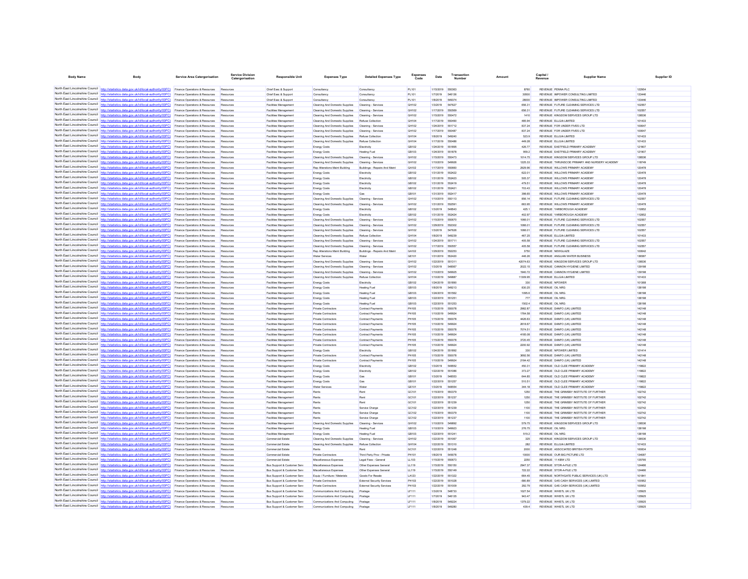| Body Name | Body | Service Area Catergorisation | Service Division Catergorisation | Responsible Unit | Expenses Type | Detailed Expenses Type | Expenses Code | Date | Transaction Number | Amount | Capital / Revenue | Supplier Name | Supplier ID |
|---|---|---|---|---|---|---|---|---|---|---|---|---|---|
| North East Lincolnshire Council | http://statistics.data.gov.uk/id/local-authority/00FC) | Finance Operations & Resources | Resources | Chief Exec & Support | Consultancy | Consultancy | PL101 | 1/15/2019 | 550363 | 8760 | REVENUE | PENNA PLC | 122954 |
| North East Lincolnshire Council | http://statistics.data.gov.uk/id/local-authority/00FC) | Finance Operations & Resources | Resources | Chief Exec & Support | Consultancy | Consultancy | PL101 | 1/7/2019 | 546136 | 30500 | REVENUE | IMPOWER CONSULTING LIMITED | 133446 |
| North East Lincolnshire Council | http://statistics.data.gov.uk/id/local-authority/00FC) | Finance Operations & Resources | Resources | Chief Exec & Support | Consultancy | Consultancy | PL101 | 1/8/2019 | 546374 | 28000 | REVENUE | IMPOWER CONSULTING LIMITED | 133446 |
| North East Lincolnshire Council | http://statistics.data.gov.uk/id/local-authority/00FC) | Finance Operations & Resources | Resources | Facilities Management | Cleaning And Domestic Supplies | Cleaning - Services | GH102 | 1/3/2019 | 547627 | 656.31 | REVENUE | FUTURE CLEANING SERVICES LTD | 102557 |
| North East Lincolnshire Council | http://statistics.data.gov.uk/id/local-authority/00FC) | Finance Operations & Resources | Resources | Facilities Management | Cleaning And Domestic Supplies | Cleaning - Services | GH102 | 1/17/2019 | 550569 | 656.31 | REVENUE | FUTURE CLEANING SERVICES LTD | 102557 |
| North East Lincolnshire Council | http://statistics.data.gov.uk/id/local-authority/00FC) | Finance Operations & Resources | Resources | Facilities Management | Cleaning And Domestic Supplies | Cleaning - Services | GH102 | 1/15/2019 | 550472 | 1410 | REVENUE | KINGDOM SERVICES GROUP LTD | 138536 |
| North East Lincolnshire Council | http://statistics.data.gov.uk/id/local-authority/00FC) | Finance Operations & Resources | Resources | Facilities Management | Cleaning And Domestic Supplies | Refuse Collection | GH104 | 1/17/2019 | 550490 | 465.94 | REVENUE | ELLGIA LIMITED | 101433 |
| North East Lincolnshire Council | http://statistics.data.gov.uk/id/local-authority/00FC) | Finance Operations & Resources | Resources | Facilities Management | Cleaning And Domestic Supplies | Cleaning - Services | GH102 | 1/24/2019 | 551712 | 837.24 | REVENUE | FOR UNDER FIVES LTD | 100647 |
| North East Lincolnshire Council | http://statistics.data.gov.uk/id/local-authority/00FC) | Finance Operations & Resources | Resources | Facilities Management | Cleaning And Domestic Supplies | Cleaning - Services | GH102 | 1/17/2019 | 550487 | 837.24 | REVENUE | FOR UNDER FIVES LTD | 100647 |
| North East Lincolnshire Council | http://statistics.data.gov.uk/id/local-authority/00FC) | Finance Operations & Resources | Resources | Facilities Management | Cleaning And Domestic Supplies | Refuse Collection | GH104 | 1/8/2019 | 549240 | 523.9 | REVENUE | ELLGIA LIMITED | 101433 |
| North East Lincolnshire Council | http://statistics.data.gov.uk/id/local-authority/00FC) | Finance Operations & Resources | Resources | Facilities Management | Cleaning And Domestic Supplies | Refuse Collection | GH104 | 1/17/2019 | 550486 | 449.28 | REVENUE | ELLGIA LIMITED | 101433 |
| North East Lincolnshire Council | http://statistics.data.gov.uk/id/local-authority/00FC) | Finance Operations & Resources | Resources | Facilities Management | Energy Costs | Electricity | GB102 | 1/24/2019 | 551895 | 426.77 | REVENUE | EASTFIELD PRIMARY ACADEMY | 121907 |
| North East Lincolnshire Council | http://statistics.data.gov.uk/id/local-authority/00FC) | Finance Operations & Resources | Resources | Facilities Management | Energy Costs | Heating Fuel | GB103 | 1/24/2019 | 551878 | 959.2 | REVENUE | EASTFIELD PRIMARY ACADEMY | 121907 |
| North East Lincolnshire Council | http://statistics.data.gov.uk/id/local-authority/00FC) | Finance Operations & Resources | Resources | Facilities Management | Cleaning And Domestic Supplies | Cleaning - Services | GH102 | 1/15/2019 | 550473 | 1014.75 | REVENUE | KINGDOM SERVICES GROUP LTD | 138536 |
| North East Lincolnshire Council | http://statistics.data.gov.uk/id/local-authority/00FC) | Finance Operations & Resources | Resources | Facilities Management | Cleaning And Domestic Supplies | Cleaning - Services | GH102 | 1/10/2019 | 549926 | 1225.33 | REVENUE | THRUNSCOE PRIMARY AND NURSERY ACADEMY | 118749 |
| North East Lincolnshire Council | http://statistics.data.gov.uk/id/local-authority/00FC) | Finance Operations & Resources | Resources | Facilities Management | Rep Alterations Maint Building | Buildings - Repairs And Maint | GA102 | 1/17/2019 | 550660 | 2929.96 | REVENUE | WILLOWS PRIMARY ACADEMY | 120478 |
| North East Lincolnshire Council | http://statistics.data.gov.uk/id/local-authority/00FC) | Finance Operations & Resources | Resources | Facilities Management | Energy Costs | Electricity | GB102 | 1/31/2019 | 552422 | 622.01 | REVENUE | WILLOWS PRIMARY ACADEMY | 120478 |
| North East Lincolnshire Council | http://statistics.data.gov.uk/id/local-authority/00FC) | Finance Operations & Resources | Resources | Facilities Management | Energy Costs | Electricity | GB102 | 1/31/2019 | 552423 | 505.37 | REVENUE | WILLOWS PRIMARY ACADEMY | 120478 |
| North East Lincolnshire Council | http://statistics.data.gov.uk/id/local-authority/00FC) | Finance Operations & Resources | Resources | Facilities Management | Energy Costs | Electricity | GB102 | 1/31/2019 | 552419 | 479.51 | REVENUE | WILLOWS PRIMARY ACADEMY | 120478 |
| North East Lincolnshire Council | http://statistics.data.gov.uk/id/local-authority/00FC) | Finance Operations & Resources | Resources | Facilities Management | Energy Costs | Electricity | GB102 | 1/31/2019 | 552421 | 703.43 | REVENUE | WILLOWS PRIMARY ACADEMY | 120478 |
| North East Lincolnshire Council | http://statistics.data.gov.uk/id/local-authority/00FC) | Finance Operations & Resources | Resources | Facilities Management | Energy Costs | Gas | GB101 | 1/31/2019 | 552417 | 398.65 | REVENUE | WILLOWS PRIMARY ACADEMY | 120478 |
| North East Lincolnshire Council | http://statistics.data.gov.uk/id/local-authority/00FC) | Finance Operations & Resources | Resources | Facilities Management | Cleaning And Domestic Supplies | Cleaning - Services | GH102 | 1/10/2019 | 550113 | 856.14 | REVENUE | FUTURE CLEANING SERVICES LTD | 102557 |
| North East Lincolnshire Council | http://statistics.data.gov.uk/id/local-authority/00FC) | Finance Operations & Resources | Resources | Facilities Management | Cleaning And Domestic Supplies | Cleaning - Services | GH102 | 1/31/2019 | 552591 | 663.95 | REVENUE | WILLOWS PRIMARY ACADEMY | 120478 |
| North East Lincolnshire Council | http://statistics.data.gov.uk/id/local-authority/00FC) | Finance Operations & Resources | Resources | Facilities Management | Energy Costs | Electricity | GB102 | 1/3/2019 | 548543 | 425.1 | REVENUE | YARBOROUGH ACADEMY | 112852 |
| North East Lincolnshire Council | http://statistics.data.gov.uk/id/local-authority/00FC) | Finance Operations & Resources | Resources | Facilities Management | Energy Costs | Electricity | GB102 | 1/31/2019 | 552424 | 402.97 | REVENUE | YARBOROUGH ACADEMY | 112852 |
| North East Lincolnshire Council | http://statistics.data.gov.uk/id/local-authority/00FC) | Finance Operations & Resources | Resources | Facilities Management | Cleaning And Domestic Supplies | Cleaning - Services | GH102 | 1/15/2019 | 550670 | 1066.01 | REVENUE | FUTURE CLEANING SERVICES LTD | 102557 |
| North East Lincolnshire Council | http://statistics.data.gov.uk/id/local-authority/00FC) | Finance Operations & Resources | Resources | Facilities Management | Cleaning And Domestic Supplies | Cleaning - Services | GH102 | 1/29/2019 | 552302 | 1066.01 | REVENUE | FUTURE CLEANING SERVICES LTD | 102557 |
| North East Lincolnshire Council | http://statistics.data.gov.uk/id/local-authority/00FC) | Finance Operations & Resources | Resources | Facilities Management | Cleaning And Domestic Supplies | Cleaning - Services | GH102 | 1/3/2019 | 547626 | 1066.01 | REVENUE | FUTURE CLEANING SERVICES LTD | 102557 |
| North East Lincolnshire Council | http://statistics.data.gov.uk/id/local-authority/00FC) | Finance Operations & Resources | Resources | Facilities Management | Cleaning And Domestic Supplies | Refuse Collection | GH104 | 1/8/2019 | 549239 | 467.25 | REVENUE | ELLGIA LIMITED | 101433 |
| North East Lincolnshire Council | http://statistics.data.gov.uk/id/local-authority/00FC) | Finance Operations & Resources | Resources | Facilities Management | Cleaning And Domestic Supplies | Cleaning - Services | GH102 | 1/24/2019 | 551711 | 405.58 | REVENUE | FUTURE CLEANING SERVICES LTD | 102557 |
| North East Lincolnshire Council | http://statistics.data.gov.uk/id/local-authority/00FC) | Finance Operations & Resources | Resources | Facilities Management | Cleaning And Domestic Supplies | Cleaning - Services | GH102 | 1/17/2019 | 550557 | 405.58 | REVENUE | FUTURE CLEANING SERVICES LTD | 102557 |
| North East Lincolnshire Council | http://statistics.data.gov.uk/id/local-authority/00FC) | Finance Operations & Resources | Resources | Facilities Management | Rep Alterations Maint Building | Buildings - Repairs And Maint | GA102 | 1/29/2019 | 552253 | 3750 | REVENUE | NEWGLAZE | 100642 |
| North East Lincolnshire Council | http://statistics.data.gov.uk/id/local-authority/00FC) | Finance Operations & Resources | Resources | Facilities Management | Water Services | Water | GE101 | 1/31/2019 | 552420 | 446.26 | REVENUE | ANGLIAN WATER BUSINESS | 136587 |
| North East Lincolnshire Council | http://statistics.data.gov.uk/id/local-authority/00FC) | Finance Operations & Resources | Resources | Facilities Management | Cleaning And Domestic Supplies | Cleaning - Services | GH102 | 1/22/2019 | 551311 | 42074.63 | REVENUE | KINGDOM SERVICES GROUP LTD | 138536 |
| North East Lincolnshire Council | http://statistics.data.gov.uk/id/local-authority/00FC) | Finance Operations & Resources | Resources | Facilities Management | Cleaning And Domestic Supplies | Cleaning - Services | GH102 | 1/3/2019 | 548567 | 2022.15 | REVENUE | CANNON HYGIENE LIMITED | 139198 |
| North East Lincolnshire Council | http://statistics.data.gov.uk/id/local-authority/00FC) | Finance Operations & Resources | Resources | Facilities Management | Cleaning And Domestic Supplies | Cleaning - Services | GH102 | 1/10/2019 | 549925 | 1940.72 | REVENUE | CANNON HYGIENE LIMITED | 139198 |
| North East Lincolnshire Council | http://statistics.data.gov.uk/id/local-authority/00FC) | Finance Operations & Resources | Resources | Facilities Management | Cleaning And Domestic Supplies | Refuse Collection | GH104 | 1/10/2019 | 549887 | 11309.95 | REVENUE | ELLGIA LIMITED | 101433 |
| North East Lincolnshire Council | http://statistics.data.gov.uk/id/local-authority/00FC) | Finance Operations & Resources | Resources | Facilities Management | Energy Costs | Electricity | GB102 | 1/24/2019 | 551890 | 330 | REVENUE | NPOWER | 101366 |
| North East Lincolnshire Council | http://statistics.data.gov.uk/id/local-authority/00FC) | Finance Operations & Resources | Resources | Facilities Management | Energy Costs | Heating Fuel | GB103 | 1/8/2019 | 549213 | 830.25 | REVENUE | OIL NRG | 138198 |
| North East Lincolnshire Council | http://statistics.data.gov.uk/id/local-authority/00FC) | Finance Operations & Resources | Resources | Facilities Management | Energy Costs | Heating Fuel | GB103 | 1/24/2019 | 551562 | 1095.6 | REVENUE | OIL NRG | 138198 |
| North East Lincolnshire Council | http://statistics.data.gov.uk/id/local-authority/00FC) | Finance Operations & Resources | Resources | Facilities Management | Energy Costs | Heating Fuel | GB103 | 1/22/2019 | 551251 | 777 | REVENUE | OIL NRG | 138198 |
| North East Lincolnshire Council | http://statistics.data.gov.uk/id/local-authority/00FC) | Finance Operations & Resources | Resources | Facilities Management | Energy Costs | Heating Fuel | GB103 | 1/22/2019 | 551253 | 1502.4 | REVENUE | OIL NRG | 138198 |
| North East Lincolnshire Council | http://statistics.data.gov.uk/id/local-authority/00FC) | Finance Operations & Resources | Resources | Facilities Management | Private Contractors | Contract Payments | PH105 | 1/15/2019 | 550078 | 2982.87 | REVENUE | DANFO (UK) LIMITED | 142148 |
| North East Lincolnshire Council | http://statistics.data.gov.uk/id/local-authority/00FC) | Finance Operations & Resources | Resources | Facilities Management | Private Contractors | Contract Payments | PH105 | 1/10/2019 | 549924 | 1764.58 | REVENUE | DANFO (UK) LIMITED | 142148 |
| North East Lincolnshire Council | http://statistics.data.gov.uk/id/local-authority/00FC) | Finance Operations & Resources | Resources | Facilities Management | Private Contractors | Contract Payments | PH105 | 1/15/2019 | 550078 | 4426.63 | REVENUE | DANFO (UK) LIMITED | 142148 |
| North East Lincolnshire Council | http://statistics.data.gov.uk/id/local-authority/00FC) | Finance Operations & Resources | Resources | Facilities Management | Private Contractors | Contract Payments | PH105 | 1/10/2019 | 549924 | 2618.67 | REVENUE | DANFO (UK) LIMITED | 142148 |
| North East Lincolnshire Council | http://statistics.data.gov.uk/id/local-authority/00FC) | Finance Operations & Resources | Resources | Facilities Management | Private Contractors | Contract Payments | PH105 | 1/15/2019 | 550078 | 7074.51 | REVENUE | DANFO (UK) LIMITED | 142148 |
| North East Lincolnshire Council | http://statistics.data.gov.uk/id/local-authority/00FC) | Finance Operations & Resources | Resources | Facilities Management | Private Contractors | Contract Payments | PH105 | 1/10/2019 | 549924 | 4185.08 | REVENUE | DANFO (UK) LIMITED | 142148 |
| North East Lincolnshire Council | http://statistics.data.gov.uk/id/local-authority/00FC) | Finance Operations & Resources | Resources | Facilities Management | Private Contractors | Contract Payments | PH105 | 1/15/2019 | 550078 | 3720.45 | REVENUE | DANFO (UK) LIMITED | 142148 |
| North East Lincolnshire Council | http://statistics.data.gov.uk/id/local-authority/00FC) | Finance Operations & Resources | Resources | Facilities Management | Private Contractors | Contract Payments | PH105 | 1/10/2019 | 549924 | 2200.92 | REVENUE | DANFO (UK) LIMITED | 142148 |
| North East Lincolnshire Council | http://statistics.data.gov.uk/id/local-authority/00FC) | Finance Operations & Resources | Resources | Facilities Management | Energy Costs | Electricity | GB102 | 1/24/2019 | 551892 | 330 | REVENUE | NPOWER LIMITED | 101414 |
| North East Lincolnshire Council | http://statistics.data.gov.uk/id/local-authority/00FC) | Finance Operations & Resources | Resources | Facilities Management | Private Contractors | Contract Payments | PH105 | 1/15/2019 | 550078 | 3692.56 | REVENUE | DANFO (UK) LIMITED | 142148 |
| North East Lincolnshire Council | http://statistics.data.gov.uk/id/local-authority/00FC) | Finance Operations & Resources | Resources | Facilities Management | Private Contractors | Contract Payments | PH105 | 1/10/2019 | 549924 | 2184.42 | REVENUE | DANFO (UK) LIMITED | 142148 |
| North East Lincolnshire Council | http://statistics.data.gov.uk/id/local-authority/00FC) | Finance Operations & Resources | Resources | Facilities Management | Energy Costs | Electricity | GB102 | 1/3/2019 | 548552 | 450.31 | REVENUE | OLD CLEE PRIMARY ACADEMY | 119822 |
| North East Lincolnshire Council | http://statistics.data.gov.uk/id/local-authority/00FC) | Finance Operations & Resources | Resources | Facilities Management | Energy Costs | Electricity | GB102 | 1/22/2019 | 551086 | 373.27 | REVENUE | OLD CLEE PRIMARY ACADEMY | 119822 |
| North East Lincolnshire Council | http://statistics.data.gov.uk/id/local-authority/00FC) | Finance Operations & Resources | Resources | Facilities Management | Energy Costs | Gas | GB101 | 1/3/2019 | 548553 | 644.85 | REVENUE | OLD CLEE PRIMARY ACADEMY | 119822 |
| North East Lincolnshire Council | http://statistics.data.gov.uk/id/local-authority/00FC) | Finance Operations & Resources | Resources | Facilities Management | Energy Costs | Gas | GB101 | 1/22/2019 | 551257 | 510.51 | REVENUE | OLD CLEE PRIMARY ACADEMY | 119822 |
| North East Lincolnshire Council | http://statistics.data.gov.uk/id/local-authority/00FC) | Finance Operations & Resources | Resources | Facilities Management | Water Services | Water | GE101 | 1/3/2019 | 548554 | 344.18 | REVENUE | OLD CLEE PRIMARY ACADEMY | 119822 |
| North East Lincolnshire Council | http://statistics.data.gov.uk/id/local-authority/00FC) | Finance Operations & Resources | Resources | Facilities Management | Rents | Rent | GC101 | 1/15/2019 | 550379 | 1250 | REVENUE | THE GRIMSBY INSTITUTE OF FURTHER | 102742 |
| North East Lincolnshire Council | http://statistics.data.gov.uk/id/local-authority/00FC) | Finance Operations & Resources | Resources | Facilities Management | Rents | Rent | GC101 | 1/22/2019 | 551237 | 1250 | REVENUE | THE GRIMSBY INSTITUTE OF FURTHER | 102742 |
| North East Lincolnshire Council | http://statistics.data.gov.uk/id/local-authority/00FC) | Finance Operations & Resources | Resources | Facilities Management | Rents | Rent | GC101 | 1/22/2019 | 551239 | 1250 | REVENUE | THE GRIMSBY INSTITUTE OF FURTHER | 102742 |
| North East Lincolnshire Council | http://statistics.data.gov.uk/id/local-authority/00FC) | Finance Operations & Resources | Resources | Facilities Management | Rents | Service Charge | GC102 | 1/22/2019 | 551239 | 1100 | REVENUE | THE GRIMSBY INSTITUTE OF FURTHER | 102742 |
| North East Lincolnshire Council | http://statistics.data.gov.uk/id/local-authority/00FC) | Finance Operations & Resources | Resources | Facilities Management | Rents | Service Charge | GC102 | 1/15/2019 | 550379 | 1100 | REVENUE | THE GRIMSBY INSTITUTE OF FURTHER | 102742 |
| North East Lincolnshire Council | http://statistics.data.gov.uk/id/local-authority/00FC) | Finance Operations & Resources | Resources | Facilities Management | Rents | Service Charge | GC102 | 1/22/2019 | 551237 | 1100 | REVENUE | THE GRIMSBY INSTITUTE OF FURTHER | 102742 |
| North East Lincolnshire Council | http://statistics.data.gov.uk/id/local-authority/00FC) | Finance Operations & Resources | Resources | Facilities Management | Cleaning And Domestic Supplies | Cleaning - Services | GH102 | 1/10/2019 | 549892 | 579.75 | REVENUE | KINGDOM SERVICES GROUP LTD | 138536 |
| North East Lincolnshire Council | http://statistics.data.gov.uk/id/local-authority/00FC) | Finance Operations & Resources | Resources | Facilities Management | Energy Costs | Heating Fuel | GB103 | 1/10/2019 | 549923 | 276.75 | REVENUE | OIL NRG | 138198 |
| North East Lincolnshire Council | http://statistics.data.gov.uk/id/local-authority/00FC) | Finance Operations & Resources | Resources | Facilities Management | Energy Costs | Heating Fuel | GB103 | 1/22/2019 | 551241 | 519.2 | REVENUE | OIL NRG | 138198 |
| North East Lincolnshire Council | http://statistics.data.gov.uk/id/local-authority/00FC) | Finance Operations & Resources | Resources | Commercial Estate | Cleaning And Domestic Supplies | Cleaning - Services | GH102 | 1/22/2019 | 551067 | 325 | REVENUE | KINGDOM SERVICES GROUP LTD | 138536 |
| North East Lincolnshire Council | http://statistics.data.gov.uk/id/local-authority/00FC) | Finance Operations & Resources | Resources | Commercial Estate | Cleaning And Domestic Supplies | Refuse Collection | GH104 | 1/22/2019 | 551310 | 282 | REVENUE | ELLGIA LIMITED | 101433 |
| North East Lincolnshire Council | http://statistics.data.gov.uk/id/local-authority/00FC) | Finance Operations & Resources | Resources | Commercial Estate | Rents | Rent | GC101 | 1/22/2019 | 551248 | 2000 | REVENUE | ASSOCIATED BRITISH PORTS | 100834 |
| North East Lincolnshire Council | http://statistics.data.gov.uk/id/local-authority/00FC) | Finance Operations & Resources | Resources | Commercial Estate | Private Contractors | Third Party Prov - Private | PH101 | 1/8/2019 | 549078 | 10000 | REVENUE | OUR BIG PICTURE LTD | 134087 |
| North East Lincolnshire Council | http://statistics.data.gov.uk/id/local-authority/00FC) | Finance Operations & Resources | Resources | Commercial Estate | Miscellaneous Expenses | Legal Fees - General | LL103 | 1/15/2019 | 550673 | 2250 | REVENUE | 11 KBW LTD | 135795 |
| North East Lincolnshire Council | http://statistics.data.gov.uk/id/local-authority/00FC) | Finance Operations & Resources | Resources | Bus Support & Customer Serv | Miscellaneous Expenses | Other Expenses General | LL119 | 1/15/2019 | 550150 | 2947.37 | REVENUE | STOR-A-FILE LTD | 124466 |
| North East Lincolnshire Council | http://statistics.data.gov.uk/id/local-authority/00FC) | Finance Operations & Resources | Resources | Bus Support & Customer Serv | Miscellaneous Expenses | Other Expenses General | LL119 | 1/15/2019 | 550149 | 722.22 | REVENUE | STOR-A-FILE LTD | 124466 |
| North East Lincolnshire Council | http://statistics.data.gov.uk/id/local-authority/00FC) | Finance Operations & Resources | Resources | Bus Support & Customer Serv | Equip / Furniture / Materials | Goods For Resale | LA123 | 1/22/2019 | 551322 | 664.45 | REVENUE | NORTHGATE PUBLIC SERVICES (UK) LTD | 101841 |
| North East Lincolnshire Council | http://statistics.data.gov.uk/id/local-authority/00FC) | Finance Operations & Resources | Resources | Bus Support & Customer Serv | Private Contractors | External Security Services | PH103 | 1/22/2019 | 551028 | -580.89 | REVENUE | G4S CASH SERVICES (UK) LIMITED | 100952 |
| North East Lincolnshire Council | http://statistics.data.gov.uk/id/local-authority/00FC) | Finance Operations & Resources | Resources | Bus Support & Customer Serv | Private Contractors | External Security Services | PH103 | 1/22/2019 | 551009 | 292.79 | REVENUE | G4S CASH SERVICES (UK) LIMITED | 100952 |
| North East Lincolnshire Council | http://statistics.data.gov.uk/id/local-authority/00FC) | Finance Operations & Resources | Resources | Bus Support & Customer Serv | Communications And Computing | Postage | LF111 | 1/3/2019 | 548733 | 1027.54 | REVENUE | WHISTL UK LTD | 135925 |
| North East Lincolnshire Council | http://statistics.data.gov.uk/id/local-authority/00FC) | Finance Operations & Resources | Resources | Bus Support & Customer Serv | Communications And Computing | Postage | LF111 | 1/7/2019 | 546135 | 943.47 | REVENUE | WHISTL UK LTD | 135925 |
| North East Lincolnshire Council | http://statistics.data.gov.uk/id/local-authority/00FC) | Finance Operations & Resources | Resources | Bus Support & Customer Serv | Communications And Computing | Postage | LF111 | 1/8/2019 | 549224 | 1379.22 | REVENUE | WHISTL UK LTD | 135925 |
| North East Lincolnshire Council | http://statistics.data.gov.uk/id/local-authority/00FC) | Finance Operations & Resources | Resources | Bus Support & Customer Serv | Communications And Computing | Postage | LF111 | 1/8/2019 | 549280 | 439.4 | REVENUE | WHISTL UK LTD | 135925 |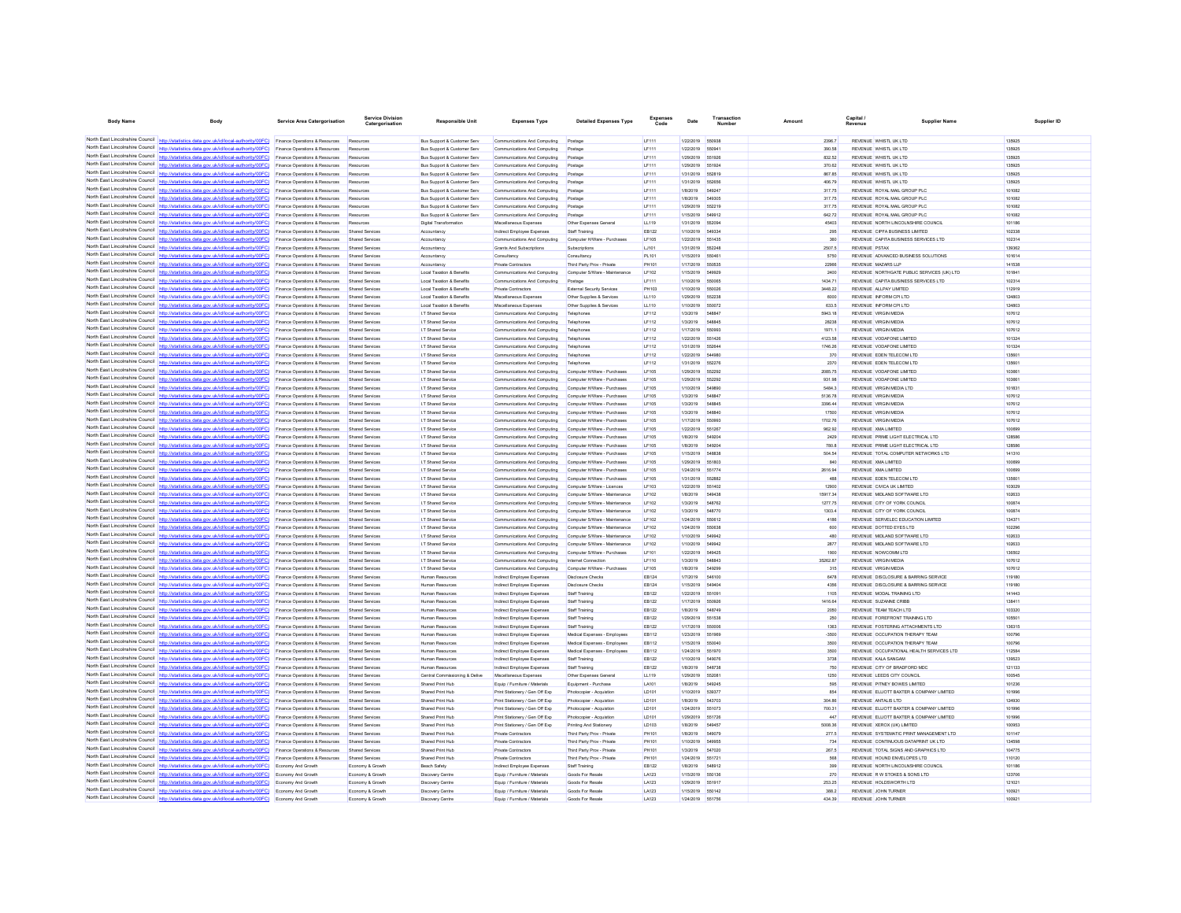| Body Name | Body | Service Area Catergorisation | Service Division Catergorisation | Responsible Unit | Expenses Type | Detailed Expenses Type | Expenses Code | Date | Transaction Number | Amount | Capital / Revenue | Supplier Name | Supplier ID |
|---|---|---|---|---|---|---|---|---|---|---|---|---|---|
| North East Lincolnshire Council | http://statistics.data.gov.uk/id/local-authority/00FC | Finance Operations & Resources | Resources | Bus Support & Customer Serv | Communications And Computing | Postage | LF111 | 1/22/2019 | 550938 | 2396.7 | REVENUE | WHISTL UK LTD | 135925 |
| North East Lincolnshire Council | http://statistics.data.gov.uk/id/local-authority/00FC | Finance Operations & Resources | Resources | Bus Support & Customer Serv | Communications And Computing | Postage | LF111 | 1/22/2019 | 550941 | 390.58 | REVENUE | WHISTL UK LTD | 135925 |
| North East Lincolnshire Council | http://statistics.data.gov.uk/id/local-authority/00FC | Finance Operations & Resources | Resources | Bus Support & Customer Serv | Communications And Computing | Postage | LF111 | 1/29/2019 | 551926 | 832.52 | REVENUE | WHISTL UK LTD | 135925 |
| North East Lincolnshire Council | http://statistics.data.gov.uk/id/local-authority/00FC | Finance Operations & Resources | Resources | Bus Support & Customer Serv | Communications And Computing | Postage | LF111 | 1/29/2019 | 551924 | 370.62 | REVENUE | WHISTL UK LTD | 135925 |
| North East Lincolnshire Council | http://statistics.data.gov.uk/id/local-authority/00FC | Finance Operations & Resources | Resources | Bus Support & Customer Serv | Communications And Computing | Postage | LF111 | 1/31/2019 | 552819 | 867.85 | REVENUE | WHISTL UK LTD | 135925 |
| North East Lincolnshire Council | http://statistics.data.gov.uk/id/local-authority/00FC | Finance Operations & Resources | Resources | Bus Support & Customer Serv | Communications And Computing | Postage | LF111 | 1/31/2019 | 552656 | 406.79 | REVENUE | WHISTL UK LTD | 135925 |
| North East Lincolnshire Council | http://statistics.data.gov.uk/id/local-authority/00FC | Finance Operations & Resources | Resources | Bus Support & Customer Serv | Communications And Computing | Postage | LF111 | 1/8/2019 | 549247 | 317.75 | REVENUE | ROYAL MAIL GROUP PLC | 101082 |
| North East Lincolnshire Council | http://statistics.data.gov.uk/id/local-authority/00FC | Finance Operations & Resources | Resources | Bus Support & Customer Serv | Communications And Computing | Postage | LF111 | 1/8/2019 | 549305 | 317.75 | REVENUE | ROYAL MAIL GROUP PLC | 101082 |
| North East Lincolnshire Council | http://statistics.data.gov.uk/id/local-authority/00FC | Finance Operations & Resources | Resources | Bus Support & Customer Serv | Communications And Computing | Postage | LF111 | 1/29/2019 | 552219 | 317.75 | REVENUE | ROYAL MAIL GROUP PLC | 101082 |
| North East Lincolnshire Council | http://statistics.data.gov.uk/id/local-authority/00FC | Finance Operations & Resources | Resources | Bus Support & Customer Serv | Communications And Computing | Postage | LF111 | 1/15/2019 | 549912 | 642.72 | REVENUE | ROYAL MAIL GROUP PLC | 101082 |
| North East Lincolnshire Council | http://statistics.data.gov.uk/id/local-authority/00FC | Finance Operations & Resources | Resources | Digital Transformation | Miscellaneous Expenses | Other Expenses General | LL119 | 1/31/2019 | 552094 | 45403 | REVENUE | NORTH LINCOLNSHIRE COUNCIL | 101186 |
| North East Lincolnshire Council | http://statistics.data.gov.uk/id/local-authority/00FC | Finance Operations & Resources | Shared Services | Accountancy | Indirect Employee Expenses | Staff Training | EB122 | 1/10/2019 | 549334 | 295 | REVENUE | CIPFA BUSINESS LIMITED | 102338 |
| North East Lincolnshire Council | http://statistics.data.gov.uk/id/local-authority/00FC | Finance Operations & Resources | Shared Services | Accountancy | Communications And Computing | Computer H/Ware - Purchases | LF105 | 1/22/2019 | 551435 | 360 | REVENUE | CAPITA BUSINESS SERVICES LTD | 102314 |
| North East Lincolnshire Council | http://statistics.data.gov.uk/id/local-authority/00FC | Finance Operations & Resources | Shared Services | Accountancy | Grants And Subscriptions | Subscriptions | LJ101 | 1/31/2019 | 552248 | 2507.5 | REVENUE | PSTAX | 139362 |
| North East Lincolnshire Council | http://statistics.data.gov.uk/id/local-authority/00FC | Finance Operations & Resources | Shared Services | Accountancy | Consultancy | Consultancy | PL101 | 1/15/2019 | 550461 | 5750 | REVENUE | ADVANCED BUSINESS SOLUTIONS | 101614 |
| North East Lincolnshire Council | http://statistics.data.gov.uk/id/local-authority/00FC | Finance Operations & Resources | Shared Services | Accountancy | Private Contractors | Third Party Prov - Private | PH101 | 1/17/2019 | 550635 | 22966 | REVENUE | MAZARS LLP | 141538 |
| North East Lincolnshire Council | http://statistics.data.gov.uk/id/local-authority/00FC | Finance Operations & Resources | Shared Services | Local Taxation & Benefits | Communications And Computing | Computer S/Ware - Maintenance | LF102 | 1/15/2019 | 549929 | 2400 | REVENUE | NORTHGATE PUBLIC SERVICES (UK) LTD | 101841 |
| North East Lincolnshire Council | http://statistics.data.gov.uk/id/local-authority/00FC | Finance Operations & Resources | Shared Services | Local Taxation & Benefits | Communications And Computing | Postage | LF111 | 1/10/2019 | 550065 | 1434.71 | REVENUE | CAPITA BUSINESS SERVICES LTD | 102314 |
| North East Lincolnshire Council | http://statistics.data.gov.uk/id/local-authority/00FC | Finance Operations & Resources | Shared Services | Local Taxation & Benefits | Private Contractors | External Security Services | PH103 | 1/10/2019 | 550026 | 3448.22 | REVENUE | ALLPAY LIMITED | 112919 |
| North East Lincolnshire Council | http://statistics.data.gov.uk/id/local-authority/00FC | Finance Operations & Resources | Shared Services | Local Taxation & Benefits | Miscellaneous Expenses | Other Supplies & Services | LL110 | 1/29/2019 | 552238 | 6000 | REVENUE | INFORM CPI LTD | 124803 |
| North East Lincolnshire Council | http://statistics.data.gov.uk/id/local-authority/00FC | Finance Operations & Resources | Shared Services | Local Taxation & Benefits | Miscellaneous Expenses | Other Supplies & Services | LL110 | 1/10/2019 | 550072 | 633.5 | REVENUE | INFORM CPI LTD | 124803 |
| North East Lincolnshire Council | http://statistics.data.gov.uk/id/local-authority/00FC | Finance Operations & Resources | Shared Services | I.T Shared Service | Communications And Computing | Telephones | LF112 | 1/3/2019 | 548847 | 5943.18 | REVENUE | VIRGIN MEDIA | 107612 |
| North East Lincolnshire Council | http://statistics.data.gov.uk/id/local-authority/00FC | Finance Operations & Resources | Shared Services | I.T Shared Service | Communications And Computing | Telephones | LF112 | 1/3/2019 | 548845 | 28238 | REVENUE | VIRGIN MEDIA | 107612 |
| North East Lincolnshire Council | http://statistics.data.gov.uk/id/local-authority/00FC | Finance Operations & Resources | Shared Services | I.T Shared Service | Communications And Computing | Telephones | LF112 | 1/17/2019 | 550993 | 1971.1 | REVENUE | VIRGIN MEDIA | 107612 |
| North East Lincolnshire Council | http://statistics.data.gov.uk/id/local-authority/00FC | Finance Operations & Resources | Shared Services | I.T Shared Service | Communications And Computing | Telephones | LF112 | 1/22/2019 | 551426 | 4123.58 | REVENUE | VODAFONE LIMITED | 101324 |
| North East Lincolnshire Council | http://statistics.data.gov.uk/id/local-authority/00FC | Finance Operations & Resources | Shared Services | I.T Shared Service | Communications And Computing | Telephones | LF112 | 1/31/2019 | 552644 | 1746.26 | REVENUE | VODAFONE LIMITED | 101324 |
| North East Lincolnshire Council | http://statistics.data.gov.uk/id/local-authority/00FC | Finance Operations & Resources | Shared Services | I.T Shared Service | Communications And Computing | Telephones | LF112 | 1/22/2019 | 544980 | 370 | REVENUE | EDEN TELECOM LTD | 135601 |
| North East Lincolnshire Council | http://statistics.data.gov.uk/id/local-authority/00FC | Finance Operations & Resources | Shared Services | I.T Shared Service | Communications And Computing | Telephones | LF112 | 1/31/2019 | 552276 | 2370 | REVENUE | EDEN TELECOM LTD | 135601 |
| North East Lincolnshire Council | http://statistics.data.gov.uk/id/local-authority/00FC | Finance Operations & Resources | Shared Services | I.T Shared Service | Communications And Computing | Computer H/Ware - Purchases | LF105 | 1/29/2019 | 552292 | 2085.75 | REVENUE | VODAFONE LIMITED | 103661 |
| North East Lincolnshire Council | http://statistics.data.gov.uk/id/local-authority/00FC | Finance Operations & Resources | Shared Services | I.T Shared Service | Communications And Computing | Computer H/Ware - Purchases | LF105 | 1/29/2019 | 552292 | 931.98 | REVENUE | VODAFONE LIMITED | 103661 |
| North East Lincolnshire Council | http://statistics.data.gov.uk/id/local-authority/00FC | Finance Operations & Resources | Shared Services | I.T Shared Service | Communications And Computing | Computer H/Ware - Purchases | LF105 | 1/10/2019 | 549890 | 5484.3 | REVENUE | VIRGIN MEDIA LTD | 101831 |
| North East Lincolnshire Council | http://statistics.data.gov.uk/id/local-authority/00FC | Finance Operations & Resources | Shared Services | I.T Shared Service | Communications And Computing | Computer H/Ware - Purchases | LF105 | 1/3/2019 | 548847 | 5136.78 | REVENUE | VIRGIN MEDIA | 107612 |
| North East Lincolnshire Council | http://statistics.data.gov.uk/id/local-authority/00FC | Finance Operations & Resources | Shared Services | I.T Shared Service | Communications And Computing | Computer H/Ware - Purchases | LF105 | 1/3/2019 | 548845 | 3395.44 | REVENUE | VIRGIN MEDIA | 107612 |
| North East Lincolnshire Council | http://statistics.data.gov.uk/id/local-authority/00FC | Finance Operations & Resources | Shared Services | I.T Shared Service | Communications And Computing | Computer H/Ware - Purchases | LF105 | 1/3/2019 | 548840 | 17500 | REVENUE | VIRGIN MEDIA | 107612 |
| North East Lincolnshire Council | http://statistics.data.gov.uk/id/local-authority/00FC | Finance Operations & Resources | Shared Services | I.T Shared Service | Communications And Computing | Computer H/Ware - Purchases | LF105 | 1/17/2019 | 550993 | 1702.76 | REVENUE | VIRGIN MEDIA | 107612 |
| North East Lincolnshire Council | http://statistics.data.gov.uk/id/local-authority/00FC | Finance Operations & Resources | Shared Services | I.T Shared Service | Communications And Computing | Computer H/Ware - Purchases | LF105 | 1/22/2019 | 551267 | 962.92 | REVENUE | XMA LIMITED | 100899 |
| North East Lincolnshire Council | http://statistics.data.gov.uk/id/local-authority/00FC | Finance Operations & Resources | Shared Services | I.T Shared Service | Communications And Computing | Computer H/Ware - Purchases | LF105 | 1/8/2019 | 549204 | 2429 | REVENUE | PRIME LIGHT ELECTRICAL LTD | 128586 |
| North East Lincolnshire Council | http://statistics.data.gov.uk/id/local-authority/00FC | Finance Operations & Resources | Shared Services | I.T Shared Service | Communications And Computing | Computer H/Ware - Purchases | LF105 | 1/8/2019 | 549204 | 780.8 | REVENUE | PRIME LIGHT ELECTRICAL LTD | 128586 |
| North East Lincolnshire Council | http://statistics.data.gov.uk/id/local-authority/00FC | Finance Operations & Resources | Shared Services | I.T Shared Service | Communications And Computing | Computer H/Ware - Purchases | LF105 | 1/15/2019 | 546838 | 504.54 | REVENUE | TOTAL COMPUTER NETWORKS LTD | 141310 |
| North East Lincolnshire Council | http://statistics.data.gov.uk/id/local-authority/00FC | Finance Operations & Resources | Shared Services | I.T Shared Service | Communications And Computing | Computer H/Ware - Purchases | LF105 | 1/29/2019 | 551803 | 840 | REVENUE | XMA LIMITED | 100899 |
| North East Lincolnshire Council | http://statistics.data.gov.uk/id/local-authority/00FC | Finance Operations & Resources | Shared Services | I.T Shared Service | Communications And Computing | Computer H/Ware - Purchases | LF105 | 1/24/2019 | 551774 | 2616.94 | REVENUE | XMA LIMITED | 100899 |
| North East Lincolnshire Council | http://statistics.data.gov.uk/id/local-authority/00FC | Finance Operations & Resources | Shared Services | I.T Shared Service | Communications And Computing | Computer H/Ware - Purchases | LF105 | 1/31/2019 | 552882 | 468 | REVENUE | EDEN TELECOM LTD | 135601 |
| North East Lincolnshire Council | http://statistics.data.gov.uk/id/local-authority/00FC | Finance Operations & Resources | Shared Services | I.T Shared Service | Communications And Computing | Computer S/Ware - Licences | LF103 | 1/22/2019 | 551402 | 12900 | REVENUE | CIVICA UK LIMITED | 103029 |
| North East Lincolnshire Council | http://statistics.data.gov.uk/id/local-authority/00FC | Finance Operations & Resources | Shared Services | I.T Shared Service | Communications And Computing | Computer S/Ware - Maintenance | LF102 | 1/8/2019 | 549438 | 15917.34 | REVENUE | MIDLAND SOFTWARE LTD | 102633 |
| North East Lincolnshire Council | http://statistics.data.gov.uk/id/local-authority/00FC | Finance Operations & Resources | Shared Services | I.T Shared Service | Communications And Computing | Computer S/Ware - Maintenance | LF102 | 1/3/2019 | 548762 | 1277.75 | REVENUE | CITY OF YORK COUNCIL | 100874 |
| North East Lincolnshire Council | http://statistics.data.gov.uk/id/local-authority/00FC | Finance Operations & Resources | Shared Services | I.T Shared Service | Communications And Computing | Computer S/Ware - Maintenance | LF102 | 1/3/2019 | 548770 | 1303.4 | REVENUE | CITY OF YORK COUNCIL | 100874 |
| North East Lincolnshire Council | http://statistics.data.gov.uk/id/local-authority/00FC | Finance Operations & Resources | Shared Services | I.T Shared Service | Communications And Computing | Computer S/Ware - Maintenance | LF102 | 1/24/2019 | 550612 | 4186 | REVENUE | SERVELEC EDUCATION LIMITED | 134371 |
| North East Lincolnshire Council | http://statistics.data.gov.uk/id/local-authority/00FC | Finance Operations & Resources | Shared Services | I.T Shared Service | Communications And Computing | Computer S/Ware - Maintenance | LF102 | 1/24/2019 | 550638 | 600 | REVENUE | DOTTED EYES LTD | 102296 |
| North East Lincolnshire Council | http://statistics.data.gov.uk/id/local-authority/00FC | Finance Operations & Resources | Shared Services | I.T Shared Service | Communications And Computing | Computer S/Ware - Maintenance | LF102 | 1/10/2019 | 549942 | 480 | REVENUE | MIDLAND SOFTWARE LTD | 102633 |
| North East Lincolnshire Council | http://statistics.data.gov.uk/id/local-authority/00FC | Finance Operations & Resources | Shared Services | I.T Shared Service | Communications And Computing | Computer S/Ware - Maintenance | LF102 | 1/10/2019 | 549942 | 2877 | REVENUE | MIDLAND SOFTWARE LTD | 102633 |
| North East Lincolnshire Council | http://statistics.data.gov.uk/id/local-authority/00FC | Finance Operations & Resources | Shared Services | I.T Shared Service | Communications And Computing | Computer S/Ware - Purchases | LF101 | 1/22/2019 | 549425 | 1900 | REVENUE | NOWCOMM LTD | 136502 |
| North East Lincolnshire Council | http://statistics.data.gov.uk/id/local-authority/00FC | Finance Operations & Resources | Shared Services | I.T Shared Service | Communications And Computing | Internet Connection | LF110 | 1/3/2019 | 548843 | 35262.87 | REVENUE | VIRGIN MEDIA | 107612 |
| North East Lincolnshire Council | http://statistics.data.gov.uk/id/local-authority/00FC | Finance Operations & Resources | Shared Services | I.T Shared Service | Communications And Computing | Computer H/Ware - Purchases | LF105 | 1/8/2019 | 549299 | 315 | REVENUE | VIRGIN MEDIA | 107612 |
| North East Lincolnshire Council | http://statistics.data.gov.uk/id/local-authority/00FC | Finance Operations & Resources | Shared Services | Human Resources | Indirect Employee Expenses | Disclosure Checks | EB124 | 1/7/2019 | 546100 | 6478 | REVENUE | DISCLOSURE & BARRING SERVICE | 119160 |
| North East Lincolnshire Council | http://statistics.data.gov.uk/id/local-authority/00FC | Finance Operations & Resources | Shared Services | Human Resources | Indirect Employee Expenses | Disclosure Checks | EB124 | 1/15/2019 | 549404 | 4356 | REVENUE | DISCLOSURE & BARRING SERVICE | 119160 |
| North East Lincolnshire Council | http://statistics.data.gov.uk/id/local-authority/00FC | Finance Operations & Resources | Shared Services | Human Resources | Indirect Employee Expenses | Staff Training | EB122 | 1/22/2019 | 551091 | 1105 | REVENUE | MODAL TRAINING LTD | 141443 |
| North East Lincolnshire Council | http://statistics.data.gov.uk/id/local-authority/00FC | Finance Operations & Resources | Shared Services | Human Resources | Indirect Employee Expenses | Staff Training | EB122 | 1/17/2019 | 550826 | 1416.64 | REVENUE | SUZANNE CRIBB | 138411 |
| North East Lincolnshire Council | http://statistics.data.gov.uk/id/local-authority/00FC | Finance Operations & Resources | Shared Services | Human Resources | Indirect Employee Expenses | Staff Training | EB122 | 1/8/2019 | 548749 | 2050 | REVENUE | TEAM TEACH LTD | 103320 |
| North East Lincolnshire Council | http://statistics.data.gov.uk/id/local-authority/00FC | Finance Operations & Resources | Shared Services | Human Resources | Indirect Employee Expenses | Staff Training | EB122 | 1/29/2019 | 551538 | 250 | REVENUE | FOREFRONT TRAINING LTD | 105501 |
| North East Lincolnshire Council | http://statistics.data.gov.uk/id/local-authority/00FC | Finance Operations & Resources | Shared Services | Human Resources | Indirect Employee Expenses | Staff Training | EB122 | 1/17/2019 | 550006 | 1363 | REVENUE | FOSTERING ATTACHMENTS LTD | 136315 |
| North East Lincolnshire Council | http://statistics.data.gov.uk/id/local-authority/00FC | Finance Operations & Resources | Shared Services | Human Resources | Indirect Employee Expenses | Medical Expenses - Employees | EB112 | 1/23/2019 | 551969 | -3500 | REVENUE | OCCUPATION THERAPY TEAM | 100796 |
| North East Lincolnshire Council | http://statistics.data.gov.uk/id/local-authority/00FC | Finance Operations & Resources | Shared Services | Human Resources | Indirect Employee Expenses | Medical Expenses - Employees | EB112 | 1/15/2019 | 550040 | 3500 | REVENUE | OCCUPATION THERAPY TEAM | 100796 |
| North East Lincolnshire Council | http://statistics.data.gov.uk/id/local-authority/00FC | Finance Operations & Resources | Shared Services | Human Resources | Indirect Employee Expenses | Medical Expenses - Employees | EB112 | 1/24/2019 | 551970 | 3500 | REVENUE | OCCUPATIONAL HEALTH SERVICES LTD | 112584 |
| North East Lincolnshire Council | http://statistics.data.gov.uk/id/local-authority/00FC | Finance Operations & Resources | Shared Services | Human Resources | Indirect Employee Expenses | Staff Training | EB122 | 1/10/2019 | 549076 | 3738 | REVENUE | KALA SANGAM | 139523 |
| North East Lincolnshire Council | http://statistics.data.gov.uk/id/local-authority/00FC | Finance Operations & Resources | Shared Services | Human Resources | Indirect Employee Expenses | Staff Training | EB122 | 1/8/2019 | 548738 | 750 | REVENUE | CITY OF BRADFORD MDC | 121133 |
| North East Lincolnshire Council | http://statistics.data.gov.uk/id/local-authority/00FC | Finance Operations & Resources | Shared Services | Central Commissioning & Delive | Miscellaneous Expenses | Other Expenses General | LL119 | 1/29/2019 | 552061 | 1250 | REVENUE | LEEDS CITY COUNCIL | 100545 |
| North East Lincolnshire Council | http://statistics.data.gov.uk/id/local-authority/00FC | Finance Operations & Resources | Shared Services | Shared Print Hub | Equip / Furniture / Materials | Equipment - Purchase | LA101 | 1/8/2019 | 549245 | 595 | REVENUE | PITNEY BOWES LIMITED | 101236 |
| North East Lincolnshire Council | http://statistics.data.gov.uk/id/local-authority/00FC | Finance Operations & Resources | Shared Services | Shared Print Hub | Print Stationery / Gen Off Exp | Photocopier - Acquistion | LD101 | 1/10/2019 | 539377 | 854 | REVENUE | ELLIOTT BAXTER & COMPANY LIMITED | 101996 |
| North East Lincolnshire Council | http://statistics.data.gov.uk/id/local-authority/00FC | Finance Operations & Resources | Shared Services | Shared Print Hub | Print Stationery / Gen Off Exp | Photocopier - Acquistion | LD101 | 1/8/2019 | 543703 | 304.86 | REVENUE | ANTALIS LTD | 124930 |
| North East Lincolnshire Council | http://statistics.data.gov.uk/id/local-authority/00FC | Finance Operations & Resources | Shared Services | Shared Print Hub | Print Stationery / Gen Off Exp | Photocopier - Acquistion | LD101 | 1/24/2019 | 551073 | 700.31 | REVENUE | ELLIOTT BAXTER & COMPANY LIMITED | 101996 |
| North East Lincolnshire Council | http://statistics.data.gov.uk/id/local-authority/00FC | Finance Operations & Resources | Shared Services | Shared Print Hub | Print Stationery / Gen Off Exp | Photocopier - Acquistion | LD101 | 1/29/2019 | 551726 | 447 | REVENUE | ELLIOTT BAXTER & COMPANY LIMITED | 101996 |
| North East Lincolnshire Council | http://statistics.data.gov.uk/id/local-authority/00FC | Finance Operations & Resources | Shared Services | Shared Print Hub | Print Stationery / Gen Off Exp | Printing And Stationery | LD103 | 1/8/2019 | 549457 | 5008.36 | REVENUE | XEROX (UK) LIMITED | 100953 |
| North East Lincolnshire Council | http://statistics.data.gov.uk/id/local-authority/00FC | Finance Operations & Resources | Shared Services | Shared Print Hub | Private Contractors | Third Party Prov - Private | PH101 | 1/8/2019 | 549079 | 277.5 | REVENUE | SYSTEMATIC PRINT MANAGEMENT LTD | 101147 |
| North East Lincolnshire Council | http://statistics.data.gov.uk/id/local-authority/00FC | Finance Operations & Resources | Shared Services | Shared Print Hub | Private Contractors | Third Party Prov - Private | PH101 | 1/10/2019 | 549955 | 734 | REVENUE | CONTINUOUS DATAPRINT UK LTD | 134598 |
| North East Lincolnshire Council | http://statistics.data.gov.uk/id/local-authority/00FC | Finance Operations & Resources | Shared Services | Shared Print Hub | Private Contractors | Third Party Prov - Private | PH101 | 1/3/2019 | 547020 | 267.5 | REVENUE | TOTAL SIGNS AND GRAPHICS LTD | 104775 |
| North East Lincolnshire Council | http://statistics.data.gov.uk/id/local-authority/00FC | Finance Operations & Resources | Shared Services | Shared Print Hub | Private Contractors | Third Party Prov - Private | PH101 | 1/24/2019 | 551721 | 568 | REVENUE | HOUND ENVELOPES LTD | 110120 |
| North East Lincolnshire Council | http://statistics.data.gov.uk/id/local-authority/00FC | Economy And Growth | Economy & Growth | Beach Safety | Indirect Employee Expenses | Staff Training | EB122 | 1/8/2019 | 548912 | 399 | REVENUE | NORTH LINCOLNSHIRE COUNCIL | 101186 |
| North East Lincolnshire Council | http://statistics.data.gov.uk/id/local-authority/00FC | Economy And Growth | Economy & Growth | Discovery Centre | Equip / Furniture / Materials | Goods For Resale | LA123 | 1/15/2019 | 550136 | 270 | REVENUE | R W STOKES & SONS LTD | 123706 |
| North East Lincolnshire Council | http://statistics.data.gov.uk/id/local-authority/00FC | Economy And Growth | Economy & Growth | Discovery Centre | Equip / Furniture / Materials | Goods For Resale | LA123 | 1/29/2019 | 551917 | 253.25 | REVENUE | HOLDSWORTH LTD | 121021 |
| North East Lincolnshire Council | http://statistics.data.gov.uk/id/local-authority/00FC | Economy And Growth | Economy & Growth | Discovery Centre | Equip / Furniture / Materials | Goods For Resale | LA123 | 1/15/2019 | 550142 | 388.2 | REVENUE | JOHN TURNER | 100921 |
| North East Lincolnshire Council | http://statistics.data.gov.uk/id/local-authority/00FC | Economy And Growth | Economy & Growth | Discovery Centre | Equip / Furniture / Materials | Goods For Resale | LA123 | 1/24/2019 | 551756 | 434.39 | REVENUE | JOHN TURNER | 100921 |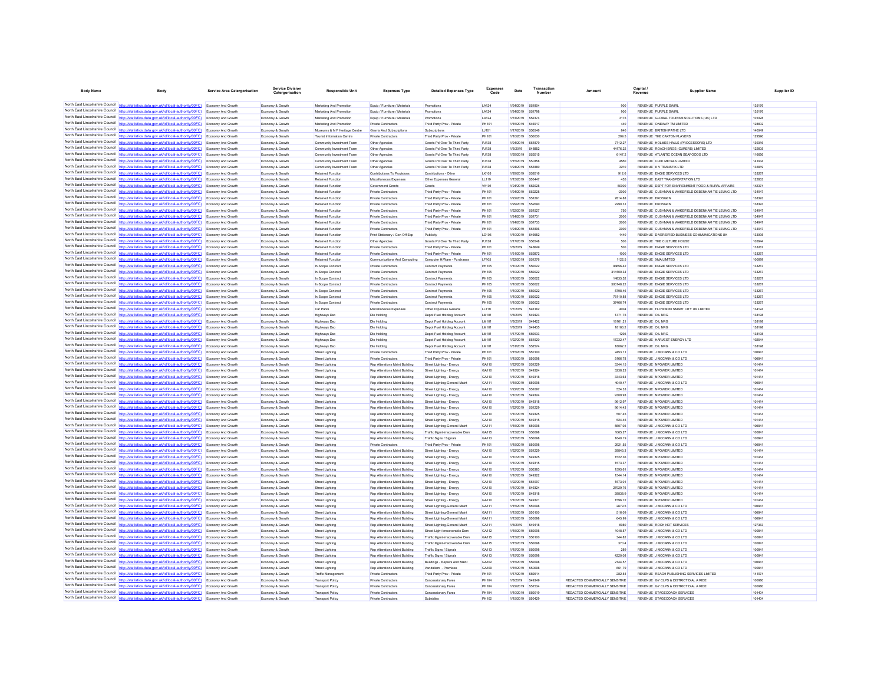| Body Name | Body | Service Area Catergorisation | Service Division Catergorisation | Responsible Unit | Expenses Type | Detailed Expenses Type | Expenses Code | Date | Transaction Number | Amount | Capital / Revenue | Supplier Name | Supplier ID |
|---|---|---|---|---|---|---|---|---|---|---|---|---|---|
| North East Lincolnshire Council | http://statistics.data.gov.uk/id/local-authority/00FC) | Economy And Growth | Economy & Growth | Marketing And Promotion | Equip / Furniture / Materials | Promotions | LA124 | 1/24/2019 | 551804 | 900 | REVENUE | PURPLE SWIRL | 135176 |
| North East Lincolnshire Council | http://statistics.data.gov.uk/id/local-authority/00FC) | Economy And Growth | Economy & Growth | Marketing And Promotion | Equip / Furniture / Materials | Promotions | LA124 | 1/24/2019 | 551798 | 900 | REVENUE | PURPLE SWIRL | 135176 |
| North East Lincolnshire Council | http://statistics.data.gov.uk/id/local-authority/00FC) | Economy And Growth | Economy & Growth | Marketing And Promotion | Equip / Furniture / Materials | Promotions | LA124 | 1/31/2019 | 552374 | 3175 | REVENUE | GLOBAL TOURISM SOLUTIONS (UK) LTD | 101026 |
| North East Lincolnshire Council | http://statistics.data.gov.uk/id/local-authority/00FC) | Economy And Growth | Economy & Growth | Marketing And Promotion | Private Contractors | Third Party Prov - Private | PH101 | 1/15/2019 | 546917 | 440 | REVENUE | ONEWAY TM LIMITED | 128602 |
| North East Lincolnshire Council | http://statistics.data.gov.uk/id/local-authority/00FC) | Economy And Growth | Economy & Growth | Museums & N F Heritage Centre | Grants And Subscriptions | Subscriptions | LJ101 | 1/17/2019 | 550546 | 840 | REVENUE | BRITISH PATHE LTD | 140049 |
| North East Lincolnshire Council | http://statistics.data.gov.uk/id/local-authority/00FC) | Economy And Growth | Economy & Growth | Tourist Information Centre | Private Contractors | Third Party Prov - Private | PH101 | 1/10/2019 | 550030 | 299.5 | REVENUE | THE CAXTON PLAYERS | 129590 |
| North East Lincolnshire Council | http://statistics.data.gov.uk/id/local-authority/00FC) | Economy And Growth | Economy & Growth | Community Investment Team | Other Agencies | Grants Pd Over To Third Party | PJ138 | 1/24/2019 | 551879 | 7712.27 | REVENUE | HOLMES HALLS (PROCESSORS) LTD | 139316 |
| North East Lincolnshire Council | http://statistics.data.gov.uk/id/local-authority/00FC) | Economy And Growth | Economy & Growth | Community Investment Team | Other Agencies | Grants Pd Over To Third Party | PJ138 | 1/3/2019 | 548852 | 44176.22 | REVENUE | ROACH BROS (CURERS) LIMITED | 122905 |
| North East Lincolnshire Council | http://statistics.data.gov.uk/id/local-authority/00FC) | Economy And Growth | Economy & Growth | Community Investment Team | Other Agencies | Grants Pd Over To Third Party | PJ138 | 1/29/2019 | 552015 | 6147.2 | REVENUE | ATLANTIC OCEAN SEAFOODS LTD | 116656 |
| North East Lincolnshire Council | http://statistics.data.gov.uk/id/local-authority/00FC) | Economy And Growth | Economy & Growth | Community Investment Team | Other Agencies | Grants Pd Over To Third Party | PJ138 | 1/15/2019 | 550358 | 4550 | REVENUE | CLEE METALS LIMITED | 141934 |
| North East Lincolnshire Council | http://statistics.data.gov.uk/id/local-authority/00FC) | Economy And Growth | Economy & Growth | Community Investment Team | Other Agencies | Grants Pd Over To Third Party | PJ138 | 1/24/2019 | 551880 | 3210 | REVENUE | K V TRANSFIX LTD | 135819 |
| North East Lincolnshire Council | http://statistics.data.gov.uk/id/local-authority/00FC) | Economy And Growth | Economy & Growth | Retained Function | Contributions To Provisions | Contributions - Other | LK103 | 1/29/2019 | 552016 | 912.6 | REVENUE | ENGIE SERVICES LTD | 133267 |
| North East Lincolnshire Council | http://statistics.data.gov.uk/id/local-authority/00FC) | Economy And Growth | Economy & Growth | Retained Function | Miscellaneous Expenses | Other Expenses General | LL119 | 1/15/2019 | 550447 | 455 | REVENUE | EAST TRANSPORTATION LTD | 122833 |
| North East Lincolnshire Council | http://statistics.data.gov.uk/id/local-authority/00FC) | Economy And Growth | Economy & Growth | Retained Function | Government Grants | Grants | VA101 | 1/24/2019 | 552026 | 50000 | REVENUE | DEPT FOR ENVIRONMENT FOOD & RURAL AFFAIRS | 142374 |
| North East Lincolnshire Council | http://statistics.data.gov.uk/id/local-authority/00FC) | Economy And Growth | Economy & Growth | Retained Function | Private Contractors | Third Party Prov - Private | PH101 | 1/24/2019 | 552228 | -2000 | REVENUE | CUSHMAN & WAKEFIELD DEBENHAM TIE LEUNG LTD | 134947 |
| North East Lincolnshire Council | http://statistics.data.gov.uk/id/local-authority/00FC) | Economy And Growth | Economy & Growth | Retained Function | Private Contractors | Third Party Prov - Private | PH101 | 1/22/2019 | 551291 | 7814.88 | REVENUE | EKOSGEN | 138393 |
| North East Lincolnshire Council | http://statistics.data.gov.uk/id/local-authority/00FC) | Economy And Growth | Economy & Growth | Retained Function | Private Contractors | Third Party Prov - Private | PH101 | 1/29/2019 | 552090 | 2290.31 | REVENUE | EKOSGEN | 138393 |
| North East Lincolnshire Council | http://statistics.data.gov.uk/id/local-authority/00FC) | Economy And Growth | Economy & Growth | Retained Function | Private Contractors | Third Party Prov - Private | PH101 | 1/22/2019 | 551527 | 750 | REVENUE | CUSHMAN & WAKEFIELD DEBENHAM TIE LEUNG LTD | 134947 |
| North East Lincolnshire Council | http://statistics.data.gov.uk/id/local-authority/00FC) | Economy And Growth | Economy & Growth | Retained Function | Private Contractors | Third Party Prov - Private | PH101 | 1/24/2019 | 551731 | 2000 | REVENUE | CUSHMAN & WAKEFIELD DEBENHAM TIE LEUNG LTD | 134947 |
| North East Lincolnshire Council | http://statistics.data.gov.uk/id/local-authority/00FC) | Economy And Growth | Economy & Growth | Retained Function | Private Contractors | Third Party Prov - Private | PH101 | 1/24/2019 | 551733 | 2000 | REVENUE | CUSHMAN & WAKEFIELD DEBENHAM TIE LEUNG LTD | 134947 |
| North East Lincolnshire Council | http://statistics.data.gov.uk/id/local-authority/00FC) | Economy And Growth | Economy & Growth | Retained Function | Private Contractors | Third Party Prov - Private | PH101 | 1/24/2019 | 551896 | 2000 | REVENUE | CUSHMAN & WAKEFIELD DEBENHAM TIE LEUNG LTD | 134947 |
| North East Lincolnshire Council | http://statistics.data.gov.uk/id/local-authority/00FC) | Economy And Growth | Economy & Growth | Retained Function | Print Stationery / Gen Off Exp | Publicity | LD105 | 1/10/2019 | 546552 | 1440 | REVENUE | DIVERSIFIED BUSINESS COMMUNICATIONS UK | 133095 |
| North East Lincolnshire Council | http://statistics.data.gov.uk/id/local-authority/00FC) | Economy And Growth | Economy & Growth | Retained Function | Other Agencies | Grants Pd Over To Third Party | PJ138 | 1/17/2019 | 550548 | 500 | REVENUE | THE CULTURE HOUSE | 102644 |
| North East Lincolnshire Council | http://statistics.data.gov.uk/id/local-authority/00FC) | Economy And Growth | Economy & Growth | Retained Function | Private Contractors | Third Party Prov - Private | PH101 | 1/8/2019 | 548649 | 500 | REVENUE | ENGIE SERVICES LTD | 133267 |
| North East Lincolnshire Council | http://statistics.data.gov.uk/id/local-authority/00FC) | Economy And Growth | Economy & Growth | Retained Function | Private Contractors | Third Party Prov - Private | PH101 | 1/31/2019 | 552872 | 1000 | REVENUE | ENGIE SERVICES LTD | 133267 |
| North East Lincolnshire Council | http://statistics.data.gov.uk/id/local-authority/00FC) | Economy And Growth | Economy & Growth | Retained Function | Communications And Computing | Computer H/Ware - Purchases | LF105 | 1/22/2019 | 551276 | 1122.5 | REVENUE | XMA LIMITED | 100699 |
| North East Lincolnshire Council | http://statistics.data.gov.uk/id/local-authority/00FC) | Economy And Growth | Economy & Growth | In Scope Contract | Private Contractors | Contract Payments | PH105 | 1/10/2019 | 550022 | 94656.42 | REVENUE | ENGIE SERVICES LTD | 133267 |
| North East Lincolnshire Council | http://statistics.data.gov.uk/id/local-authority/00FC) | Economy And Growth | Economy & Growth | In Scope Contract | Private Contractors | Contract Payments | PH105 | 1/10/2019 | 550022 | 314100.34 | REVENUE | ENGIE SERVICES LTD | 133267 |
| North East Lincolnshire Council | http://statistics.data.gov.uk/id/local-authority/00FC) | Economy And Growth | Economy & Growth | In Scope Contract | Private Contractors | Contract Payments | PH105 | 1/10/2019 | 550022 | 14835.52 | REVENUE | ENGIE SERVICES LTD | 133267 |
| North East Lincolnshire Council | http://statistics.data.gov.uk/id/local-authority/00FC) | Economy And Growth | Economy & Growth | In Scope Contract | Private Contractors | Contract Payments | PH105 | 1/10/2019 | 550022 | 500148.22 | REVENUE | ENGIE SERVICES LTD | 133267 |
| North East Lincolnshire Council | http://statistics.data.gov.uk/id/local-authority/00FC) | Economy And Growth | Economy & Growth | In Scope Contract | Private Contractors | Contract Payments | PH105 | 1/10/2019 | 550022 | 5798.46 | REVENUE | ENGIE SERVICES LTD | 133267 |
| North East Lincolnshire Council | http://statistics.data.gov.uk/id/local-authority/00FC) | Economy And Growth | Economy & Growth | In Scope Contract | Private Contractors | Contract Payments | PH105 | 1/10/2019 | 550022 | 76110.88 | REVENUE | ENGIE SERVICES LTD | 133267 |
| North East Lincolnshire Council | http://statistics.data.gov.uk/id/local-authority/00FC) | Economy And Growth | Economy & Growth | In Scope Contract | Private Contractors | Contract Payments | PH105 | 1/10/2019 | 550022 | 37466.74 | REVENUE | ENGIE SERVICES LTD | 133267 |
| North East Lincolnshire Council | http://statistics.data.gov.uk/id/local-authority/00FC) | Economy And Growth | Economy & Growth | Car Parks | Miscellaneous Expenses | Other Expenses General | LL119 | 1/7/2019 | 546162 | 4004 | REVENUE | FLOWBIRD SMART CITY UK LIMITED | 134124 |
| North East Lincolnshire Council | http://statistics.data.gov.uk/id/local-authority/00FC) | Economy And Growth | Economy & Growth | Highways Dso | Dlo Holding | Depot Fuel Holding Account | LM101 | 1/8/2019 | 549423 | 1371.75 | REVENUE | OIL NRG | 138198 |
| North East Lincolnshire Council | http://statistics.data.gov.uk/id/local-authority/00FC) | Economy And Growth | Economy & Growth | Highways Dso | Dlo Holding | Depot Fuel Holding Account | LM101 | 1/8/2019 | 549422 | 18161.21 | REVENUE | OIL NRG | 138198 |
| North East Lincolnshire Council | http://statistics.data.gov.uk/id/local-authority/00FC) | Economy And Growth | Economy & Growth | Highways Dso | Dlo Holding | Depot Fuel Holding Account | LM101 | 1/8/2019 | 549435 | 18160.2 | REVENUE | OIL NRG | 138198 |
| North East Lincolnshire Council | http://statistics.data.gov.uk/id/local-authority/00FC) | Economy And Growth | Economy & Growth | Highways Dso | Dlo Holding | Depot Fuel Holding Account | LM101 | 1/17/2019 | 550933 | 1295 | REVENUE | OIL NRG | 138198 |
| North East Lincolnshire Council | http://statistics.data.gov.uk/id/local-authority/00FC) | Economy And Growth | Economy & Growth | Highways Dso | Dlo Holding | Depot Fuel Holding Account | LM101 | 1/22/2019 | 551520 | 17232.47 | REVENUE | HARVEST ENERGY LTD | 102544 |
| North East Lincolnshire Council | http://statistics.data.gov.uk/id/local-authority/00FC) | Economy And Growth | Economy & Growth | Highways Dso | Dlo Holding | Depot Fuel Holding Account | LM101 | 1/31/2019 | 552574 | 18082.2 | REVENUE | OIL NRG | 138198 |
| North East Lincolnshire Council | http://statistics.data.gov.uk/id/local-authority/00FC) | Economy And Growth | Economy & Growth | Street Lighting | Private Contractors | Third Party Prov - Private | PH101 | 1/15/2019 | 550100 | 2453.11 | REVENUE | J MCCANN & CO LTD | 100841 |
| North East Lincolnshire Council | http://statistics.data.gov.uk/id/local-authority/00FC) | Economy And Growth | Economy & Growth | Street Lighting | Private Contractors | Third Party Prov - Private | PH101 | 1/15/2019 | 550098 | 5165.78 | REVENUE | J MCCANN & CO LTD | 100841 |
| North East Lincolnshire Council | http://statistics.data.gov.uk/id/local-authority/00FC) | Economy And Growth | Economy & Growth | Street Lighting | Rep Alterations Maint Building | Street Lighting - Energy | GA110 | 1/22/2019 | 551229 | 3344.15 | REVENUE | NPOWER LIMITED | 101414 |
| North East Lincolnshire Council | http://statistics.data.gov.uk/id/local-authority/00FC) | Economy And Growth | Economy & Growth | Street Lighting | Rep Alterations Maint Building | Street Lighting - Energy | GA110 | 1/10/2019 | 549324 | 3238.23 | REVENUE | NPOWER LIMITED | 101414 |
| North East Lincolnshire Council | http://statistics.data.gov.uk/id/local-authority/00FC) | Economy And Growth | Economy & Growth | Street Lighting | Rep Alterations Maint Building | Street Lighting - Energy | GA110 | 1/10/2019 | 549318 | 3343.64 | REVENUE | NPOWER LIMITED | 101414 |
| North East Lincolnshire Council | http://statistics.data.gov.uk/id/local-authority/00FC) | Economy And Growth | Economy & Growth | Street Lighting | Rep Alterations Maint Building | Street Lighting-General Maint | GA111 | 1/15/2019 | 550098 | 4040.47 | REVENUE | J MCCANN & CO LTD | 100841 |
| North East Lincolnshire Council | http://statistics.data.gov.uk/id/local-authority/00FC) | Economy And Growth | Economy & Growth | Street Lighting | Rep Alterations Maint Building | Street Lighting - Energy | GA110 | 1/22/2019 | 551097 | 524.33 | REVENUE | NPOWER LIMITED | 101414 |
| North East Lincolnshire Council | http://statistics.data.gov.uk/id/local-authority/00FC) | Economy And Growth | Economy & Growth | Street Lighting | Rep Alterations Maint Building | Street Lighting - Energy | GA110 | 1/10/2019 | 549324 | 9309.93 | REVENUE | NPOWER LIMITED | 101414 |
| North East Lincolnshire Council | http://statistics.data.gov.uk/id/local-authority/00FC) | Economy And Growth | Economy & Growth | Street Lighting | Rep Alterations Maint Building | Street Lighting - Energy | GA110 | 1/10/2019 | 549318 | 9612.97 | REVENUE | NPOWER LIMITED | 101414 |
| North East Lincolnshire Council | http://statistics.data.gov.uk/id/local-authority/00FC) | Economy And Growth | Economy & Growth | Street Lighting | Rep Alterations Maint Building | Street Lighting - Energy | GA110 | 1/22/2019 | 551229 | 9614.43 | REVENUE | NPOWER LIMITED | 101414 |
| North East Lincolnshire Council | http://statistics.data.gov.uk/id/local-authority/00FC) | Economy And Growth | Economy & Growth | Street Lighting | Rep Alterations Maint Building | Street Lighting - Energy | GA110 | 1/10/2019 | 549325 | 507.45 | REVENUE | NPOWER LIMITED | 101414 |
| North East Lincolnshire Council | http://statistics.data.gov.uk/id/local-authority/00FC) | Economy And Growth | Economy & Growth | Street Lighting | Rep Alterations Maint Building | Street Lighting - Energy | GA110 | 1/10/2019 | 549315 | 524.45 | REVENUE | NPOWER LIMITED | 101414 |
| North East Lincolnshire Council | http://statistics.data.gov.uk/id/local-authority/00FC) | Economy And Growth | Economy & Growth | Street Lighting | Rep Alterations Maint Building | Street Lighting-General Maint | GA111 | 1/15/2019 | 550098 | 5507.05 | REVENUE | J MCCANN & CO LTD | 100841 |
| North East Lincolnshire Council | http://statistics.data.gov.uk/id/local-authority/00FC) | Economy And Growth | Economy & Growth | Street Lighting | Rep Alterations Maint Building | Traffic Mgmt-Irrecoverable Dam | GA115 | 1/15/2019 | 550098 | 1065.27 | REVENUE | J MCCANN & CO LTD | 100841 |
| North East Lincolnshire Council | http://statistics.data.gov.uk/id/local-authority/00FC) | Economy And Growth | Economy & Growth | Street Lighting | Rep Alterations Maint Building | Traffic Signs / Signals | GA113 | 1/15/2019 | 550098 | 1640.19 | REVENUE | J MCCANN & CO LTD | 100841 |
| North East Lincolnshire Council | http://statistics.data.gov.uk/id/local-authority/00FC) | Economy And Growth | Economy & Growth | Street Lighting | Private Contractors | Third Party Prov - Private | PH101 | 1/15/2019 | 550098 | 2921.55 | REVENUE | J MCCANN & CO LTD | 100841 |
| North East Lincolnshire Council | http://statistics.data.gov.uk/id/local-authority/00FC) | Economy And Growth | Economy & Growth | Street Lighting | Rep Alterations Maint Building | Street Lighting - Energy | GA110 | 1/22/2019 | 551229 | 28843.3 | REVENUE | NPOWER LIMITED | 101414 |
| North East Lincolnshire Council | http://statistics.data.gov.uk/id/local-authority/00FC) | Economy And Growth | Economy & Growth | Street Lighting | Rep Alterations Maint Building | Street Lighting - Energy | GA110 | 1/10/2019 | 549325 | 1522.36 | REVENUE | NPOWER LIMITED | 101414 |
| North East Lincolnshire Council | http://statistics.data.gov.uk/id/local-authority/00FC) | Economy And Growth | Economy & Growth | Street Lighting | Rep Alterations Maint Building | Street Lighting - Energy | GA110 | 1/10/2019 | 549315 | 1573.37 | REVENUE | NPOWER LIMITED | 101414 |
| North East Lincolnshire Council | http://statistics.data.gov.uk/id/local-authority/00FC) | Economy And Growth | Economy & Growth | Street Lighting | Rep Alterations Maint Building | Street Lighting - Energy | GA110 | 1/15/2019 | 550383 | 1595.61 | REVENUE | NPOWER LIMITED | 101414 |
| North East Lincolnshire Council | http://statistics.data.gov.uk/id/local-authority/00FC) | Economy And Growth | Economy & Growth | Street Lighting | Rep Alterations Maint Building | Street Lighting - Energy | GA110 | 1/10/2019 | 549322 | 1544.14 | REVENUE | NPOWER LIMITED | 101414 |
| North East Lincolnshire Council | http://statistics.data.gov.uk/id/local-authority/00FC) | Economy And Growth | Economy & Growth | Street Lighting | Rep Alterations Maint Building | Street Lighting - Energy | GA110 | 1/22/2019 | 551097 | 1573.01 | REVENUE | NPOWER LIMITED | 101414 |
| North East Lincolnshire Council | http://statistics.data.gov.uk/id/local-authority/00FC) | Economy And Growth | Economy & Growth | Street Lighting | Rep Alterations Maint Building | Street Lighting - Energy | GA110 | 1/10/2019 | 549324 | 27929.76 | REVENUE | NPOWER LIMITED | 101414 |
| North East Lincolnshire Council | http://statistics.data.gov.uk/id/local-authority/00FC) | Economy And Growth | Economy & Growth | Street Lighting | Rep Alterations Maint Building | Street Lighting - Energy | GA110 | 1/10/2019 | 549318 | 28838.9 | REVENUE | NPOWER LIMITED | 101414 |
| North East Lincolnshire Council | http://statistics.data.gov.uk/id/local-authority/00FC) | Economy And Growth | Economy & Growth | Street Lighting | Rep Alterations Maint Building | Street Lighting - Energy | GA110 | 1/10/2019 | 549321 | 1596.72 | REVENUE | NPOWER LIMITED | 101414 |
| North East Lincolnshire Council | http://statistics.data.gov.uk/id/local-authority/00FC) | Economy And Growth | Economy & Growth | Street Lighting | Rep Alterations Maint Building | Street Lighting-General Maint | GA111 | 1/15/2019 | 550098 | 2679.5 | REVENUE | J MCCANN & CO LTD | 100841 |
| North East Lincolnshire Council | http://statistics.data.gov.uk/id/local-authority/00FC) | Economy And Growth | Economy & Growth | Street Lighting | Rep Alterations Maint Building | Street Lighting-General Maint | GA111 | 1/15/2019 | 550100 | 516.09 | REVENUE | J MCCANN & CO LTD | 100841 |
| North East Lincolnshire Council | http://statistics.data.gov.uk/id/local-authority/00FC) | Economy And Growth | Economy & Growth | Street Lighting | Rep Alterations Maint Building | Street Lighting-General Maint | GA111 | 1/15/2019 | 550098 | 645.99 | REVENUE | J MCCANN & CO LTD | 100841 |
| North East Lincolnshire Council | http://statistics.data.gov.uk/id/local-authority/00FC) | Economy And Growth | Economy & Growth | Street Lighting | Rep Alterations Maint Building | Street Lighting-General Maint | GA111 | 1/8/2019 | 549418 | 6080 | REVENUE | ROCH NDT SERVICES | 127363 |
| North East Lincolnshire Council | http://statistics.data.gov.uk/id/local-authority/00FC) | Economy And Growth | Economy & Growth | Street Lighting | Rep Alterations Maint Building | Street Light-Irrecoverable Dam | GA112 | 1/15/2019 | 550098 | 1048.57 | REVENUE | J MCCANN & CO LTD | 100841 |
| North East Lincolnshire Council | http://statistics.data.gov.uk/id/local-authority/00FC) | Economy And Growth | Economy & Growth | Street Lighting | Rep Alterations Maint Building | Traffic Mgmt-Irrecoverable Dam | GA115 | 1/15/2019 | 550100 | 344.82 | REVENUE | J MCCANN & CO LTD | 100841 |
| North East Lincolnshire Council | http://statistics.data.gov.uk/id/local-authority/00FC) | Economy And Growth | Economy & Growth | Street Lighting | Rep Alterations Maint Building | Traffic Mgmt-Irrecoverable Dam | GA115 | 1/15/2019 | 550098 | 370.4 | REVENUE | J MCCANN & CO LTD | 100841 |
| North East Lincolnshire Council | http://statistics.data.gov.uk/id/local-authority/00FC) | Economy And Growth | Economy & Growth | Street Lighting | Rep Alterations Maint Building | Traffic Signs / Signals | GA113 | 1/15/2019 | 550098 | 289 | REVENUE | J MCCANN & CO LTD | 100841 |
| North East Lincolnshire Council | http://statistics.data.gov.uk/id/local-authority/00FC) | Economy And Growth | Economy & Growth | Street Lighting | Rep Alterations Maint Building | Traffic Signs / Signals | GA113 | 1/15/2019 | 550098 | 4220.08 | REVENUE | J MCCANN & CO LTD | 100841 |
| North East Lincolnshire Council | http://statistics.data.gov.uk/id/local-authority/00FC) | Economy And Growth | Economy & Growth | Street Lighting | Rep Alterations Maint Building | Buildings - Repairs And Maint | GA102 | 1/15/2019 | 550098 | 2144.57 | REVENUE | J MCCANN & CO LTD | 100841 |
| North East Lincolnshire Council | http://statistics.data.gov.uk/id/local-authority/00FC) | Economy And Growth | Economy & Growth | Street Lighting | Rep Alterations Maint Building | Vandalism - Premises | GA109 | 1/15/2019 | 550098 | 661.79 | REVENUE | J MCCANN & CO LTD | 100841 |
| North East Lincolnshire Council | http://statistics.data.gov.uk/id/local-authority/00FC) | Economy And Growth | Economy & Growth | Traffic Management | Private Contractors | Third Party Prov - Private | PH101 | 1/17/2019 | 550514 | 282.54 | REVENUE | REACH PUBLISHING SERVICES LIMITED | 141974 |
| North East Lincolnshire Council | http://statistics.data.gov.uk/id/local-authority/00FC) | Economy And Growth | Economy & Growth | Transport Policy | Private Contractors | Concessionary Fares | PH104 | 1/8/2019 | 549349 | REDACTED COMMERCIALLY SENSITIVE | REVENUE | GY CLPS & DISTRICT DIAL A RIDE | 100980 |
| North East Lincolnshire Council | http://statistics.data.gov.uk/id/local-authority/00FC) | Economy And Growth | Economy & Growth | Transport Policy | Private Contractors | Concessionary Fares | PH104 | 1/22/2019 | 551534 | REDACTED COMMERCIALLY SENSITIVE | REVENUE | GY CLPS & DISTRICT DIAL A RIDE | 100980 |
| North East Lincolnshire Council | http://statistics.data.gov.uk/id/local-authority/00FC) | Economy And Growth | Economy & Growth | Transport Policy | Private Contractors | Concessionary Fares | PH104 | 1/10/2019 | 550019 | REDACTED COMMERCIALLY SENSITIVE | REVENUE | STAGECOACH SERVICES | 101404 |
| North East Lincolnshire Council | http://statistics.data.gov.uk/id/local-authority/00FC) | Economy And Growth | Economy & Growth | Transport Policy | Private Contractors | Subsidies | PH102 | 1/15/2019 | 550429 | REDACTED COMMERCIALLY SENSITIVE | REVENUE | STAGECOACH SERVICES | 101404 |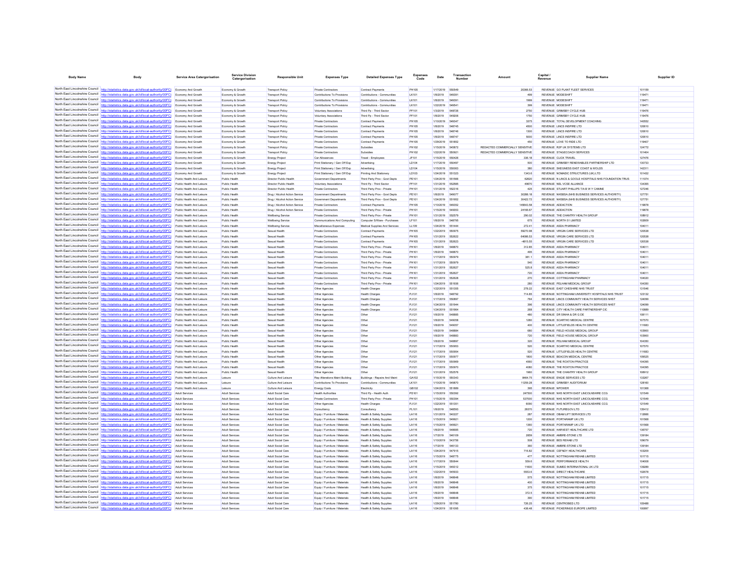| Body Name | Body | Service Area Catergorisation | Service Division Catergorisation | Responsible Unit | Expenses Type | Detailed Expenses Type | Expenses Code | Date | Transaction Number | Amount | Capital / Revenue | Supplier Name | Supplier ID |
|---|---|---|---|---|---|---|---|---|---|---|---|---|---|
| North East Lincolnshire Council | http://statistics.data.gov.uk/id/local-authority/00FC) | Economy And Growth | Economy & Growth | Transport Policy | Private Contractors | Contract Payments | PH105 | 1/17/2019 | 550549 | 20366.53 | REVENUE | GO PLANT FLEET SERVICES | 101159 |
| North East Lincolnshire Council | http://statistics.data.gov.uk/id/local-authority/00FC) | Economy And Growth | Economy & Growth | Transport Policy | Contributions To Provisions | Contributions - Communities | LK101 | 1/8/2019 | 549391 | 499 | REVENUE | MODESHIFT | 119471 |
| North East Lincolnshire Council | http://statistics.data.gov.uk/id/local-authority/00FC) | Economy And Growth | Economy & Growth | Transport Policy | Contributions To Provisions | Contributions - Communities | LK101 | 1/8/2019 | 549391 | 1999 | REVENUE | MODESHIFT | 119471 |
| North East Lincolnshire Council | http://statistics.data.gov.uk/id/local-authority/00FC) | Economy And Growth | Economy & Growth | Transport Policy | Contributions To Provisions | Contributions - Communities | LK101 | 1/22/2019 | 549541 | 399 | REVENUE | MODESHIFT | 119471 |
| North East Lincolnshire Council | http://statistics.data.gov.uk/id/local-authority/00FC) | Economy And Growth | Economy & Growth | Transport Policy | Voluntary Associations | Third Pp - Third Sector | PF101 | 1/3/2019 | 548726 | 2750 | REVENUE | GRIMSBY CYCLE HUB | 119476 |
| North East Lincolnshire Council | http://statistics.data.gov.uk/id/local-authority/00FC) | Economy And Growth | Economy & Growth | Transport Policy | Voluntary Associations | Third Pp - Third Sector | PF101 | 1/8/2019 | 549206 | 1750 | REVENUE | GRIMSBY CYCLE HUB | 119476 |
| North East Lincolnshire Council | http://statistics.data.gov.uk/id/local-authority/00FC) | Economy And Growth | Economy & Growth | Transport Policy | Private Contractors | Contract Payments | PH105 | 1/10/2019 | 549347 | 3375 | REVENUE | TOTAL DEVELOPMENT COACHING | 140552 |
| North East Lincolnshire Council | http://statistics.data.gov.uk/id/local-authority/00FC) | Economy And Growth | Economy & Growth | Transport Policy | Private Contractors | Contract Payments | PH105 | 1/8/2019 | 548745 | 4500 | REVENUE | LINCS INSPIRE LTD | 120610 |
| North East Lincolnshire Council | http://statistics.data.gov.uk/id/local-authority/00FC) | Economy And Growth | Economy & Growth | Transport Policy | Private Contractors | Contract Payments | PH105 | 1/8/2019 | 548746 | 1300 | REVENUE | LINCS INSPIRE LTD | 120610 |
| North East Lincolnshire Council | http://statistics.data.gov.uk/id/local-authority/00FC) | Economy And Growth | Economy & Growth | Transport Policy | Private Contractors | Contract Payments | PH105 | 1/8/2019 | 548747 | 5000 | REVENUE | LINCS INSPIRE LTD | 120610 |
| North East Lincolnshire Council | http://statistics.data.gov.uk/id/local-authority/00FC) | Economy And Growth | Economy & Growth | Transport Policy | Private Contractors | Contract Payments | PH105 | 1/29/2019 | 551852 | 450 | REVENUE | LOVE TO RIDE LTD | 119407 |
| North East Lincolnshire Council | http://statistics.data.gov.uk/id/local-authority/00FC) | Economy And Growth | Economy & Growth | Transport Policy | Private Contractors | Subsidies | PH102 | 1/15/2019 | 545872 | REDACTED COMMERCIALLY SENSITIVE | REVENUE | R2P UK SYSTEMS LTD | 124772 |
| North East Lincolnshire Council | http://statistics.data.gov.uk/id/local-authority/00FC) | Economy And Growth | Economy & Growth | Transport Policy | Private Contractors | Subsidies | PH102 | 1/22/2019 | 550921 | REDACTED COMMERCIALLY SENSITIVE | REVENUE | STAGECOACH SERVICES | 101404 |
| North East Lincolnshire Council | http://statistics.data.gov.uk/id/local-authority/00FC) | Economy And Growth | Economy & Growth | Energy Project | Car Allowances | Travel - Employees | JF101 | 1/15/2019 | 550426 | 336.18 | REVENUE | CLICK TRAVEL | 127476 |
| North East Lincolnshire Council | http://statistics.data.gov.uk/id/local-authority/00FC) | Economy And Growth | Economy & Growth | Energy Project | Print Stationery / Gen Off Exp | Advertising | LD104 | 1/17/2019 | 550497 | 500 | REVENUE | GRIMSBY RENEWABLES PARTNERSHIP LTD | 130733 |
| North East Lincolnshire Council | http://statistics.data.gov.uk/id/local-authority/00FC) | Economy And Growth | Economy & Growth | Energy Project | Print Stationery / Gen Off Exp | Advertising | LD104 | 1/15/2019 | 550063 | 380 | REVENUE | SKEGNESS EAST COAST & WOLDS | 142311 |
| North East Lincolnshire Council | http://statistics.data.gov.uk/id/local-authority/00FC) | Economy And Growth | Economy & Growth | Energy Project | Print Stationery / Gen Off Exp | Printing And Stationery | LD103 | 1/24/2019 | 551323 | 1343.6 | REVENUE | NOMADIC STRUCTURES (UK) LTD | 101432 |
| North East Lincolnshire Council | http://statistics.data.gov.uk/id/local-authority/00FC) | Public Health And Leisure | Public Health | Director Public Health | Government Departments | Third Party Prov - Govt Depts | PE101 | 1/24/2019 | 551566 | 62620 | REVENUE | N LINCS & GOOLE HOSPITALS NHS FOUNDATION TRUS | 111074 |
| North East Lincolnshire Council | http://statistics.data.gov.uk/id/local-authority/00FC) | Public Health And Leisure | Public Health | Director Public Health | Voluntary Associations | Third Pp - Third Sector | PF101 | 1/31/2019 | 552585 | 49670 | REVENUE | NEL VCSE ALLIANCE | 134355 |
| North East Lincolnshire Council | http://statistics.data.gov.uk/id/local-authority/00FC) | Public Health And Leisure | Public Health | Director Public Health | Private Contractors | Third Party Prov - Private | PH101 | 1/31/2019 | 552316 | 425 | REVENUE | STUART PHILLIPS T/A B W Y CANINE | 127246 |
| North East Lincolnshire Council | http://statistics.data.gov.uk/id/local-authority/00FC) | Public Health And Leisure | Public Health | Drug / Alcohol Action Service | Government Departments | Third Party Prov - Govt Depts | PE101 | 1/8/2019 | 549077 | 30288.18 | REVENUE | NHSBSA (NHS BUSINESS SERVICES AUTHORITY) | 127751 |
| North East Lincolnshire Council | http://statistics.data.gov.uk/id/local-authority/00FC) | Public Health And Leisure | Public Health | Drug / Alcohol Action Service | Government Departments | Third Party Prov - Govt Depts | PE101 | 1/24/2019 | 551662 | 30422.72 | REVENUE | NHSBSA (NHS BUSINESS SERVICES AUTHORITY) | 127751 |
| North East Lincolnshire Council | http://statistics.data.gov.uk/id/local-authority/00FC) | Public Health And Leisure | Public Health | Drug / Alcohol Action Service | Private Contractors | Contract Payments | PH105 | 1/10/2019 | 549352 | 145643.58 | REVENUE | ADDACTION | 119878 |
| North East Lincolnshire Council | http://statistics.data.gov.uk/id/local-authority/00FC) | Public Health And Leisure | Public Health | Drug / Alcohol Action Service | Private Contractors | Third Party Prov - Private | PH101 | 1/15/2019 | 549353 | 24166.67 | REVENUE | ADDACTION | 119878 |
| North East Lincolnshire Council | http://statistics.data.gov.uk/id/local-authority/00FC) | Public Health And Leisure | Public Health | Wellbeing Service | Private Contractors | Third Party Prov - Private | PH101 | 1/31/2019 | 552579 | 290.02 | REVENUE | THE CHANTRY HEALTH GROUP | 108912 |
| North East Lincolnshire Council | http://statistics.data.gov.uk/id/local-authority/00FC) | Public Health And Leisure | Public Health | Wellbeing Service | Communications And Computing | Computer S/Ware - Purchases | LF101 | 1/8/2019 | 548795 | 675 | REVENUE | NORTH 51 LIMITED | 102609 |
| North East Lincolnshire Council | http://statistics.data.gov.uk/id/local-authority/00FC) | Public Health And Leisure | Public Health | Wellbeing Service | Miscellaneous Expenses | Medical Supplies And Services | LL109 | 1/24/2019 | 551444 | 272.41 | REVENUE | ASDA PHARMACY | 104011 |
| North East Lincolnshire Council | http://statistics.data.gov.uk/id/local-authority/00FC) | Public Health And Leisure | Public Health | Sexual Health | Private Contractors | Contract Payments | PH105 | 1/22/2019 | 550975 | 59270.96 | REVENUE | VIRGIN CARE SERVICES LTD | 120538 |
| North East Lincolnshire Council | http://statistics.data.gov.uk/id/local-authority/00FC) | Public Health And Leisure | Public Health | Sexual Health | Private Contractors | Contract Payments | PH105 | 1/31/2019 | 552622 | 64086.53 | REVENUE | VIRGIN CARE SERVICES LTD | 120538 |
| North East Lincolnshire Council | http://statistics.data.gov.uk/id/local-authority/00FC) | Public Health And Leisure | Public Health | Sexual Health | Private Contractors | Contract Payments | PH105 | 1/31/2019 | 552623 | -4815.55 | REVENUE | VIRGIN CARE SERVICES LTD | 120538 |
| North East Lincolnshire Council | http://statistics.data.gov.uk/id/local-authority/00FC) | Public Health And Leisure | Public Health | Sexual Health | Private Contractors | Third Party Prov - Private | PH101 | 1/8/2019 | 548870 | 312.85 | REVENUE | ASDA PHARMACY | 104011 |
| North East Lincolnshire Council | http://statistics.data.gov.uk/id/local-authority/00FC) | Public Health And Leisure | Public Health | Sexual Health | Private Contractors | Third Party Prov - Private | PH101 | 1/8/2019 | 548870 | 495 | REVENUE | ASDA PHARMACY | 104011 |
| North East Lincolnshire Council | http://statistics.data.gov.uk/id/local-authority/00FC) | Public Health And Leisure | Public Health | Sexual Health | Private Contractors | Third Party Prov - Private | PH101 | 1/17/2019 | 550979 | 381.1 | REVENUE | ASDA PHARMACY | 104011 |
| North East Lincolnshire Council | http://statistics.data.gov.uk/id/local-authority/00FC) | Public Health And Leisure | Public Health | Sexual Health | Private Contractors | Third Party Prov - Private | PH101 | 1/17/2019 | 550979 | 540 | REVENUE | ASDA PHARMACY | 104011 |
| North East Lincolnshire Council | http://statistics.data.gov.uk/id/local-authority/00FC) | Public Health And Leisure | Public Health | Sexual Health | Private Contractors | Third Party Prov - Private | PH101 | 1/31/2019 | 552627 | 525.8 | REVENUE | ASDA PHARMACY | 104011 |
| North East Lincolnshire Council | http://statistics.data.gov.uk/id/local-authority/00FC) | Public Health And Leisure | Public Health | Sexual Health | Private Contractors | Third Party Prov - Private | PH101 | 1/31/2019 | 552627 | 720 | REVENUE | ASDA PHARMACY | 104011 |
| North East Lincolnshire Council | http://statistics.data.gov.uk/id/local-authority/00FC) | Public Health And Leisure | Public Health | Sexual Health | Private Contractors | Third Party Prov - Private | PH101 | 1/31/2019 | 552628 | 270 | REVENUE | COTTINGHAM PHARMACY | 104020 |
| North East Lincolnshire Council | http://statistics.data.gov.uk/id/local-authority/00FC) | Public Health And Leisure | Public Health | Sexual Health | Private Contractors | Third Party Prov - Private | PH101 | 1/24/2019 | 551936 | 280 | REVENUE | PELHAM MEDICAL GROUP | 104350 |
| North East Lincolnshire Council | http://statistics.data.gov.uk/id/local-authority/00FC) | Public Health And Leisure | Public Health | Sexual Health | Other Agencies | Health Charges | PJ131 | 1/22/2019 | 551355 | 278.22 | REVENUE | EAST CHESHIRE NHS TRUST | 131546 |
| North East Lincolnshire Council | http://statistics.data.gov.uk/id/local-authority/00FC) | Public Health And Leisure | Public Health | Sexual Health | Other Agencies | Health Charges | PJ131 | 1/8/2019 | 548792 | 714.85 | REVENUE | NOTTINGHAM UNIVERSITY HOSPITALS NHS TRUST | 123132 |
| North East Lincolnshire Council | http://statistics.data.gov.uk/id/local-authority/00FC) | Public Health And Leisure | Public Health | Sexual Health | Other Agencies | Health Charges | PJ131 | 1/17/2019 | 550897 | 764 | REVENUE | LINCS COMMUNITY HEALTH SERVICES NHST | 124099 |
| North East Lincolnshire Council | http://statistics.data.gov.uk/id/local-authority/00FC) | Public Health And Leisure | Public Health | Sexual Health | Other Agencies | Health Charges | PJ131 | 1/24/2019 | 551944 | 396 | REVENUE | LINCS COMMUNITY HEALTH SERVICES NHST | 124099 |
| North East Lincolnshire Council | http://statistics.data.gov.uk/id/local-authority/00FC) | Public Health And Leisure | Public Health | Sexual Health | Other Agencies | Health Charges | PJ131 | 1/24/2019 | 551964 | 268 | REVENUE | CITY HEALTH CARE PARTNERSHIP CIC | 110889 |
| North East Lincolnshire Council | http://statistics.data.gov.uk/id/local-authority/00FC) | Public Health And Leisure | Public Health | Sexual Health | Other Agencies | Other | PJ121 | 1/8/2019 | 548885 | 480 | REVENUE | DR SINHA & DR G DE | 108111 |
| North East Lincolnshire Council | http://statistics.data.gov.uk/id/local-authority/00FC) | Public Health And Leisure | Public Health | Sexual Health | Other Agencies | Other | PJ121 | 1/8/2019 | 549058 | 1280 | REVENUE | SCARTHO MEDICAL CENTRE | 107570 |
| North East Lincolnshire Council | http://statistics.data.gov.uk/id/local-authority/00FC) | Public Health And Leisure | Public Health | Sexual Health | Other Agencies | Other | PJ121 | 1/8/2019 | 549057 | 400 | REVENUE | LITTLEFIELDS HEALTH CENTRE | 111683 |
| North East Lincolnshire Council | http://statistics.data.gov.uk/id/local-authority/00FC) | Public Health And Leisure | Public Health | Sexual Health | Other Agencies | Other | PJ121 | 1/8/2019 | 548884 | 680 | REVENUE | FIELD HOUSE MEDICAL GROUP | 103900 |
| North East Lincolnshire Council | http://statistics.data.gov.uk/id/local-authority/00FC) | Public Health And Leisure | Public Health | Sexual Health | Other Agencies | Other | PJ121 | 1/8/2019 | 548883 | 720 | REVENUE | FIELD HOUSE MEDICAL GROUP | 103900 |
| North East Lincolnshire Council | http://statistics.data.gov.uk/id/local-authority/00FC) | Public Health And Leisure | Public Health | Sexual Health | Other Agencies | Other | PJ121 | 1/8/2019 | 548897 | 320 | REVENUE | PELHAM MEDICAL GROUP | 104350 |
| North East Lincolnshire Council | http://statistics.data.gov.uk/id/local-authority/00FC) | Public Health And Leisure | Public Health | Sexual Health | Other Agencies | Other | PJ121 | 1/17/2019 | 550953 | 520 | REVENUE | SCARTHO MEDICAL CENTRE | 107570 |
| North East Lincolnshire Council | http://statistics.data.gov.uk/id/local-authority/00FC) | Public Health And Leisure | Public Health | Sexual Health | Other Agencies | Other | PJ121 | 1/17/2019 | 550954 | 520 | REVENUE | LITTLEFIELDS HEALTH CENTRE | 111683 |
| North East Lincolnshire Council | http://statistics.data.gov.uk/id/local-authority/00FC) | Public Health And Leisure | Public Health | Sexual Health | Other Agencies | Other | PJ121 | 1/17/2019 | 550977 | 1800 | REVENUE | BEACON MEDICAL CENTRE | 109525 |
| North East Lincolnshire Council | http://statistics.data.gov.uk/id/local-authority/00FC) | Public Health And Leisure | Public Health | Sexual Health | Other Agencies | Other | PJ121 | 1/17/2019 | 550969 | 4560 | REVENUE | THE ROXTON PRACTICE | 104395 |
| North East Lincolnshire Council | http://statistics.data.gov.uk/id/local-authority/00FC) | Public Health And Leisure | Public Health | Sexual Health | Other Agencies | Other | PJ121 | 1/17/2019 | 550970 | 4080 | REVENUE | THE ROXTON PRACTICE | 104395 |
| North East Lincolnshire Council | http://statistics.data.gov.uk/id/local-authority/00FC) | Public Health And Leisure | Public Health | Sexual Health | Other Agencies | Other | PJ121 | 1/31/2019 | 552576 | 1960 | REVENUE | THE CHANTRY HEALTH GROUP | 108912 |
| North East Lincolnshire Council | http://statistics.data.gov.uk/id/local-authority/00FC) | Public Health And Leisure | Leisure | Culture And Leisure | Rep Alterations Maint Building | Buildings - Repairs And Maint | GA102 | 1/15/2019 | 550343 | 8464.75 | REVENUE | ENGIE SERVICES LTD | 133267 |
| North East Lincolnshire Council | http://statistics.data.gov.uk/id/local-authority/00FC) | Public Health And Leisure | Leisure | Culture And Leisure | Contributions To Provisions | Contributions - Communities | LK101 | 1/10/2019 | 549870 | 11259.28 | REVENUE | GRIMSBY AUDITORIUM | 128160 |
| North East Lincolnshire Council | http://statistics.data.gov.uk/id/local-authority/00FC) | Public Health And Leisure | Leisure | Culture And Leisure | Energy Costs | Electricity | GB102 | 1/24/2019 | 551889 | 395 | REVENUE | NPOWER | 101368 |
| North East Lincolnshire Council | http://statistics.data.gov.uk/id/local-authority/00FC) | Adult Services | Adult Services | Adult Social Care | Health Authorities | Third Pp - Health Auth | PD101 | 1/15/2019 | 550392 | 247500 | REVENUE | NHS NORTH EAST LINCOLNSHIRE CCG | 121549 |
| North East Lincolnshire Council | http://statistics.data.gov.uk/id/local-authority/00FC) | Adult Services | Adult Services | Adult Social Care | Private Contractors | Third Party Prov - Private | PH101 | 1/15/2019 | 550394 | 537000 | REVENUE | NHS NORTH EAST LINCOLNSHIRE CCG | 121549 |
| North East Lincolnshire Council | http://statistics.data.gov.uk/id/local-authority/00FC) | Adult Services | Adult Services | Adult Social Care | Other Agencies | Health Charges | PJ131 | 1/22/2019 | 551351 | 8090 | REVENUE | NHS NORTH EAST LINCOLNSHIRE CCG | 121549 |
| North East Lincolnshire Council | http://statistics.data.gov.uk/id/local-authority/00FC) | Adult Services | Adult Services | Adult Social Care | Consultancy | Consultancy | PL101 | 1/8/2019 | 548593 | 29370 | REVENUE | FUTUREGOV.LTD | 135412 |
| North East Lincolnshire Council | http://statistics.data.gov.uk/id/local-authority/00FC) | Adult Services | Adult Services | Adult Social Care | Equip / Furniture / Materials | Health & Safety Supplies | LA116 | 1/31/2019 | 540227 | 287 | REVENUE | OBAM LIFT SERVICES LTD | 112666 |
| North East Lincolnshire Council | http://statistics.data.gov.uk/id/local-authority/00FC) | Adult Services | Adult Services | Adult Social Care | Equip / Furniture / Materials | Health & Safety Supplies | LA116 | 1/15/2019 | 549921 | 1200 | REVENUE | PORTARAMP UK LTD | 101568 |
| North East Lincolnshire Council | http://statistics.data.gov.uk/id/local-authority/00FC) | Adult Services | Adult Services | Adult Social Care | Equip / Furniture / Materials | Health & Safety Supplies | LA116 | 1/15/2019 | 549921 | 1360 | REVENUE | PORTARAMP UK LTD | 101568 |
| North East Lincolnshire Council | http://statistics.data.gov.uk/id/local-authority/00FC) | Adult Services | Adult Services | Adult Social Care | Equip / Furniture / Materials | Health & Safety Supplies | LA116 | 1/8/2019 | 548685 | 720 | REVENUE | HARVEST HEALTHCARE LTD | 136757 |
| North East Lincolnshire Council | http://statistics.data.gov.uk/id/local-authority/00FC) | Adult Services | Adult Services | Adult Social Care | Equip / Furniture / Materials | Health & Safety Supplies | LA116 | 1/7/2019 | 546109 | 2859 | REVENUE | AMBRE-STONE LTD | 139184 |
| North East Lincolnshire Council | http://statistics.data.gov.uk/id/local-authority/00FC) | Adult Services | Adult Services | Adult Social Care | Equip / Furniture / Materials | Health & Safety Supplies | LA116 | 1/10/2019 | 543756 | 508 | REVENUE | BES REHAB LTD | 109079 |
| North East Lincolnshire Council | http://statistics.data.gov.uk/id/local-authority/00FC) | Adult Services | Adult Services | Adult Social Care | Equip / Furniture / Materials | Health & Safety Supplies | LA116 | 1/7/2019 | 546133 | 360 | REVENUE | AMBRE-STONE LTD | 139184 |
| North East Lincolnshire Council | http://statistics.data.gov.uk/id/local-authority/00FC) | Adult Services | Adult Services | Adult Social Care | Equip / Furniture / Materials | Health & Safety Supplies | LA116 | 1/24/2019 | 547915 | 716.82 | REVENUE | CEFNDY HEALTHCARE | 103209 |
| North East Lincolnshire Council | http://statistics.data.gov.uk/id/local-authority/00FC) | Adult Services | Adult Services | Adult Social Care | Equip / Furniture / Materials | Health & Safety Supplies | LA116 | 1/15/2019 | 548775 | 477 | REVENUE | NOTTINGHAM REHAB LIMITED | 101715 |
| North East Lincolnshire Council | http://statistics.data.gov.uk/id/local-authority/00FC) | Adult Services | Adult Services | Adult Social Care | Equip / Furniture / Materials | Health & Safety Supplies | LA116 | 1/17/2019 | 550644 | 559.6 | REVENUE | PERFORMANCE HEALTH | 104008 |
| North East Lincolnshire Council | http://statistics.data.gov.uk/id/local-authority/00FC) | Adult Services | Adult Services | Adult Social Care | Equip / Furniture / Materials | Health & Safety Supplies | LA116 | 1/15/2019 | 549312 | 11600 | REVENUE | SUMED INTERNATIONAL UK LTD | 139289 |
| North East Lincolnshire Council | http://statistics.data.gov.uk/id/local-authority/00FC) | Adult Services | Adult Services | Adult Social Care | Equip / Furniture / Materials | Health & Safety Supplies | LA116 | 1/22/2019 | 545933 | 5553.6 | REVENUE | DIRECT HEALTHCARE | 102678 |
| North East Lincolnshire Council | http://statistics.data.gov.uk/id/local-authority/00FC) | Adult Services | Adult Services | Adult Social Care | Equip / Furniture / Materials | Health & Safety Supplies | LA116 | 1/8/2019 | 548648 | 575 | REVENUE | NOTTINGHAM REHAB LIMITED | 101715 |
| North East Lincolnshire Council | http://statistics.data.gov.uk/id/local-authority/00FC) | Adult Services | Adult Services | Adult Social Care | Equip / Furniture / Materials | Health & Safety Supplies | LA116 | 1/8/2019 | 548648 | 400 | REVENUE | NOTTINGHAM REHAB LIMITED | 101715 |
| North East Lincolnshire Council | http://statistics.data.gov.uk/id/local-authority/00FC) | Adult Services | Adult Services | Adult Social Care | Equip / Furniture / Materials | Health & Safety Supplies | LA116 | 1/8/2019 | 548648 | 375 | REVENUE | NOTTINGHAM REHAB LIMITED | 101715 |
| North East Lincolnshire Council | http://statistics.data.gov.uk/id/local-authority/00FC) | Adult Services | Adult Services | Adult Social Care | Equip / Furniture / Materials | Health & Safety Supplies | LA116 | 1/8/2019 | 548648 | 372.5 | REVENUE | NOTTINGHAM REHAB LIMITED | 101715 |
| North East Lincolnshire Council | http://statistics.data.gov.uk/id/local-authority/00FC) | Adult Services | Adult Services | Adult Social Care | Equip / Furniture / Materials | Health & Safety Supplies | LA116 | 1/8/2019 | 548648 | 390 | REVENUE | NOTTINGHAM REHAB LIMITED | 101715 |
| North East Lincolnshire Council | http://statistics.data.gov.uk/id/local-authority/00FC) | Adult Services | Adult Services | Adult Social Care | Equip / Furniture / Materials | Health & Safety Supplies | LA116 | 1/29/2019 | 551780 | 726.25 | REVENUE | CENTROBED LTD | 105468 |
| North East Lincolnshire Council | http://statistics.data.gov.uk/id/local-authority/00FC) | Adult Services | Adult Services | Adult Social Care | Equip / Furniture / Materials | Health & Safety Supplies | LA116 | 1/24/2019 | 551095 | 438.48 | REVENUE | PICKERINGS EUROPE LIMITED | 100897 |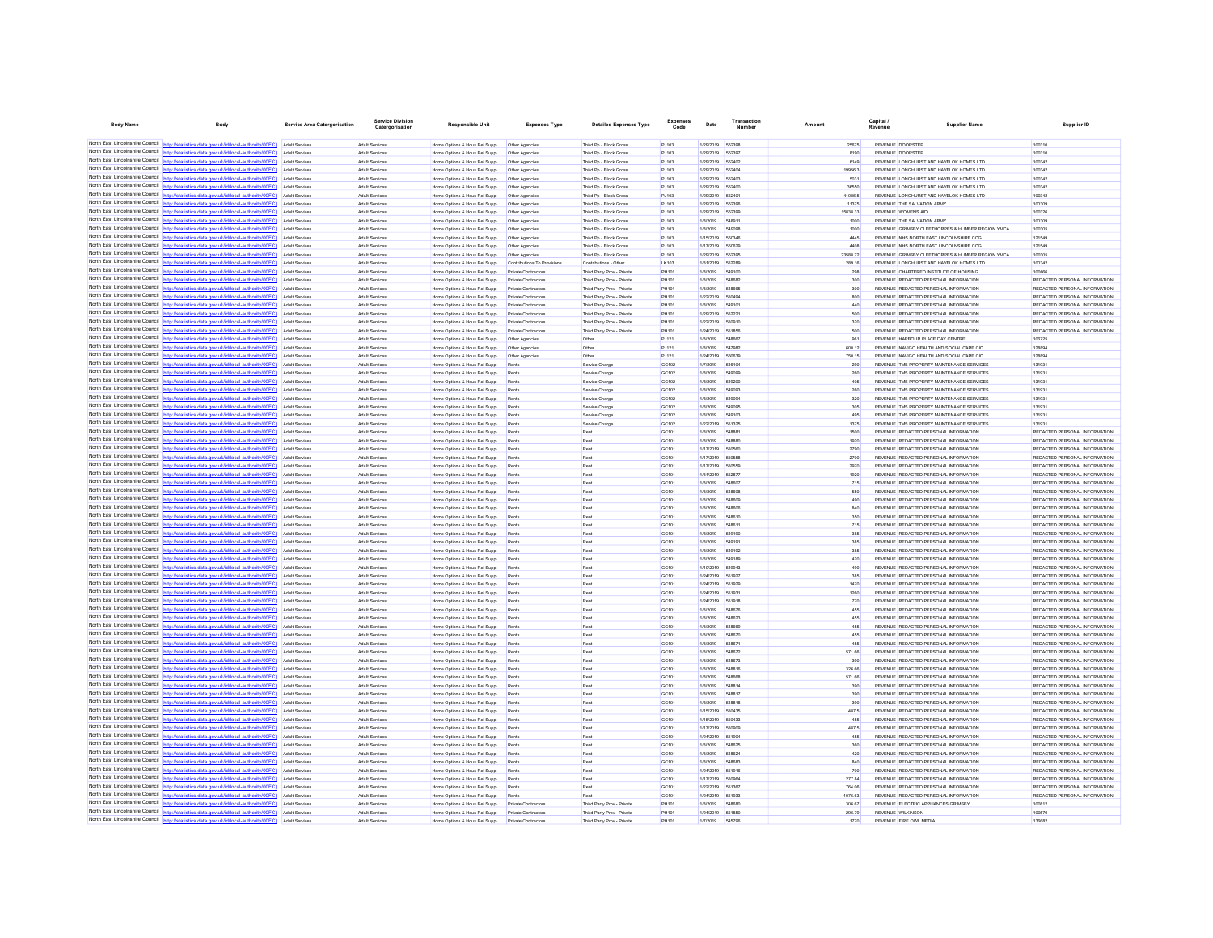| Body Name | Body | Service Area Catergorisation | Service Division Catergorisation | Responsible Unit | Expenses Type | Detailed Expenses Type | Expenses Code | Date | Transaction Number | Amount | Capital / Revenue | Supplier Name | Supplier ID |
|---|---|---|---|---|---|---|---|---|---|---|---|---|---|
| North East Lincolnshire Council | http://statistics.data.gov.uk/id/local-authority/00FC | Adult Services | Adult Services | Home Options & Hous Rel Supp | Other Agencies | Third Pp - Block Gross | PJ103 | 1/29/2019 | 552398 | 25675 | REVENUE | DOORSTEP | 100310 |
| North East Lincolnshire Council | http://statistics.data.gov.uk/id/local-authority/00FC | Adult Services | Adult Services | Home Options & Hous Rel Supp | Other Agencies | Third Pp - Block Gross | PJ103 | 1/29/2019 | 552397 | 8190 | REVENUE | DOORSTEP | 100310 |
| North East Lincolnshire Council | http://statistics.data.gov.uk/id/local-authority/00FC | Adult Services | Adult Services | Home Options & Hous Rel Supp | Other Agencies | Third Pp - Block Gross | PJ103 | 1/29/2019 | 552402 | 8149 | REVENUE | LONGHURST AND HAVELOK HOMES LTD | 100342 |
| North East Lincolnshire Council | http://statistics.data.gov.uk/id/local-authority/00FC | Adult Services | Adult Services | Home Options & Hous Rel Supp | Other Agencies | Third Pp - Block Gross | PJ103 | 1/29/2019 | 552404 | 19956.3 | REVENUE | LONGHURST AND HAVELOK HOMES LTD | 100342 |
| North East Lincolnshire Council | http://statistics.data.gov.uk/id/local-authority/00FC | Adult Services | Adult Services | Home Options & Hous Rel Supp | Other Agencies | Third Pp - Block Gross | PJ103 | 1/29/2019 | 552403 | 5031 | REVENUE | LONGHURST AND HAVELOK HOMES LTD | 100342 |
| North East Lincolnshire Council | http://statistics.data.gov.uk/id/local-authority/00FC | Adult Services | Adult Services | Home Options & Hous Rel Supp | Other Agencies | Third Pp - Block Gross | PJ103 | 1/29/2019 | 552400 | 36550 | REVENUE | LONGHURST AND HAVELOK HOMES LTD | 100342 |
| North East Lincolnshire Council | http://statistics.data.gov.uk/id/local-authority/00FC | Adult Services | Adult Services | Home Options & Hous Rel Supp | Other Agencies | Third Pp - Block Gross | PJ103 | 1/29/2019 | 552401 | 41086.5 | REVENUE | LONGHURST AND HAVELOK HOMES LTD | 100342 |
| North East Lincolnshire Council | http://statistics.data.gov.uk/id/local-authority/00FC | Adult Services | Adult Services | Home Options & Hous Rel Supp | Other Agencies | Third Pp - Block Gross | PJ103 | 1/29/2019 | 552396 | 11375 | REVENUE | THE SALVATION ARMY | 100309 |
| North East Lincolnshire Council | http://statistics.data.gov.uk/id/local-authority/00FC | Adult Services | Adult Services | Home Options & Hous Rel Supp | Other Agencies | Third Pp - Block Gross | PJ103 | 1/29/2019 | 552399 | 15638.33 | REVENUE | WOMENS AID | 100326 |
| North East Lincolnshire Council | http://statistics.data.gov.uk/id/local-authority/00FC | Adult Services | Adult Services | Home Options & Hous Rel Supp | Other Agencies | Third Pp - Block Gross | PJ103 | 1/8/2019 | 548911 | 1000 | REVENUE | THE SALVATION ARMY | 100309 |
| North East Lincolnshire Council | http://statistics.data.gov.uk/id/local-authority/00FC | Adult Services | Adult Services | Home Options & Hous Rel Supp | Other Agencies | Third Pp - Block Gross | PJ103 | 1/8/2019 | 549098 | 1000 | REVENUE | GRIMSBY CLEETHORPES & HUMBER REGION YMCA | 100305 |
| North East Lincolnshire Council | http://statistics.data.gov.uk/id/local-authority/00FC | Adult Services | Adult Services | Home Options & Hous Rel Supp | Other Agencies | Third Pp - Block Gross | PJ103 | 1/15/2019 | 550346 | 4445 | REVENUE | NHS NORTH EAST LINCOLNSHIRE CCG | 121549 |
| North East Lincolnshire Council | http://statistics.data.gov.uk/id/local-authority/00FC | Adult Services | Adult Services | Home Options & Hous Rel Supp | Other Agencies | Third Pp - Block Gross | PJ103 | 1/17/2019 | 550629 | 4408 | REVENUE | NHS NORTH EAST LINCOLNSHIRE CCG | 121549 |
| North East Lincolnshire Council | http://statistics.data.gov.uk/id/local-authority/00FC | Adult Services | Adult Services | Home Options & Hous Rel Supp | Other Agencies | Third Pp - Block Gross | PJ103 | 1/29/2019 | 552395 | 23588.72 | REVENUE | GRIMSBY CLEETHORPES & HUMBER REGION YMCA | 100305 |
| North East Lincolnshire Council | http://statistics.data.gov.uk/id/local-authority/00FC | Adult Services | Adult Services | Home Options & Hous Rel Supp | Contributions To Provisions | Contributions - Other | LK103 | 1/31/2019 | 552289 | 289.16 | REVENUE | LONGHURST AND HAVELOK HOMES LTD | 100342 |
| North East Lincolnshire Council | http://statistics.data.gov.uk/id/local-authority/00FC | Adult Services | Adult Services | Home Options & Hous Rel Supp | Private Contractors | Third Party Prov - Private | PH101 | 1/8/2019 | 549100 | 298 | REVENUE | CHARTERED INSTITUTE OF HOUSING | 100666 |
| North East Lincolnshire Council | http://statistics.data.gov.uk/id/local-authority/00FC | Adult Services | Adult Services | Home Options & Hous Rel Supp | Private Contractors | Third Party Prov - Private | PH101 | 1/3/2019 | 548682 | 300 | REVENUE | REDACTED PERSONAL INFORMATION | REDACTED PERSONAL INFORMATION |
| North East Lincolnshire Council | http://statistics.data.gov.uk/id/local-authority/00FC | Adult Services | Adult Services | Home Options & Hous Rel Supp | Private Contractors | Third Party Prov - Private | PH101 | 1/3/2019 | 548665 | 300 | REVENUE | REDACTED PERSONAL INFORMATION | REDACTED PERSONAL INFORMATION |
| North East Lincolnshire Council | http://statistics.data.gov.uk/id/local-authority/00FC | Adult Services | Adult Services | Home Options & Hous Rel Supp | Private Contractors | Third Party Prov - Private | PH101 | 1/22/2019 | 550494 | 800 | REVENUE | REDACTED PERSONAL INFORMATION | REDACTED PERSONAL INFORMATION |
| North East Lincolnshire Council | http://statistics.data.gov.uk/id/local-authority/00FC | Adult Services | Adult Services | Home Options & Hous Rel Supp | Private Contractors | Third Party Prov - Private | PH101 | 1/8/2019 | 549101 | 440 | REVENUE | REDACTED PERSONAL INFORMATION | REDACTED PERSONAL INFORMATION |
| North East Lincolnshire Council | http://statistics.data.gov.uk/id/local-authority/00FC | Adult Services | Adult Services | Home Options & Hous Rel Supp | Private Contractors | Third Party Prov - Private | PH101 | 1/29/2019 | 552221 | 500 | REVENUE | REDACTED PERSONAL INFORMATION | REDACTED PERSONAL INFORMATION |
| North East Lincolnshire Council | http://statistics.data.gov.uk/id/local-authority/00FC | Adult Services | Adult Services | Home Options & Hous Rel Supp | Private Contractors | Third Party Prov - Private | PH101 | 1/22/2019 | 550910 | 320 | REVENUE | REDACTED PERSONAL INFORMATION | REDACTED PERSONAL INFORMATION |
| North East Lincolnshire Council | http://statistics.data.gov.uk/id/local-authority/00FC | Adult Services | Adult Services | Home Options & Hous Rel Supp | Private Contractors | Third Party Prov - Private | PH101 | 1/24/2019 | 551856 | 500 | REVENUE | REDACTED PERSONAL INFORMATION | REDACTED PERSONAL INFORMATION |
| North East Lincolnshire Council | http://statistics.data.gov.uk/id/local-authority/00FC | Adult Services | Adult Services | Home Options & Hous Rel Supp | Other Agencies | Other | PJ121 | 1/3/2019 | 548667 | 961 | REVENUE | HARBOUR PLACE DAY CENTRE | 106725 |
| North East Lincolnshire Council | http://statistics.data.gov.uk/id/local-authority/00FC | Adult Services | Adult Services | Home Options & Hous Rel Supp | Other Agencies | Other | PJ121 | 1/8/2019 | 547982 | 600.12 | REVENUE | NAVIGO HEALTH AND SOCIAL CARE CIC | 128894 |
| North East Lincolnshire Council | http://statistics.data.gov.uk/id/local-authority/00FC | Adult Services | Adult Services | Home Options & Hous Rel Supp | Other Agencies | Other | PJ121 | 1/24/2019 | 550639 | 750.15 | REVENUE | NAVIGO HEALTH AND SOCIAL CARE CIC | 128894 |
| North East Lincolnshire Council | http://statistics.data.gov.uk/id/local-authority/00FC | Adult Services | Adult Services | Home Options & Hous Rel Supp | Rents | Service Charge | GC102 | 1/17/2019 | 546104 | 290 | REVENUE | TMS PROPERTY MAINTENANCE SERVICES | 131931 |
| North East Lincolnshire Council | http://statistics.data.gov.uk/id/local-authority/00FC | Adult Services | Adult Services | Home Options & Hous Rel Supp | Rents | Service Charge | GC102 | 1/8/2019 | 549099 | 260 | REVENUE | TMS PROPERTY MAINTENANCE SERVICES | 131931 |
| North East Lincolnshire Council | http://statistics.data.gov.uk/id/local-authority/00FC | Adult Services | Adult Services | Home Options & Hous Rel Supp | Rents | Service Charge | GC102 | 1/8/2019 | 549200 | 405 | REVENUE | TMS PROPERTY MAINTENANCE SERVICES | 131931 |
| North East Lincolnshire Council | http://statistics.data.gov.uk/id/local-authority/00FC | Adult Services | Adult Services | Home Options & Hous Rel Supp | Rents | Service Charge | GC102 | 1/8/2019 | 549093 | 260 | REVENUE | TMS PROPERTY MAINTENANCE SERVICES | 131931 |
| North East Lincolnshire Council | http://statistics.data.gov.uk/id/local-authority/00FC | Adult Services | Adult Services | Home Options & Hous Rel Supp | Rents | Service Charge | GC102 | 1/8/2019 | 549094 | 320 | REVENUE | TMS PROPERTY MAINTENANCE SERVICES | 131931 |
| North East Lincolnshire Council | http://statistics.data.gov.uk/id/local-authority/00FC | Adult Services | Adult Services | Home Options & Hous Rel Supp | Rents | Service Charge | GC102 | 1/8/2019 | 549095 | 305 | REVENUE | TMS PROPERTY MAINTENANCE SERVICES | 131931 |
| North East Lincolnshire Council | http://statistics.data.gov.uk/id/local-authority/00FC | Adult Services | Adult Services | Home Options & Hous Rel Supp | Rents | Service Charge | GC102 | 1/8/2019 | 549103 | 495 | REVENUE | TMS PROPERTY MAINTENANCE SERVICES | 131931 |
| North East Lincolnshire Council | http://statistics.data.gov.uk/id/local-authority/00FC | Adult Services | Adult Services | Home Options & Hous Rel Supp | Rents | Service Charge | GC102 | 1/22/2019 | 551325 | 1375 | REVENUE | TMS PROPERTY MAINTENANCE SERVICES | 131931 |
| North East Lincolnshire Council | http://statistics.data.gov.uk/id/local-authority/00FC | Adult Services | Adult Services | Home Options & Hous Rel Supp | Rents | Rent | GC101 | 1/8/2019 | 548881 | 1500 | REVENUE | REDACTED PERSONAL INFORMATION | REDACTED PERSONAL INFORMATION |
| North East Lincolnshire Council | http://statistics.data.gov.uk/id/local-authority/00FC | Adult Services | Adult Services | Home Options & Hous Rel Supp | Rents | Rent | GC101 | 1/8/2019 | 548880 | 1920 | REVENUE | REDACTED PERSONAL INFORMATION | REDACTED PERSONAL INFORMATION |
| North East Lincolnshire Council | http://statistics.data.gov.uk/id/local-authority/00FC | Adult Services | Adult Services | Home Options & Hous Rel Supp | Rents | Rent | GC101 | 1/17/2019 | 550560 | 2790 | REVENUE | REDACTED PERSONAL INFORMATION | REDACTED PERSONAL INFORMATION |
| North East Lincolnshire Council | http://statistics.data.gov.uk/id/local-authority/00FC | Adult Services | Adult Services | Home Options & Hous Rel Supp | Rents | Rent | GC101 | 1/17/2019 | 550558 | 2700 | REVENUE | REDACTED PERSONAL INFORMATION | REDACTED PERSONAL INFORMATION |
| North East Lincolnshire Council | http://statistics.data.gov.uk/id/local-authority/00FC | Adult Services | Adult Services | Home Options & Hous Rel Supp | Rents | Rent | GC101 | 1/17/2019 | 550559 | 2970 | REVENUE | REDACTED PERSONAL INFORMATION | REDACTED PERSONAL INFORMATION |
| North East Lincolnshire Council | http://statistics.data.gov.uk/id/local-authority/00FC | Adult Services | Adult Services | Home Options & Hous Rel Supp | Rents | Rent | GC101 | 1/31/2019 | 552877 | 1920 | REVENUE | REDACTED PERSONAL INFORMATION | REDACTED PERSONAL INFORMATION |
| North East Lincolnshire Council | http://statistics.data.gov.uk/id/local-authority/00FC | Adult Services | Adult Services | Home Options & Hous Rel Supp | Rents | Rent | GC101 | 1/3/2019 | 548607 | 715 | REVENUE | REDACTED PERSONAL INFORMATION | REDACTED PERSONAL INFORMATION |
| North East Lincolnshire Council | http://statistics.data.gov.uk/id/local-authority/00FC | Adult Services | Adult Services | Home Options & Hous Rel Supp | Rents | Rent | GC101 | 1/3/2019 | 548608 | 550 | REVENUE | REDACTED PERSONAL INFORMATION | REDACTED PERSONAL INFORMATION |
| North East Lincolnshire Council | http://statistics.data.gov.uk/id/local-authority/00FC | Adult Services | Adult Services | Home Options & Hous Rel Supp | Rents | Rent | GC101 | 1/3/2019 | 548609 | 490 | REVENUE | REDACTED PERSONAL INFORMATION | REDACTED PERSONAL INFORMATION |
| North East Lincolnshire Council | http://statistics.data.gov.uk/id/local-authority/00FC | Adult Services | Adult Services | Home Options & Hous Rel Supp | Rents | Rent | GC101 | 1/3/2019 | 548606 | 840 | REVENUE | REDACTED PERSONAL INFORMATION | REDACTED PERSONAL INFORMATION |
| North East Lincolnshire Council | http://statistics.data.gov.uk/id/local-authority/00FC | Adult Services | Adult Services | Home Options & Hous Rel Supp | Rents | Rent | GC101 | 1/3/2019 | 548610 | 350 | REVENUE | REDACTED PERSONAL INFORMATION | REDACTED PERSONAL INFORMATION |
| North East Lincolnshire Council | http://statistics.data.gov.uk/id/local-authority/00FC | Adult Services | Adult Services | Home Options & Hous Rel Supp | Rents | Rent | GC101 | 1/3/2019 | 548611 | 715 | REVENUE | REDACTED PERSONAL INFORMATION | REDACTED PERSONAL INFORMATION |
| North East Lincolnshire Council | http://statistics.data.gov.uk/id/local-authority/00FC | Adult Services | Adult Services | Home Options & Hous Rel Supp | Rents | Rent | GC101 | 1/8/2019 | 549190 | 385 | REVENUE | REDACTED PERSONAL INFORMATION | REDACTED PERSONAL INFORMATION |
| North East Lincolnshire Council | http://statistics.data.gov.uk/id/local-authority/00FC | Adult Services | Adult Services | Home Options & Hous Rel Supp | Rents | Rent | GC101 | 1/8/2019 | 549191 | 385 | REVENUE | REDACTED PERSONAL INFORMATION | REDACTED PERSONAL INFORMATION |
| North East Lincolnshire Council | http://statistics.data.gov.uk/id/local-authority/00FC | Adult Services | Adult Services | Home Options & Hous Rel Supp | Rents | Rent | GC101 | 1/8/2019 | 549192 | 385 | REVENUE | REDACTED PERSONAL INFORMATION | REDACTED PERSONAL INFORMATION |
| North East Lincolnshire Council | http://statistics.data.gov.uk/id/local-authority/00FC | Adult Services | Adult Services | Home Options & Hous Rel Supp | Rents | Rent | GC101 | 1/8/2019 | 549189 | 420 | REVENUE | REDACTED PERSONAL INFORMATION | REDACTED PERSONAL INFORMATION |
| North East Lincolnshire Council | http://statistics.data.gov.uk/id/local-authority/00FC | Adult Services | Adult Services | Home Options & Hous Rel Supp | Rents | Rent | GC101 | 1/10/2019 | 549943 | 490 | REVENUE | REDACTED PERSONAL INFORMATION | REDACTED PERSONAL INFORMATION |
| North East Lincolnshire Council | http://statistics.data.gov.uk/id/local-authority/00FC | Adult Services | Adult Services | Home Options & Hous Rel Supp | Rents | Rent | GC101 | 1/24/2019 | 551927 | 385 | REVENUE | REDACTED PERSONAL INFORMATION | REDACTED PERSONAL INFORMATION |
| North East Lincolnshire Council | http://statistics.data.gov.uk/id/local-authority/00FC | Adult Services | Adult Services | Home Options & Hous Rel Supp | Rents | Rent | GC101 | 1/24/2019 | 551929 | 1470 | REVENUE | REDACTED PERSONAL INFORMATION | REDACTED PERSONAL INFORMATION |
| North East Lincolnshire Council | http://statistics.data.gov.uk/id/local-authority/00FC | Adult Services | Adult Services | Home Options & Hous Rel Supp | Rents | Rent | GC101 | 1/24/2019 | 551931 | 1260 | REVENUE | REDACTED PERSONAL INFORMATION | REDACTED PERSONAL INFORMATION |
| North East Lincolnshire Council | http://statistics.data.gov.uk/id/local-authority/00FC | Adult Services | Adult Services | Home Options & Hous Rel Supp | Rents | Rent | GC101 | 1/24/2019 | 551918 | 770 | REVENUE | REDACTED PERSONAL INFORMATION | REDACTED PERSONAL INFORMATION |
| North East Lincolnshire Council | http://statistics.data.gov.uk/id/local-authority/00FC | Adult Services | Adult Services | Home Options & Hous Rel Supp | Rents | Rent | GC101 | 1/3/2019 | 548676 | 455 | REVENUE | REDACTED PERSONAL INFORMATION | REDACTED PERSONAL INFORMATION |
| North East Lincolnshire Council | http://statistics.data.gov.uk/id/local-authority/00FC | Adult Services | Adult Services | Home Options & Hous Rel Supp | Rents | Rent | GC101 | 1/3/2019 | 548623 | 455 | REVENUE | REDACTED PERSONAL INFORMATION | REDACTED PERSONAL INFORMATION |
| North East Lincolnshire Council | http://statistics.data.gov.uk/id/local-authority/00FC | Adult Services | Adult Services | Home Options & Hous Rel Supp | Rents | Rent | GC101 | 1/3/2019 | 548669 | 455 | REVENUE | REDACTED PERSONAL INFORMATION | REDACTED PERSONAL INFORMATION |
| North East Lincolnshire Council | http://statistics.data.gov.uk/id/local-authority/00FC | Adult Services | Adult Services | Home Options & Hous Rel Supp | Rents | Rent | GC101 | 1/3/2019 | 548670 | 455 | REVENUE | REDACTED PERSONAL INFORMATION | REDACTED PERSONAL INFORMATION |
| North East Lincolnshire Council | http://statistics.data.gov.uk/id/local-authority/00FC | Adult Services | Adult Services | Home Options & Hous Rel Supp | Rents | Rent | GC101 | 1/3/2019 | 548671 | 455 | REVENUE | REDACTED PERSONAL INFORMATION | REDACTED PERSONAL INFORMATION |
| North East Lincolnshire Council | http://statistics.data.gov.uk/id/local-authority/00FC | Adult Services | Adult Services | Home Options & Hous Rel Supp | Rents | Rent | GC101 | 1/3/2019 | 548672 | 571.66 | REVENUE | REDACTED PERSONAL INFORMATION | REDACTED PERSONAL INFORMATION |
| North East Lincolnshire Council | http://statistics.data.gov.uk/id/local-authority/00FC | Adult Services | Adult Services | Home Options & Hous Rel Supp | Rents | Rent | GC101 | 1/3/2019 | 548673 | 390 | REVENUE | REDACTED PERSONAL INFORMATION | REDACTED PERSONAL INFORMATION |
| North East Lincolnshire Council | http://statistics.data.gov.uk/id/local-authority/00FC | Adult Services | Adult Services | Home Options & Hous Rel Supp | Rents | Rent | GC101 | 1/8/2019 | 548816 | 326.66 | REVENUE | REDACTED PERSONAL INFORMATION | REDACTED PERSONAL INFORMATION |
| North East Lincolnshire Council | http://statistics.data.gov.uk/id/local-authority/00FC | Adult Services | Adult Services | Home Options & Hous Rel Supp | Rents | Rent | GC101 | 1/8/2019 | 548668 | 571.66 | REVENUE | REDACTED PERSONAL INFORMATION | REDACTED PERSONAL INFORMATION |
| North East Lincolnshire Council | http://statistics.data.gov.uk/id/local-authority/00FC | Adult Services | Adult Services | Home Options & Hous Rel Supp | Rents | Rent | GC101 | 1/8/2019 | 548814 | 390 | REVENUE | REDACTED PERSONAL INFORMATION | REDACTED PERSONAL INFORMATION |
| North East Lincolnshire Council | http://statistics.data.gov.uk/id/local-authority/00FC | Adult Services | Adult Services | Home Options & Hous Rel Supp | Rents | Rent | GC101 | 1/8/2019 | 548817 | 390 | REVENUE | REDACTED PERSONAL INFORMATION | REDACTED PERSONAL INFORMATION |
| North East Lincolnshire Council | http://statistics.data.gov.uk/id/local-authority/00FC | Adult Services | Adult Services | Home Options & Hous Rel Supp | Rents | Rent | GC101 | 1/8/2019 | 548818 | 390 | REVENUE | REDACTED PERSONAL INFORMATION | REDACTED PERSONAL INFORMATION |
| North East Lincolnshire Council | http://statistics.data.gov.uk/id/local-authority/00FC | Adult Services | Adult Services | Home Options & Hous Rel Supp | Rents | Rent | GC101 | 1/15/2019 | 550435 | 487.5 | REVENUE | REDACTED PERSONAL INFORMATION | REDACTED PERSONAL INFORMATION |
| North East Lincolnshire Council | http://statistics.data.gov.uk/id/local-authority/00FC | Adult Services | Adult Services | Home Options & Hous Rel Supp | Rents | Rent | GC101 | 1/15/2019 | 550433 | 455 | REVENUE | REDACTED PERSONAL INFORMATION | REDACTED PERSONAL INFORMATION |
| North East Lincolnshire Council | http://statistics.data.gov.uk/id/local-authority/00FC | Adult Services | Adult Services | Home Options & Hous Rel Supp | Rents | Rent | GC101 | 1/17/2019 | 550909 | 487.5 | REVENUE | REDACTED PERSONAL INFORMATION | REDACTED PERSONAL INFORMATION |
| North East Lincolnshire Council | http://statistics.data.gov.uk/id/local-authority/00FC | Adult Services | Adult Services | Home Options & Hous Rel Supp | Rents | Rent | GC101 | 1/24/2019 | 551904 | 455 | REVENUE | REDACTED PERSONAL INFORMATION | REDACTED PERSONAL INFORMATION |
| North East Lincolnshire Council | http://statistics.data.gov.uk/id/local-authority/00FC | Adult Services | Adult Services | Home Options & Hous Rel Supp | Rents | Rent | GC101 | 1/3/2019 | 548625 | 360 | REVENUE | REDACTED PERSONAL INFORMATION | REDACTED PERSONAL INFORMATION |
| North East Lincolnshire Council | http://statistics.data.gov.uk/id/local-authority/00FC | Adult Services | Adult Services | Home Options & Hous Rel Supp | Rents | Rent | GC101 | 1/3/2019 | 548624 | 420 | REVENUE | REDACTED PERSONAL INFORMATION | REDACTED PERSONAL INFORMATION |
| North East Lincolnshire Council | http://statistics.data.gov.uk/id/local-authority/00FC | Adult Services | Adult Services | Home Options & Hous Rel Supp | Rents | Rent | GC101 | 1/8/2019 | 548683 | 840 | REVENUE | REDACTED PERSONAL INFORMATION | REDACTED PERSONAL INFORMATION |
| North East Lincolnshire Council | http://statistics.data.gov.uk/id/local-authority/00FC | Adult Services | Adult Services | Home Options & Hous Rel Supp | Rents | Rent | GC101 | 1/24/2019 | 551916 | 700 | REVENUE | REDACTED PERSONAL INFORMATION | REDACTED PERSONAL INFORMATION |
| North East Lincolnshire Council | http://statistics.data.gov.uk/id/local-authority/00FC | Adult Services | Adult Services | Home Options & Hous Rel Supp | Rents | Rent | GC101 | 1/17/2019 | 550964 | 277.84 | REVENUE | REDACTED PERSONAL INFORMATION | REDACTED PERSONAL INFORMATION |
| North East Lincolnshire Council | http://statistics.data.gov.uk/id/local-authority/00FC | Adult Services | Adult Services | Home Options & Hous Rel Supp | Rents | Rent | GC101 | 1/22/2019 | 551367 | 764.06 | REVENUE | REDACTED PERSONAL INFORMATION | REDACTED PERSONAL INFORMATION |
| North East Lincolnshire Council | http://statistics.data.gov.uk/id/local-authority/00FC | Adult Services | Adult Services | Home Options & Hous Rel Supp | Rents | Rent | GC101 | 1/24/2019 | 551933 | 1076.63 | REVENUE | REDACTED PERSONAL INFORMATION | REDACTED PERSONAL INFORMATION |
| North East Lincolnshire Council | http://statistics.data.gov.uk/id/local-authority/00FC | Adult Services | Adult Services | Home Options & Hous Rel Supp | Private Contractors | Third Party Prov - Private | PH101 | 1/3/2019 | 548680 | 306.67 | REVENUE | ELECTRIC APPLIANCES GRIMSBY | 100812 |
| North East Lincolnshire Council | http://statistics.data.gov.uk/id/local-authority/00FC | Adult Services | Adult Services | Home Options & Hous Rel Supp | Private Contractors | Third Party Prov - Private | PH101 | 1/24/2019 | 551850 | 296.79 | REVENUE | WILKINSON | 100570 |
| North East Lincolnshire Council | http://statistics.data.gov.uk/id/local-authority/00FC | Adult Services | Adult Services | Home Options & Hous Rel Supp | Private Contractors | Third Party Prov - Private | PH101 | 1/7/2019 | 545796 | 1770 | REVENUE | FIRE OWL MEDIA | 136682 |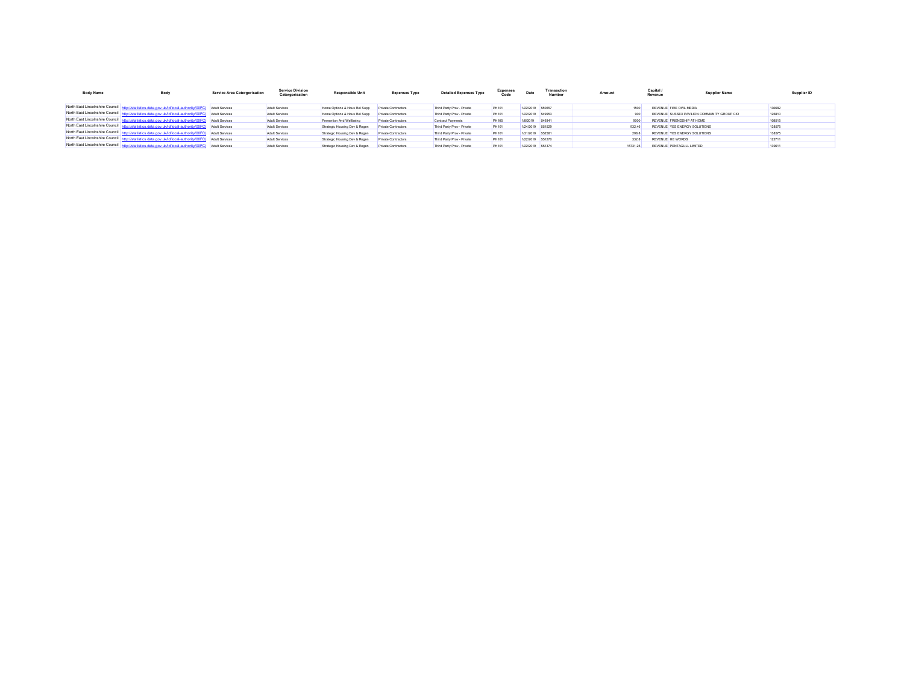| Body Name | Body | Service Area Catergorisation | Service Division Catergorisation | Responsible Unit | Expenses Type | Detailed Expenses Type | Expenses Code | Date | Transaction Number | Amount | Capital / Revenue | Supplier Name | Supplier ID |
|---|---|---|---|---|---|---|---|---|---|---|---|---|---|
| North East Lincolnshire Council | http://statistics.data.gov.uk/id/local-authority/00FC) | Adult Services | Adult Services | Home Options & Hous Rel Supp | Private Contractors | Third Party Prov - Private | PH101 | 1/22/2019 | 550657 | 1500 | REVENUE | FIRE OWL MEDIA | 136682 |
| North East Lincolnshire Council | http://statistics.data.gov.uk/id/local-authority/00FC) | Adult Services | Adult Services | Home Options & Hous Rel Supp | Private Contractors | Third Party Prov - Private | PH101 | 1/22/2019 | 549953 | 900 | REVENUE | SUSSEX PAVILION COMMUNITY GROUP CIO | 126810 |
| North East Lincolnshire Council | http://statistics.data.gov.uk/id/local-authority/00FC) | Adult Services | Adult Services | Prevention And Wellbeing | Private Contractors | Contract Payments | PH105 | 1/8/2019 | 549341 | 9000 | REVENUE | FRIENDSHIP AT HOME | 108515 |
| North East Lincolnshire Council | http://statistics.data.gov.uk/id/local-authority/00FC) | Adult Services | Adult Services | Strategic Housing Dev & Regen | Private Contractors | Third Party Prov - Private | PH101 | 1/24/2019 | 551529 | 932.46 | REVENUE | YES ENERGY SOLUTIONS | 138575 |
| North East Lincolnshire Council | http://statistics.data.gov.uk/id/local-authority/00FC) | Adult Services | Adult Services | Strategic Housing Dev & Regen | Private Contractors | Third Party Prov - Private | PH101 | 1/31/2019 | 552581 | 298.8 | REVENUE | YES ENERGY SOLUTIONS | 138575 |
| North East Lincolnshire Council | http://statistics.data.gov.uk/id/local-authority/00FC) | Adult Services | Adult Services | Strategic Housing Dev & Regen | Private Contractors | Third Party Prov - Private | PH101 | 1/22/2019 | 551270 | 332.8 | REVENUE | HE WORDS | 122711 |
| North East Lincolnshire Council | http://statistics.data.gov.uk/id/local-authority/00FC) | Adult Services | Adult Services | Strategic Housing Dev & Regen | Private Contractors | Third Party Prov - Private | PH101 | 1/22/2019 | 551374 | 15731.25 | REVENUE | PENTAGULL LIMITED | 139611 |